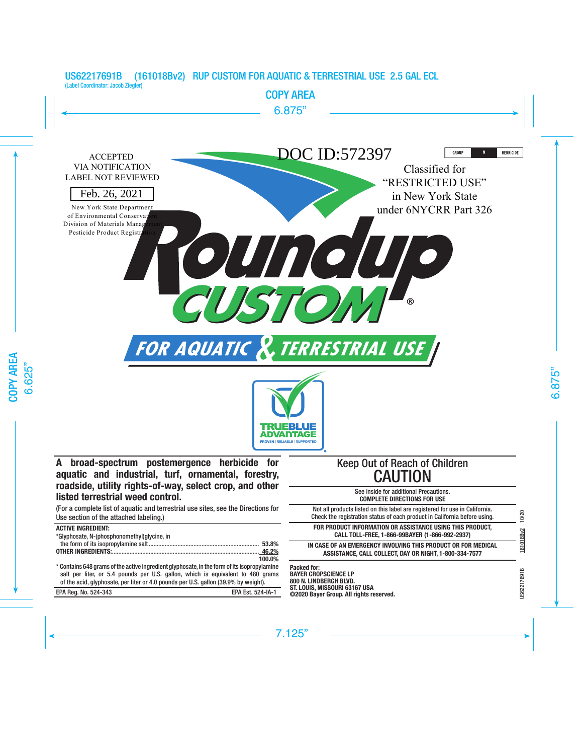US62217691B (161018Bv2) RUP CUSTOM FOR AQUATIC & TERRESTRIAL USE 2.5 GAL ECL
(Label Coordinator: Jacob Ziegler)

ACCEPTED
VIA NOTIFICATION
LABEL NOT REVIEWED

Feb. 26, 2021

New York State Department
of Environmental Conservation
Division of Materials Management
Pesticide Product Registration

DOC ID:572397

GROUP 9 HERBICIDE

Classified for
"RESTRICTED USE"
in New York State
under 6NYCRR Part 326

# Roundup CUSTOM®

## FOR AQUATIC & TERRESTRIAL USE

TRUEBLUE ADVANTAGE
PROVEN | RELIABLE | SUPPORTED

**A broad-spectrum postemergence herbicide for aquatic and industrial, turf, ornamental, forestry, roadside, utility rights-of-way, select crop, and other listed terrestrial weed control.**

(For a complete list of aquatic and terrestrial use sites, see the Directions for Use section of the attached labeling.)

| **ACTIVE INGREDIENT:** | |
|---|---|
| *Glyphosate, N-(phosphonomethyl)glycine, in the form of its isopropylamine salt | 53.8% |
| **OTHER INGREDIENTS:** | 46.2% |
| | 100.0% |

* Contains 648 grams of the active ingredient glyphosate, in the form of its isopropylamine salt per liter, or 5.4 pounds per U.S. gallon, which is equivalent to 480 grams of the acid, glyphosate, per liter or 4.0 pounds per U.S. gallon (39.9% by weight).

EPA Reg. No. 524-343 EPA Est. 524-IA-1

## Keep Out of Reach of Children
## CAUTION

See inside for additional Precautions.
**COMPLETE DIRECTIONS FOR USE**

Not all products listed on this label are registered for use in California.
Check the registration status of each product in California before using.

**FOR PRODUCT INFORMATION OR ASSISTANCE USING THIS PRODUCT, CALL TOLL-FREE, 1-866-99BAYER (1-866-992-2937)**

**IN CASE OF AN EMERGENCY INVOLVING THIS PRODUCT OR FOR MEDICAL ASSISTANCE, CALL COLLECT, DAY OR NIGHT, 1-800-334-7577**

**Packed for:**
**BAYER CROPSCIENCE LP**
**800 N. LINDBERGH BLVD.**
**ST. LOUIS, MISSOURI 63167 USA**
**©2020 Bayer Group. All rights reserved.**

161018Bv2 10/20

US62217691B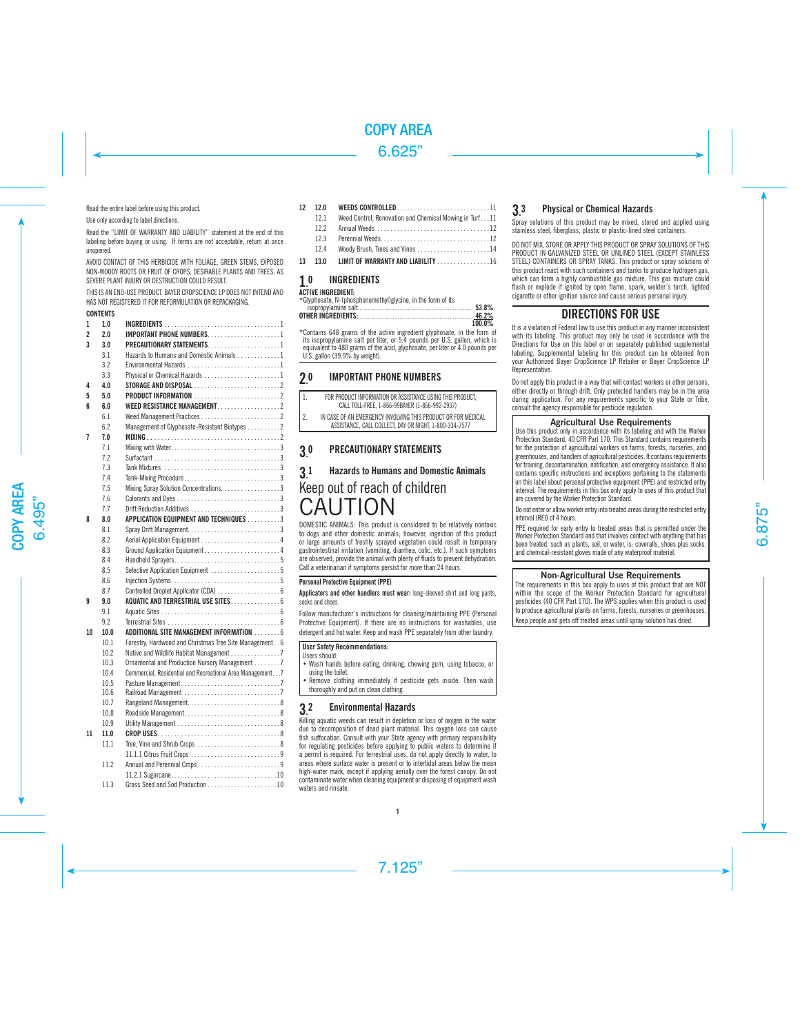Read the entire label before using this product.

Use only according to label directions.

Read the "LIMIT OF WARRANTY AND LIABILITY" statement at the end of this labeling before buying or using. If terms are not acceptable, return at once unopened.

AVOID CONTACT OF THIS HERBICIDE WITH FOLIAGE, GREEN STEMS, EXPOSED NON-WOODY ROOTS OR FRUIT OF CROPS, DESIRABLE PLANTS AND TREES, AS SEVERE PLANT INJURY OR DESTRUCTION COULD RESULT.

THIS IS AN END-USE PRODUCT. BAYER CROPSCIENCE LP DOES NOT INTEND AND HAS NOT REGISTERED IT FOR REFORMULATION OR REPACKAGING.

**CONTENTS**

| | | | |
|---|---|---|---|
| 1 | 1.0 | **INGREDIENTS** | 1 |
| 2 | 2.0 | **IMPORTANT PHONE NUMBERS** | 1 |
| 3 | 3.0 | **PRECAUTIONARY STATEMENTS** | 1 |
| | 3.1 | Hazards to Humans and Domestic Animals | 1 |
| | 3.2 | Environmental Hazards | 1 |
| | 3.3 | Physical or Chemical Hazards | 1 |
| 4 | 4.0 | **STORAGE AND DISPOSAL** | 2 |
| 5 | 5.0 | **PRODUCT INFORMATION** | 2 |
| 6 | 6.0 | **WEED RESISTANCE MANAGEMENT** | 2 |
| | 6.1 | Weed Management Practices | 2 |
| | 6.2 | Management of Glyphosate-Resistant Biotypes | 2 |
| 7 | 7.0 | **MIXING** | 2 |
| | 7.1 | Mixing with Water | 3 |
| | 7.2 | Surfactant | 3 |
| | 7.3 | Tank Mixtures | 3 |
| | 7.4 | Tank-Mixing Procedure | 3 |
| | 7.5 | Mixing Spray Solution Concentrations | 3 |
| | 7.6 | Colorants and Dyes | 3 |
| | 7.7 | Drift Reduction Additives | 3 |
| 8 | 8.0 | **APPLICATION EQUIPMENT AND TECHNIQUES** | 3 |
| | 8.1 | Spray Drift Management | 3 |
| | 8.2 | Aerial Application Equipment | 4 |
| | 8.3 | Ground Application Equipment | 4 |
| | 8.4 | Handheld Sprayers | 5 |
| | 8.5 | Selective Application Equipment | 5 |
| | 8.6 | Injection Systems | 5 |
| | 8.7 | Controlled Droplet Applicator (CDA) | 6 |
| 9 | 9.0 | **AQUATIC AND TERRESTRIAL USE SITES** | 6 |
| | 9.1 | Aquatic Sites | 6 |
| | 9.2 | Terrestrial Sites | 6 |
| 10 | 10.0 | **ADDITIONAL SITE MANAGEMENT INFORMATION** | 6 |
| | 10.1 | Forestry, Hardwood and Christmas Tree Site Management | 6 |
| | 10.2 | Native and Wildlife Habitat Management | 7 |
| | 10.3 | Ornamental and Production Nursery Management | 7 |
| | 10.4 | Commercial, Residential and Recreational Area Management | 7 |
| | 10.5 | Pasture Management | 7 |
| | 10.6 | Railroad Management | 7 |
| | 10.7 | Rangeland Management | 8 |
| | 10.8 | Roadside Management | 8 |
| | 10.9 | Utility Management | 8 |
| 11 | 11.0 | **CROP USES** | 8 |
| | 11.1 | Tree, Vine and Shrub Crops | 8 |
| | | 11.1.1 Citrus Fruit Crops | 9 |
| | 11.2 | Annual and Perennial Crops | 9 |
| | | 11.2.1 Sugarcane | 10 |
| | 11.3 | Grass Seed and Sod Production | 10 |
| 12 | 12.0 | **WEEDS CONTROLLED** | 11 |
| | 12.1 | Weed Control, Renovation and Chemical Mowing in Turf | 11 |
| | 12.2 | Annual Weeds | 12 |
| | 12.3 | Perennial Weeds | 12 |
| | 12.4 | Woody Brush, Trees and Vines | 14 |
| 13 | 13.0 | **LIMIT OF WARRANTY AND LIABILITY** | 16 |

## 1.0 INGREDIENTS

**ACTIVE INGREDIENT:**

| | |
|---|---|
| *Glyphosate, N-(phosphonomethyl)glycine, in the form of its isopropylamine salt | 53.8% |
| **OTHER INGREDIENTS:** | 46.2% |
| | 100.0% |

*Contains 648 grams of the active ingredient glyphosate, in the form of its isopropylamine salt per liter, or 5.4 pounds per U.S. gallon, which is equivalent to 480 grams of the acid, glyphosate, per liter or 4.0 pounds per U.S. gallon (39.9% by weight).

## 2.0 IMPORTANT PHONE NUMBERS

1. FOR PRODUCT INFORMATION OR ASSISTANCE USING THIS PRODUCT, CALL TOLL-FREE, 1-866-99BAYER (1-866-992-2937)
2. IN CASE OF AN EMERGENCY INVOLVING THIS PRODUCT OR FOR MEDICAL ASSISTANCE, CALL COLLECT, DAY OR NIGHT, 1-800-334-7577

## 3.0 PRECAUTIONARY STATEMENTS

### 3.1 Hazards to Humans and Domestic Animals

# Keep out of reach of children
# CAUTION

DOMESTIC ANIMALS: This product is considered to be relatively nontoxic to dogs and other domestic animals; however, ingestion of this product or large amounts of freshly sprayed vegetation could result in temporary gastrointestinal irritation (vomiting, diarrhea, colic, etc.). If such symptoms are observed, provide the animal with plenty of fluids to prevent dehydration. Call a veterinarian if symptoms persist for more than 24 hours.

**Personal Protective Equipment (PPE)**

**Applicators and other handlers must wear:** long-sleeved shirt and long pants, socks and shoes.

Follow manufacturer's instructions for cleaning/maintaining PPE (Personal Protective Equipment). If there are no instructions for washables, use detergent and hot water. Keep and wash PPE separately from other laundry.

**User Safety Recommendations:**

Users should:

- Wash hands before eating, drinking, chewing gum, using tobacco, or using the toilet.
- Remove clothing immediately if pesticide gets inside. Then wash thoroughly and put on clean clothing.

### 3.2 Environmental Hazards

Killing aquatic weeds can result in depletion or loss of oxygen in the water due to decomposition of dead plant material. This oxygen loss can cause fish suffocation. Consult with your State agency with primary responsibility for regulating pesticides before applying to public waters to determine if a permit is required. For terrestrial uses, do not apply directly to water, to areas where surface water is present or to intertidal areas below the mean high-water mark, except if applying aerially over the forest canopy. Do not contaminate water when cleaning equipment or disposing of equipment wash waters and rinsate.

### 3.3 Physical or Chemical Hazards

Spray solutions of this product may be mixed, stored and applied using stainless steel, fiberglass, plastic or plastic-lined steel containers.

DO NOT MIX, STORE OR APPLY THIS PRODUCT OR SPRAY SOLUTIONS OF THIS PRODUCT IN GALVANIZED STEEL OR UNLINED STEEL (EXCEPT STAINLESS STEEL) CONTAINERS OR SPRAY TANKS. This product or spray solutions of this product react with such containers and tanks to produce hydrogen gas, which can form a highly combustible gas mixture. This gas mixture could flash or explode if ignited by open flame, spark, welder's torch, lighted cigarette or other ignition source and cause serious personal injury.

## DIRECTIONS FOR USE

It is a violation of Federal law to use this product in any manner inconsistent with its labeling. This product may only be used in accordance with the Directions for Use on this label or on separately published supplemental labeling. Supplemental labeling for this product can be obtained from your Authorized Bayer CropScience LP Retailer or Bayer CropScience LP Representative.

Do not apply this product in a way that will contact workers or other persons, either directly or through drift. Only protected handlers may be in the area during application. For any requirements specific to your State or Tribe, consult the agency responsible for pesticide regulation.

**Agricultural Use Requirements**

Use this product only in accordance with its labeling and with the Worker Protection Standard, 40 CFR Part 170. This Standard contains requirements for the protection of agricultural workers on farms, forests, nurseries, and greenhouses, and handlers of agricultural pesticides. It contains requirements for training, decontamination, notification, and emergency assistance. It also contains specific instructions and exceptions pertaining to the statements on this label about personal protective equipment (PPE) and restricted entry interval. The requirements in this box only apply to uses of this product that are covered by the Worker Protection Standard.

Do not enter or allow worker entry into treated areas during the restricted entry interval (REI) of 4 hours.

PPE required for early entry to treated areas that is permitted under the Worker Protection Standard and that involves contact with anything that has been treated, such as plants, soil, or water, is: coveralls, shoes plus socks, and chemical-resistant gloves made of any waterproof material.

**Non-Agricultural Use Requirements**

The requirements in this box apply to uses of this product that are NOT within the scope of the Worker Protection Standard for agricultural pesticides (40 CFR Part 170). The WPS applies when this product is used to produce agricultural plants on farms, forests, nurseries or greenhouses.

Keep people and pets off treated areas until spray solution has dried.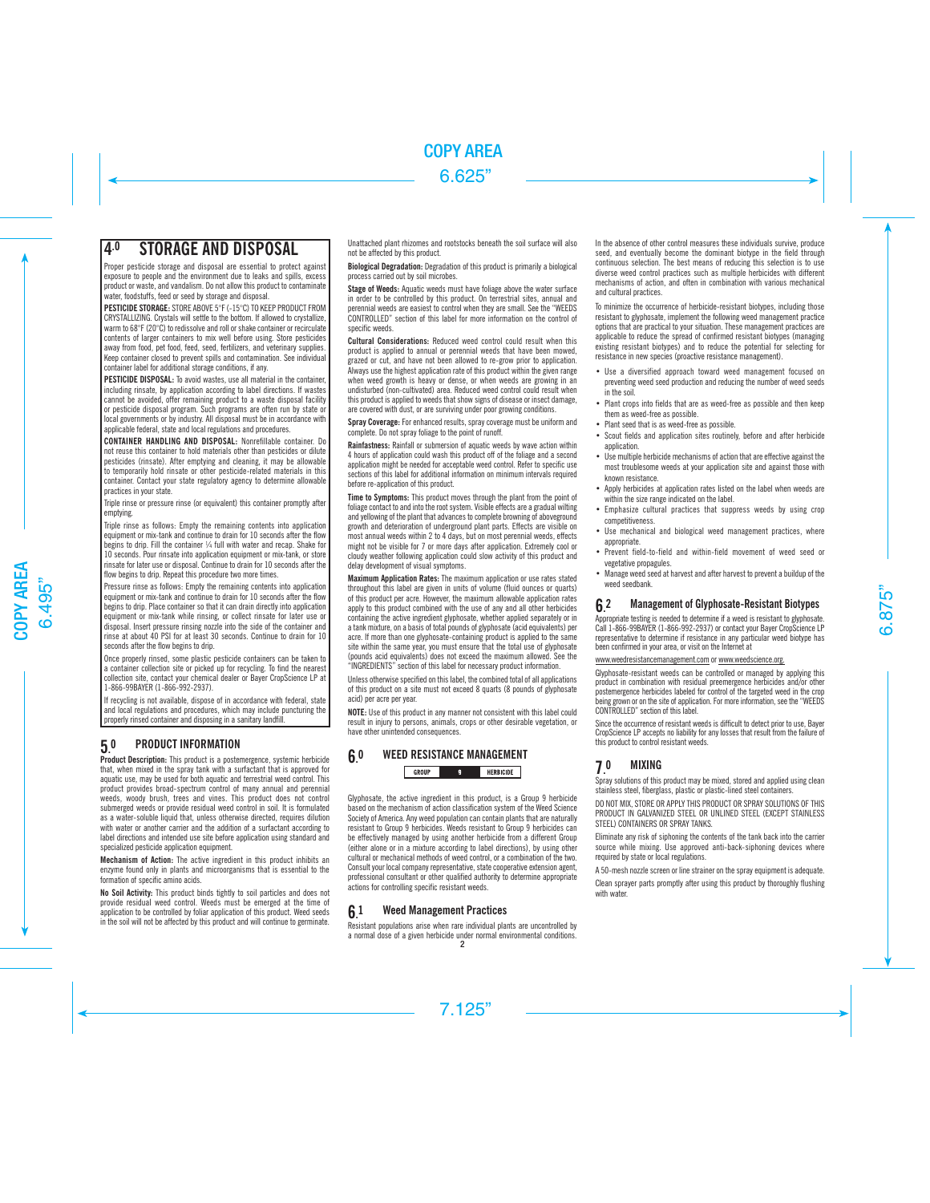## 4.0 STORAGE AND DISPOSAL

Proper pesticide storage and disposal are essential to protect against exposure to people and the environment due to leaks and spills, excess product or waste, and vandalism. Do not allow this product to contaminate water, foodstuffs, feed or seed by storage and disposal.

**PESTICIDE STORAGE:** STORE ABOVE 5°F (-15°C) TO KEEP PRODUCT FROM CRYSTALLIZING. Crystals will settle to the bottom. If allowed to crystallize, warm to 68°F (20°C) to redissolve and roll or shake container or recirculate contents of larger containers to mix well before using. Store pesticides away from food, pet food, feed, seed, fertilizers, and veterinary supplies. Keep container closed to prevent spills and contamination. See individual container label for additional storage conditions, if any.

**PESTICIDE DISPOSAL:** To avoid wastes, use all material in the container, including rinsate, by application according to label directions. If wastes cannot be avoided, offer remaining product to a waste disposal facility or pesticide disposal program. Such programs are often run by state or local governments or by industry. All disposal must be in accordance with applicable federal, state and local regulations and procedures.

**CONTAINER HANDLING AND DISPOSAL:** Nonrefillable container. Do not reuse this container to hold materials other than pesticides or dilute pesticides (rinsate). After emptying and cleaning, it may be allowable to temporarily hold rinsate or other pesticide-related materials in this container. Contact your state regulatory agency to determine allowable practices in your state.

Triple rinse or pressure rinse (or equivalent) this container promptly after emptying.

Triple rinse as follows: Empty the remaining contents into application equipment or mix-tank and continue to drain for 10 seconds after the flow begins to drip. Fill the container ¼ full with water and recap. Shake for 10 seconds. Pour rinsate into application equipment or mix-tank, or store rinsate for later use or disposal. Continue to drain for 10 seconds after the flow begins to drip. Repeat this procedure two more times.

Pressure rinse as follows: Empty the remaining contents into application equipment or mix-tank and continue to drain for 10 seconds after the flow begins to drip. Place container so that it can drain directly into application equipment or mix-tank while rinsing, or collect rinsate for later use or disposal. Insert pressure rinsing nozzle into the side of the container and rinse at about 40 PSI for at least 30 seconds. Continue to drain for 10 seconds after the flow begins to drip.

Once properly rinsed, some plastic pesticide containers can be taken to a container collection site or picked up for recycling. To find the nearest collection site, contact your chemical dealer or Bayer CropScience LP at 1-866-99BAYER (1-866-992-2937).

If recycling is not available, dispose of in accordance with federal, state and local regulations and procedures, which may include puncturing the properly rinsed container and disposing in a sanitary landfill.

## 5.0 PRODUCT INFORMATION

**Product Description:** This product is a postemergence, systemic herbicide that, when mixed in the spray tank with a surfactant that is approved for aquatic use, may be used for both aquatic and terrestrial weed control. This product provides broad-spectrum control of many annual and perennial weeds, woody brush, trees and vines. This product does not control submerged weeds or provide residual weed control in soil. It is formulated as a water-soluble liquid that, unless otherwise directed, requires dilution with water or another carrier and the addition of a surfactant according to label directions and intended use site before application using standard and specialized pesticide application equipment.

**Mechanism of Action:** The active ingredient in this product inhibits an enzyme found only in plants and microorganisms that is essential to the formation of specific amino acids.

**No Soil Activity:** This product binds tightly to soil particles and does not provide residual weed control. Weeds must be emerged at the time of application to be controlled by foliar application of this product. Weed seeds in the soil will not be affected by this product and will continue to germinate. Unattached plant rhizomes and rootstocks beneath the soil surface will also not be affected by this product.

**Biological Degradation:** Degradation of this product is primarily a biological process carried out by soil microbes.

**Stage of Weeds:** Aquatic weeds must have foliage above the water surface in order to be controlled by this product. On terrestrial sites, annual and perennial weeds are easiest to control when they are small. See the "WEEDS CONTROLLED" section of this label for more information on the control of specific weeds.

**Cultural Considerations:** Reduced weed control could result when this product is applied to annual or perennial weeds that have been mowed, grazed or cut, and have not been allowed to re-grow prior to application. Always use the highest application rate of this product within the given range when weed growth is heavy or dense, or when weeds are growing in an undisturbed (non-cultivated) area. Reduced weed control could result when this product is applied to weeds that show signs of disease or insect damage, are covered with dust, or are surviving under poor growing conditions.

**Spray Coverage:** For enhanced results, spray coverage must be uniform and complete. Do not spray foliage to the point of runoff.

**Rainfastness:** Rainfall or submersion of aquatic weeds by wave action within 4 hours of application could wash this product off of the foliage and a second application might be needed for acceptable weed control. Refer to specific use sections of this label for additional information on minimum intervals required before re-application of this product.

**Time to Symptoms:** This product moves through the plant from the point of foliage contact to and into the root system. Visible effects are a gradual wilting and yellowing of the plant that advances to complete browning of aboveground growth and deterioration of underground plant parts. Effects are visible on most annual weeds within 2 to 4 days, but on most perennial weeds, effects might not be visible for 7 or more days after application. Extremely cool or cloudy weather following application could slow activity of this product and delay development of visual symptoms.

**Maximum Application Rates:** The maximum application or use rates stated throughout this label are given in units of volume (fluid ounces or quarts) of this product per acre. However, the maximum allowable application rates apply to this product combined with the use of any and all other herbicides containing the active ingredient glyphosate, whether applied separately or in a tank mixture, on a basis of total pounds of glyphosate (acid equivalents) per acre. If more than one glyphosate-containing product is applied to the same site within the same year, you must ensure that the total use of glyphosate (pounds acid equivalents) does not exceed the maximum allowed. See the "INGREDIENTS" section of this label for necessary product information.

Unless otherwise specified on this label, the combined total of all applications of this product on a site must not exceed 8 quarts (8 pounds of glyphosate acid) per acre per year.

**NOTE:** Use of this product in any manner not consistent with this label could result in injury to persons, animals, crops or other desirable vegetation, or have other unintended consequences.

## 6.0 WEED RESISTANCE MANAGEMENT

| GROUP | 9 | HERBICIDE |
|---|---|---|

Glyphosate, the active ingredient in this product, is a Group 9 herbicide based on the mechanism of action classification system of the Weed Science Society of America. Any weed population can contain plants that are naturally resistant to Group 9 herbicides. Weeds resistant to Group 9 herbicides can be effectively managed by using another herbicide from a different Group (either alone or in a mixture according to label directions), by using other cultural or mechanical methods of weed control, or a combination of the two. Consult your local company representative, state cooperative extension agent, professional consultant or other qualified authority to determine appropriate actions for controlling specific resistant weeds.

### 6.1 Weed Management Practices

Resistant populations arise when rare individual plants are uncontrolled by a normal dose of a given herbicide under normal environmental conditions. In the absence of other control measures these individuals survive, produce seed, and eventually become the dominant biotype in the field through continuous selection. The best means of reducing this selection is to use diverse weed control practices such as multiple herbicides with different mechanisms of action, and often in combination with various mechanical and cultural practices.

To minimize the occurrence of herbicide-resistant biotypes, including those resistant to glyphosate, implement the following weed management practice options that are practical to your situation. These management practices are applicable to reduce the spread of confirmed resistant biotypes (managing existing resistant biotypes) and to reduce the potential for selecting for resistance in new species (proactive resistance management).

- Use a diversified approach toward weed management focused on preventing weed seed production and reducing the number of weed seeds in the soil.
- Plant crops into fields that are as weed-free as possible and then keep them as weed-free as possible.
- Plant seed that is as weed-free as possible.
- Scout fields and application sites routinely, before and after herbicide application.
- Use multiple herbicide mechanisms of action that are effective against the most troublesome weeds at your application site and against those with known resistance.
- Apply herbicides at application rates listed on the label when weeds are within the size range indicated on the label.
- Emphasize cultural practices that suppress weeds by using crop competitiveness.
- Use mechanical and biological weed management practices, where appropriate.
- Prevent field-to-field and within-field movement of weed seed or vegetative propagules.
- Manage weed seed at harvest and after harvest to prevent a buildup of the weed seedbank.

### 6.2 Management of Glyphosate-Resistant Biotypes

Appropriate testing is needed to determine if a weed is resistant to glyphosate. Call 1-866-99BAYER (1-866-992-2937) or contact your Bayer CropScience LP representative to determine if resistance in any particular weed biotype has been confirmed in your area, or visit on the Internet at

www.weedresistancemanagement.com or www.weedscience.org.

Glyphosate-resistant weeds can be controlled or managed by applying this product in combination with residual preemergence herbicides and/or other postemergence herbicides labeled for control of the targeted weed in the crop being grown or on the site of application. For more information, see the "WEEDS CONTROLLED" section of this label.

Since the occurrence of resistant weeds is difficult to detect prior to use, Bayer CropScience LP accepts no liability for any losses that result from the failure of this product to control resistant weeds.

## 7.0 MIXING

Spray solutions of this product may be mixed, stored and applied using clean stainless steel, fiberglass, plastic or plastic-lined steel containers.

DO NOT MIX, STORE OR APPLY THIS PRODUCT OR SPRAY SOLUTIONS OF THIS PRODUCT IN GALVANIZED STEEL OR UNLINED STEEL (EXCEPT STAINLESS STEEL) CONTAINERS OR SPRAY TANKS.

Eliminate any risk of siphoning the contents of the tank back into the carrier source while mixing. Use approved anti-back-siphoning devices where required by state or local regulations.

A 50-mesh nozzle screen or line strainer on the spray equipment is adequate.

Clean sprayer parts promptly after using this product by thoroughly flushing with water.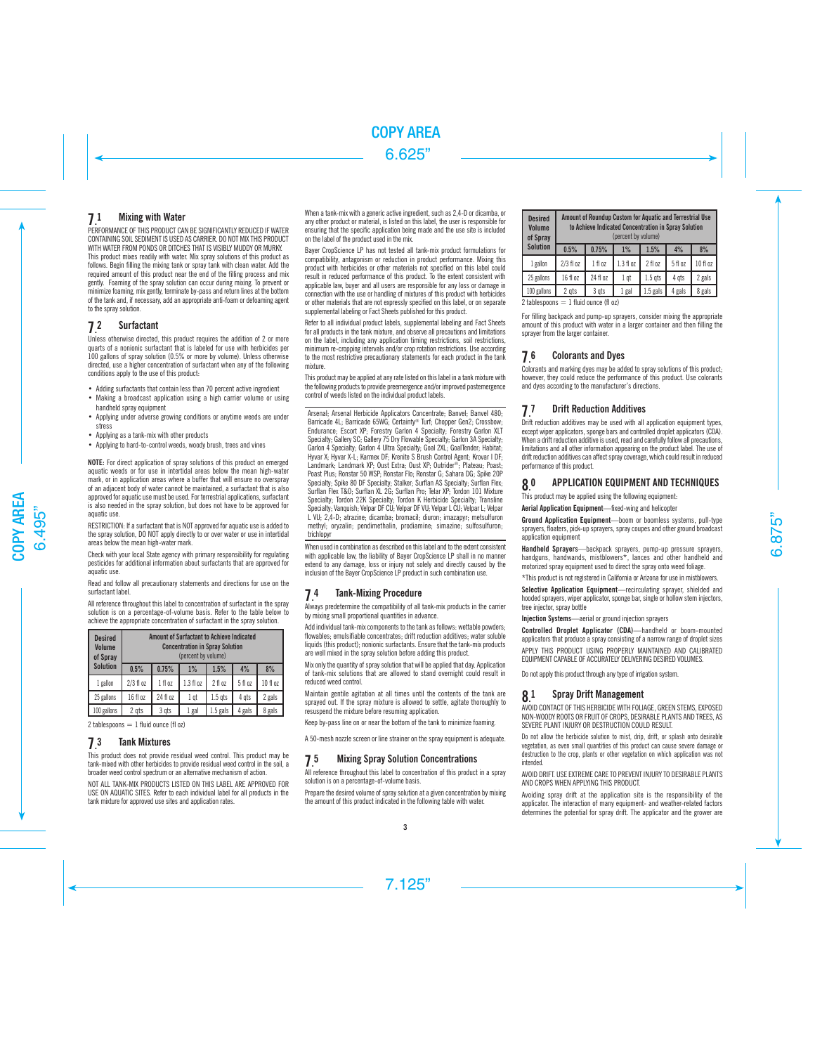## 7.1 Mixing with Water

PERFORMANCE OF THIS PRODUCT CAN BE SIGNIFICANTLY REDUCED IF WATER CONTAINING SOIL SEDIMENT IS USED AS CARRIER. DO NOT MIX THIS PRODUCT WITH WATER FROM PONDS OR DITCHES THAT IS VISIBLY MUDDY OR MURKY.

This product mixes readily with water. Mix spray solutions of this product as follows. Begin filling the mixing tank or spray tank with clean water. Add the required amount of this product near the end of the filling process and mix gently. Foaming of the spray solution can occur during mixing. To prevent or minimize foaming, mix gently, terminate by-pass and return lines at the bottom of the tank and, if necessary, add an appropriate anti-foam or defoaming agent to the spray solution.

## 7.2 Surfactant

Unless otherwise directed, this product requires the addition of 2 or more quarts of a nonionic surfactant that is labeled for use with herbicides per 100 gallons of spray solution (0.5% or more by volume). Unless otherwise directed, use a higher concentration of surfactant when any of the following conditions apply to the use of this product:

- Adding surfactants that contain less than 70 percent active ingredient
- Making a broadcast application using a high carrier volume or using handheld spray equipment
- Applying under adverse growing conditions or anytime weeds are under stress
- Applying as a tank-mix with other products
- Applying to hard-to-control weeds, woody brush, trees and vines

**NOTE:** For direct application of spray solutions of this product on emerged aquatic weeds or for use in intertidal areas below the mean high-water mark, or in application areas where a buffer that will ensure no overspray of an adjacent body of water cannot be maintained, a surfactant that is also approved for aquatic use must be used. For terrestrial applications, surfactant is also needed in the spray solution, but does not have to be approved for aquatic use.

RESTRICTION: If a surfactant that is NOT approved for aquatic use is added to the spray solution, DO NOT apply directly to or over water or use in intertidal areas below the mean high-water mark.

Check with your local State agency with primary responsibility for regulating pesticides for additional information about surfactants that are approved for aquatic use.

Read and follow all precautionary statements and directions for use on the surfactant label.

All reference throughout this label to concentration of surfactant in the spray solution is on a percentage-of-volume basis. Refer to the table below to achieve the appropriate concentration of surfactant in the spray solution.

| Desired Volume of Spray Solution | Amount of Surfactant to Achieve Indicated Concentration in Spray Solution (percent by volume) | | | | | |
|---|---|---|---|---|---|---|
| | 0.5% | 0.75% | 1% | 1.5% | 4% | 8% |
| 1 gallon | 2/3 fl oz | 1 fl oz | 1.3 fl oz | 2 fl oz | 5 fl oz | 10 fl oz |
| 25 gallons | 16 fl oz | 24 fl oz | 1 qt | 1.5 qts | 4 qts | 2 gals |
| 100 gallons | 2 qts | 3 qts | 1 gal | 1.5 gals | 4 gals | 8 gals |

2 tablespoons = 1 fluid ounce (fl oz)

## 7.3 Tank Mixtures

This product does not provide residual weed control. This product may be tank-mixed with other herbicides to provide residual weed control in the soil, a broader weed control spectrum or an alternative mechanism of action.

NOT ALL TANK-MIX PRODUCTS LISTED ON THIS LABEL ARE APPROVED FOR USE ON AQUATIC SITES. Refer to each individual label for all products in the tank mixture for approved use sites and application rates.

When a tank-mix with a generic active ingredient, such as 2,4-D or dicamba, or any other product or material, is listed on this label, the user is responsible for ensuring that the specific application being made and the use site is included on the label of the product used in the mix.

Bayer CropScience LP has not tested all tank-mix product formulations for compatibility, antagonism or reduction in product performance. Mixing this product with herbicides or other materials not specified on this label could result in reduced performance of this product. To the extent consistent with applicable law, buyer and all users are responsible for any loss or damage in connection with the use or handling of mixtures of this product with herbicides or other materials that are not expressly specified on this label, or on separate supplemental labeling or Fact Sheets published for this product.

Refer to all individual product labels, supplemental labeling and Fact Sheets for all products in the tank mixture, and observe all precautions and limitations on the label, including any application timing restrictions, soil restrictions, minimum re-cropping intervals and/or crop rotation restrictions. Use according to the most restrictive precautionary statements for each product in the tank mixture.

This product may be applied at any rate listed on this label in a tank mixture with the following products to provide preemergence and/or improved postemergence control of weeds listed on the individual product labels.

Arsenal; Arsenal Herbicide Applicators Concentrate; Banvel; Banvel 480; Barricade 4L; Barricade 65WG; Certainty® Turf; Chopper Gen2; Crossbow; Endurance; Escort XP; Forestry Garlon 4 Specialty; Forestry Garlon XLT Specialty; Gallery SC; Gallery 75 Dry Flowable Specialty; Garlon 3A Specialty; Garlon 4 Specialty; Garlon 4 Ultra Specialty; Goal 2XL; GoalTender; Habitat; Hyvar X; Hyvar X-L; Karmex DF; Krenite S Brush Control Agent; Krovar I DF; Landmark; Landmark XP; Oust Extra; Oust XP; Outrider®; Plateau; Poast; Poast Plus; Ronstar 50 WSP; Ronstar Flo; Ronstar G; Sahara DG; Spike 20P Specialty; Spike 80 DF Specialty; Stalker; Surflan AS Specialty; Surflan Flex; Surflan Flex T&O; Surflan XL 2G; Surflan Pro; Telar XP; Tordon 101 Mixture Specialty; Tordon 22K Specialty; Tordon K Herbicide Specialty; Transline Specialty; Vanquish; Velpar DF CU; Velpar DF VU; Velpar L CU; Velpar L; Velpar L VU; 2,4-D; atrazine; dicamba; bromacil; diuron; imazapyr; metsulfuron methyl; oryzalin; pendimethalin, prodiamine; simazine; sulfosulfuron; triclopyr

When used in combination as described on this label and to the extent consistent with applicable law, the liability of Bayer CropScience LP shall in no manner extend to any damage, loss or injury not solely and directly caused by the inclusion of the Bayer CropScience LP product in such combination use.

## 7.4 Tank-Mixing Procedure

Always predetermine the compatibility of all tank-mix products in the carrier by mixing small proportional quantities in advance.

Add individual tank-mix components to the tank as follows: wettable powders; flowables; emulsifiable concentrates; drift reduction additives; water soluble liquids (this product); nonionic surfactants. Ensure that the tank-mix products are well mixed in the spray solution before adding this product.

Mix only the quantity of spray solution that will be applied that day. Application of tank-mix solutions that are allowed to stand overnight could result in reduced weed control.

Maintain gentile agitation at all times until the contents of the tank are sprayed out. If the spray mixture is allowed to settle, agitate thoroughly to resuspend the mixture before resuming application.

Keep by-pass line on or near the bottom of the tank to minimize foaming.

A 50-mesh nozzle screen or line strainer on the spray equipment is adequate.

## 7.5 Mixing Spray Solution Concentrations

All reference throughout this label to concentration of this product in a spray solution is on a percentage-of-volume basis.

Prepare the desired volume of spray solution at a given concentration by mixing the amount of this product indicated in the following table with water.

| Desired Volume of Spray Solution | Amount of Roundup Custom for Aquatic and Terrestrial Use to Achieve Indicated Concentration in Spray Solution (percent by volume) | | | | | |
|---|---|---|---|---|---|---|
| | 0.5% | 0.75% | 1% | 1.5% | 4% | 8% |
| 1 gallon | 2/3 fl oz | 1 fl oz | 1.3 fl oz | 2 fl oz | 5 fl oz | 10 fl oz |
| 25 gallons | 16 fl oz | 24 fl oz | 1 qt | 1.5 qts | 4 qts | 2 gals |
| 100 gallons | 2 qts | 3 qts | 1 gal | 1.5 gals | 4 gals | 8 gals |

2 tablespoons = 1 fluid ounce (fl oz)

For filling backpack and pump-up sprayers, consider mixing the appropriate amount of this product with water in a larger container and then filling the sprayer from the larger container.

## 7.6 Colorants and Dyes

Colorants and marking dyes may be added to spray solutions of this product; however, they could reduce the performance of this product. Use colorants and dyes according to the manufacturer's directions.

## 7.7 Drift Reduction Additives

Drift reduction additives may be used with all application equipment types, except wiper applicators, sponge bars and controlled droplet applicators (CDA). When a drift reduction additive is used, read and carefully follow all precautions, limitations and all other information appearing on the product label. The use of drift reduction additives can affect spray coverage, which could result in reduced performance of this product.

# 8.0 APPLICATION EQUIPMENT AND TECHNIQUES

This product may be applied using the following equipment:

**Aerial Application Equipment**—fixed-wing and helicopter

**Ground Application Equipment**—boom or boomless systems, pull-type sprayers, floaters, pick-up sprayers, spray coupes and other ground broadcast application equipment

**Handheld Sprayers**—backpack sprayers, pump-up pressure sprayers, handguns, handwands, mistblowers*, lances and other handheld and motorized spray equipment used to direct the spray onto weed foliage.

*This product is not registered in California or Arizona for use in mistblowers.

**Selective Application Equipment**—recirculating sprayer, shielded and hooded sprayers, wiper applicator, sponge bar, single or hollow stem injectors, tree injector, spray bottle

**Injection Systems**—aerial or ground injection sprayers

**Controlled Droplet Applicator (CDA)**—handheld or boom-mounted applicators that produce a spray consisting of a narrow range of droplet sizes

APPLY THIS PRODUCT USING PROPERLY MAINTAINED AND CALIBRATED EQUIPMENT CAPABLE OF ACCURATELY DELIVERING DESIRED VOLUMES.

Do not apply this product through any type of irrigation system.

## 8.1 Spray Drift Management

AVOID CONTACT OF THIS HERBICIDE WITH FOLIAGE, GREEN STEMS, EXPOSED NON-WOODY ROOTS OR FRUIT OF CROPS, DESIRABLE PLANTS AND TREES, AS SEVERE PLANT INJURY OR DESTRUCTION COULD RESULT.

Do not allow the herbicide solution to mist, drip, drift, or splash onto desirable vegetation, as even small quantities of this product can cause severe damage or destruction to the crop, plants or other vegetation on which application was not intended.

AVOID DRIFT. USE EXTREME CARE TO PREVENT INJURY TO DESIRABLE PLANTS AND CROPS WHEN APPLYING THIS PRODUCT.

Avoiding spray drift at the application site is the responsibility of the applicator. The interaction of many equipment- and weather-related factors determines the potential for spray drift. The applicator and the grower are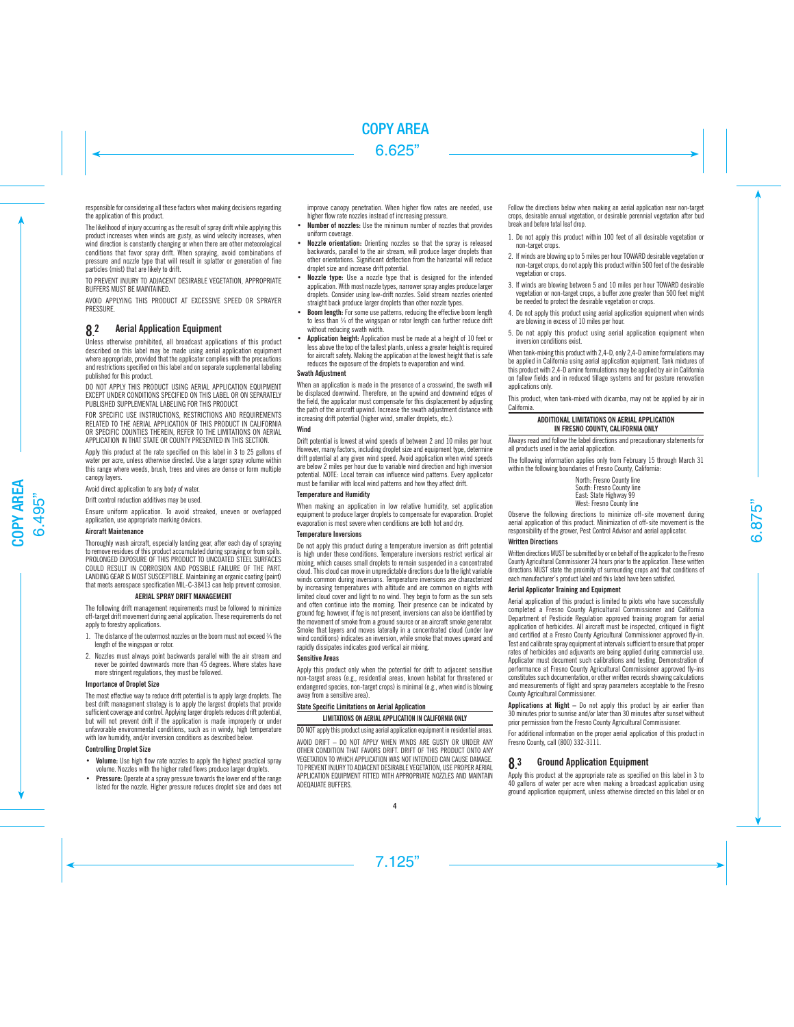responsible for considering all these factors when making decisions regarding the application of this product.

The likelihood of injury occurring as the result of spray drift while applying this product increases when winds are gusty, as wind velocity increases, when wind direction is constantly changing or when there are other meteorological conditions that favor spray drift. When spraying, avoid combinations of pressure and nozzle type that will result in splatter or generation of fine particles (mist) that are likely to drift.

TO PREVENT INJURY TO ADJACENT DESIRABLE VEGETATION, APPROPRIATE BUFFERS MUST BE MAINTAINED.

AVOID APPLYING THIS PRODUCT AT EXCESSIVE SPEED OR SPRAYER PRESSURE.

## 8.2 Aerial Application Equipment

Unless otherwise prohibited, all broadcast applications of this product described on this label may be made using aerial application equipment where appropriate, provided that the applicator complies with the precautions and restrictions specified on this label and on separate supplemental labeling published for this product.

DO NOT APPLY THIS PRODUCT USING AERIAL APPLICATION EQUIPMENT EXCEPT UNDER CONDITIONS SPECIFIED ON THIS LABEL OR ON SEPARATELY PUBLISHED SUPPLEMENTAL LABELING FOR THIS PRODUCT.

FOR SPECIFIC USE INSTRUCTIONS, RESTRICTIONS AND REQUIREMENTS RELATED TO THE AERIAL APPLICATION OF THIS PRODUCT IN CALIFORNIA OR SPECIFIC COUNTIES THEREIN, REFER TO THE LIMITATIONS ON AERIAL APPLICATION IN THAT STATE OR COUNTY PRESENTED IN THIS SECTION.

Apply this product at the rate specified on this label in 3 to 25 gallons of water per acre, unless otherwise directed. Use a larger spray volume within this range where weeds, brush, trees and vines are dense or form multiple canopy layers.

Avoid direct application to any body of water.

Drift control reduction additives may be used.

Ensure uniform application. To avoid streaked, uneven or overlapped application, use appropriate marking devices.

### Aircraft Maintenance

Thoroughly wash aircraft, especially landing gear, after each day of spraying to remove residues of this product accumulated during spraying or from spills. PROLONGED EXPOSURE OF THIS PRODUCT TO UNCOATED STEEL SURFACES COULD RESULT IN CORROSION AND POSSIBLE FAILURE OF THE PART. LANDING GEAR IS MOST SUSCEPTIBLE. Maintaining an organic coating (paint) that meets aerospace specification MIL-C-38413 can help prevent corrosion.

### AERIAL SPRAY DRIFT MANAGEMENT

The following drift management requirements must be followed to minimize off-target drift movement during aerial application. These requirements do not apply to forestry applications.

1. The distance of the outermost nozzles on the boom must not exceed ¾ the length of the wingspan or rotor.
2. Nozzles must always point backwards parallel with the air stream and never be pointed downwards more than 45 degrees. Where states have more stringent regulations, they must be followed.

### Importance of Droplet Size

The most effective way to reduce drift potential is to apply large droplets. The best drift management strategy is to apply the largest droplets that provide sufficient coverage and control. Applying larger droplets reduces drift potential, but will not prevent drift if the application is made improperly or under unfavorable environmental conditions, such as in windy, high temperature with low humidity, and/or inversion conditions as described below.

### Controlling Droplet Size

- **Volume:** Use high flow rate nozzles to apply the highest practical spray volume. Nozzles with the higher rated flows produce larger droplets.
- **Pressure:** Operate at a spray pressure towards the lower end of the range listed for the nozzle. Higher pressure reduces droplet size and does not improve canopy penetration. When higher flow rates are needed, use higher flow rate nozzles instead of increasing pressure.
- **Number of nozzles:** Use the minimum number of nozzles that provides uniform coverage.
- **Nozzle orientation:** Orienting nozzles so that the spray is released backwards, parallel to the air stream, will produce larger droplets than other orientations. Significant deflection from the horizontal will reduce droplet size and increase drift potential.
- **Nozzle type:** Use a nozzle type that is designed for the intended application. With most nozzle types, narrower spray angles produce larger droplets. Consider using low-drift nozzles. Solid stream nozzles oriented straight back produce larger droplets than other nozzle types.
- **Boom length:** For some use patterns, reducing the effective boom length to less than ¾ of the wingspan or rotor length can further reduce drift without reducing swath width.
- **Application height:** Application must be made at a height of 10 feet or less above the top of the tallest plants, unless a greater height is required for aircraft safety. Making the application at the lowest height that is safe reduces the exposure of the droplets to evaporation and wind.

### Swath Adjustment

When an application is made in the presence of a crosswind, the swath will be displaced downwind. Therefore, on the upwind and downwind edges of the field, the applicator must compensate for this displacement by adjusting the path of the aircraft upwind. Increase the swath adjustment distance with increasing drift potential (higher wind, smaller droplets, etc.).

### Wind

Drift potential is lowest at wind speeds of between 2 and 10 miles per hour. However, many factors, including droplet size and equipment type, determine drift potential at any given wind speed. Avoid application when wind speeds are below 2 miles per hour due to variable wind direction and high inversion potential. NOTE: Local terrain can influence wind patterns. Every applicator must be familiar with local wind patterns and how they affect drift.

### Temperature and Humidity

When making an application in low relative humidity, set application equipment to produce larger droplets to compensate for evaporation. Droplet evaporation is most severe when conditions are both hot and dry.

### Temperature Inversions

Do not apply this product during a temperature inversion as drift potential is high under these conditions. Temperature inversions restrict vertical air mixing, which causes small droplets to remain suspended in a concentrated cloud. This cloud can move in unpredictable directions due to the light variable winds common during inversions. Temperature inversions are characterized by increasing temperatures with altitude and are common on nights with limited cloud cover and light to no wind. They begin to form as the sun sets and often continue into the morning. Their presence can be indicated by ground fog; however, if fog is not present, inversions can also be identified by the movement of smoke from a ground source or an aircraft smoke generator. Smoke that layers and moves laterally in a concentrated cloud (under low wind conditions) indicates an inversion, while smoke that moves upward and rapidly dissipates indicates good vertical air mixing.

### Sensitive Areas

Apply this product only when the potential for drift to adjacent sensitive non-target areas (e.g., residential areas, known habitat for threatened or endangered species, non-target crops) is minimal (e.g., when wind is blowing away from a sensitive area).

### State Specific Limitations on Aerial Application

**LIMITATIONS ON AERIAL APPLICATION IN CALIFORNIA ONLY**

DO NOT apply this product using aerial application equipment in residential areas.

AVOID DRIFT – DO NOT APPLY WHEN WINDS ARE GUSTY OR UNDER ANY OTHER CONDITION THAT FAVORS DRIFT. DRIFT OF THIS PRODUCT ONTO ANY VEGETATION TO WHICH APPLICATION WAS NOT INTENDED CAN CAUSE DAMAGE. TO PREVENT INJURY TO ADJACENT DESIRABLE VEGETATION, USE PROPER AERIAL APPLICATION EQUIPMENT FITTED WITH APPROPRIATE NOZZLES AND MAINTAIN ADEQUAATE BUFFERS.

Follow the directions below when making an aerial application near non-target crops, desirable annual vegetation, or desirable perennial vegetation after bud break and before total leaf drop.

1. Do not apply this product within 100 feet of all desirable vegetation or non-target crops.
2. If winds are blowing up to 5 miles per hour TOWARD desirable vegetation or non-target crops, do not apply this product within 500 feet of the desirable vegetation or crops.
3. If winds are blowing between 5 and 10 miles per hour TOWARD desirable vegetation or non-target crops, a buffer zone greater than 500 feet might be needed to protect the desirable vegetation or crops.
4. Do not apply this product using aerial application equipment when winds are blowing in excess of 10 miles per hour.
5. Do not apply this product using aerial application equipment when inversion conditions exist.

When tank-mixing this product with 2,4-D, only 2,4-D amine formulations may be applied in California using aerial application equipment. Tank mixtures of this product with 2,4-D amine formulations may be applied by air in California on fallow fields and in reduced tillage systems and for pasture renovation applications only.

This product, when tank-mixed with dicamba, may not be applied by air in California.

**ADDITIONAL LIMITATIONS ON AERIAL APPLICATION IN FRESNO COUNTY, CALIFORNIA ONLY**

Always read and follow the label directions and precautionary statements for all products used in the aerial application.

The following information applies only from February 15 through March 31 within the following boundaries of Fresno County, California:

North: Fresno County line
South: Fresno County line
East: State Highway 99
West: Fresno County line

Observe the following directions to minimize off-site movement during aerial application of this product. Minimization of off-site movement is the responsibility of the grower, Pest Control Advisor and aerial applicator.

### Written Directions

Written directions MUST be submitted by or on behalf of the applicator to the Fresno County Agricultural Commissioner 24 hours prior to the application. These written directions MUST state the proximity of surrounding crops and that conditions of each manufacturer's product label and this label have been satisfied.

### Aerial Applicator Training and Equipment

Aerial application of this product is limited to pilots who have successfully completed a Fresno County Agricultural Commissioner and California Department of Pesticide Regulation approved training program for aerial application of herbicides. All aircraft must be inspected, critiqued in flight and certified at a Fresno County Agricultural Commissioner approved fly-in. Test and calibrate spray equipment at intervals sufficient to ensure that proper rates of herbicides and adjuvants are being applied during commercial use. Applicator must document such calibrations and testing. Demonstration of performance at Fresno County Agricultural Commissioner approved fly-ins constitutes such documentation, or other written records showing calculations and measurements of flight and spray parameters acceptable to the Fresno County Agricultural Commissioner.

**Applications at Night** – Do not apply this product by air earlier than 30 minutes prior to sunrise and/or later than 30 minutes after sunset without prior permission from the Fresno County Agricultural Commissioner.

For additional information on the proper aerial application of this product in Fresno County, call (800) 332-3111.

## 8.3 Ground Application Equipment

Apply this product at the appropriate rate as specified on this label in 3 to 40 gallons of water per acre when making a broadcast application using ground application equipment, unless otherwise directed on this label or on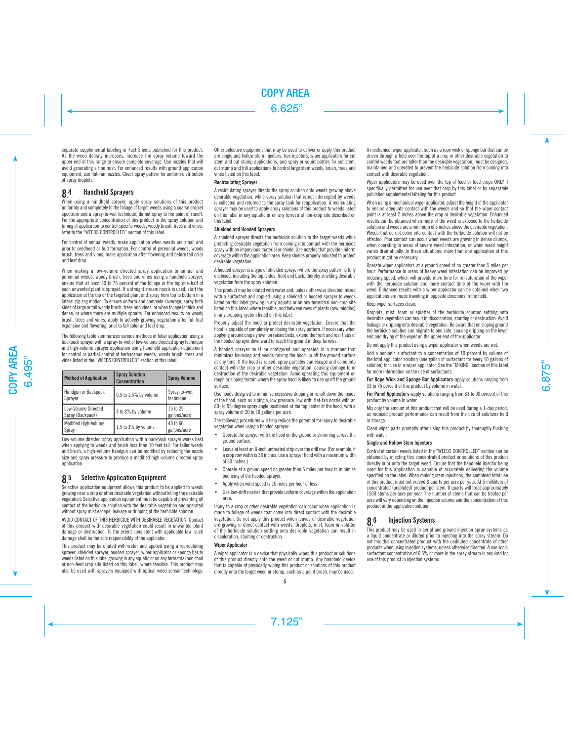separate supplemental labeling or Fact Sheets published for this product. As the weed density increases, increase the spray volume toward the upper end of this range to ensure complete coverage. Use nozzles that will avoid generating a fine mist. For enhanced results with ground application equipment, use flat-fan nozzles. Check spray pattern for uniform distribution of spray droplets.

## 8.4 Handheld Sprayers

When using a handheld sprayer, apply spray solutions of this product uniformly and completely to the foliage of target weeds using a coarse droplet spectrum and a spray-to-wet technique; do not spray to the point of runoff. For the appropriate concentration of this product in the spray solution and timing of application to control specific weeds, woody brush, trees and vines, refer to the "WEEDS CONTROLLED" section of this label.

For control of annual weeds, make application when weeds are small and prior to seedhead or bud formation. For control of perennial weeds, woody brush, trees and vines, make application after flowering and before fall color and leaf drop.

When making a low-volume directed spray application to annual and perennial weeds, woody brush, trees and vines using a handheld sprayer, ensure that at least 50 to 75 percent of the foliage or the top one-half of each unwanted plant is sprayed. If a straight stream nozzle is used, start the application at the top of the targeted plant and spray from top to bottom in a lateral zig-zag motion. To ensure uniform and complete coverage, spray both sides of large or tall woody brush, trees and vines, or when foliage is thick and dense, or where there are multiple sprouts. For enhanced results on woody brush, trees and vines, apply to actively growing vegetation after full leaf expansion and flowering, prior to fall color and leaf drop.

The following table summarizes various methods of foliar application using a backpack sprayer with a spray-to-wet or low-volume directed spray technique and high-volume sprayer application using handheld application equipment for control or partial control of herbaceous weeds, woody brush, trees and vines listed in the "WEEDS CONTROLLED" section of this label.

| Method of Application | Spray Solution Concentration | Spray Volume |
|---|---|---|
| Handgun or Backpack Sprayer | 0.5 to 1.5% by volume | Spray-to-wet technique |
| Low-Volume Directed Spray (Backpack) | 4 to 8% by volume | 15 to 25 gallons/acre |
| Modified High-Volume Spray | 1.5 to 3% by volume | 40 to 60 gallons/acre |

Low-volume directed spray application with a backpack sprayer works best when applying to weeds and brush less than 10 feet tall. For taller weeds and brush, a high-volume handgun can be modified by reducing the nozzle size and spray pressure to produce a modified high-volume directed spray application.

## 8.5 Selective Application Equipment

Selective application equipment allows this product to be applied to weeds growing near a crop or other desirable vegetation without killing the desirable vegetation. Selective application equipment must be capable of preventing all contact of the herbicide solution with the desirable vegetation and operated without spray mist escape, leakage or dripping of the herbicide solution.

AVOID CONTACT OF THIS HERBICIDE WITH DESIRABLE VEGETATION. Contact of this product with desirable vegetation could result in unwanted plant damage or destruction. To the extent consistent with applicable law, such damage shall be the sole responsibility of the applicator.

This product may be diluted with water and applied using a recirculating sprayer, shielded sprayer, hooded sprayer, wiper applicator or sponge bar to weeds listed on this label growing in any aquatic or on any terrestrial non-food or non-feed crop site listed on this label, where feasible. This product may also be used with sprayers equipped with optical weed sensor technology.

Other selective equipment that may be used to deliver or apply this product are single and hollow stem injectors, tree injectors, wiper applicators for cut stem and cut stump applications, and spray or squirt bottles for cut stem, cut stump and frill applications to control large stem weeds, brush, trees and vines listed on this label.

### Recirculating Sprayer

A recirculating sprayer directs the spray solution onto weeds growing above desirable vegetation, while spray solution that is not intercepted by weeds is collected and returned to the spray tank for reapplication. A recirculating sprayer may be used to apply spray solutions of this product to weeds listed on this label in any aquatic or on any terrestrial non-crop site described on this label.

### Shielded and Hooded Sprayers

A shielded sprayer directs the herbicide solution to the target weeds while protecting desirable vegetation from coming into contact with the herbicide spray with an impervious material or shield. Use nozzles that provide uniform coverage within the application area. Keep shields properly adjusted to protect desirable vegetation.

A hooded sprayer is a type of shielded sprayer where the spray pattern is fully enclosed, including the top, sides, front and back, thereby shielding desirable vegetation from the spray solution.

This product may be diluted with water and, unless otherwise directed, mixed with a surfactant and applied using a shielded or hooded sprayer to weeds listed on this label growing in any aquatic or on any terrestrial non-crop site listed on this label, where feasible, and between rows of plants (row middles) in any cropping system listed on this label.

Properly adjust the hood to protect desirable vegetation. Ensure that the hood is capable of completely enclosing the spray pattern. If necessary when applying around crops grown on raised beds, extend the front and rear flaps of the hooded sprayer downward to reach the ground in deep furrows.

A hooded sprayer must be configured and operated in a manner that minimizes bouncing and avoids raising the hood up off the ground surface at any time. If the hood is raised, spray particles can escape and come into contact with the crop or other desirable vegetation, causing damage to or destruction of the desirable vegetation. Avoid operating this equipment on rough or sloping terrain where the spray hood is likely to rise up off the ground surface.

Use hoods designed to minimize excessive dripping or runoff down the inside of the hood, such as a single, low pressure, low drift, flat-fan nozzle with an 80- to 95-degree spray angle positioned at the top center of the hood, with a spray volume of 20 to 30 gallons per acre.

The following procedures will help reduce the potential for injury to desirable vegetation when using a hooded sprayer:

- Operate the sprayer with the hood on the ground or skimming across the ground surface.
- Leave at least an 8-inch untreated strip over the drill row. (For example, if a crop row width is 38 inches, use a sprayer hood with a maximum width of 30 inches.)
- Operate at a ground speed no greater than 5 miles per hour to minimize bouncing of the hooded sprayer.
- Apply when wind speed is 10 miles per hour of less.
- Use low-drift nozzles that provide uniform coverage within the application area.

Injury to a crop or other desirable vegetation can occur when application is made to foliage of weeds that come into direct contact with the desirable vegetation. Do not apply this product when leaves of desirable vegetation are growing in direct contact with weeds. Droplets, mist, foam or splatter of the herbicide solution settling onto desirable vegetation can result in discoloration, stunting or destruction.

### Wiper Applicator

A wiper applicator is a device that physically wipes this product or solutions of this product directly onto the weed or cut stump. Any handheld device that is capable of physically wiping this product or solutions of this product directly onto the target weed or stump, such as a paint brush, may be used.

A mechanical wiper applicator, such as a rope wick or sponge bar that can be driven through a field over the top of a crop or other desirable vegetation to control weeds that are taller than the desirable vegetation, must be designed, maintained and operated to prevent the herbicide solution from coming into contact with desirable vegetation.

Wiper applicators may be used over the top of food or feed crops ONLY if specifically permitted for use over that crop by this label or by separately published supplemental labeling for this product.

When using a mechanical wiper applicator, adjust the height of the applicator to ensure adequate contact with the weeds and so that the wiper contact point is at least 2 inches above the crop or desirable vegetation. Enhanced results can be obtained when more of the weed is exposed to the herbicide solution and weeds are a minimum of 6 inches above the desirable vegetation. Weeds that do not come into contact with the herbicide solution will not be affected. Poor contact can occur when weeds are growing in dense clumps, when operating in areas of severe weed infestation, or when weed height varies dramatically. In these situations, more than one application of this product might be necessary.

Operate wiper applicators at a ground speed of no greater than 5 miles per hour. Performance in areas of heavy weed infestation can be improved by reducing speed, which will provide more time for re-saturation of the wiper with the herbicide solution and more contact time of the wiper with the weed. Enhanced results with a wiper applicator can be obtained when two applications are made traveling in opposite directions in the field.

Keep wiper surfaces clean.

Droplets, mist, foam or splatter of the herbicide solution settling onto desirable vegetation can result in discoloration, stunting or destruction. Avoid leakage or dripping onto desirable vegetation. Be aware that on sloping ground the herbicide solution can migrate to one side, causing dripping on the lower end and drying of the wiper on the upper end of the applicator.

Do not apply this product using a wiper applicator when weeds are wet.

Add a nonionic surfactant to a concentration of 10 percent by volume of the total applicator solution (one gallon of surfactant for every 10 gallons of solution) for use in a wiper applicator. See the "MIXING" section of this label for more information on the use of surfactants.

**For Rope Wick and Sponge Bar Applicators**-apply solutions ranging from 33 to 75 percent of this product by volume in water.

**For Panel Applicators**-apply solutions ranging from 33 to 90 percent of this product by volume in water.

Mix only the amount of this product that will be used during a 1-day period, as reduced product performance can result from the use of solutions held in storage.

Clean wiper parts promptly after using this product by thoroughly flushing with water.

### Single and Hollow Stem Injectors

Control of certain weeds listed in the "WEEDS CONTROLLED" section can be obtained by injecting this concentrated product or solutions of this product directly in or onto the target weed. Ensure that the handheld injector being used for this application is capable of accurately delivering the volume specified on the label. When making stem injections, the combined total use of this product must not exceed 8 quarts per acre per year. At 5 milliliters of concentrated (undiluted) product per stem, 8 quarts will treat approximately 1500 stems per acre per year. The number of stems that can be treated per acre will vary depending on the injection volume and the concentration of this product in the application solution.

## 8.6 Injection Systems

This product may be used in aerial and ground injection spray systems as a liquid concentrate or diluted prior to injecting into the spray stream. Do not mix this concentrated product with the undiluted concentrate of other products when using injection systems, unless otherwise directed. A non-ionic surfactant concentration of 0.5% or more in the spray stream is required for use of this product in injection systems.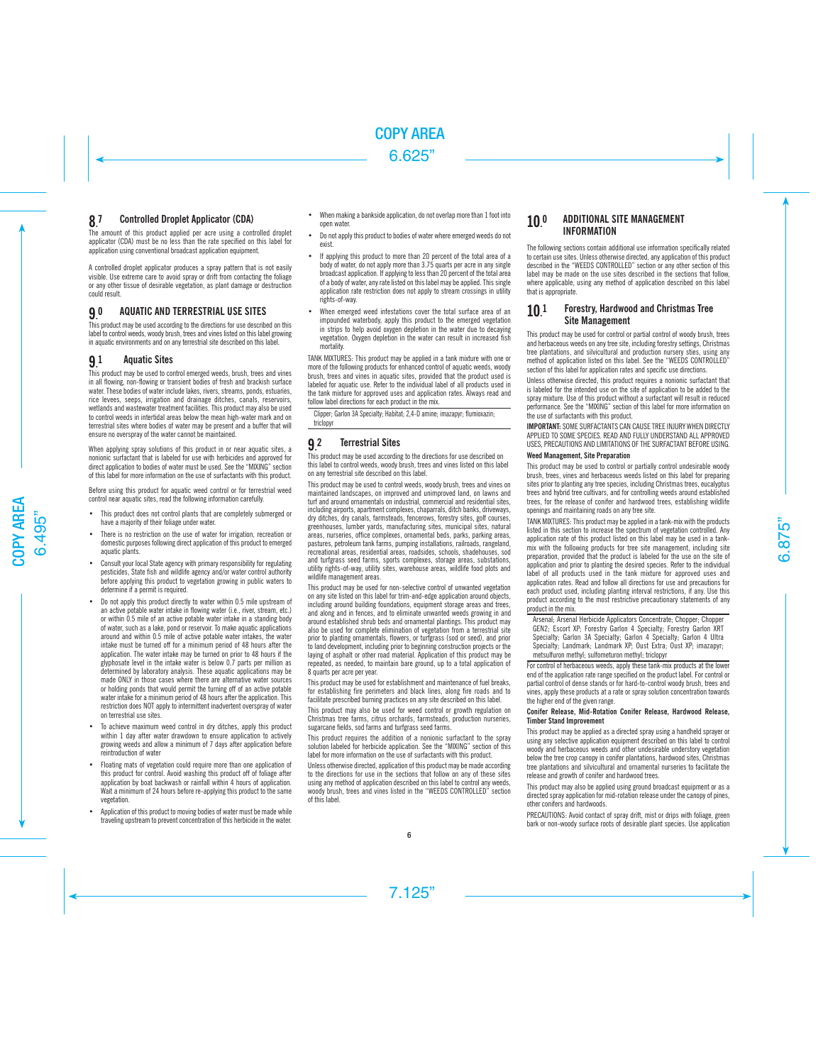## 8.7 Controlled Droplet Applicator (CDA)

The amount of this product applied per acre using a controlled droplet applicator (CDA) must be no less than the rate specified on this label for application using conventional broadcast application equipment.

A controlled droplet applicator produces a spray pattern that is not easily visible. Use extreme care to avoid spray or drift from contacting the foliage or any other tissue of desirable vegetation, as plant damage or destruction could result.

# 9.0 AQUATIC AND TERRESTRIAL USE SITES

This product may be used according to the directions for use described on this label to control weeds, woody brush, trees and vines listed on this label growing in aquatic environments and on any terrestrial site described on this label.

## 9.1 Aquatic Sites

This product may be used to control emerged weeds, brush, trees and vines in all flowing, non-flowing or transient bodies of fresh and brackish surface water. These bodies of water include lakes, rivers, streams, ponds, estuaries, rice levees, seeps, irrigation and drainage ditches, canals, reservoirs, wetlands and wastewater treatment facilities. This product may also be used to control weeds in intertidal areas below the mean high-water mark and on terrestrial sites where bodies of water may be present and a buffer that will ensure no overspray of the water cannot be maintained.

When applying spray solutions of this product in or near aquatic sites, a nonionic surfactant that is labeled for use with herbicides and approved for direct application to bodies of water must be used. See the "MIXING" section of this label for more information on the use of surfactants with this product.

Before using this product for aquatic weed control or for terrestrial weed control near aquatic sites, read the following information carefully.

- This product does not control plants that are completely submerged or have a majority of their foliage under water.
- There is no restriction on the use of water for irrigation, recreation or domestic purposes following direct application of this product to emerged aquatic plants.
- Consult your local State agency with primary responsibility for regulating pesticides, State fish and wildlife agency and/or water control authority before applying this product to vegetation growing in public waters to determine if a permit is required.
- Do not apply this product directly to water within 0.5 mile upstream of an active potable water intake in flowing water (i.e., river, stream, etc.) or within 0.5 mile of an active potable water intake in a standing body of water, such as a lake, pond or reservoir. To make aquatic applications around and within 0.5 mile of active potable water intakes, the water intake must be turned off for a minimum period of 48 hours after the application. The water intake may be turned on prior to 48 hours if the glyphosate level in the intake water is below 0.7 parts per million as determined by laboratory analysis. These aquatic applications may be made ONLY in those cases where there are alternative water sources or holding ponds that would permit the turning off of an active potable water intake for a minimum period of 48 hours after the application. This restriction does NOT apply to intermittent inadvertent overspray of water on terrestrial use sites.
- To achieve maximum weed control in dry ditches, apply this product within 1 day after water drawdown to ensure application to actively growing weeds and allow a minimum of 7 days after application before reintroduction of water
- Floating mats of vegetation could require more than one application of this product for control. Avoid washing this product off of foliage after application by boat backwash or rainfall within 4 hours of application. Wait a minimum of 24 hours before re-applying this product to the same vegetation.
- Application of this product to moving bodies of water must be made while traveling upstream to prevent concentration of this herbicide in the water.
- When making a bankside application, do not overlap more than 1 foot into open water.
- Do not apply this product to bodies of water where emerged weeds do not exist.
- If applying this product to more than 20 percent of the total area of a body of water, do not apply more than 3.75 quarts per acre in any single broadcast application. If applying to less than 20 percent of the total area of a body of water, any rate listed on this label may be applied. This single application rate restriction does not apply to stream crossings in utility rights-of-way.
- When emerged weed infestations cover the total surface area of an impounded waterbody, apply this product to the emerged vegetation in strips to help avoid oxygen depletion in the water due to decaying vegetation. Oxygen depletion in the water can result in increased fish mortality.

TANK MIXTURES: This product may be applied in a tank mixture with one or more of the following products for enhanced control of aquatic weeds, woody brush, trees and vines in aquatic sites, provided that the product used is labeled for aquatic use. Refer to the individual label of all products used in the tank mixture for approved uses and application rates. Always read and follow label directions for each product in the mix.

Clipper; Garlon 3A Specialty; Habitat; 2,4-D amine; imazapyr; flumioxazin; triclopyr

## 9.2 Terrestrial Sites

This product may be used according to the directions for use described on this label to control weeds, woody brush, trees and vines listed on this label on any terrestrial site described on this label.

This product may be used to control weeds, woody brush, trees and vines on maintained landscapes, on improved and unimproved land, on lawns and turf and around ornamentals on industrial, commercial and residential sites, including airports, apartment complexes, chaparrals, ditch banks, driveways, dry ditches, dry canals, farmsteads, fencerows, forestry sites, golf courses, greenhouses, lumber yards, manufacturing sites, municipal sites, natural areas, nurseries, office complexes, ornamental beds, parks, parking areas, pastures, petroleum tank farms, pumping installations, railroads, rangeland, recreational areas, residential areas, roadsides, schools, shadehouses, sod and turfgrass seed farms, sports complexes, storage areas, substations, utility rights-of-way, utility sites, warehouse areas, wildlife food plots and wildlife management areas.

This product may be used for non-selective control of unwanted vegetation on any site listed on this label for trim-and-edge application around objects, including around building foundations, equipment storage areas and trees, and along and in fences, and to eliminate unwanted weeds growing in and around established shrub beds and ornamental plantings. This product may also be used for complete elimination of vegetation from a terrestrial site prior to planting ornamentals, flowers, or turfgrass (sod or seed), and prior to land development, including prior to beginning construction projects or the laying of asphalt or other road material. Application of this product may be repeated, as needed, to maintain bare ground, up to a total application of 8 quarts per acre per year.

This product may be used for establishment and maintenance of fuel breaks, for establishing fire perimeters and black lines, along fire roads and to facilitate prescribed burning practices on any site described on this label.

This product may also be used for weed control or growth regulation on Christmas tree farms, citrus orchards, farmsteads, production nurseries, sugarcane fields, sod farms and turfgrass seed farms.

This product requires the addition of a nonionic surfactant to the spray solution labeled for herbicide application. See the "MIXING" section of this label for more information on the use of surfactants with this product.

Unless otherwise directed, application of this product may be made according to the directions for use in the sections that follow on any of these sites using any method of application described on this label to control any weeds, woody brush, trees and vines listed in the "WEEDS CONTROLLED" section of this label.

# 10.0 ADDITIONAL SITE MANAGEMENT INFORMATION

The following sections contain additional use information specifically related to certain use sites. Unless otherwise directed, any application of this product described in the "WEEDS CONTROLLED" section or any other section of this label may be made on the use sites described in the sections that follow, where applicable, using any method of application described on this label that is appropriate.

## 10.1 Forestry, Hardwood and Christmas Tree Site Management

This product may be used for control or partial control of woody brush, trees and herbaceous weeds on any tree site, including forestry settings, Christmas tree plantations, and silvicultural and production nursery sites, using any method of application listed on this label. See the "WEEDS CONTROLLED" section of this label for application rates and specific use directions.

Unless otherwise directed, this product requires a nonionic surfactant that is labeled for the intended use on the site of application to be added to the spray mixture. Use of this product without a surfactant will result in reduced performance. See the "MIXING" section of this label for more information on the use of surfactants with this product.

**IMPORTANT:** SOME SURFACTANTS CAN CAUSE TREE INJURY WHEN DIRECTLY APPLIED TO SOME SPECIES. READ AND FULLY UNDERSTAND ALL APPROVED USES, PRECAUTIONS AND LIMITATIONS OF THE SURFACTANT BEFORE USING.

**Weed Management, Site Preparation**

This product may be used to control or partially control undesirable woody brush, trees, vines and herbaceous weeds listed on this label for preparing sites prior to planting any tree species, including Christmas trees, eucalyptus trees and hybrid tree cultivars, and for controlling weeds around established trees, for the release of conifer and hardwood trees, establishing wildlife openings and maintaining roads on any tree site.

TANK MIXTURES: This product may be applied in a tank-mix with the products listed in this section to increase the spectrum of vegetation controlled. Any application rate of this product listed on this label may be used in a tank-mix with the following products for tree site management, including site preparation, provided that the product is labeled for the use on the site of application and prior to planting the desired species. Refer to the individual label of all products used in the tank mixture for approved uses and application rates. Read and follow all directions for use and precautions for each product used, including planting interval restrictions, if any. Use this product according to the most restrictive precautionary statements of any product in the mix.

Arsenal; Arsenal Herbicide Applicators Concentrate; Chopper; Chopper GEN2; Escort XP; Forestry Garlon 4 Specialty; Forestry Garlon XRT Specialty; Garlon 3A Specialty; Garlon 4 Specialty; Garlon 4 Ultra Specialty; Landmark; Landmark XP; Oust Extra; Oust XP; imazapyr; metsulfuron methyl; sulfometuron methyl; triclopyr

For control of herbaceous weeds, apply these tank-mix products at the lower end of the application rate range specified on the product label. For control or partial control of dense stands or for hard-to-control woody brush, trees and vines, apply these products at a rate or spray solution concentration towards the higher end of the given range.

**Conifer Release, Mid-Rotation Conifer Release, Hardwood Release, Timber Stand Improvement**

This product may be applied as a directed spray using a handheld sprayer or using any selective application equipment described on this label to control woody and herbaceous weeds and other undesirable understory vegetation below the tree crop canopy in conifer plantations, hardwood sites, Christmas tree plantations and silvicultural and ornamental nurseries to facilitate the release and growth of conifer and hardwood trees.

This product may also be applied using ground broadcast equipment or as a directed spray application for mid-rotation release under the canopy of pines, other conifers and hardwoods.

PRECAUTIONS: Avoid contact of spray drift, mist or drips with foliage, green bark or non-woody surface roots of desirable plant species. Use application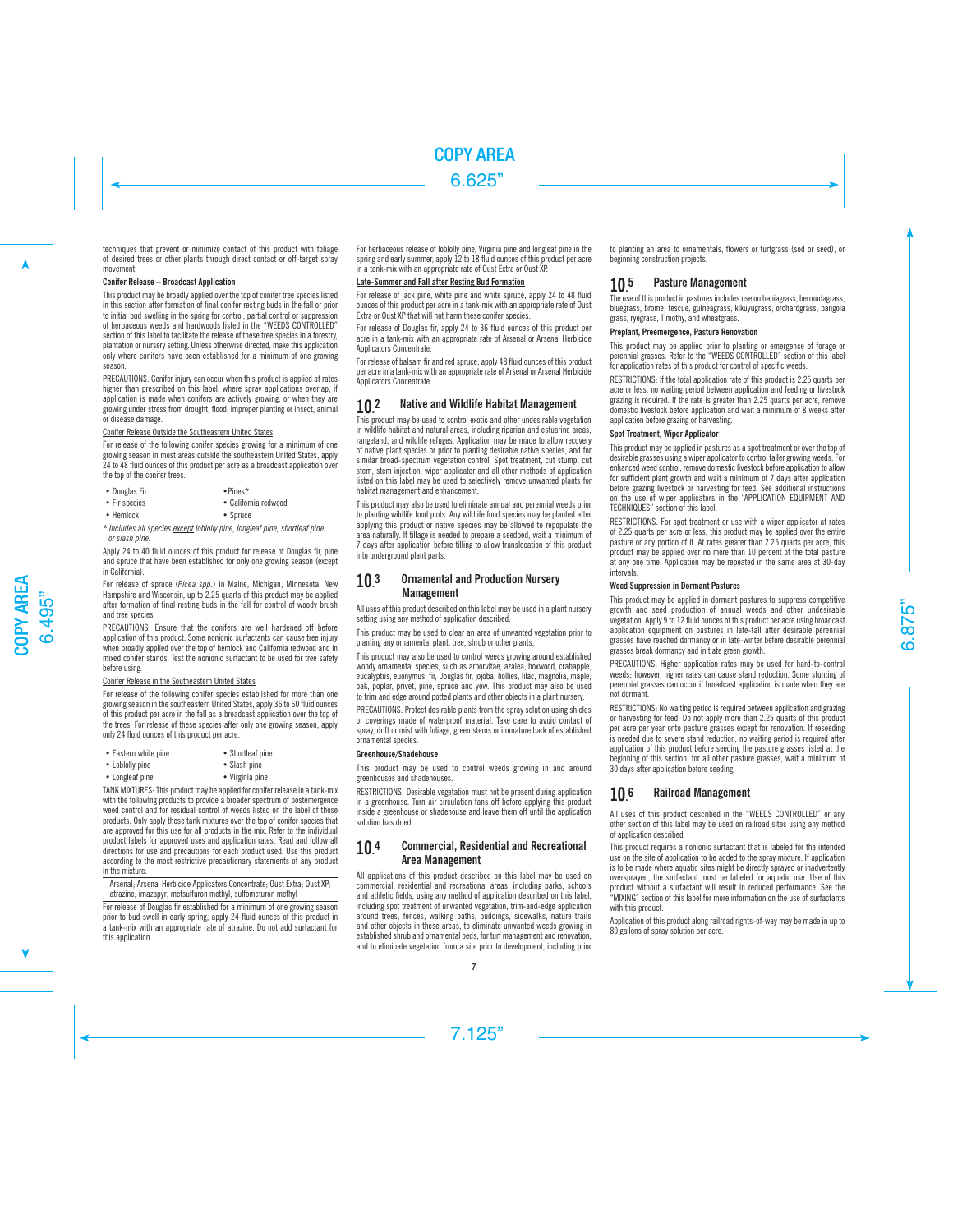techniques that prevent or minimize contact of this product with foliage of desired trees or other plants through direct contact or off-target spray movement.

**Conifer Release – Broadcast Application**

This product may be broadly applied over the top of conifer tree species listed in this section after formation of final conifer resting buds in the fall or prior to initial bud swelling in the spring for control, partial control or suppression of herbaceous weeds and hardwoods listed in the "WEEDS CONTROLLED" section of this label to facilitate the release of these tree species in a forestry, plantation or nursery setting. Unless otherwise directed, make this application only where conifers have been established for a minimum of one growing season.

PRECAUTIONS: Conifer injury can occur when this product is applied at rates higher than prescribed on this label, where spray applications overlap, if application is made when conifers are actively growing, or when they are growing under stress from drought, flood, improper planting or insect, animal or disease damage.

Conifer Release Outside the Southeastern United States

For release of the following conifer species growing for a minimum of one growing season in most areas outside the southeastern United States, apply 24 to 48 fluid ounces of this product per acre as a broadcast application over the top of the conifer trees.

- Douglas Fir
- Fir species
- Hemlock
- Pines*
- California redwood
- Spruce

*\* Includes all species except loblolly pine, longleaf pine, shortleaf pine or slash pine.*

Apply 24 to 40 fluid ounces of this product for release of Douglas fir, pine and spruce that have been established for only one growing season (except in California).

For release of spruce (*Picea spp.*) in Maine, Michigan, Minnesota, New Hampshire and Wisconsin, up to 2.25 quarts of this product may be applied after formation of final resting buds in the fall for control of woody brush and tree species.

PRECAUTIONS: Ensure that the conifers are well hardened off before application of this product. Some nonionic surfactants can cause tree injury when broadly applied over the top of hemlock and California redwood and in mixed conifer stands. Test the nonionic surfactant to be used for tree safety before using.

Conifer Release in the Southeastern United States

For release of the following conifer species established for more than one growing season in the southeastern United States, apply 36 to 60 fluid ounces of this product per acre in the fall as a broadcast application over the top of the trees. For release of these species after only one growing season, apply only 24 fluid ounces of this product per acre.

- Eastern white pine
- Loblolly pine
- Longleaf pine
- Shortleaf pine
- Slash pine
- Virginia pine

TANK MIXTURES: This product may be applied for conifer release in a tank-mix with the following products to provide a broader spectrum of postemergence weed control and for residual control of weeds listed on the label of those products. Only apply these tank mixtures over the top of conifer species that are approved for this use for all products in the mix. Refer to the individual product labels for approved uses and application rates. Read and follow all directions for use and precautions for each product used. Use this product according to the most restrictive precautionary statements of any product in the mixture.

Arsenal; Arsenal Herbicide Applicators Concentrate; Oust Extra; Oust XP; atrazine; imazapyr; metsulfuron methyl; sulfometuron methyl

For release of Douglas fir established for a minimum of one growing season prior to bud swell in early spring, apply 24 fluid ounces of this product in a tank-mix with an appropriate rate of atrazine. Do not add surfactant for this application.

For herbaceous release of loblolly pine, Virginia pine and longleaf pine in the spring and early summer, apply 12 to 18 fluid ounces of this product per acre in a tank-mix with an appropriate rate of Oust Extra or Oust XP.

Late-Summer and Fall after Resting Bud Formation

For release of jack pine, white pine and white spruce, apply 24 to 48 fluid ounces of this product per acre in a tank-mix with an appropriate rate of Oust Extra or Oust XP that will not harm these conifer species.

For release of Douglas fir, apply 24 to 36 fluid ounces of this product per acre in a tank-mix with an appropriate rate of Arsenal or Arsenal Herbicide Applicators Concentrate.

For release of balsam fir and red spruce, apply 48 fluid ounces of this product per acre in a tank-mix with an appropriate rate of Arsenal or Arsenal Herbicide Applicators Concentrate.

## 10.2 Native and Wildlife Habitat Management

This product may be used to control exotic and other undesirable vegetation in wildlife habitat and natural areas, including riparian and estuarine areas, rangeland, and wildlife refuges. Application may be made to allow recovery of native plant species or prior to planting desirable native species, and for similar broad-spectrum vegetation control. Spot treatment, cut stump, cut stem, stem injection, wiper applicator and all other methods of application listed on this label may be used to selectively remove unwanted plants for habitat management and enhancement.

This product may also be used to eliminate annual and perennial weeds prior to planting wildlife food plots. Any wildlife food species may be planted after applying this product or native species may be allowed to repopulate the area naturally. If tillage is needed to prepare a seedbed, wait a minimum of 7 days after application before tilling to allow translocation of this product into underground plant parts.

## 10.3 Ornamental and Production Nursery Management

All uses of this product described on this label may be used in a plant nursery setting using any method of application described.

This product may be used to clear an area of unwanted vegetation prior to planting any ornamental plant, tree, shrub or other plants.

This product may also be used to control weeds growing around established woody ornamental species, such as arborvitae, azalea, boxwood, crabapple, eucalyptus, euonymus, fir, Douglas fir, jojoba, hollies, lilac, magnolia, maple, oak, poplar, privet, pine, spruce and yew. This product may also be used to trim and edge around potted plants and other objects in a plant nursery.

PRECAUTIONS: Protect desirable plants from the spray solution using shields or coverings made of waterproof material. Take care to avoid contact of spray, drift or mist with foliage, green stems or immature bark of established ornamental species.

**Greenhouse/Shadehouse**

This product may be used to control weeds growing in and around greenhouses and shadehouses.

RESTRICTIONS: Desirable vegetation must not be present during application in a greenhouse. Turn air circulation fans off before applying this product inside a greenhouse or shadehouse and leave them off until the application solution has dried.

## 10.4 Commercial, Residential and Recreational Area Management

All applications of this product described on this label may be used on commercial, residential and recreational areas, including parks, schools and athletic fields, using any method of application described on this label, including spot treatment of unwanted vegetation, trim-and-edge application around trees, fences, walking paths, buildings, sidewalks, nature trails and other objects in these areas, to eliminate unwanted weeds growing in established shrub and ornamental beds, for turf management and renovation, and to eliminate vegetation from a site prior to development, including prior to planting an area to ornamentals, flowers or turfgrass (sod or seed), or beginning construction projects.

## 10.5 Pasture Management

The use of this product in pastures includes use on bahiagrass, bermudagrass, bluegrass, brome, fescue, guineagrass, kikuyugrass, orchardgrass, pangola grass, ryegrass, Timothy, and wheatgrass.

**Preplant, Preemergence, Pasture Renovation**

This product may be applied prior to planting or emergence of forage or perennial grasses. Refer to the "WEEDS CONTROLLED" section of this label for application rates of this product for control of specific weeds.

RESTRICTIONS: If the total application rate of this product is 2.25 quarts per acre or less, no waiting period between application and feeding or livestock grazing is required. If the rate is greater than 2.25 quarts per acre, remove domestic livestock before application and wait a minimum of 8 weeks after application before grazing or harvesting.

**Spot Treatment, Wiper Applicator**

This product may be applied in pastures as a spot treatment or over the top of desirable grasses using a wiper applicator to control taller growing weeds. For enhanced weed control, remove domestic livestock before application to allow for sufficient plant growth and wait a minimum of 7 days after application before grazing livestock or harvesting for feed. See additional instructions on the use of wiper applicators in the "APPLICATION EQUIPMENT AND TECHNIQUES" section of this label.

RESTRICTIONS: For spot treatment or use with a wiper applicator at rates of 2.25 quarts per acre or less, this product may be applied over the entire pasture or any portion of it. At rates greater than 2.25 quarts per acre, this product may be applied over no more than 10 percent of the total pasture at any one time. Application may be repeated in the same area at 30-day intervals.

**Weed Suppression in Dormant Pastures**

This product may be applied in dormant pastures to suppress competitive growth and seed production of annual weeds and other undesirable vegetation. Apply 9 to 12 fluid ounces of this product per acre using broadcast application equipment on pastures in late-fall after desirable perennial grasses have reached dormancy or in late-winter before desirable perennial grasses break dormancy and initiate green growth.

PRECAUTIONS: Higher application rates may be used for hard-to-control weeds; however, higher rates can cause stand reduction. Some stunting of perennial grasses can occur if broadcast application is made when they are not dormant.

RESTRICTIONS: No waiting period is required between application and grazing or harvesting for feed. Do not apply more than 2.25 quarts of this product per acre per year onto pasture grasses except for renovation. If reseeding is needed due to severe stand reduction, no waiting period is required after application of this product before seeding the pasture grasses listed at the beginning of this section; for all other pasture grasses, wait a minimum of 30 days after application before seeding.

## 10.6 Railroad Management

All uses of this product described in the "WEEDS CONTROLLED" or any other section of this label may be used on railroad sites using any method of application described.

This product requires a nonionic surfactant that is labeled for the intended use on the site of application to be added to the spray mixture. If application is to be made where aquatic sites might be directly sprayed or inadvertently oversprayed, the surfactant must be labeled for aquatic use. Use of this product without a surfactant will result in reduced performance. See the "MIXING" section of this label for more information on the use of surfactants with this product.

Application of this product along railroad rights-of-way may be made in up to 80 gallons of spray solution per acre.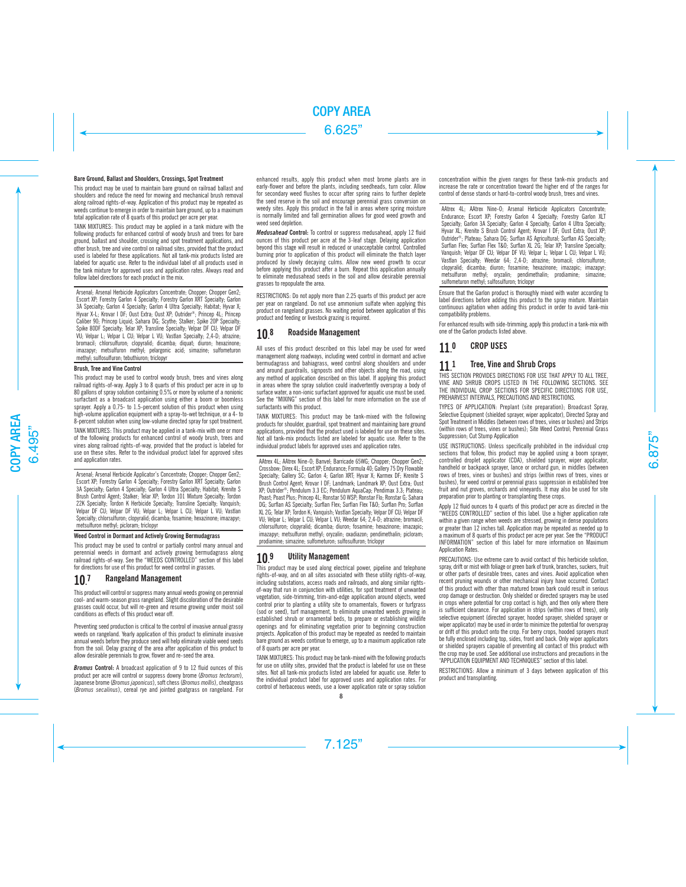#### Bare Ground, Ballast and Shoulders, Crossings, Spot Treatment

This product may be used to maintain bare ground on railroad ballast and shoulders and reduce the need for mowing and mechanical brush removal along railroad rights-of-way. Application of this product may be repeated as weeds continue to emerge in order to maintain bare ground, up to a maximum total application rate of 8 quarts of this product per acre per year.

TANK MIXTURES: This product may be applied in a tank mixture with the following products for enhanced control of woody brush and trees for bare ground, ballast and shoulder, crossing and spot treatment applications, and other brush, tree and vine control on railroad sites, provided that the product used is labeled for these applications. Not all tank-mix products listed are labeled for aquatic use. Refer to the individual label of all products used in the tank mixture for approved uses and application rates. Always read and follow label directions for each product in the mix.

Arsenal; Arsenal Herbicide Applicators Concentrate; Chopper; Chopper Gen2; Escort XP; Forestry Garlon 4 Specialty; Forestry Garlon XRT Specialty; Garlon 3A Specialty; Garlon 4 Specialty; Garlon 4 Ultra Specialty; Habitat; Hyvar X; Hyvar X-L; Krovar I DF; Oust Extra; Oust XP; Outrider®; Princep 4L; Princep Caliber 90; Princep Liquid; Sahara DG; Scythe; Stalker; Spike 20P Specialty; Spike 80DF Specialty; Telar XP; Transline Specialty; Velpar DF CU; Velpar DF VU; Velpar L; Velpar L CU; Velpar L VU; Vastlan Specialty; 2,4-D; atrazine; bromacil; chlorsulfuron; clopyralid; dicamba; diquat; diuron; hexazinone; imazapyr; metsulfuron methyl; pelargonic acid; simazine; sulfometuron methyl; sulfosulfuron; tebuthiuron; triclopyr

#### Brush, Tree and Vine Control

This product may be used to control woody brush, trees and vines along railroad rights-of-way. Apply 3 to 8 quarts of this product per acre in up to 80 gallons of spray solution containing 0.5% or more by volume of a nonionic surfactant as a broadcast application using either a boom or boomless sprayer. Apply a 0.75- to 1.5-percent solution of this product when using high-volume application equipment with a spray-to-wet technique, or a 4- to 8-percent solution when using low-volume directed spray for spot treatment.

TANK MIXTURES: This product may be applied in a tank-mix with one or more of the following products for enhanced control of woody brush, trees and vines along railroad rights-of-way, provided that the product is labeled for use on these sites. Refer to the individual product label for approved sites and application rates.

Arsenal; Arsenal Herbicide Applicator's Concentrate; Chopper; Chopper Gen2; Escort XP; Forestry Garlon 4 Specialty; Forestry Garlon XRT Specialty; Garlon 3A Specialty; Garlon 4 Specialty; Garlon 4 Ultra Specialty; Habitat; Krenite S Brush Control Agent; Stalker; Telar XP; Tordon 101 Mixture Specialty; Tordon 22K Specialty; Tordon K Herbicide Specialty; Transline Specialty; Vanquish; Velpar DF CU; Velpar DF VU; Velpar L; Velpar L CU; Velpar L VU; Vastlan Specialty; chlorsulfuron; clopyralid; dicamba; fosamine; hexazinone; imazapyr; metsulfuron methyl; picloram; triclopyr

#### Weed Control in Dormant and Actively Growing Bermudagrass

This product may be used to control or partially control many annual and perennial weeds in dormant and actively growing bermudagrass along railroad rights-of-way. See the "WEEDS CONTROLLED" section of this label for directions for use of this product for weed control in grasses.

## 10.7 Rangeland Management

This product will control or suppress many annual weeds growing on perennial cool- and warm-season grass rangeland. Slight discoloration of the desirable grasses could occur, but will re-green and resume growing under moist soil conditions as effects of this product wear off.

Preventing seed production is critical to the control of invasive annual grassy weeds on rangeland. Yearly application of this product to eliminate invasive annual weeds before they produce seed will help eliminate viable weed seeds from the soil. Delay grazing of the area after application of this product to allow desirable perennials to grow, flower and re-seed the area.

***Bromus* Control:** A broadcast application of 9 to 12 fluid ounces of this product per acre will control or suppress downy brome (*Bromus tectorum*), Japanese brome (*Bromus japonicus*), soft chess (*Bromus mollis*), cheatgrass (*Bromus secalinus*), cereal rye and jointed goatgrass on rangeland. For enhanced results, apply this product when most brome plants are in early-flower and before the plants, including seedheads, turn color. Allow for secondary weed flushes to occur after spring rains to further deplete the seed reserve in the soil and encourage perennial grass conversion on weedy sites. Apply this product in the fall in areas where spring moisture is normally limited and fall germination allows for good weed growth and weed seed depletion.

***Medusahead* Control:** To control or suppress medusahead, apply 12 fluid ounces of this product per acre at the 3-leaf stage. Delaying application beyond this stage will result in reduced or unacceptable control. Controlled burning prior to application of this product will eliminate the thatch layer produced by slowly decaying culms. Allow new weed growth to occur before applying this product after a burn. Repeat this application annually to eliminate medusahead seeds in the soil and allow desirable perennial grasses to repopulate the area.

RESTRICTIONS: Do not apply more than 2.25 quarts of this product per acre per year on rangeland. Do not use ammonium sulfate when applying this product on rangeland grasses. No waiting period between application of this product and feeding or livestock grazing is required.

## 10.8 Roadside Management

All uses of this product described on this label may be used for weed management along roadways, including weed control in dormant and active bermudagrass and bahiagrass, weed control along shoulders and under and around guardrails, signposts and other objects along the road, using any method of application described on this label. If applying this product in areas where the spray solution could inadvertently overspray a body of surface water, a non-ionic surfactant approved for aquatic use must be used. See the "MIXING" section of this label for more information on the use of surfactants with this product.

TANK MIXTURES: This product may be tank-mixed with the following products for shoulder, guardrail, spot treatment and maintaining bare ground applications, provided that the product used is labeled for use on these sites. Not all tank-mix products listed are labeled for aquatic use. Refer to the individual product labels for approved uses and application rates.

AAtrex 4L; AAtrex Nine-O; Banvel; Barricade 65WG; Chopper; Chopper Gen2; Crossbow; Direx 4L; Escort XP; Endurance; Formula 40; Gallery 75 Dry Flowable Specialty; Gallery SC; Garlon 4; Garlon XRT; Hyvar X; Karmex DF; Krenite S Brush Control Agent; Krovar I DF; Landmark; Landmark XP; Oust Extra; Oust XP; Outrider®; Pendulum 3.3 EC; Pendulum AquaCap; Pendimax 3.3; Plateau; Poast; Poast Plus; Princep 4L; Ronstar 50 WSP; Ronstar Flo; Ronstar G; Sahara DG; Surflan AS Specialty; Surflan Flex; Surflan Flex T&O; Surflan Pro; Surflan XL 2G; Telar XP; Tordon K; Vanquish; Vastlan Specialty; Velpar DF CU; Velpar DF VU; Velpar L; Velpar L CU; Velpar L VU; Weedar 64; 2,4-D; atrazine; bromacil; chlorsulfuron; clopyralid; dicamba; diuron; fosamine; hexazinone; imazapic; imazapyr; metsulfuron methyl; oryzalin; oxadiazon; pendimethalin; picloram; prodiamine; simazine; sulfometuron; sulfosulfuron; triclopyr

## 10.9 Utility Management

This product may be used along electrical power, pipeline and telephone rights-of-way, and on all sites associated with these utility rights-of-way, including substations, access roads and railroads, and along similar rights-of-way that run in conjunction with utilities, for spot treatment of unwanted vegetation, side-trimming, trim-and-edge application around objects, weed control prior to planting a utility site to ornamentals, flowers or turfgrass (sod or seed), turf management, to eliminate unwanted weeds growing in established shrub or ornamental beds, to prepare or establishing wildlife openings and for eliminating vegetation prior to beginning construction projects. Application of this product may be repeated as needed to maintain bare ground as weeds continue to emerge, up to a maximum application rate of 8 quarts per acre per year.

TANK MIXTURES: This product may be tank-mixed with the following products for use on utility sites, provided that the product is labeled for use on these sites. Not all tank-mix products listed are labeled for aquatic use. Refer to the individual product label for approved uses and application rates. For control of herbaceous weeds, use a lower application rate or spray solution concentration within the given ranges for these tank-mix products and increase the rate or concentration toward the higher end of the ranges for control of dense stands or hard-to-control woody brush, trees and vines.

AAtrex 4L; AAtrex Nine-O; Arsenal Herbicide Applicators Concentrate; Endurance; Escort XP; Forestry Garlon 4 Specialty; Forestry Garlon XLT Specialty; Garlon 3A Specialty; Garlon 4 Specialty; Garlon 4 Ultra Specialty; Hyvar XL; Krenite S Brush Control Agent; Krovar I DF; Oust Extra; Oust XP; Outrider®; Plateau; Sahara DG; Surflan AS Agricultural; Surflan AS Specialty; Surflan Flex; Surflan Flex T&O; Surflan XL 2G; Telar XP; Transline Specialty; Vanquish; Velpar DF CU; Velpar DF VU; Velpar L; Velpar L CU; Velpar L VU; Vastlan Specialty; Weedar 64; 2,4-D; atrazine; bromacil; chlorsulfuron; clopyralid; dicamba; diuron; fosamine; hexazinone; imazapic; imazapyr; metsulfuron methyl; oryzalin; pendimethalin; prodiamine; simazine; sulfometuron methyl; sulfosulfuron; triclopyr

Ensure that the Garlon product is thoroughly mixed with water according to label directions before adding this product to the spray mixture. Maintain continuous agitation when adding this product in order to avoid tank-mix compatibility problems.

For enhanced results with side-trimming, apply this product in a tank-mix with one of the Garlon products listed above.

# 11.0 CROP USES

## 11.1 Tree, Vine and Shrub Crops

THIS SECTION PROVIDES DIRECTIONS FOR USE THAT APPLY TO ALL TREE, VINE AND SHRUB CROPS LISTED IN THE FOLLOWING SECTIONS. SEE THE INDIVIDUAL CROP SECTIONS FOR SPECIFIC DIRECTIONS FOR USE, PREHARVEST INTERVALS, PRECAUTIONS AND RESTRICTIONS.

TYPES OF APPLICATION: Preplant (site preparation); Broadcast Spray, Selective Equipment (shielded sprayer, wiper applicator), Directed Spray and Spot Treatment in Middles (between rows of trees, vines or bushes) and Strips (within rows of trees, vines or bushes); Site Weed Control; Perennial Grass Suppression; Cut Stump Application

USE INSTRUCTIONS: Unless specifically prohibited in the individual crop sections that follow, this product may be applied using a boom sprayer, controlled droplet applicator (CDA), shielded sprayer, wiper applicator, handheld or backpack sprayer, lance or orchard gun, in middles (between rows of trees, vines or bushes) and strips (within rows of trees, vines or bushes), for weed control or perennial grass suppression in established tree fruit and nut groves, orchards and vineyards. It may also be used for site preparation prior to planting or transplanting these crops.

Apply 12 fluid ounces to 4 quarts of this product per acre as directed in the "WEEDS CONTROLLED" section of this label. Use a higher application rate within a given range when weeds are stressed, growing in dense populations or greater than 12 inches tall. Application may be repeated as needed up to a maximum of 8 quarts of this product per acre per year. See the "PRODUCT INFORMATION" section of this label for more information on Maximum Application Rates.

PRECAUTIONS: Use extreme care to avoid contact of this herbicide solution, spray, drift or mist with foliage or green bark of trunk, branches, suckers, fruit or other parts of desirable trees, canes and vines. Avoid application when recent pruning wounds or other mechanical injury have occurred. Contact of this product with other than matured brown bark could result in serious crop damage or destruction. Only shielded or directed sprayers may be used in crops where potential for crop contact is high, and then only where there is sufficient clearance. For application in strips (within rows of trees), only selective equipment (directed sprayer, hooded sprayer, shielded sprayer or wiper applicator) may be used in order to minimize the potential for overspray or drift of this product onto the crop. For berry crops, hooded sprayers must be fully enclosed including top, sides, front and back. Only wiper applicators or shielded sprayers capable of preventing all contact of this product with the crop may be used. See additional use instructions and precautions in the "APPLICATION EQUIPMENT AND TECHNIQUES" section of this label.

RESTRICTIONS: Allow a minimum of 3 days between application of this product and transplanting.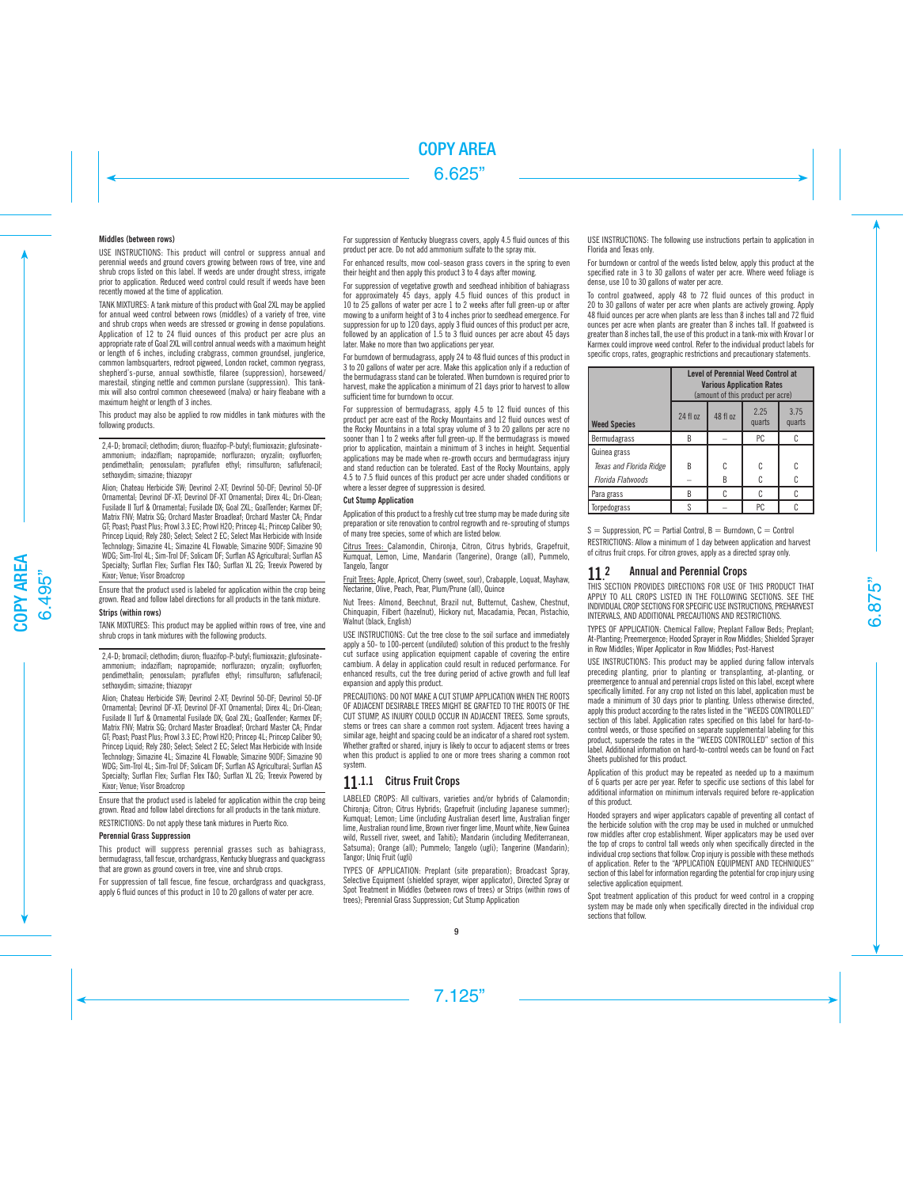**Middles (between rows)**

USE INSTRUCTIONS: This product will control or suppress annual and perennial weeds and ground covers growing between rows of tree, vine and shrub crops listed on this label. If weeds are under drought stress, irrigate prior to application. Reduced weed control could result if weeds have been recently mowed at the time of application.

TANK MIXTURES: A tank mixture of this product with Goal 2XL may be applied for annual weed control between rows (middles) of a variety of tree, vine and shrub crops when weeds are stressed or growing in dense populations. Application of 12 to 24 fluid ounces of this product per acre plus an appropriate rate of Goal 2XL will control annual weeds with a maximum height or length of 6 inches, including crabgrass, common groundsel, junglerice, common lambsquarters, redroot pigweed, London rocket, common ryegrass, shepherd's-purse, annual sowthistle, filaree (suppression), horseweed/marestail, stinging nettle and common purslane (suppression). This tank-mix will also control common cheeseweed (malva) or hairy fleabane with a maximum height or length of 3 inches.

This product may also be applied to row middles in tank mixtures with the following products.

2,4-D; bromacil; clethodim; diuron; fluazifop-P-butyl; flumioxazin; glufosinate-ammonium; indaziflam; napropamide; norflurazon; oryzalin; oxyfluorfen; pendimethalin; penoxsulam; pyraflufen ethyl; rimsulfuron; saflufenacil; sethoxydim; simazine; thiazopyr

Alion; Chateau Herbicide SW; Devrinol 2-XT; Devrinol 50-DF; Devrinol 50-DF Ornamental; Devrinol DF-XT; Devrinol DF-XT Ornamental; Direx 4L; Dri-Clean; Fusilade II Turf & Ornamental; Fusilade DX; Goal 2XL; GoalTender; Karmex DF; Matrix FNV; Matrix SG; Orchard Master Broadleaf; Orchard Master CA; Pindar GT; Poast; Poast Plus; Prowl 3.3 EC; Prowl H2O; Princep 4L; Princep Caliber 90; Princep Liquid; Rely 280; Select; Select 2 EC; Select Max Herbicide with Inside Technology; Simazine 4L; Simazine 4L Flowable; Simazine 90DF; Simazine 90 WDG; Sim-Trol 4L; Sim-Trol DF; Solicam DF; Surflan AS Agricultural; Surflan AS Specialty; Surflan Flex; Surflan Flex T&O; Surflan XL 2G; Treevix Powered by Kixor; Venue; Visor Broadcrop

Ensure that the product used is labeled for application within the crop being grown. Read and follow label directions for all products in the tank mixture.

**Strips (within rows)**

TANK MIXTURES: This product may be applied within rows of tree, vine and shrub crops in tank mixtures with the following products.

2,4-D; bromacil; clethodim; diuron; fluazifop-P-butyl; flumioxazin; glufosinate-ammonium; indaziflam; napropamide; norflurazon; oryzalin; oxyfluorfen; pendimethalin; penoxsulam; pyraflufen ethyl; rimsulfuron; saflufenacil; sethoxydim; simazine; thiazopyr

Alion; Chateau Herbicide SW; Devrinol 2-XT; Devrinol 50-DF; Devrinol 50-DF Ornamental; Devrinol DF-XT; Devrinol DF-XT Ornamental; Direx 4L; Dri-Clean; Fusilade II Turf & Ornamental Fusilade DX; Goal 2XL; GoalTender; Karmex DF; Matrix FNV; Matrix SG; Orchard Master Broadleaf; Orchard Master CA; Pindar GT; Poast; Poast Plus; Prowl 3.3 EC; Prowl H2O; Princep 4L; Princep Caliber 90; Princep Liquid; Rely 280; Select; Select 2 EC; Select Max Herbicide with Inside Technology; Simazine 4L; Simazine 4L Flowable; Simazine 90DF; Simazine 90 WDG; Sim-Trol 4L; Sim-Trol DF; Solicam DF; Surflan AS Agricultural; Surflan AS Specialty; Surflan Flex; Surflan Flex T&O; Surflan XL 2G; Treevix Powered by Kixor; Venue; Visor Broadcrop

Ensure that the product used is labeled for application within the crop being grown. Read and follow label directions for all products in the tank mixture.

RESTRICTIONS: Do not apply these tank mixtures in Puerto Rico.

**Perennial Grass Suppression**

This product will suppress perennial grasses such as bahiagrass, bermudagrass, tall fescue, orchardgrass, Kentucky bluegrass and quackgrass that are grown as ground covers in tree, vine and shrub crops.

For suppression of tall fescue, fine fescue, orchardgrass and quackgrass, apply 6 fluid ounces of this product in 10 to 20 gallons of water per acre.

For suppression of Kentucky bluegrass covers, apply 4.5 fluid ounces of this product per acre. Do not add ammonium sulfate to the spray mix.

For enhanced results, mow cool-season grass covers in the spring to even their height and then apply this product 3 to 4 days after mowing.

For suppression of vegetative growth and seedhead inhibition of bahiagrass for approximately 45 days, apply 4.5 fluid ounces of this product in 10 to 25 gallons of water per acre 1 to 2 weeks after full green-up or after mowing to a uniform height of 3 to 4 inches prior to seedhead emergence. For suppression for up to 120 days, apply 3 fluid ounces of this product per acre, followed by an application of 1.5 to 3 fluid ounces per acre about 45 days later. Make no more than two applications per year.

For burndown of bermudagrass, apply 24 to 48 fluid ounces of this product in 3 to 20 gallons of water per acre. Make this application only if a reduction of the bermudagrass stand can be tolerated. When burndown is required prior to harvest, make the application a minimum of 21 days prior to harvest to allow sufficient time for burndown to occur.

For suppression of bermudagrass, apply 4.5 to 12 fluid ounces of this product per acre east of the Rocky Mountains and 12 fluid ounces west of the Rocky Mountains in a total spray volume of 3 to 20 gallons per acre no sooner than 1 to 2 weeks after full green-up. If the bermudagrass is mowed prior to application, maintain a minimum of 3 inches in height. Sequential applications may be made when re-growth occurs and bermudagrass injury and stand reduction can be tolerated. East of the Rocky Mountains, apply 4.5 to 7.5 fluid ounces of this product per acre under shaded conditions or where a lesser degree of suppression is desired.

**Cut Stump Application**

Application of this product to a freshly cut tree stump may be made during site preparation or site renovation to control regrowth and re-sprouting of stumps of many tree species, some of which are listed below.

Citrus Trees: Calamondin, Chironja, Citron, Citrus hybrids, Grapefruit, Kumquat, Lemon, Lime, Mandarin (Tangerine), Orange (all), Pummelo, Tangelo, Tangor

Fruit Trees: Apple, Apricot, Cherry (sweet, sour), Crabapple, Loquat, Mayhaw, Nectarine, Olive, Peach, Pear, Plum/Prune (all), Quince

Nut Trees: Almond, Beechnut, Brazil nut, Butternut, Cashew, Chestnut, Chinquapin, Filbert (hazelnut), Hickory nut, Macadamia, Pecan, Pistachio, Walnut (black, English)

USE INSTRUCTIONS: Cut the tree close to the soil surface and immediately apply a 50- to 100-percent (undiluted) solution of this product to the freshly cut surface using application equipment capable of covering the entire cambium. A delay in application could result in reduced performance. For enhanced results, cut the tree during period of active growth and full leaf expansion and apply this product.

PRECAUTIONS: DO NOT MAKE A CUT STUMP APPLICATION WHEN THE ROOTS OF ADJACENT DESIRABLE TREES MIGHT BE GRAFTED TO THE ROOTS OF THE CUT STUMP, AS INJURY COULD OCCUR IN ADJACENT TREES. Some sprouts, stems or trees can share a common root system. Adjacent trees having a similar age, height and spacing could be an indicator of a shared root system. Whether grafted or shared, injury is likely to occur to adjacent stems or trees when this product is applied to one or more trees sharing a common root system.

## 11.1.1 Citrus Fruit Crops

LABELED CROPS: All cultivars, varieties and/or hybrids of Calamondin; Chironja; Citron; Citrus Hybrids; Grapefruit (including Japanese summer); Kumquat; Lemon; Lime (including Australian desert lime, Australian finger lime, Australian round lime, Brown river finger lime, Mount white, New Guinea wild, Russell river, sweet, and Tahiti); Mandarin (including Mediterranean, Satsuma); Pummelo; Tangelo (ugli); Tangerine (Mandarin); Tangor; Uniq Fruit (ugli)

TYPES OF APPLICATION: Preplant (site preparation); Broadcast Spray, Selective Equipment (shielded sprayer, wiper applicator), Directed Spray or Spot Treatment in Middles (between rows of trees) or Strips (within rows of trees); Perennial Grass Suppression; Cut Stump Application

USE INSTRUCTIONS: The following use instructions pertain to application in Florida and Texas only.

For burndown or control of the weeds listed below, apply this product at the specified rate in 3 to 30 gallons of water per acre. Where weed foliage is dense, use 10 to 30 gallons of water per acre.

To control goatweed, apply 48 to 72 fluid ounces of this product in 20 to 30 gallons of water per acre when plants are actively growing. Apply 48 fluid ounces per acre when plants are less than 8 inches tall and 72 fluid ounces per acre when plants are greater than 8 inches tall. If goatweed is greater than 8 inches tall, the use of this product in a tank-mix with Krovar I or Karmex could improve weed control. Refer to the individual product labels for specific crops, rates, geographic restrictions and precautionary statements.

| Weed Species | Level of Perennial Weed Control at Various Application Rates (amount of this product per acre) | | | |
|---|---|---|---|---|
| | 24 fl oz | 48 fl oz | 2.25 quarts | 3.75 quarts |
| Bermudagrass | B | – | PC | C |
| Guinea grass | | | | |
| *Texas and Florida Ridge* | B | C | C | C |
| *Florida Flatwoods* | – | B | C | C |
| Para grass | B | C | C | C |
| Torpedograss | S | – | PC | C |

S = Suppression, PC = Partial Control, B = Burndown, C = Control

RESTRICTIONS: Allow a minimum of 1 day between application and harvest of citrus fruit crops. For citron groves, apply as a directed spray only.

## 11.2 Annual and Perennial Crops

THIS SECTION PROVIDES DIRECTIONS FOR USE OF THIS PRODUCT THAT APPLY TO ALL CROPS LISTED IN THE FOLLOWING SECTIONS. SEE THE INDIVIDUAL CROP SECTIONS FOR SPECIFIC USE INSTRUCTIONS, PREHARVEST INTERVALS, AND ADDITIONAL PRECAUTIONS AND RESTRICTIONS.

TYPES OF APPLICATION: Chemical Fallow; Preplant Fallow Beds; Preplant; At-Planting; Preemergence; Hooded Sprayer in Row Middles; Shielded Sprayer in Row Middles; Wiper Applicator in Row Middles; Post-Harvest

USE INSTRUCTIONS: This product may be applied during fallow intervals preceding planting, prior to planting or transplanting, at-planting, or preemergence to annual and perennial crops listed on this label, except where specifically limited. For any crop not listed on this label, application must be made a minimum of 30 days prior to planting. Unless otherwise directed, apply this product according to the rates listed in the "WEEDS CONTROLLED" section of this label. Application rates specified on this label for hard-to-control weeds, or those specified on separate supplemental labeling for this product, supersede the rates in the "WEEDS CONTROLLED" section of this label. Additional information on hard-to-control weeds can be found on Fact Sheets published for this product.

Application of this product may be repeated as needed up to a maximum of 6 quarts per acre per year. Refer to specific use sections of this label for additional information on minimum intervals required before re-application of this product.

Hooded sprayers and wiper applicators capable of preventing all contact of the herbicide solution with the crop may be used in mulched or unmulched row middles after crop establishment. Wiper applicators may be used over the top of crops to control tall weeds only when specifically directed in the individual crop sections that follow. Crop injury is possible with these methods of application. Refer to the "APPLICATION EQUIPMENT AND TECHNIQUES" section of this label for information regarding the potential for crop injury using selective application equipment.

Spot treatment application of this product for weed control in a cropping system may be made only when specifically directed in the individual crop sections that follow.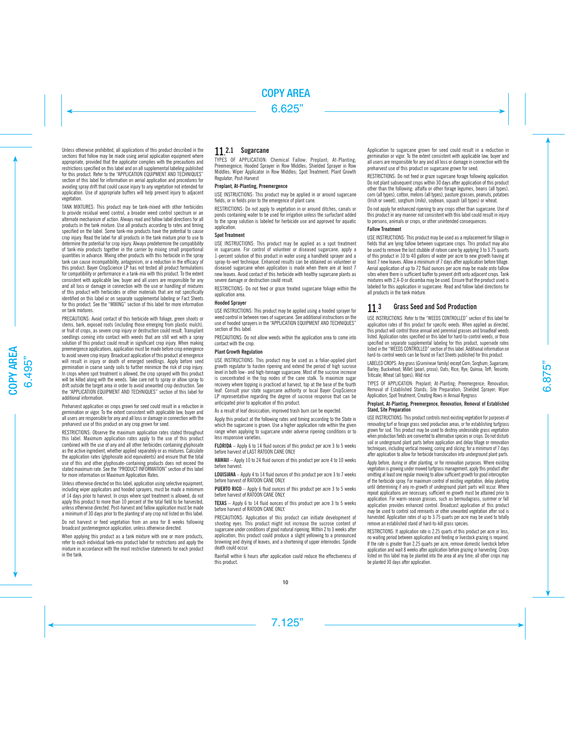Unless otherwise prohibited, all applications of this product described in the sections that follow may be made using aerial application equipment where appropriate, provided that the applicator complies with the precautions and restrictions specified on this label and on all supplemental labeling published for this product. Refer to the "APPLICATION EQUIPMENT AND TECHNIQUES" section of this label for information on aerial application and procedures for avoiding spray drift that could cause injury to any vegetation not intended for application. Use of appropriate buffers will help prevent injury to adjacent vegetation.

TANK MIXTURES: This product may be tank-mixed with other herbicides to provide residual weed control, a broader weed control spectrum or an alternate mechanism of action. Always read and follow label directions for all products in the tank mixture. Use all products according to rates and timing specified on the label. Some tank-mix products have the potential to cause crop injury. Read the label for all products in the tank mixture prior to use to determine the potential for crop injury. Always predetermine the compatibility of tank-mix products together in the carrier by mixing small proportional quantities in advance. Mixing other products with this herbicide in the spray tank can cause incompatibility, antagonism, or a reduction in the efficacy of this product. Bayer CropScience LP has not tested all product formulations for compatibility or performance in a tank-mix with this product. To the extent consistent with applicable law, buyer and all users are responsible for any and all loss or damage in connection with the use or handling of mixtures of this product with herbicides or other materials that are not specifically identified on this label or on separate supplemental labeling or Fact Sheets for this product. See the "MIXING" section of this label for more information on tank mixtures.

PRECAUTIONS: Avoid contact of this herbicide with foliage, green shoots or stems, bark, exposed roots (including those emerging from plastic mulch), or fruit of crops, as severe crop injury or destruction could result. Transplant seedlings coming into contact with weeds that are still wet with a spray solution of this product could result in significant crop injury. When making preemergence applications, application must be made before crop emergence to avoid severe crop injury. Broadcast application of this product at emergence will result in injury or death of emerged seedlings. Apply before seed germination in coarse sandy soils to further minimize the risk of crop injury. In crops where spot treatment is allowed, the crop sprayed with this product will be killed along with the weeds. Take care not to spray or allow spray to drift outside the target area in order to avoid unwanted crop destruction. See the "APPLICATION EQUIPMENT AND TECHNIQUES" section of this label for additional information.

Preharvest application on crops grown for seed could result in a reduction in germination or vigor. To the extent consistent with applicable law, buyer and all users are responsible for any and all loss or damage in connection with the preharvest use of this product on any crop grown for seed.

RESTRICTIONS: Observe the maximum application rates stated throughout this label. Maximum application rates apply to the use of this product combined with the use of any and all other herbicides containing glyphosate as the active ingredient, whether applied separately or as mixtures. Calculate the application rates (glyphosate acid equivalents) and ensure that the total use of this and other glyphosate-containing products does not exceed the stated maximum rate. See the "PRODUCT INFORMATION" section of this label for more information on Maximum Application Rates.

Unless otherwise directed on this label, application using selective equipment, including wiper applicators and hooded sprayers, must be made a minimum of 14 days prior to harvest. In crops where spot treatment is allowed, do not apply this product to more than 10 percent of the total field to be harvested, unless otherwise directed. Post-harvest and fallow application must be made a minimum of 30 days prior to the planting of any crop not listed on this label.

Do not harvest or feed vegetation from an area for 8 weeks following broadcast postemergence application, unless otherwise directed.

When applying this product as a tank mixture with one or more products, refer to each individual tank-mix product label for restrictions and apply the mixture in accordance with the most restrictive statements for each product in the tank.

## 11.2.1 Sugarcane

TYPES OF APPLICATION: Chemical Fallow; Preplant; At-Planting; Preemergence; Hooded Sprayer in Row Middles; Shielded Sprayer in Row Middles; Wiper Applicator in Row Middles; Spot Treatment; Plant Growth Regulator; Post-Harvest

### Preplant, At-Planting, Preemergence

USE INSTRUCTIONS: This product may be applied in or around sugarcane fields, or in fields prior to the emergence of plant cane.

RESTRICTIONS: Do not apply to vegetation in or around ditches, canals or ponds containing water to be used for irrigation unless the surfactant added to the spray solution is labeled for herbicide use and approved for aquatic application.

### Spot Treatment

USE INSTRUCTIONS: This product may be applied as a spot treatment in sugarcane. For control of volunteer or diseased sugarcane, apply a 1-percent solution of this product in water using a handheld sprayer and a spray-to-wet technique. Enhanced results can be obtained on volunteer or diseased sugarcane when application is made when there are at least 7 new leaves. Avoid contact of this herbicide with healthy sugarcane plants as severe damage or destruction could result.

RESTRICTIONS: Do not feed or graze treated sugarcane foliage within the application area.

### Hooded Sprayer

USE INSTRUCTIONS: This product may be applied using a hooded sprayer for weed control in between rows of sugarcane. See additional instructions on the use of hooded sprayers in the "APPLICATION EQUIPMENT AND TECHNIQUES" section of this label.

PRECAUTIONS: Do not allow weeds within the application area to come into contact with the crop.

### Plant Growth Regulation

USE INSTRUCTIONS: This product may be used as a foliar-applied plant growth regulator to hasten ripening and extend the period of high sucrose level in both low- and high-tonnage sugarcane. Most of the sucrose increase is concentrated in the top nodes of the cane stalk. To maximize sugar recovery where topping is practiced at harvest, top at the base of the fourth leaf. Consult your state sugarcane authority or local Bayer CropScience LP representative regarding the degree of sucrose response that can be anticipated prior to application of this product.

As a result of leaf desiccation, improved trash burn can be expected.

Apply this product at the following rates and timing according to the State in which the sugarcane is grown. Use a higher application rate within the given range when applying to sugarcane under adverse ripening conditions or to less responsive varieties.

**FLORIDA** – Apply 6 to 14 fluid ounces of this product per acre 3 to 5 weeks before harvest of LAST RATOON CANE ONLY.

**HAWAII** – Apply 10 to 24 fluid ounces of this product per acre 4 to 10 weeks before harvest.

**LOUISIANA** – Apply 4 to 14 fluid ounces of this product per acre 3 to 7 weeks before harvest of RATOON CANE ONLY.

**PUERTO RICO** – Apply 6 fluid ounces of this product per acre 3 to 5 weeks before harvest of RATOON CANE ONLY.

**TEXAS** – Apply 6 to 14 fluid ounces of this product per acre 3 to 5 weeks before harvest of RATOON CANE ONLY.

PRECAUTIONS: Application of this product can initiate development of shooting eyes. This product might not increase the sucrose content of sugarcane under conditions of good natural ripening. Within 2 to 3 weeks after application, this product could produce a slight yellowing to a pronounced browning and drying of leaves, and a shortening of upper internodes. Spindle death could occur.

Rainfall within 6 hours after application could reduce the effectiveness of this product.

Application to sugarcane grown for seed could result in a reduction in germination or vigor. To the extent consistent with applicable law, buyer and all users are responsible for any and all loss or damage in connection with the preharvest use of this product on sugarcane grown for seed.

RESTRICTIONS: Do not feed or graze sugarcane forage following application. Do not plant subsequent crops within 30 days after application of this product other than the following: alfalfa or other forage legumes, beans (all types), corn (all types), cotton, melons (all types), pasture grasses, peanuts, potatoes (Irish or sweet), sorghum (milo), soybean, squash (all types) or wheat.

Do not apply for enhanced ripening to any crops other than sugarcane. Use of this product in any manner not consistent with this label could result in injury to persons, animals or crops, or other unintended consequences.

### Fallow Treatment

USE INSTRUCTIONS: This product may be used as a replacement for tillage in fields that are lying fallow between sugarcane crops. This product may also be used to remove the last stubble of ratoon cane by applying 3 to 3.75 quarts of this product in 10 to 40 gallons of water per acre to new growth having at least 7 new leaves. Allow a minimum of 7 days after application before tillage. Aerial application of up to 72 fluid ounces per acre may be made onto fallow sites where there is sufficient buffer to prevent drift onto adjacent crops. Tank mixtures with 2,4-D or dicamba may be used. Ensure that the product used is labeled for this application in sugarcane. Read and follow label directions for all products in the tank mixture.

## 11.3 Grass Seed and Sod Production

USE INSTRUCTIONS: Refer to the "WEEDS CONTROLLED" section of this label for application rates of this product for specific weeds. When applied as directed, this product will control those annual and perennial grasses and broadleaf weeds listed. Application rates specified on this label for hard-to-control weeds, or those specified on separate supplemental labeling for this product, supersede rates listed in the "WEEDS CONTROLLED" section of this label. Additional information on hard-to-control weeds can be found on Fact Sheets published for this product.

LABELED CROPS: Any grass (*Gramineae* family) except Corn; Sorghum; Sugarcane; Barley; Buckwheat; Millet (pearl, proso); Oats; Rice; Rye; Quinoa; Teff; Teosinte; Triticale; Wheat (all types); Wild rice

TYPES OF APPLICATION: Preplant; At-Planting; Preemergence; Renovation; Removal of Established Stands; Site Preparation; Shielded Sprayer; Wiper Application; Spot Treatment; Creating Rows in Annual Ryegrass

### Preplant, At-Planting, Preemergence, Renovation, Removal of Established Stand, Site Preparation

USE INSTRUCTIONS: This product controls most existing vegetation for purposes of renovating turf or forage grass seed production areas, or for establishing turfgrass grown for sod. This product may be used to destroy undesirable grass vegetation when production fields are converted to alternative species or crops. Do not disturb soil or underground plant parts before application and delay tillage or renovation techniques, including vertical mowing, coring and slicing, for a minimum of 7 days after application to allow for herbicide translocation into underground plant parts.

Apply before, during or after planting, or for renovation purposes. Where existing vegetation is growing under mowed turfgrass management, apply this product after omitting at least one regular mowing to allow sufficient growth for good interception of the herbicide spray. For maximum control of existing vegetation, delay planting until determining if any re-growth of underground plant parts will occur. Where repeat applications are necessary, sufficient re-growth must be attained prior to application. For warm-season grasses, such as bermudagrass, summer or fall application provides enhanced control. Broadcast application of this product may be used to control sod remnants or other unwanted vegetation after sod is harvested. Application rates of up to 3.75 quarts per acre may be used to totally remove an established stand of hard-to-kill grass species.

RESTRICTIONS: If application rate is 2.25 quarts of this product per acre or less, no waiting period between application and feeding or livestock grazing is required. If the rate is greater than 2.25 quarts per acre, remove domestic livestock before application and wait 8 weeks after application before grazing or harvesting. Crops listed on this label may be planted into the area at any time; all other crops may be planted 30 days after application.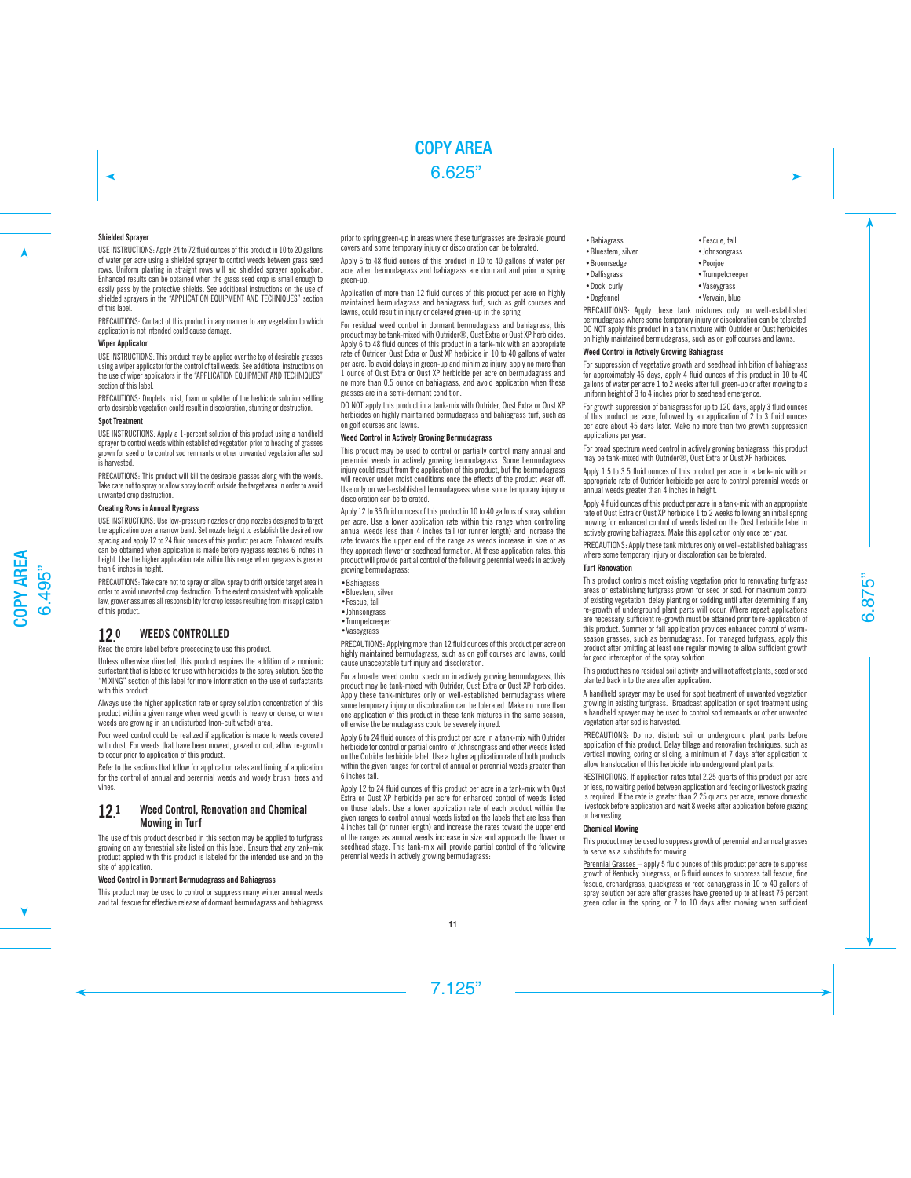#### Shielded Sprayer

USE INSTRUCTIONS: Apply 24 to 72 fluid ounces of this product in 10 to 20 gallons of water per acre using a shielded sprayer to control weeds between grass seed rows. Uniform planting in straight rows will aid shielded sprayer application. Enhanced results can be obtained when the grass seed crop is small enough to easily pass by the protective shields. See additional instructions on the use of shielded sprayers in the "APPLICATION EQUIPMENT AND TECHNIQUES" section of this label.

PRECAUTIONS: Contact of this product in any manner to any vegetation to which application is not intended could cause damage.

#### Wiper Applicator

USE INSTRUCTIONS: This product may be applied over the top of desirable grasses using a wiper applicator for the control of tall weeds. See additional instructions on the use of wiper applicators in the "APPLICATION EQUIPMENT AND TECHNIQUES" section of this label.

PRECAUTIONS: Droplets, mist, foam or splatter of the herbicide solution settling onto desirable vegetation could result in discoloration, stunting or destruction.

#### Spot Treatment

USE INSTRUCTIONS: Apply a 1-percent solution of this product using a handheld sprayer to control weeds within established vegetation prior to heading of grasses grown for seed or to control sod remnants or other unwanted vegetation after sod is harvested.

PRECAUTIONS: This product will kill the desirable grasses along with the weeds. Take care not to spray or allow spray to drift outside the target area in order to avoid unwanted crop destruction.

#### Creating Rows in Annual Ryegrass

USE INSTRUCTIONS: Use low-pressure nozzles or drop nozzles designed to target the application over a narrow band. Set nozzle height to establish the desired row spacing and apply 12 to 24 fluid ounces of this product per acre. Enhanced results can be obtained when application is made before ryegrass reaches 6 inches in height. Use the higher application rate within this range when ryegrass is greater than 6 inches in height.

PRECAUTIONS: Take care not to spray or allow spray to drift outside target area in order to avoid unwanted crop destruction. To the extent consistent with applicable law, grower assumes all responsibility for crop losses resulting from misapplication of this product.

## 12.0 WEEDS CONTROLLED

Read the entire label before proceeding to use this product.

Unless otherwise directed, this product requires the addition of a nonionic surfactant that is labeled for use with herbicides to the spray solution. See the "MIXING" section of this label for more information on the use of surfactants with this product.

Always use the higher application rate or spray solution concentration of this product within a given range when weed growth is heavy or dense, or when weeds are growing in an undisturbed (non-cultivated) area.

Poor weed control could be realized if application is made to weeds covered with dust. For weeds that have been mowed, grazed or cut, allow re-growth to occur prior to application of this product.

Refer to the sections that follow for application rates and timing of application for the control of annual and perennial weeds and woody brush, trees and vines.

## 12.1 Weed Control, Renovation and Chemical Mowing in Turf

The use of this product described in this section may be applied to turfgrass growing on any terrestrial site listed on this label. Ensure that any tank-mix product applied with this product is labeled for the intended use and on the site of application.

#### Weed Control in Dormant Bermudagrass and Bahiagrass

This product may be used to control or suppress many winter annual weeds and tall fescue for effective release of dormant bermudagrass and bahiagrass prior to spring green-up in areas where these turfgrasses are desirable ground covers and some temporary injury or discoloration can be tolerated.

Apply 6 to 48 fluid ounces of this product in 10 to 40 gallons of water per acre when bermudagrass and bahiagrass are dormant and prior to spring green-up.

Application of more than 12 fluid ounces of this product per acre on highly maintained bermudagrass and bahiagrass turf, such as golf courses and lawns, could result in injury or delayed green-up in the spring.

For residual weed control in dormant bermudagrass and bahiagrass, this product may be tank-mixed with Outrider®, Oust Extra or Oust XP herbicides. Apply 6 to 48 fluid ounces of this product in a tank-mix with an appropriate rate of Outrider, Oust Extra or Oust XP herbicide in 10 to 40 gallons of water per acre. To avoid delays in green-up and minimize injury, apply no more than 1 ounce of Oust Extra or Oust XP herbicide per acre on bermudagrass and no more than 0.5 ounce on bahiagrass, and avoid application when these grasses are in a semi-dormant condition.

DO NOT apply this product in a tank-mix with Outrider, Oust Extra or Oust XP herbicides on highly maintained bermudagrass and bahiagrass turf, such as on golf courses and lawns.

#### Weed Control in Actively Growing Bermudagrass

This product may be used to control or partially control many annual and perennial weeds in actively growing bermudagrass. Some bermudagrass injury could result from the application of this product, but the bermudagrass will recover under moist conditions once the effects of the product wear off. Use only on well-established bermudagrass where some temporary injury or discoloration can be tolerated.

Apply 12 to 36 fluid ounces of this product in 10 to 40 gallons of spray solution per acre. Use a lower application rate within this range when controlling annual weeds less than 4 inches tall (or runner length) and increase the rate towards the upper end of the range as weeds increase in size or as they approach flower or seedhead formation. At these application rates, this product will provide partial control of the following perennial weeds in actively growing bermudagrass:

- Bahiagrass
- Bluestem, silver
- Fescue, tall
- Johnsongrass
- Trumpetcreeper
- Vaseygrass

PRECAUTIONS: Applying more than 12 fluid ounces of this product per acre on highly maintained bermudagrass, such as on golf courses and lawns, could cause unacceptable turf injury and discoloration.

For a broader weed control spectrum in actively growing bermudagrass, this product may be tank-mixed with Outrider, Oust Extra or Oust XP herbicides. Apply these tank-mixtures only on well-established bermudagrass where some temporary injury or discoloration can be tolerated. Make no more than one application of this product in these tank mixtures in the same season, otherwise the bermudagrass could be severely injured.

Apply 6 to 24 fluid ounces of this product per acre in a tank-mix with Outrider herbicide for control or partial control of Johnsongrass and other weeds listed on the Outrider herbicide label. Use a higher application rate of both products within the given ranges for control of annual or perennial weeds greater than 6 inches tall.

Apply 12 to 24 fluid ounces of this product per acre in a tank-mix with Oust Extra or Oust XP herbicide per acre for enhanced control of weeds listed on those labels. Use a lower application rate of each product within the given ranges to control annual weeds listed on the labels that are less than 4 inches tall (or runner length) and increase the rates toward the upper end of the ranges as annual weeds increase in size and approach the flower or seedhead stage. This tank-mix will provide partial control of the following perennial weeds in actively growing bermudagrass:

- Bahiagrass
- Bluestem, silver
- Broomsedge
- Dallisgrass
- Dock, curly
- Dogfennel
- Fescue, tall
- Johnsongrass
- Poorjoe
- Trumpetcreeper
- Vaseygrass
- Vervain, blue

PRECAUTIONS: Apply these tank mixtures only on well-established bermudagrass where some temporary injury or discoloration can be tolerated. DO NOT apply this product in a tank mixture with Outrider or Oust herbicides on highly maintained bermudagrass, such as on golf courses and lawns.

#### Weed Control in Actively Growing Bahiagrass

For suppression of vegetative growth and seedhead inhibition of bahiagrass for approximately 45 days, apply 4 fluid ounces of this product in 10 to 40 gallons of water per acre 1 to 2 weeks after full green-up or after mowing to a uniform height of 3 to 4 inches prior to seedhead emergence.

For growth suppression of bahiagrass for up to 120 days, apply 3 fluid ounces of this product per acre, followed by an application of 2 to 3 fluid ounces per acre about 45 days later. Make no more than two growth suppression applications per year.

For broad spectrum weed control in actively growing bahiagrass, this product may be tank-mixed with Outrider®, Oust Extra or Oust XP herbicides.

Apply 1.5 to 3.5 fluid ounces of this product per acre in a tank-mix with an appropriate rate of Outrider herbicide per acre to control perennial weeds or annual weeds greater than 4 inches in height.

Apply 4 fluid ounces of this product per acre in a tank-mix with an appropriate rate of Oust Extra or Oust XP herbicide 1 to 2 weeks following an initial spring mowing for enhanced control of weeds listed on the Oust herbicide label in actively growing bahiagrass. Make this application only once per year.

PRECAUTIONS: Apply these tank mixtures only on well-established bahiagrass where some temporary injury or discoloration can be tolerated.

#### Turf Renovation

This product controls most existing vegetation prior to renovating turfgrass areas or establishing turfgrass grown for seed or sod. For maximum control of existing vegetation, delay planting or sodding until after determining if any re-growth of underground plant parts will occur. Where repeat applications are necessary, sufficient re-growth must be attained prior to re-application of this product. Summer or fall application provides enhanced control of warm-season grasses, such as bermudagrass. For managed turfgrass, apply this product after omitting at least one regular mowing to allow sufficient growth for good interception of the spray solution.

This product has no residual soil activity and will not affect plants, seed or sod planted back into the area after application.

A handheld sprayer may be used for spot treatment of unwanted vegetation growing in existing turfgrass. Broadcast application or spot treatment using a handheld sprayer may be used to control sod remnants or other unwanted vegetation after sod is harvested.

PRECAUTIONS: Do not disturb soil or underground plant parts before application of this product. Delay tillage and renovation techniques, such as vertical mowing, coring or slicing, a minimum of 7 days after application to allow translocation of this herbicide into underground plant parts.

RESTRICTIONS: If application rates total 2.25 quarts of this product per acre or less, no waiting period between application and feeding or livestock grazing is required. If the rate is greater than 2.25 quarts per acre, remove domestic livestock before application and wait 8 weeks after application before grazing or harvesting.

#### Chemical Mowing

This product may be used to suppress growth of perennial and annual grasses to serve as a substitute for mowing.

Perennial Grasses – apply 5 fluid ounces of this product per acre to suppress growth of Kentucky bluegrass, or 6 fluid ounces to suppress tall fescue, fine fescue, orchardgrass, quackgrass or reed canarygrass in 10 to 40 gallons of spray solution per acre after grasses have greened up to at least 75 percent green color in the spring, or 7 to 10 days after mowing when sufficient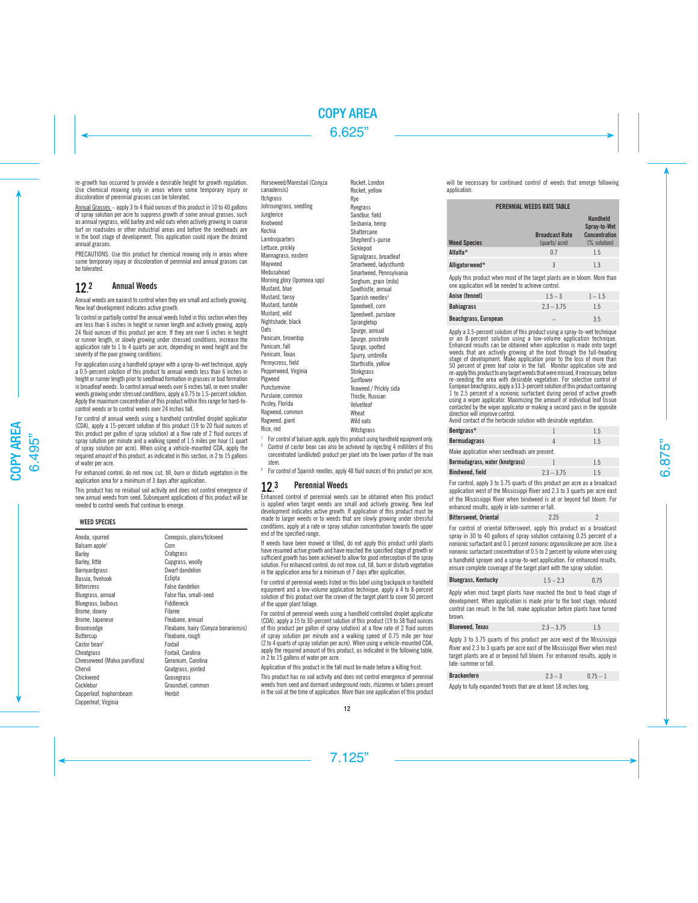re-growth has occurred to provide a desirable height for growth regulation. Use chemical mowing only in areas where some temporary injury or discoloration of perennial grasses can be tolerated.

Annual Grasses – apply 3 to 4 fluid ounces of this product in 10 to 40 gallons of spray solution per acre to suppress growth of some annual grasses, such as annual ryegrass, wild barley and wild oats when actively growing in coarse turf on roadsides or other industrial areas and before the seedheads are in the boot stage of development. This application could injure the desired annual grasses.

PRECAUTIONS: Use this product for chemical mowing only in areas where some temporary injury or discoloration of perennial and annual grasses can be tolerated.

## 12.2 Annual Weeds

Annual weeds are easiest to control when they are small and actively growing. New leaf development indicates active growth.

To control or partially control the annual weeds listed in this section when they are less than 6 inches in height or runner length and actively growing, apply 24 fluid ounces of this product per acre. If they are over 6 inches in height or runner length, or slowly growing under stressed conditions, increase the application rate to 1 to 4 quarts per acre, depending on weed height and the severity of the poor growing conditions.

For application using a handheld sprayer with a spray-to-wet technique, apply a 0.5-percent solution of this product to annual weeds less than 6 inches in height or runner length prior to seedhead formation in grasses or bud formation in broadleaf weeds. To control annual weeds over 6 inches tall, or even smaller weeds growing under stressed conditions, apply a 0.75 to 1.5-percent solution. Apply the maximum concentration of this product within this range for hard-to-control weeds or to control weeds over 24 inches tall.

For control of annual weeds using a handheld controlled droplet applicator (CDA), apply a 15-percent solution of this product (19 to 20 fluid ounces of this product per gallon of spray solution) at a flow rate of 2 fluid ounces of spray solution per minute and a walking speed of 1.5 miles per hour (1 quart of spray solution per acre). When using a vehicle-mounted CDA, apply the required amount of this product, as indicated in this section, in 2 to 15 gallons of water per acre.

For enhanced control, do not mow, cut, till, burn or disturb vegetation in the application area for a minimum of 3 days after application.

This product has no residual soil activity and does not control emergence of new annual weeds from seed. Subsequent applications of this product will be needed to control weeds that continue to emerge.

**WEED SPECIES**

Anoda, spurred
Balsam apple[1]
Barley
Barley, little
Barnyardgrass
Bassia, fivehook
Bittercress
Bluegrass, annual
Bluegrass, bulbous
Brome, downy
Brome, Japanese
Broomsedge
Buttercup
Castor bean[2]
Cheatgrass
Cheeseweed (Malva parviflora)
Chervil
Chickweed
Cocklebur
Copperleaf, hophornbeam
Copperleaf, Virginia
Coreopsis, plains/tickseed
Corn
Crabgrass
Cupgrass, woolly
Dwarf dandelion
Eclipta
False dandelion
False flax, small-seed
Fiddleneck
Filaree
Fleabane, annual
Fleabane, hairy (Conyza bonariensis)
Fleabane, rough
Foxtail
Foxtail, Carolina
Geranium, Carolina
Goatgrass, jointed
Goosegrass
Groundsel, common
Henbit
Horseweed/Marestail (Conyza canadensis)
Itchgrass
Johnsongrass, seedling
Junglerice
Knotweed
Kochia
Lambsquarters
Lettuce, prickly
Mannagrass, eastern
Mayweed
Medusahead
Morning glory (Ipomoea spp)
Mustard, blue
Mustard, tansy
Mustard, tumble
Mustard, wild
Nightshade, black
Oats
Panicum, browntop
Panicum, fall
Panicum, Texas
Pennycress, field
Pepperweed, Virginia
Pigweed
Puncturevine
Purslane, common
Pusley, Florida
Ragweed, common
Ragweed, giant
Rice, red
Rocket, London
Rocket, yellow
Rye
Ryegrass
Sandbur, field
Sesbania, hemp
Shattercane
Shepherd's-purse
Sicklepod
Signalgrass, broadleaf
Smartweed, ladysthumb
Smartweed, Pennsylvania
Sorghum, grain (milo)
Sowthistle, annual
Spanish needles[3]
Speedwell, corn
Speedwell, purslane
Sprangletop
Spurge, annual
Spurge, prostrate
Spurge, spotted
Spurry, umbrella
Starthistle, yellow
Stinkgrass
Sunflower
Teaweed / Prickly sida
Thistle, Russian
Velvetleaf
Wheat
Wild oats
Witchgrass

[1] For control of balsam apple, apply this product using handheld equipment only.
[2] Control of castor bean can also be achieved by injecting 4 milliliters of this concentrated (undiluted) product per plant into the lower portion of the main stem.
[3] For control of Spanish needles, apply 48 fluid ounces of this product per acre.

## 12.3 Perennial Weeds

Enhanced control of perennial weeds can be obtained when this product is applied when target weeds are small and actively growing. New leaf development indicates active growth. If application of this product must be made to larger weeds or to weeds that are slowly growing under stressful conditions, apply at a rate or spray solution concentration towards the upper end of the specified range.

If weeds have been mowed or tilled, do not apply this product until plants have resumed active growth and have reached the specified stage of growth or sufficient growth has been achieved to allow for good interception of the spray solution. For enhanced control, do not mow, cut, till, burn or disturb vegetation in the application area for a minimum of 7 days after application.

For control of perennial weeds listed on this label using backpack or handheld equipment and a low-volume application technique, apply a 4 to 8-percent solution of this product over the crown of the target plant to cover 50 percent of the upper plant foliage.

For control of perennial weeds using a handheld controlled droplet applicator (CDA), apply a 15 to 30-percent solution of this product (19 to 38 fluid ounces of this product per gallon of spray solution) at a flow rate of 2 fluid ounces of spray solution per minute and a walking speed of 0.75 mile per hour (2 to 4 quarts of spray solution per acre). When using a vehicle-mounted CDA, apply the required amount of this product, as indicated in the following table, in 2 to 15 gallons of water per acre.

Application of this product in the fall must be made before a killing frost.

This product has no soil activity and does not control emergence of perennial weeds from seed and dormant underground roots, rhizomes or tubers present in the soil at the time of application. More than one application of this product will be necessary for continued control of weeds that emerge following application.

**PERENNIAL WEEDS RATE TABLE**

| Weed Species | Broadcast Rate (quarts/ acre) | Handheld Spray-to-Wet Concentration (% solution) |
|---|---|---|
| Alfalfa* | 0.7 | 1.5 |
| Alligatorweed* | 3 | 1.3 |
| Apply this product when most of the target plants are in bloom. More than one application will be needed to achieve control. | | |
| Anise (fennel) | 1.5 – 3 | 1 – 1.5 |
| Bahiagrass | 2.3 – 3.75 | 1.5 |
| Beachgrass, European | – | 3.5 |
| Apply a 3.5-percent solution of this product using a spray-to-wet technique or an 8-percent solution using a low-volume application technique. Enhanced results can be obtained when application is made onto target weeds that are actively growing at the boot through the full-heading stage of development. Make application prior to the loss of more than 50 percent of green leaf color in the fall. Monitor application site and re-apply this product to any target weeds that were missed, if necessary, before re-seeding the area with desirable vegetation. For selective control of European beachgrass, apply a 33.3-percent solution of this product containing 1 to 2.5 percent of a nonionic surfactant during period of active growth using a wiper applicator. Maximizing the amount of individual leaf tissue contacted by the wiper applicator or making a second pass in the opposite direction will improve control. Avoid contact of the herbicide solution with desirable vegetation. | | |
| Bentgrass* | 1 | 1.5 |
| Bermudagrass | 4 | 1.5 |
| Make application when seedheads are present. | | |
| Bermudagrass, water (knotgrass) | 1 | 1.5 |
| Bindweed, field | 2.3 – 3.75 | 1.5 |
| For control, apply 3 to 3.75 quarts of this product per acre as a broadcast application west of the Mississippi River and 2.3 to 3 quarts per acre east of the Mississippi River when bindweed is at or beyond full bloom. For enhanced results, apply in late-summer or fall. | | |
| Bittersweet, Oriental | 2.25 | 2 |
| For control of oriental bittersweet, apply this product as a broadcast spray in 30 to 40 gallons of spray solution containing 0.25 percent of a nonionic surfactant and 0.1 percent nonionic organosilicone per acre. Use a nonionic surfactant concentration of 0.5 to 2 percent by volume when using a handheld sprayer and a spray-to-wet application. For enhanced results, ensure complete coverage of the target plant with the spray solution. | | |
| Bluegrass, Kentucky | 1.5 – 2.3 | 0.75 |
| Apply when most target plants have reached the boot to head stage of development. When application is made prior to the boot stage, reduced control can result. In the fall, make application before plants have turned brown. | | |
| Blueweed, Texas | 2.3 – 3.75 | 1.5 |
| Apply 3 to 3.75 quarts of this product per acre west of the Mississippi River and 2.3 to 3 quarts per acre east of the Mississippi River when most target plants are at or beyond full bloom. For enhanced results, apply in late-summer or fall. | | |
| Brackenfern | 2.3 – 3 | 0.75 – 1 |
| Apply to fully expanded fronds that are at least 18 inches long. | | |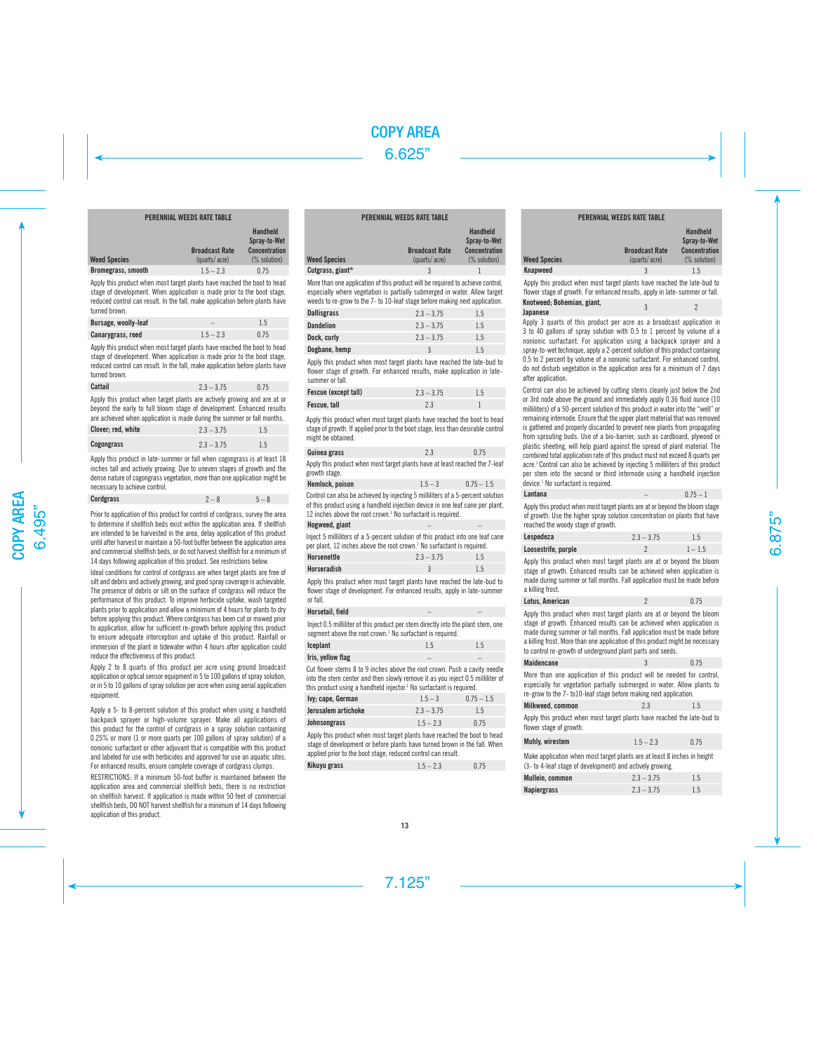## PERENNIAL WEEDS RATE TABLE

| Weed Species | Broadcast Rate (quarts/ acre) | Handheld Spray-to-Wet Concentration (% solution) |
|---|---|---|
| Bromegrass, smooth | 1.5 – 2.3 | 0.75 |

Apply this product when most target plants have reached the boot to head stage of development. When application is made prior to the boot stage, reduced control can result. In the fall, make application before plants have turned brown.

| Weed Species | Broadcast Rate (quarts/ acre) | Handheld Spray-to-Wet Concentration (% solution) |
|---|---|---|
| Bursage, woolly-leaf | – | 1.5 |
| Canarygrass, reed | 1.5 – 2.3 | 0.75 |

Apply this product when most target plants have reached the boot to head stage of development. When application is made prior to the boot stage, reduced control can result. In the fall, make application before plants have turned brown.

| Weed Species | Broadcast Rate (quarts/ acre) | Handheld Spray-to-Wet Concentration (% solution) |
|---|---|---|
| Cattail | 2.3 – 3.75 | 0.75 |

Apply this product when target plants are actively growing and are at or beyond the early to full bloom stage of development. Enhanced results are achieved when application is made during the summer or fall months.

| Weed Species | Broadcast Rate (quarts/ acre) | Handheld Spray-to-Wet Concentration (% solution) |
|---|---|---|
| Clover; red, white | 2.3 – 3.75 | 1.5 |
| Cogongrass | 2.3 – 3.75 | 1.5 |

Apply this product in late-summer or fall when cogongrass is at least 18 inches tall and actively growing. Due to uneven stages of growth and the dense nature of cogongrass vegetation, more than one application might be necessary to achieve control.

| Weed Species | Broadcast Rate (quarts/ acre) | Handheld Spray-to-Wet Concentration (% solution) |
|---|---|---|
| Cordgrass | 2 – 8 | 5 – 8 |

Prior to application of this product for control of cordgrass, survey the area to determine if shellfish beds exist within the application area. If shellfish are intended to be harvested in the area, delay application of this product until after harvest or maintain a 50-foot buffer between the application area and commercial shellfish beds, or do not harvest shellfish for a minimum of 14 days following application of this product. See restrictions below.

Ideal conditions for control of cordgrass are when target plants are free of silt and debris and actively growing, and good spray coverage is achievable. The presence of debris or silt on the surface of cordgrass will reduce the performance of this product. To improve herbicide uptake, wash targeted plants prior to application and allow a minimum of 4 hours for plants to dry before applying this product. Where cordgrass has been cut or mowed prior to application, allow for sufficient re-growth before applying this product to ensure adequate interception and uptake of this product. Rainfall or immersion of the plant in tidewater within 4 hours after application could reduce the effectiveness of this product.

Apply 2 to 8 quarts of this product per acre using ground broadcast application or optical sensor equipment in 5 to 100 gallons of spray solution, or in 5 to 10 gallons of spray solution per acre when using aerial application equipment.

Apply a 5- to 8-percent solution of this product when using a handheld backpack sprayer or high-volume sprayer. Make all applications of this product for the control of cordgrass in a spray solution containing 0.25% or more (1 or more quarts per 100 gallons of spray solution) of a nonionic surfactant or other adjuvant that is compatible with this product and labeled for use with herbicides and approved for use on aquatic sites. For enhanced results, ensure complete coverage of cordgrass clumps.

RESTRICTIONS: If a minimum 50-foot buffer is maintained between the application area and commercial shellfish beds, there is no restriction on shellfish harvest. If application is made within 50 feet of commercial shellfish beds, DO NOT harvest shellfish for a minimum of 14 days following application of this product.

| Weed Species | Broadcast Rate (quarts/ acre) | Handheld Spray-to-Wet Concentration (% solution) |
|---|---|---|
| Cutgrass, giant* | 3 | 1 |

More than one application of this product will be required to achieve control, especially where vegetation is partially submerged in water. Allow target weeds to re-grow to the 7- to 10-leaf stage before making next application.

| Weed Species | Broadcast Rate (quarts/ acre) | Handheld Spray-to-Wet Concentration (% solution) |
|---|---|---|
| Dallisgrass | 2.3 – 3.75 | 1.5 |
| Dandelion | 2.3 – 3.75 | 1.5 |
| Dock, curly | 2.3 – 3.75 | 1.5 |
| Dogbane, hemp | 3 | 1.5 |

Apply this product when most target plants have reached the late-bud to flower stage of growth. For enhanced results, make application in late-summer or fall.

| Weed Species | Broadcast Rate (quarts/ acre) | Handheld Spray-to-Wet Concentration (% solution) |
|---|---|---|
| Fescue (except tall) | 2.3 – 3.75 | 1.5 |
| Fescue, tall | 2.3 | 1 |

Apply this product when most target plants have reached the boot to head stage of growth. If applied prior to the boot stage, less than desirable control might be obtained.

| Weed Species | Broadcast Rate (quarts/ acre) | Handheld Spray-to-Wet Concentration (% solution) |
|---|---|---|
| Guinea grass | 2.3 | 0.75 |

Apply this product when most target plants have at least reached the 7-leaf growth stage.

| Weed Species | Broadcast Rate (quarts/ acre) | Handheld Spray-to-Wet Concentration (% solution) |
|---|---|---|
| Hemlock, poison | 1.5 – 3 | 0.75 – 1.5 |

Control can also be achieved by injecting 5 milliliters of a 5-percent solution of this product using a handheld injection device in one leaf cane per plant, 12 inches above the root crown.[1] No surfactant is required.

| Weed Species | Broadcast Rate (quarts/ acre) | Handheld Spray-to-Wet Concentration (% solution) |
|---|---|---|
| Hogweed, giant | – | – |

Inject 5 milliliters of a 5-percent solution of this product into one leaf cane per plant, 12 inches above the root crown.[1] No surfactant is required.

| Weed Species | Broadcast Rate (quarts/ acre) | Handheld Spray-to-Wet Concentration (% solution) |
|---|---|---|
| Horsenettle | 2.3 – 3.75 | 1.5 |
| Horseradish | 3 | 1.5 |

Apply this product when most target plants have reached the late-bud to flower stage of development. For enhanced results, apply in late-summer or fall.

| Weed Species | Broadcast Rate (quarts/ acre) | Handheld Spray-to-Wet Concentration (% solution) |
|---|---|---|
| Horsetail, field | – | – |

Inject 0.5 milliliter of this product per stem directly into the plant stem, one segment above the root crown.[1] No surfactant is required.

| Weed Species | Broadcast Rate (quarts/ acre) | Handheld Spray-to-Wet Concentration (% solution) |
|---|---|---|
| Iceplant | 1.5 | 1.5 |
| Iris, yellow flag | – | – |

Cut flower stems 8 to 9 inches above the root crown. Push a cavity needle into the stem center and then slowly remove it as you inject 0.5 milliliter of this product using a handheld injector.[1] No surfactant is required.

| Weed Species | Broadcast Rate (quarts/ acre) | Handheld Spray-to-Wet Concentration (% solution) |
|---|---|---|
| Ivy; cape, German | 1.5 – 3 | 0.75 – 1.5 |
| Jerusalem artichoke | 2.3 – 3.75 | 1.5 |
| Johnsongrass | 1.5 – 2.3 | 0.75 |

Apply this product when most target plants have reached the boot to head stage of development or before plants have turned brown in the fall. When applied prior to the boot stage, reduced control can result.

| Weed Species | Broadcast Rate (quarts/ acre) | Handheld Spray-to-Wet Concentration (% solution) |
|---|---|---|
| Kikuyu grass | 1.5 – 2.3 | 0.75 |
| Knapweed | 3 | 1.5 |

Apply this product when most target plants have reached the late-bud to flower stage of growth. For enhanced results, apply in late-summer or fall.

| Weed Species | Broadcast Rate (quarts/ acre) | Handheld Spray-to-Wet Concentration (% solution) |
|---|---|---|
| Knotweed; Bohemian, giant, Japanese | 3 | 2 |

Apply 3 quarts of this product per acre as a broadcast application in 3 to 40 gallons of spray solution with 0.5 to 1 percent by volume of a nonionic surfactant. For application using a backpack sprayer and a spray-to-wet technique, apply a 2-percent solution of this product containing 0.5 to 2 percent by volume of a nonionic surfactant. For enhanced control, do not disturb vegetation in the application area for a minimum of 7 days after application.

Control can also be achieved by cutting stems cleanly just below the 2nd or 3rd node above the ground and immediately apply 0.36 fluid ounce (10 milliliters) of a 50-percent solution of this product in water into the "well" or remaining internode. Ensure that the upper plant material that was removed is gathered and properly discarded to prevent new plants from propagating from sprouting buds. Use of a bio-barrier, such as cardboard, plywood or plastic sheeting, will help guard against the spread of plant material. The combined total application rate of this product must not exceed 8 quarts per acre.[1] Control can also be achieved by injecting 5 milliliters of this product per stem into the second or third internode using a handheld injection device.[1] No surfactant is required.

| Weed Species | Broadcast Rate (quarts/ acre) | Handheld Spray-to-Wet Concentration (% solution) |
|---|---|---|
| Lantana | – | 0.75 – 1 |

Apply this product when most target plants are at or beyond the bloom stage of growth. Use the higher spray solution concentration on plants that have reached the woody stage of growth.

| Weed Species | Broadcast Rate (quarts/ acre) | Handheld Spray-to-Wet Concentration (% solution) |
|---|---|---|
| Lespedeza | 2.3 – 3.75 | 1.5 |
| Loosestrife, purple | 2 | 1 – 1.5 |

Apply this product when most target plants are at or beyond the bloom stage of growth. Enhanced results can be achieved when application is made during summer or fall months. Fall application must be made before a killing frost.

| Weed Species | Broadcast Rate (quarts/ acre) | Handheld Spray-to-Wet Concentration (% solution) |
|---|---|---|
| Lotus, American | 2 | 0.75 |

Apply this product when most target plants are at or beyond the bloom stage of growth. Enhanced results can be achieved when application is made during summer or fall months. Fall application must be made before a killing frost. More than one application of this product might be necessary to control re-growth of underground plant parts and seeds.

| Weed Species | Broadcast Rate (quarts/ acre) | Handheld Spray-to-Wet Concentration (% solution) |
|---|---|---|
| Maidencane | 3 | 0.75 |

More than one application of this product will be needed for control, especially for vegetation partially submerged in water. Allow plants to re-grow to the 7- to10-leaf stage before making next application.

| Weed Species | Broadcast Rate (quarts/ acre) | Handheld Spray-to-Wet Concentration (% solution) |
|---|---|---|
| Milkweed, common | 2.3 | 1.5 |

Apply this product when most target plants have reached the late-bud to flower stage of growth.

| Weed Species | Broadcast Rate (quarts/ acre) | Handheld Spray-to-Wet Concentration (% solution) |
|---|---|---|
| Muhly, wirestem | 1.5 – 2.3 | 0.75 |

Make application when most target plants are at least 8 inches in height (3- to 4-leaf stage of development) and actively growing.

| Weed Species | Broadcast Rate (quarts/ acre) | Handheld Spray-to-Wet Concentration (% solution) |
|---|---|---|
| Mullein, common | 2.3 – 3.75 | 1.5 |
| Napiergrass | 2.3 – 3.75 | 1.5 |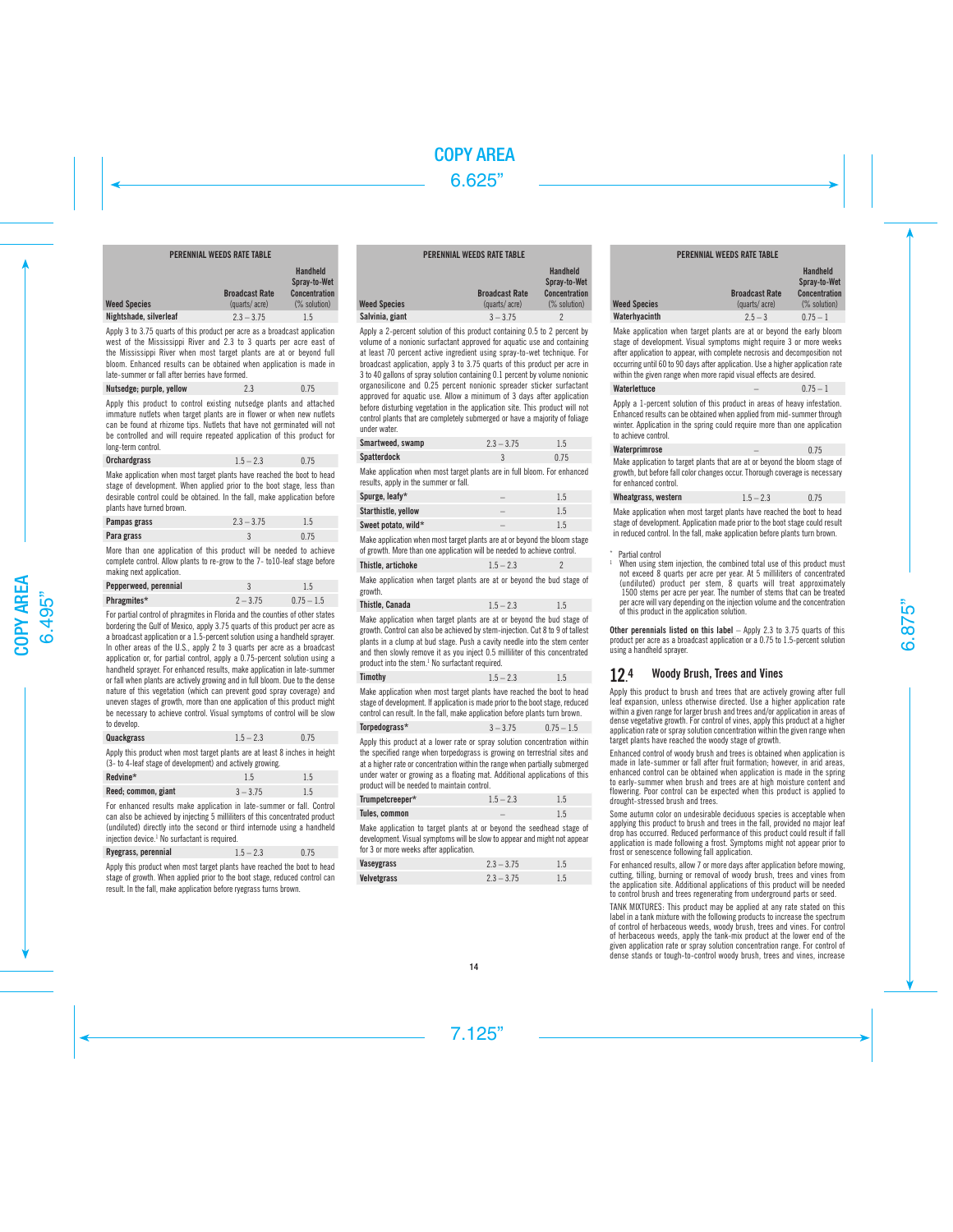**PERENNIAL WEEDS RATE TABLE**

| Weed Species | Broadcast Rate (quarts/ acre) | Handheld Spray-to-Wet Concentration (% solution) |
|---|---|---|
| Nightshade, silverleaf | 2.3 – 3.75 | 1.5 |

Apply 3 to 3.75 quarts of this product per acre as a broadcast application west of the Mississippi River and 2.3 to 3 quarts per acre east of the Mississippi River when most target plants are at or beyond full bloom. Enhanced results can be obtained when application is made in late-summer or fall after berries have formed.

| Weed Species | Broadcast Rate (quarts/ acre) | Handheld Spray-to-Wet Concentration (% solution) |
|---|---|---|
| Nutsedge; purple, yellow | 2.3 | 0.75 |

Apply this product to control existing nutsedge plants and attached immature nutlets when target plants are in flower or when new nutlets can be found at rhizome tips. Nutlets that have not germinated will not be controlled and will require repeated application of this product for long-term control.

| Weed Species | Broadcast Rate (quarts/ acre) | Handheld Spray-to-Wet Concentration (% solution) |
|---|---|---|
| Orchardgrass | 1.5 – 2.3 | 0.75 |

Make application when most target plants have reached the boot to head stage of development. When applied prior to the boot stage, less than desirable control could be obtained. In the fall, make application before plants have turned brown.

| Weed Species | Broadcast Rate (quarts/ acre) | Handheld Spray-to-Wet Concentration (% solution) |
|---|---|---|
| Pampas grass | 2.3 – 3.75 | 1.5 |
| Para grass | 3 | 0.75 |

More than one application of this product will be needed to achieve complete control. Allow plants to re-grow to the 7- to10-leaf stage before making next application.

| Weed Species | Broadcast Rate (quarts/ acre) | Handheld Spray-to-Wet Concentration (% solution) |
|---|---|---|
| Pepperweed, perennial | 3 | 1.5 |
| Phragmites* | 2 – 3.75 | 0.75 – 1.5 |

For partial control of phragmites in Florida and the counties of other states bordering the Gulf of Mexico, apply 3.75 quarts of this product per acre as a broadcast application or a 1.5-percent solution using a handheld sprayer. In other areas of the U.S., apply 2 to 3 quarts per acre as a broadcast application or, for partial control, apply a 0.75-percent solution using a handheld sprayer. For enhanced results, make application in late-summer or fall when plants are actively growing and in full bloom. Due to the dense nature of this vegetation (which can prevent good spray coverage) and uneven stages of growth, more than one application of this product might be necessary to achieve control. Visual symptoms of control will be slow to develop.

| Weed Species | Broadcast Rate (quarts/ acre) | Handheld Spray-to-Wet Concentration (% solution) |
|---|---|---|
| Quackgrass | 1.5 – 2.3 | 0.75 |

Apply this product when most target plants are at least 8 inches in height (3- to 4-leaf stage of development) and actively growing.

| Weed Species | Broadcast Rate (quarts/ acre) | Handheld Spray-to-Wet Concentration (% solution) |
|---|---|---|
| Redvine* | 1.5 | 1.5 |
| Reed; common, giant | 3 – 3.75 | 1.5 |

For enhanced results make application in late-summer or fall. Control can also be achieved by injecting 5 milliliters of this concentrated product (undiluted) directly into the second or third internode using a handheld injection device.[1] No surfactant is required.

| Weed Species | Broadcast Rate (quarts/ acre) | Handheld Spray-to-Wet Concentration (% solution) |
|---|---|---|
| Ryegrass, perennial | 1.5 – 2.3 | 0.75 |

Apply this product when most target plants have reached the boot to head stage of growth. When applied prior to the boot stage, reduced control can result. In the fall, make application before ryegrass turns brown.

| Weed Species | Broadcast Rate (quarts/ acre) | Handheld Spray-to-Wet Concentration (% solution) |
|---|---|---|
| Salvinia, giant | 3 – 3.75 | 2 |

Apply a 2-percent solution of this product containing 0.5 to 2 percent by volume of a nonionic surfactant approved for aquatic use and containing at least 70 percent active ingredient using spray-to-wet technique. For broadcast application, apply 3 to 3.75 quarts of this product per acre in 3 to 40 gallons of spray solution containing 0.1 percent by volume nonionic organosilicone and 0.25 percent nonionic spreader sticker surfactant approved for aquatic use. Allow a minimum of 3 days after application before disturbing vegetation in the application site. This product will not control plants that are completely submerged or have a majority of foliage under water.

| Weed Species | Broadcast Rate (quarts/ acre) | Handheld Spray-to-Wet Concentration (% solution) |
|---|---|---|
| Smartweed, swamp | 2.3 – 3.75 | 1.5 |
| Spatterdock | 3 | 0.75 |

Make application when most target plants are in full bloom. For enhanced results, apply in the summer or fall.

| Weed Species | Broadcast Rate (quarts/ acre) | Handheld Spray-to-Wet Concentration (% solution) |
|---|---|---|
| Spurge, leafy* | – | 1.5 |
| Starthistle, yellow | – | 1.5 |
| Sweet potato, wild* | – | 1.5 |

Make application when most target plants are at or beyond the bloom stage of growth. More than one application will be needed to achieve control.

| Weed Species | Broadcast Rate (quarts/ acre) | Handheld Spray-to-Wet Concentration (% solution) |
|---|---|---|
| Thistle, artichoke | 1.5 – 2.3 | 2 |

Make application when target plants are at or beyond the bud stage of growth.

| Weed Species | Broadcast Rate (quarts/ acre) | Handheld Spray-to-Wet Concentration (% solution) |
|---|---|---|
| Thistle, Canada | 1.5 – 2.3 | 1.5 |

Make application when target plants are at or beyond the bud stage of growth. Control can also be achieved by stem-injection. Cut 8 to 9 of tallest plants in a clump at bud stage. Push a cavity needle into the stem center and then slowly remove it as you inject 0.5 milliliter of this concentrated product into the stem.[1] No surfactant required.

| Weed Species | Broadcast Rate (quarts/ acre) | Handheld Spray-to-Wet Concentration (% solution) |
|---|---|---|
| Timothy | 1.5 – 2.3 | 1.5 |

Make application when most target plants have reached the boot to head stage of development. If application is made prior to the boot stage, reduced control can result. In the fall, make application before plants turn brown.

| Weed Species | Broadcast Rate (quarts/ acre) | Handheld Spray-to-Wet Concentration (% solution) |
|---|---|---|
| Torpedograss* | 3 – 3.75 | 0.75 – 1.5 |

Apply this product at a lower rate or spray solution concentration within the specified range when torpedograss is growing on terrestrial sites and at a higher rate or concentration within the range when partially submerged under water or growing as a floating mat. Additional applications of this product will be needed to maintain control.

| Weed Species | Broadcast Rate (quarts/ acre) | Handheld Spray-to-Wet Concentration (% solution) |
|---|---|---|
| Trumpetcreeper* | 1.5 – 2.3 | 1.5 |
| Tules, common | – | 1.5 |

Make application to target plants at or beyond the seedhead stage of development. Visual symptoms will be slow to appear and might not appear for 3 or more weeks after application.

| Weed Species | Broadcast Rate (quarts/ acre) | Handheld Spray-to-Wet Concentration (% solution) |
|---|---|---|
| Vaseygrass | 2.3 – 3.75 | 1.5 |
| Velvetgrass | 2.3 – 3.75 | 1.5 |
| Waterhyacinth | 2.5 – 3 | 0.75 – 1 |

Make application when target plants are at or beyond the early bloom stage of development. Visual symptoms might require 3 or more weeks after application to appear, with complete necrosis and decomposition not occurring until 60 to 90 days after application. Use a higher application rate within the given range when more rapid visual effects are desired.

| Weed Species | Broadcast Rate (quarts/ acre) | Handheld Spray-to-Wet Concentration (% solution) |
|---|---|---|
| Waterlettuce | – | 0.75 – 1 |

Apply a 1-percent solution of this product in areas of heavy infestation. Enhanced results can be obtained when applied from mid-summer through winter. Application in the spring could require more than one application to achieve control.

| Weed Species | Broadcast Rate (quarts/ acre) | Handheld Spray-to-Wet Concentration (% solution) |
|---|---|---|
| Waterprimrose | – | 0.75 |

Make application to target plants that are at or beyond the bloom stage of growth, but before fall color changes occur. Thorough coverage is necessary for enhanced control.

| Weed Species | Broadcast Rate (quarts/ acre) | Handheld Spray-to-Wet Concentration (% solution) |
|---|---|---|
| Wheatgrass, western | 1.5 – 2.3 | 0.75 |

Make application when most target plants have reached the boot to head stage of development. Application made prior to the boot stage could result in reduced control. In the fall, make application before plants turn brown.

\* Partial control

[1] When using stem injection, the combined total use of this product must not exceed 8 quarts per acre per year. At 5 milliliters of concentrated (undiluted) product per stem, 8 quarts will treat approximately 1500 stems per acre per year. The number of stems that can be treated per acre will vary depending on the injection volume and the concentration of this product in the application solution.

**Other perennials listed on this label** – Apply 2.3 to 3.75 quarts of this product per acre as a broadcast application or a 0.75 to 1.5-percent solution using a handheld sprayer.

## 12.4 Woody Brush, Trees and Vines

Apply this product to brush and trees that are actively growing after full leaf expansion, unless otherwise directed. Use a higher application rate within a given range for larger brush and trees and/or application in areas of dense vegetative growth. For control of vines, apply this product at a higher application rate or spray solution concentration within the given range when target plants have reached the woody stage of growth.

Enhanced control of woody brush and trees is obtained when application is made in late-summer or fall after fruit formation; however, in arid areas, enhanced control can be obtained when application is made in the spring to early-summer when brush and trees are at high moisture content and flowering. Poor control can be expected when this product is applied to drought-stressed brush and trees.

Some autumn color on undesirable deciduous species is acceptable when applying this product to brush and trees in the fall, provided no major leaf drop has occurred. Reduced performance of this product could result if fall application is made following a frost. Symptoms might not appear prior to frost or senescence following fall application.

For enhanced results, allow 7 or more days after application before mowing, cutting, tilling, burning or removal of woody brush, trees and vines from the application site. Additional applications of this product will be needed to control brush and trees regenerating from underground parts or seed.

TANK MIXTURES: This product may be applied at any rate stated on this label in a tank mixture with the following products to increase the spectrum of control of herbaceous weeds, woody brush, trees and vines. For control of herbaceous weeds, apply the tank-mix product at the lower end of the given application rate or spray solution concentration range. For control of dense stands or tough-to-control woody brush, trees and vines, increase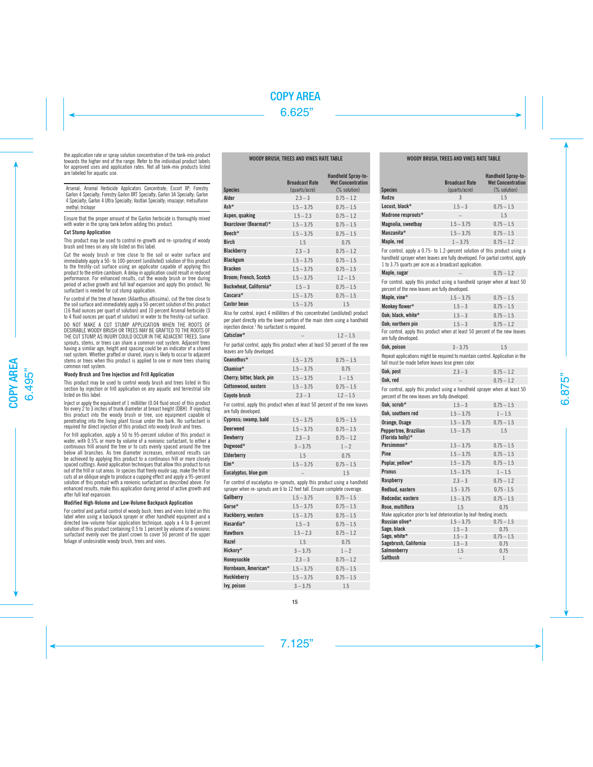the application rate or spray solution concentration of the tank-mix product towards the higher end of the range. Refer to the individual product labels for approved uses and application rates. Not all tank-mix products listed are labeled for aquatic use.

Arsenal; Arsenal Herbicide Applicators Concentrate; Escort XP; Forestry Garlon 4 Specialty; Forestry Garlon XRT Specialty; Garlon 3A Specialty; Garlon 4 Specialty; Garlon 4 Ultra Specialty; Vastlan Specialty; imazapyr; metsulfuron methyl; triclopyr

Ensure that the proper amount of the Garlon herbicide is thoroughly mixed with water in the spray tank before adding this product.

**Cut Stump Application**

This product may be used to control re-growth and re-sprouting of woody brush and trees on any site listed on this label.

Cut the woody brush or tree close to the soil or water surface and immediately apply a 50- to 100-percent (undiluted) solution of this product to the freshly-cut surface using an applicator capable of applying this product to the entire cambium. A delay in application could result in reduced performance. For enhanced results, cut the woody brush or tree during period of active growth and full leaf expansion and apply this product. No surfactant is needed for cut stump application.

For control of the tree of heaven (Ailanthus altissima), cut the tree close to the soil surface and immediately apply a 50-percent solution of this product (16 fluid ounces per quart of solution) and 10 percent Arsenal herbicide (3 to 4 fluid ounces per quart of solution) in water to the freshly-cut surface.

DO NOT MAKE A CUT STUMP APPLICATION WHEN THE ROOTS OF DESIRABLE WOODY BRUSH OR TREES MAY BE GRAFTED TO THE ROOTS OF THE CUT STUMP, AS INJURY COULD OCCUR IN THE ADJACENT TREES. Some sprouts, stems, or trees can share a common root system. Adjacent trees having a similar age, height and spacing could be an indicator of a shared root system. Whether grafted or shared, injury is likely to occur to adjacent stems or trees when this product is applied to one or more trees sharing common root system.

**Woody Brush and Tree Injection and Frill Application**

This product may be used to control woody brush and trees listed in this section by injection or frill application on any aquatic and terrestrial site listed on this label.

Inject or apply the equivalent of 1 milliliter (0.04 fluid once) of this product for every 2 to 3 inches of trunk diameter at breast height (DBH). If injecting this product into the woody brush or tree, use equipment capable of penetrating into the living plant tissue under the bark. No surfactant is required for direct injection of this product into woody brush and trees.

For frill application, apply a 50 to 95-percent solution of this product in water, with 0.5% or more by volume of a nonionic surfactant, to either a continuous frill around the tree or to cuts evenly spaced around the tree below all branches. As tree diameter increases, enhanced results can be achieved by applying this product to a continuous frill or more closely spaced cuttings. Avoid application techniques that allow this product to run out of the frill or cut areas. In species that freely exude sap, make the frill or cuts at an oblique angle to produce a cupping effect and apply a 95-percent solution of this product with a nonionic surfactant as described above. For enhanced results, make this application during period of active growth and after full leaf expansion.

**Modified High-Volume and Low-Volume Backpack Application**

For control and partial control of woody bush, trees and vines listed on this label when using a backpack sprayer or other handheld equipment and a directed low-volume foliar application technique, apply a 4 to 8-percent solution of this product containing 0.5 to 1 percent by volume of a nonionic surfactant evenly over the plant crown to cover 50 percent of the upper foliage of undesirable woody brush, trees and vines.

**WOODY BRUSH, TREES AND VINES RATE TABLE**

| Species | Broadcast Rate (quarts/acre) | Handheld Spray-to-Wet Concentration (% solution) |
|---|---|---|
| **Alder** | 2.3 – 3 | 0.75 – 1.2 |
| **Ash*** | 1.5 – 3.75 | 0.75 – 1.5 |
| **Aspen, quaking** | 1.5 – 2.3 | 0.75 – 1.2 |
| **Bearclover (Bearmat)*** | 1.5 – 3.75 | 0.75 – 1.5 |
| **Beech*** | 1.5 – 3.75 | 0.75 – 1.5 |
| **Birch** | 1.5 | 0.75 |
| **Blackberry** | 2.3 – 3 | 0.75 – 1.2 |
| **Blackgum** | 1.5 – 3.75 | 0.75 – 1.5 |
| **Bracken** | 1.5 – 3.75 | 0.75 – 1.5 |
| **Broom; French, Scotch** | 1.5 – 3.75 | 1.2 – 1.5 |
| **Buckwheat, California*** | 1.5 – 3 | 0.75 – 1.5 |
| **Cascara*** | 1.5 – 3.75 | 0.75 – 1.5 |
| **Castor bean** | 1.5 – 3.75 | 1.5 |
| Also for control, inject 4 milliliters of this concentrated (undiluted) product per plant directly into the lower portion of the main stem using a handheld injection device.[1] No surfactant is required. | | |
| **Catsclaw*** | – | 1.2 – 1.5 |
| For partial control, apply this product when at least 50 percent of the new leaves are fully developed. | | |
| **Ceanothus*** | 1.5 – 3.75 | 0.75 – 1.5 |
| **Chamise*** | 1.5 – 3.75 | 0.75 |
| **Cherry; bitter, black, pin** | 1.5 – 3.75 | 1 – 1.5 |
| **Cottonwood, eastern** | 1.5 – 3.75 | 0.75 – 1.5 |
| **Coyote brush** | 2.3 – 3 | 1.2 – 1.5 |
| For control, apply this product when at least 50 percent of the new leaves are fully developed. | | |
| **Cypress; swamp, bald** | 1.5 – 3.75 | 0.75 – 1.5 |
| **Deerweed** | 1.5 – 3.75 | 0.75 – 1.5 |
| **Dewberry** | 2.3 – 3 | 0.75 – 1.2 |
| **Dogwood*** | 3 – 3.75 | 1 – 2 |
| **Elderberry** | 1.5 | 0.75 |
| **Elm*** | 1.5 – 3.75 | 0.75 – 1.5 |
| **Eucalyptus, blue gum** | – | 1.5 |
| For control of eucalyptus re-sprouts, apply this product using a handheld sprayer when re-sprouts are 6 to 12 feet tall. Ensure complete coverage. | | |
| **Gallberry** | 1.5 – 3.75 | 0.75 – 1.5 |
| **Gorse*** | 1.5 – 3.75 | 0.75 – 1.5 |
| **Hackberry, western** | 1.5 – 3.75 | 0.75 – 1.5 |
| **Hasardia*** | 1.5 – 3 | 0.75 – 1.5 |
| **Hawthorn** | 1.5 – 2.3 | 0.75 – 1.2 |
| **Hazel** | 1.5 | 0.75 |
| **Hickory*** | 3 – 3.75 | 1 – 2 |
| **Honeysuckle** | 2.3 – 3 | 0.75 – 1.2 |
| **Hornbeam, American*** | 1.5 – 3.75 | 0.75 – 1.5 |
| **Huckleberry** | 1.5 – 3.75 | 0.75 – 1.5 |
| **Ivy, poison** | 3 – 3.75 | 1.5 |
| **Kudzu** | 3 | 1.5 |
| **Locust, black*** | 1.5 – 3 | 0.75 – 1.5 |
| **Madrone resprouts*** | – | 1.5 |
| **Magnolia, sweetbay** | 1.5 – 3.75 | 0.75 – 1.5 |
| **Manzanita*** | 1.5 – 3.75 | 0.75 – 1.5 |
| **Maple, red** | 1 – 3.75 | 0.75 – 1.2 |
| For control, apply a 0.75- to 1.2-percent solution of this product using a handheld sprayer when leaves are fully developed. For partial control, apply 1 to 3.75 quarts per acre as a broadcast application. | | |
| **Maple, sugar** | – | 0.75 – 1.2 |
| For control, apply this product using a handheld sprayer when at least 50 percent of the new leaves are fully developed. | | |
| **Maple, vine*** | 1.5 – 3.75 | 0.75 – 1.5 |
| **Monkey flower*** | 1.5 – 3 | 0.75 – 1.5 |
| **Oak; black, white*** | 1.5 – 3 | 0.75 – 1.5 |
| **Oak; northern pin** | 1.5 – 3 | 0.75 – 1.2 |
| For control, apply this product when at least 50 percent of the new leaves are fully developed. | | |
| **Oak, poison** | 3 - 3.75 | 1.5 |
| Repeat applications might be required to maintain control. Application in the fall must be made before leaves lose green color. | | |
| **Oak, post** | 2.3 – 3 | 0.75 – 1.2 |
| **Oak, red** | – | 0.75 – 1.2 |
| For control, apply this product using a handheld sprayer when at least 50 percent of the new leaves are fully developed. | | |
| **Oak, scrub*** | 1.5 – 3 | 0.75 – 1.5 |
| **Oak, southern red** | 1.5 – 3.75 | 1 – 1.5 |
| **Orange, Osage** | 1.5 – 3.75 | 0.75 – 1.5 |
| **Peppertree, Brazilian (Florida holly)*** | 1.5 – 3.75 | 1.5 |
| **Persimmon*** | 1.5 – 3.75 | 0.75 – 1.5 |
| **Pine** | 1.5 – 3.75 | 0.75 – 1.5 |
| **Poplar, yellow*** | 1.5 – 3.75 | 0.75 – 1.5 |
| **Prunus** | 1.5 – 3.75 | 1 – 1.5 |
| **Raspberry** | 2.3 – 3 | 0.75 – 1.2 |
| **Redbud, eastern** | 1.5 - 3.75 | 0.75 - 1.5 |
| **Redcedar, eastern** | 1.5 – 3.75 | 0.75 – 1.5 |
| **Rose, multiflora** | 1.5 | 0.75 |
| Make application prior to leaf deterioration by leaf-feeding insects. | | |
| **Russian olive*** | 1.5 – 3.75 | 0.75 – 1.5 |
| **Sage, black** | 1.5 – 3 | 0.75 |
| **Sage, white*** | 1.5 – 3 | 0.75 – 1.5 |
| **Sagebrush, California** | 1.5 – 3 | 0.75 |
| **Salmonberry** | 1.5 | 0.75 |
| **Saltbush** | – | 1 |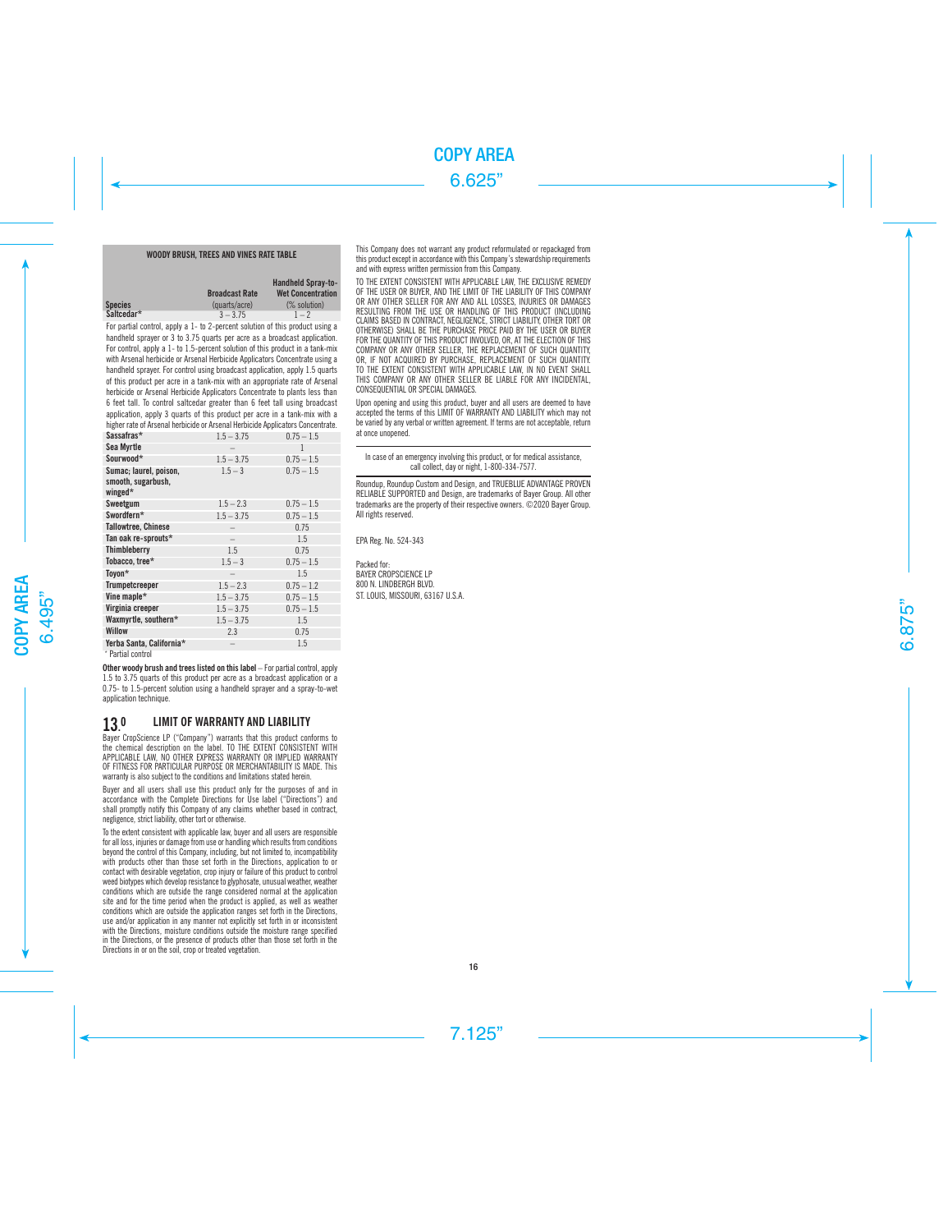**WOODY BRUSH, TREES AND VINES RATE TABLE**

| Species | Broadcast Rate (quarts/acre) | Handheld Spray-to-Wet Concentration (% solution) |
|---|---|---|
| Saltcedar* | 3 – 3.75 | 1 – 2 |
| For partial control, apply a 1- to 2-percent solution of this product using a handheld sprayer or 3 to 3.75 quarts per acre as a broadcast application. For control, apply a 1- to 1.5-percent solution of this product in a tank-mix with Arsenal herbicide or Arsenal Herbicide Applicators Concentrate using a handheld sprayer. For control using broadcast application, apply 1.5 quarts of this product per acre in a tank-mix with an appropriate rate of Arsenal herbicide or Arsenal Herbicide Applicators Concentrate to plants less than 6 feet tall. To control saltcedar greater than 6 feet tall using broadcast application, apply 3 quarts of this product per acre in a tank-mix with a higher rate of Arsenal herbicide or Arsenal Herbicide Applicators Concentrate. | | |
| Sassafras* | 1.5 – 3.75 | 0.75 – 1.5 |
| Sea Myrtle | – | 1 |
| Sourwood* | 1.5 – 3.75 | 0.75 – 1.5 |
| Sumac; laurel, poison, smooth, sugarbush, winged* | 1.5 – 3 | 0.75 – 1.5 |
| Sweetgum | 1.5 – 2.3 | 0.75 – 1.5 |
| Swordfern* | 1.5 – 3.75 | 0.75 – 1.5 |
| Tallowtree, Chinese | – | 0.75 |
| Tan oak re-sprouts* | – | 1.5 |
| Thimbleberry | 1.5 | 0.75 |
| Tobacco, tree* | 1.5 – 3 | 0.75 – 1.5 |
| Toyon* | – | 1.5 |
| Trumpetcreeper | 1.5 – 2.3 | 0.75 – 1.2 |
| Vine maple* | 1.5 – 3.75 | 0.75 – 1.5 |
| Virginia creeper | 1.5 – 3.75 | 0.75 – 1.5 |
| Waxmyrtle, southern* | 1.5 – 3.75 | 1.5 |
| Willow | 2.3 | 0.75 |
| Yerba Santa, California* | – | 1.5 |

* Partial control

**Other woody brush and trees listed on this label** – For partial control, apply 1.5 to 3.75 quarts of this product per acre as a broadcast application or a 0.75- to 1.5-percent solution using a handheld sprayer and a spray-to-wet application technique.

## 13.0 LIMIT OF WARRANTY AND LIABILITY

Bayer CropScience LP ("Company") warrants that this product conforms to the chemical description on the label. TO THE EXTENT CONSISTENT WITH APPLICABLE LAW, NO OTHER EXPRESS WARRANTY OR IMPLIED WARRANTY OF FITNESS FOR PARTICULAR PURPOSE OR MERCHANTABILITY IS MADE. This warranty is also subject to the conditions and limitations stated herein.

Buyer and all users shall use this product only for the purposes of and in accordance with the Complete Directions for Use label ("Directions") and shall promptly notify this Company of any claims whether based in contract, negligence, strict liability, other tort or otherwise.

To the extent consistent with applicable law, buyer and all users are responsible for all loss, injuries or damage from use or handling which results from conditions beyond the control of this Company, including, but not limited to, incompatibility with products other than those set forth in the Directions, application to or contact with desirable vegetation, crop injury or failure of this product to control weed biotypes which develop resistance to glyphosate, unusual weather, weather conditions which are outside the range considered normal at the application site and for the time period when the product is applied, as well as weather conditions which are outside the application ranges set forth in the Directions, use and/or application in any manner not explicitly set forth in or inconsistent with the Directions, moisture conditions outside the moisture range specified in the Directions, or the presence of products other than those set forth in the Directions in or on the soil, crop or treated vegetation.

This Company does not warrant any product reformulated or repackaged from this product except in accordance with this Company's stewardship requirements and with express written permission from this Company.

TO THE EXTENT CONSISTENT WITH APPLICABLE LAW, THE EXCLUSIVE REMEDY OF THE USER OR BUYER, AND THE LIMIT OF THE LIABILITY OF THIS COMPANY OR ANY OTHER SELLER FOR ANY AND ALL LOSSES, INJURIES OR DAMAGES RESULTING FROM THE USE OR HANDLING OF THIS PRODUCT (INCLUDING CLAIMS BASED IN CONTRACT, NEGLIGENCE, STRICT LIABILITY, OTHER TORT OR OTHERWISE) SHALL BE THE PURCHASE PRICE PAID BY THE USER OR BUYER FOR THE QUANTITY OF THIS PRODUCT INVOLVED, OR, AT THE ELECTION OF THIS COMPANY OR ANY OTHER SELLER, THE REPLACEMENT OF SUCH QUANTITY, OR, IF NOT ACQUIRED BY PURCHASE, REPLACEMENT OF SUCH QUANTITY. TO THE EXTENT CONSISTENT WITH APPLICABLE LAW, IN NO EVENT SHALL THIS COMPANY OR ANY OTHER SELLER BE LIABLE FOR ANY INCIDENTAL, CONSEQUENTIAL OR SPECIAL DAMAGES.

Upon opening and using this product, buyer and all users are deemed to have accepted the terms of this LIMIT OF WARRANTY AND LIABILITY which may not be varied by any verbal or written agreement. If terms are not acceptable, return at once unopened.

In case of an emergency involving this product, or for medical assistance, call collect, day or night, 1-800-334-7577.

Roundup, Roundup Custom and Design, and TRUEBLUE ADVANTAGE PROVEN RELIABLE SUPPORTED and Design, are trademarks of Bayer Group. All other trademarks are the property of their respective owners. ©2020 Bayer Group. All rights reserved.

EPA Reg. No. 524-343

Packed for:
BAYER CROPSCIENCE LP
800 N. LINDBERGH BLVD.
ST. LOUIS, MISSOURI, 63167 U.S.A.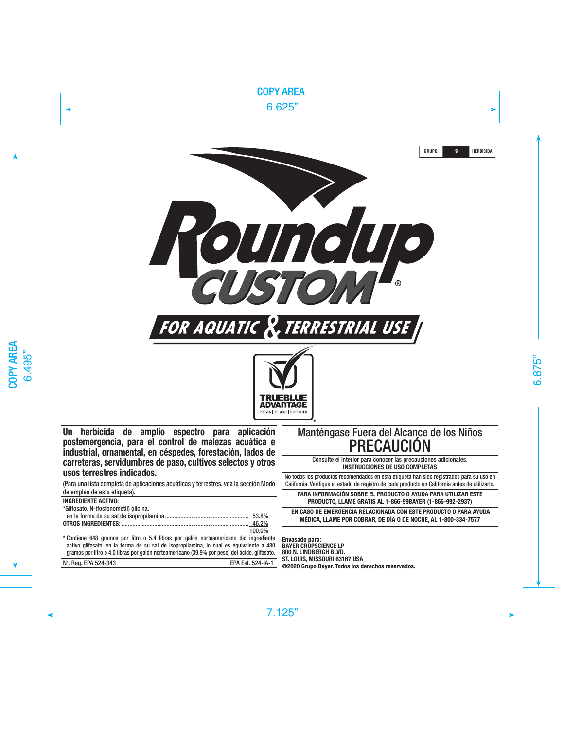GRUPO | 9 | HERBICIDA

# Roundup CUSTOM®

## FOR AQUATIC & TERRESTRIAL USE

TRUEBLUE ADVANTAGE
PROVEN | RELIABLE | SUPPORTED

**Un herbicida de amplio espectro para aplicación postemergencia, para el control de malezas acuática e industrial, ornamental, en céspedes, forestación, lados de carreteras, servidumbres de paso, cultivos selectos y otros usos terrestres indicados.**

(Para una lista completa de aplicaciones acuáticas y terrestres, vea la sección Modo de empleo de esta etiqueta).

| | |
|---|---|
| **INGREDIENTE ACTIVO:** | |
| *Glifosato, N-(fosfonometil) glicina, en la forma de su sal de isopropilamina | 53.8% |
| **OTROS INGREDIENTES:** | 46.2% |
| | 100.0% |

* Contiene 648 gramos por litro o 5.4 libras por galón norteamericano del ingrediente activo glifosato, en la forma de su sal de isopropilamina, lo cual es equivalente a 480 gramos por litro o 4.0 libras por galón norteamericano (39.9% por peso) del ácido, glifosato.

Nº. Reg. EPA 524-343 — EPA Est. 524-IA-1

## Manténgase Fuera del Alcance de los Niños

# PRECAUCIÓN

Consulte el interior para conocer las precauciones adicionales.
**INSTRUCCIONES DE USO COMPLETAS**

No todos los productos recomendados en esta etiqueta han sido registrados para su uso en California. Verifique el estado de registro de cada producto en California antes de utilizarlo.

**PARA INFORMACIÓN SOBRE EL PRODUCTO O AYUDA PARA UTILIZAR ESTE PRODUCTO, LLAME GRATIS AL 1-866-99BAYER (1-866-992-2937)**

**EN CASO DE EMERGENCIA RELACIONADA CON ESTE PRODUCTO O PARA AYUDA MÉDICA, LLAME POR COBRAR, DE DÍA O DE NOCHE, AL 1-800-334-7577**

**Envasado para:**
**BAYER CROPSCIENCE LP**
**800 N. LINDBERGH BLVD.**
**ST. LOUIS, MISSOURI 63167 USA**
**©2020 Grupo Bayer. Todos los derechos reservados.**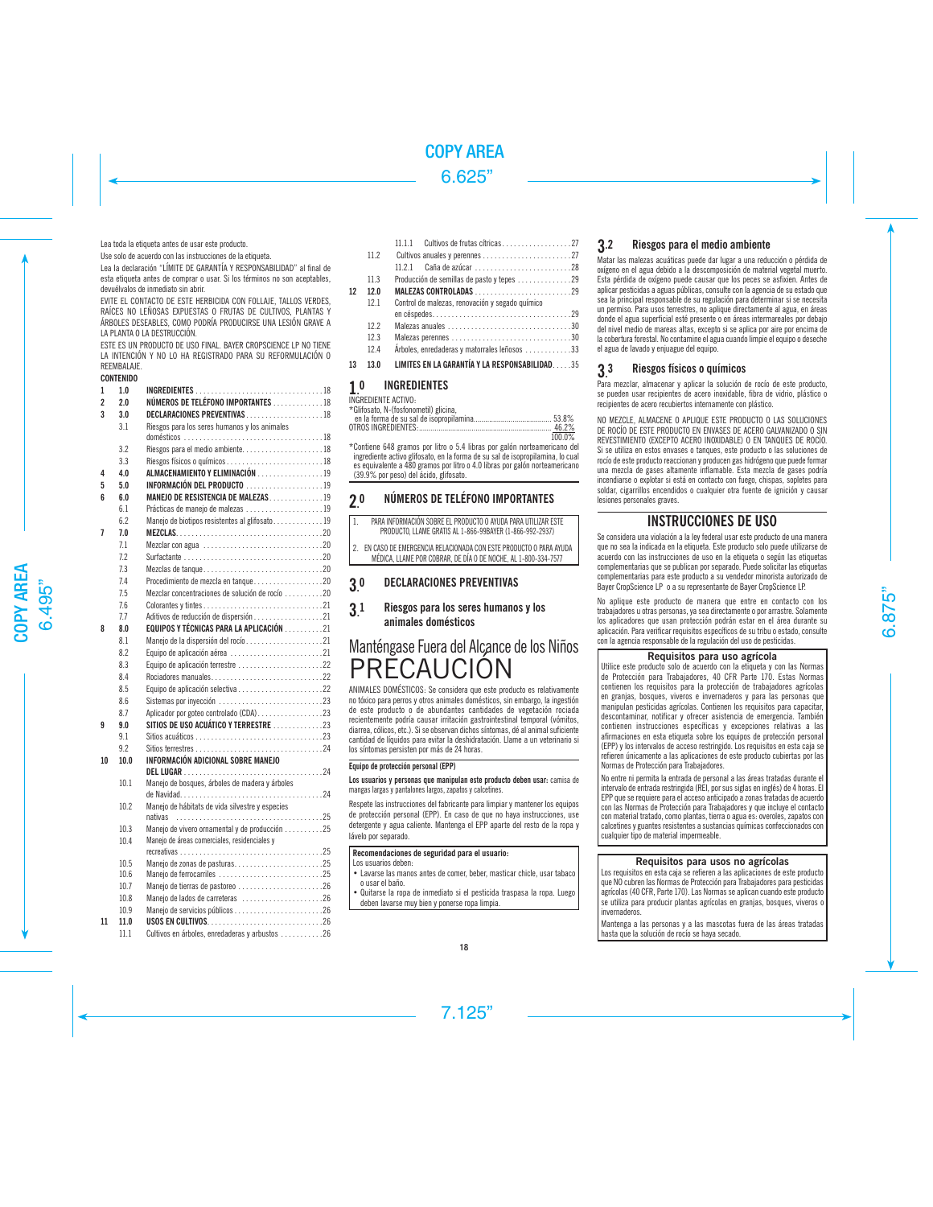Lea toda la etiqueta antes de usar este producto.

Use solo de acuerdo con las instrucciones de la etiqueta.

Lea la declaración "LÍMITE DE GARANTÍA Y RESPONSABILIDAD" al final de esta etiqueta antes de comprar o usar. Si los términos no son aceptables, devuélvalos de inmediato sin abrir.

EVITE EL CONTACTO DE ESTE HERBICIDA CON FOLLAJE, TALLOS VERDES, RAÍCES NO LEÑOSAS EXPUESTAS O FRUTAS DE CULTIVOS, PLANTAS Y ÁRBOLES DESEABLES, COMO PODRÍA PRODUCIRSE UNA LESIÓN GRAVE A LA PLANTA O LA DESTRUCCIÓN.

ESTE ES UN PRODUCTO DE USO FINAL. BAYER CROPSCIENCE LP NO TIENE LA INTENCIÓN Y NO LO HA REGISTRADO PARA SU REFORMULACIÓN O REEMBALAJE.

**CONTENIDO**

| | | | |
|---|---|---|---|
| 1 | 1.0 | **INGREDIENTES** | 18 |
| 2 | 2.0 | **NÚMEROS DE TELÉFONO IMPORTANTES** | 18 |
| 3 | 3.0 | **DECLARACIONES PREVENTIVAS** | 18 |
| | 3.1 | Riesgos para los seres humanos y los animales domésticos | 18 |
| | 3.2 | Riesgos para el medio ambiente | 18 |
| | 3.3 | Riesgos físicos o químicos | 18 |
| 4 | 4.0 | **ALMACENAMIENTO Y ELIMINACIÓN** | 19 |
| 5 | 5.0 | **INFORMACIÓN DEL PRODUCTO** | 19 |
| 6 | 6.0 | **MANEJO DE RESISTENCIA DE MALEZAS** | 19 |
| | 6.1 | Prácticas de manejo de malezas | 19 |
| | 6.2 | Manejo de biotipos resistentes al glifosato | 19 |
| 7 | 7.0 | **MEZCLAS** | 20 |
| | 7.1 | Mezclar con agua | 20 |
| | 7.2 | Surfactante | 20 |
| | 7.3 | Mezclas de tanque | 20 |
| | 7.4 | Procedimiento de mezcla en tanque | 20 |
| | 7.5 | Mezclar concentraciones de solución de rocío | 20 |
| | 7.6 | Colorantes y tintes | 21 |
| | 7.7 | Aditivos de reducción de dispersión | 21 |
| 8 | 8.0 | **EQUIPOS Y TÉCNICAS PARA LA APLICACIÓN** | 21 |
| | 8.1 | Manejo de la dispersión del rocío | 21 |
| | 8.2 | Equipo de aplicación aérea | 21 |
| | 8.3 | Equipo de aplicación terrestre | 22 |
| | 8.4 | Rociadores manuales | 22 |
| | 8.5 | Equipo de aplicación selectiva | 22 |
| | 8.6 | Sistemas por inyección | 23 |
| | 8.7 | Aplicador por goteo controlado (CDA) | 23 |
| 9 | 9.0 | **SITIOS DE USO ACUÁTICO Y TERRESTRE** | 23 |
| | 9.1 | Sitios acuáticos | 23 |
| | 9.2 | Sitios terrestres | 24 |
| 10 | 10.0 | **INFORMACIÓN ADICIONAL SOBRE MANEJO DEL LUGAR** | 24 |
| | 10.1 | Manejo de bosques, árboles de madera y árboles de Navidad | 24 |
| | 10.2 | Manejo de hábitats de vida silvestre y especies nativas | 25 |
| | 10.3 | Manejo de vivero ornamental y de producción | 25 |
| | 10.4 | Manejo de áreas comerciales, residenciales y recreativas | 25 |
| | 10.5 | Manejo de zonas de pasturas | 25 |
| | 10.6 | Manejo de ferrocarriles | 25 |
| | 10.7 | Manejo de tierras de pastoreo | 26 |
| | 10.8 | Manejo de lados de carreteras | 26 |
| | 10.9 | Manejo de servicios públicos | 26 |
| 11 | 11.0 | **USOS EN CULTIVOS** | 26 |
| | 11.1 | Cultivos en árboles, enredaderas y arbustos | 26 |
| | 11.1.1 | Cultivos de frutas cítricas | 27 |
| | 11.2 | Cultivos anuales y perennes | 27 |
| | 11.2.1 | Caña de azúcar | 28 |
| | 11.3 | Producción de semillas de pasto y tepes | 29 |
| 12 | 12.0 | **MALEZAS CONTROLADAS** | 29 |
| | 12.1 | Control de malezas, renovación y segado químico en céspedes | 29 |
| | 12.2 | Malezas anuales | 30 |
| | 12.3 | Malezas perennes | 30 |
| | 12.4 | Árboles, enredaderas y matorrales leñosos | 33 |
| 13 | 13.0 | **LIMITES EN LA GARANTÍA Y LA RESPONSABILIDAD** | 35 |

## 1.0 INGREDIENTES

INGREDIENTE ACTIVO:

| | |
|---|---|
| *Glifosato, N-(fosfonometil) glicina, en la forma de su sal de isopropilamina | 53.8% |
| OTROS INGREDIENTES: | 46.2% |
| | 100.0% |

*Contiene 648 gramos por litro o 5.4 libras por galón norteamericano del ingrediente activo glifosato, en la forma de su sal de isopropilamina, lo cual es equivalente a 480 gramos por litro o 4.0 libras por galón norteamericano (39.9% por peso) del ácido, glifosato.

## 2.0 NÚMEROS DE TELÉFONO IMPORTANTES

1. PARA INFORMACIÓN SOBRE EL PRODUCTO O AYUDA PARA UTILIZAR ESTE PRODUCTO, LLAME GRATIS AL 1-866-99BAYER (1-866-992-2937)
2. EN CASO DE EMERGENCIA RELACIONADA CON ESTE PRODUCTO O PARA AYUDA MÉDICA, LLAME POR COBRAR, DE DÍA O DE NOCHE, AL 1-800-334-7577

## 3.0 DECLARACIONES PREVENTIVAS

### 3.1 Riesgos para los seres humanos y los animales domésticos

**Manténgase Fuera del Alcance de los Niños**

# PRECAUCIÓN

ANIMALES DOMÉSTICOS: Se considera que este producto es relativamente no tóxico para perros y otros animales domésticos, sin embargo, la ingestión de este producto o de abundantes cantidades de vegetación rociada recientemente podría causar irritación gastrointestinal temporal (vómitos, diarrea, cólicos, etc.). Si se observan dichos síntomas, dé al animal suficiente cantidad de líquidos para evitar la deshidratación. Llame a un veterinario si los síntomas persisten por más de 24 horas.

**Equipo de protección personal (EPP)**

**Los usuarios y personas que manipulan este producto deben usar:** camisa de mangas largas y pantalones largos, zapatos y calcetines.

Respete las instrucciones del fabricante para limpiar y mantener los equipos de protección personal (EPP). En caso de que no haya instrucciones, use detergente y agua caliente. Mantenga el EPP aparte del resto de la ropa y lávelo por separado.

**Recomendaciones de seguridad para el usuario:**

Los usuarios deben:

- Lavarse las manos antes de comer, beber, masticar chicle, usar tabaco o usar el baño.
- Quitarse la ropa de inmediato si el pesticida traspasa la ropa. Luego deben lavarse muy bien y ponerse ropa limpia.

### 3.2 Riesgos para el medio ambiente

Matar las malezas acuáticas puede dar lugar a una reducción o pérdida de oxígeno en el agua debido a la descomposición de material vegetal muerto. Esta pérdida de oxígeno puede causar que los peces se asfixien. Antes de aplicar pesticidas a aguas públicas, consulte con la agencia de su estado que sea la principal responsable de su regulación para determinar si se necesita un permiso. Para usos terrestres, no aplique directamente al agua, en áreas donde el agua superficial esté presente o en áreas intermareales por debajo del nivel medio de mareas altas, excepto si se aplica por aire por encima de la cubierta forestal. No contamine el agua cuando limpie el equipo o deseche el agua de lavado y enjuague del equipo.

### 3.3 Riesgos físicos o químicos

Para mezclar, almacenar y aplicar la solución de rocío de este producto, se pueden usar recipientes de acero inoxidable, fibra de vidrio, plástico o recipientes de acero recubiertos internamente con plástico.

NO MEZCLE, ALMACENE O APLIQUE ESTE PRODUCTO O LAS SOLUCIONES DE ROCÍO DE ESTE PRODUCTO EN ENVASES DE ACERO GALVANIZADO O SIN REVESTIMIENTO (EXCEPTO ACERO INOXIDABLE) O EN TANQUES DE ROCÍO. Si se utiliza en estos envases o tanques, este producto o las soluciones de rocío de este producto reaccionan y producen gas hidrógeno que puede formar una mezcla de gases altamente inflamable. Esta mezcla de gases podría incendiarse o explotar si está en contacto con fuego, chispas, sopletes para soldar, cigarrillos encendidos o cualquier otra fuente de ignición y causar lesiones personales graves.

## INSTRUCCIONES DE USO

Se considera una violación a la ley federal usar este producto de una manera que no sea la indicada en la etiqueta. Este producto solo puede utilizarse de acuerdo con las instrucciones de uso en la etiqueta o según las etiquetas complementarias que se publican por separado. Puede solicitar las etiquetas complementarias para este producto a su vendedor minorista autorizado de Bayer CropScience LP o a su representante de Bayer CropScience LP.

No aplique este producto de manera que entre en contacto con los trabajadores u otras personas, ya sea directamente o por arrastre. Solamente los aplicadores que usan protección podrán estar en el área durante su aplicación. Para verificar requisitos específicos de su tribu o estado, consulte con la agencia responsable de la regulación del uso de pesticidas.

**Requisitos para uso agrícola**

Utilice este producto solo de acuerdo con la etiqueta y con las Normas de Protección para Trabajadores, 40 CFR Parte 170. Estas Normas contienen los requisitos para la protección de trabajadores agrícolas en granjas, bosques, viveros e invernaderos y para las personas que manipulan pesticidas agrícolas. Contienen los requisitos para capacitar, descontaminar, notificar y ofrecer asistencia de emergencia. También contienen instrucciones específicas y excepciones relativas a las afirmaciones en esta etiqueta sobre los equipos de protección personal (EPP) y los intervalos de acceso restringido. Los requisitos en esta caja se refieren únicamente a las aplicaciones de este producto cubiertas por las Normas de Protección para Trabajadores.

No entre ni permita la entrada de personal a las áreas tratadas durante el intervalo de entrada restringida (REI, por sus siglas en inglés) de 4 horas. El EPP que se requiere para el acceso anticipado a zonas tratadas de acuerdo con las Normas de Protección para Trabajadores y que incluye el contacto con material tratado, como plantas, tierra o agua es: overoles, zapatos con calcetines y guantes resistentes a sustancias químicas confeccionados con cualquier tipo de material impermeable.

**Requisitos para usos no agrícolas**

Los requisitos en esta caja se refieren a las aplicaciones de este producto que NO cubren las Normas de Protección para Trabajadores para pesticidas agrícolas (40 CFR, Parte 170). Las Normas se aplican cuando este producto se utiliza para producir plantas agrícolas en granjas, bosques, viveros o invernaderos.

Mantenga a las personas y a las mascotas fuera de las áreas tratadas hasta que la solución de rocío se haya secado.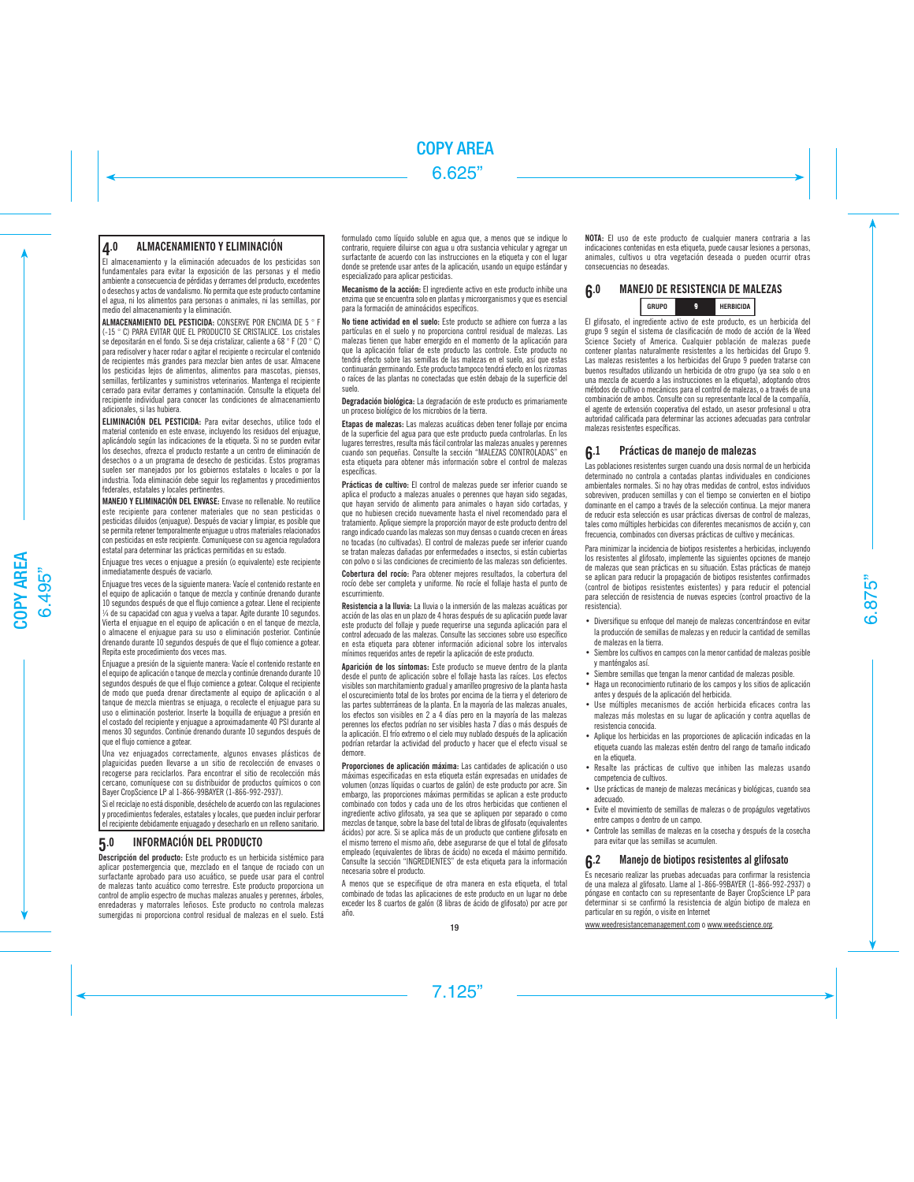## 4.0 ALMACENAMIENTO Y ELIMINACIÓN

El almacenamiento y la eliminación adecuados de los pesticidas son fundamentales para evitar la exposición de las personas y el medio ambiente a consecuencia de pérdidas y derrames del producto, excedentes o desechos y actos de vandalismo. No permita que este producto contamine el agua, ni los alimentos para personas o animales, ni las semillas, por medio del almacenamiento y la eliminación.

**ALMACENAMIENTO DEL PESTICIDA:** CONSERVE POR ENCIMA DE 5 °F (-15 °C) PARA EVITAR QUE EL PRODUCTO SE CRISTALICE. Los cristales se depositarán en el fondo. Si se deja cristalizar, caliente a 68 °F (20 °C) para redisolver y hacer rodar o agitar el recipiente o recircular el contenido de recipientes más grandes para mezclar bien antes de usar. Almacene los pesticidas lejos de alimentos, alimentos para mascotas, piensos, semillas, fertilizantes y suministros veterinarios. Mantenga el recipiente cerrado para evitar derrames y contaminación. Consulte la etiqueta del recipiente individual para conocer las condiciones de almacenamiento adicionales, si las hubiera.

**ELIMINACIÓN DEL PESTICIDA:** Para evitar desechos, utilice todo el material contenido en este envase, incluyendo los residuos del enjuague, aplicándolo según las indicaciones de la etiqueta. Si no se pueden evitar los desechos, ofrezca el producto restante a un centro de eliminación de desechos o a un programa de desecho de pesticidas. Estos programas suelen ser manejados por los gobiernos estatales o locales o por la industria. Toda eliminación debe seguir los reglamentos y procedimientos federales, estatales y locales pertinentes.

**MANEJO Y ELIMINACIÓN DEL ENVASE:** Envase no rellenable. No reutilice este recipiente para contener materiales que no sean pesticidas o pesticidas diluidos (enjuague). Después de vaciar y limpiar, es posible que se permita retener temporalmente enjuague u otros materiales relacionados con pesticidas en este recipiente. Comuníquese con su agencia reguladora estatal para determinar las prácticas permitidas en su estado.

Enjuague tres veces o enjuague a presión (o equivalente) este recipiente inmediatamente después de vaciarlo.

Enjuague tres veces de la siguiente manera: Vacíe el contenido restante en el equipo de aplicación o tanque de mezcla y continúe drenando durante 10 segundos después de que el flujo comience a gotear. Llene el recipiente ¼ de su capacidad con agua y vuelva a tapar. Agite durante 10 segundos. Vierta el enjuague en el equipo de aplicación o en el tanque de mezcla, o almacene el enjuague para su uso o eliminación posterior. Continúe drenando durante 10 segundos después de que el flujo comience a gotear. Repita este procedimiento dos veces más.

Enjuague a presión de la siguiente manera: Vacíe el contenido restante en el equipo de aplicación o tanque de mezcla y continúe drenando durante 10 segundos después de que el flujo comience a gotear. Coloque el recipiente de modo que pueda drenar directamente al equipo de aplicación o al tanque de mezcla mientras se enjuaga, o recolecte el enjuague para su uso o eliminación posterior. Inserte la boquilla de enjuague a presión en el costado del recipiente y enjuague a aproximadamente 40 PSI durante al menos 30 segundos. Continúe drenando durante 10 segundos después de que el flujo comience a gotear.

Una vez enjuagados correctamente, algunos envases plásticos de plaguicidas pueden llevarse a un sitio de recolección de envases o recogerse para reciclarlos. Para encontrar el sitio de recolección más cercano, comuníquese con su distribuidor de productos químicos o con Bayer CropScience LP al 1-866-99BAYER (1-866-992-2937).

Si el reciclaje no está disponible, deséchelo de acuerdo con las regulaciones y procedimientos federales, estatales y locales, que pueden incluir perforar el recipiente debidamente enjuagado y desecharlo en un relleno sanitario.

## 5.0 INFORMACIÓN DEL PRODUCTO

**Descripción del producto:** Este producto es un herbicida sistémico para aplicar postemergencia que, mezclado en el tanque de rociado con un surfactante aprobado para uso acuático, se puede usar para el control de malezas tanto acuático como terrestre. Este producto proporciona un control de amplio espectro de muchas malezas anuales y perennes, árboles, enredaderas y matorrales leñosos. Este producto no controla malezas sumergidas ni proporciona control residual de malezas en el suelo. Está formulado como líquido soluble en agua que, a menos que se indique lo contrario, requiere diluirse con agua u otra sustancia vehicular y agregar un surfactante de acuerdo con las instrucciones en la etiqueta y con el lugar donde se pretende usar antes de la aplicación, usando un equipo estándar y especializado para aplicar pesticidas.

**Mecanismo de la acción:** El ingrediente activo en este producto inhibe una enzima que se encuentra solo en plantas y microorganismos y que es esencial para la formación de aminoácidos específicos.

**No tiene actividad en el suelo:** Este producto se adhiere con fuerza a las partículas en el suelo y no proporciona control residual de malezas. Las malezas tienen que haber emergido en el momento de la aplicación para que la aplicación foliar de este producto las controle. Este producto no tendrá efecto sobre las semillas de las malezas en el suelo, así que estas continuarán germinando. Este producto tampoco tendrá efecto en los rizomas o raíces de las plantas no conectadas que estén debajo de la superficie del suelo.

**Degradación biológica:** La degradación de este producto es primariamente un proceso biológico de los microbios de la tierra.

**Etapas de malezas:** Las malezas acuáticas deben tener follaje por encima de la superficie del agua para que este producto pueda controlarlas. En los lugares terrestres, resulta más fácil controlar las malezas anuales y perennes cuando son pequeñas. Consulte la sección "MALEZAS CONTROLADAS" en esta etiqueta para obtener más información sobre el control de malezas específicas.

**Prácticas de cultivo:** El control de malezas puede ser inferior cuando se aplica el producto a malezas anuales o perennes que hayan sido segadas, que hayan servido de alimento para animales o hayan sido cortadas, y que no hubiesen crecido nuevamente hasta el nivel recomendado para el tratamiento. Aplique siempre la proporción mayor de este producto dentro del rango indicado cuando las malezas son muy densas o cuando crecen en áreas no tocadas (no cultivadas). El control de malezas puede ser inferior cuando se tratan malezas dañadas por enfermedades o insectos, si están cubiertas con polvo o si las condiciones de crecimiento de las malezas son deficientes.

**Cobertura del rocío:** Para obtener mejores resultados, la cobertura del rocío debe ser completa y uniforme. No rocíe el follaje hasta el punto de escurrimiento.

**Resistencia a la lluvia:** La lluvia o la inmersión de las malezas acuáticas por acción de las olas en un plazo de 4 horas después de su aplicación puede lavar este producto del follaje y puede requerirse una segunda aplicación para el control adecuado de las malezas. Consulte las secciones sobre uso específico en esta etiqueta para obtener información adicional sobre los intervalos mínimos requeridos antes de repetir la aplicación de este producto.

**Aparición de los síntomas:** Este producto se mueve dentro de la planta desde el punto de aplicación sobre el follaje hasta las raíces. Los efectos visibles son marchitamiento gradual y amarilleo progresivo de la planta hasta el oscurecimiento total de los brotes por encima de la tierra y el deterioro de las partes subterráneas de la planta. En la mayoría de las malezas anuales, los efectos son visibles en 2 a 4 días pero en la mayoría de las malezas perennes los efectos podrían no ser visibles hasta 7 días o más después de la aplicación. El frío extremo o el cielo muy nublado después de la aplicación podrían retardar la actividad del producto y hacer que el efecto visual se demore.

**Proporciones de aplicación máxima:** Las cantidades de aplicación o uso máximas especificadas en esta etiqueta están expresadas en unidades de volumen (onzas líquidas o cuartos de galón) de este producto por acre. Sin embargo, las proporciones máximas permitidas se aplican a este producto combinado con todos y cada uno de los otros herbicidas que contienen el ingrediente activo glifosato, ya sea que se apliquen por separado o como mezclas de tanque, sobre la base del total de libras de glifosato (equivalentes ácidos) por acre. Si se aplica más de un producto que contiene glifosato en el mismo terreno el mismo año, debe asegurarse de que el total de glifosato empleado (equivalentes de libras de ácido) no exceda el máximo permitido. Consulte la sección "INGREDIENTES" de esta etiqueta para la información necesaria sobre el producto.

A menos que se especifique de otra manera en esta etiqueta, el total combinado de todas las aplicaciones de este producto en un lugar no debe exceder los 8 cuartos de galón (8 libras de ácido de glifosato) por acre por año.

**NOTA:** El uso de este producto de cualquier manera contraria a las indicaciones contenidas en esta etiqueta, puede causar lesiones a personas, animales, cultivos u otra vegetación deseada o pueden ocurrir otras consecuencias no deseadas.

## 6.0 MANEJO DE RESISTENCIA DE MALEZAS

| GRUPO | 9 | HERBICIDA |
|---|---|---|

El glifosato, el ingrediente activo de este producto, es un herbicida del grupo 9 según el sistema de clasificación de modo de acción de la Weed Science Society of America. Cualquier población de malezas puede contener plantas naturalmente resistentes a los herbicidas del Grupo 9. Las malezas resistentes a los herbicidas del Grupo 9 pueden tratarse con buenos resultados utilizando un herbicida de otro grupo (ya sea solo o en una mezcla de acuerdo a las instrucciones en la etiqueta), adoptando otros métodos de cultivo o mecánicos para el control de malezas, o a través de una combinación de ambos. Consulte con su representante local de la compañía, el agente de extensión cooperativa del estado, un asesor profesional u otra autoridad calificada para determinar las acciones adecuadas para controlar malezas resistentes específicas.

### 6.1 Prácticas de manejo de malezas

Las poblaciones resistentes surgen cuando una dosis normal de un herbicida determinado no controla a contadas plantas individuales en condiciones ambientales normales. Si no hay otras medidas de control, estos individuos sobreviven, producen semillas y con el tiempo se convierten en el biotipo dominante en el campo a través de la selección continua. La mejor manera de reducir esta selección es usar prácticas diversas de control de malezas, tales como múltiples herbicidas con diferentes mecanismos de acción y, con frecuencia, combinados con diversas prácticas de cultivo y mecánicas.

Para minimizar la incidencia de biotipos resistentes a herbicidas, incluyendo los resistentes al glifosato, implemente las siguientes opciones de manejo de malezas que sean prácticas en su situación. Estas prácticas de manejo se aplican para reducir la propagación de biotipos resistentes confirmados (control de biotipos resistentes existentes) y para reducir el potencial para selección de resistencia de nuevas especies (control proactivo de la resistencia).

- Diversifique su enfoque del manejo de malezas concentrándose en evitar la producción de semillas de malezas y en reducir la cantidad de semillas de malezas en la tierra.
- Siembre los cultivos en campos con la menor cantidad de malezas posible y manténgalos así.
- Siembre semillas que tengan la menor cantidad de malezas posible.
- Haga un reconocimiento rutinario de los campos y los sitios de aplicación antes y después de la aplicación del herbicida.
- Use múltiples mecanismos de acción herbicida eficaces contra las malezas más molestas en su lugar de aplicación y contra aquellas de resistencia conocida.
- Aplique los herbicidas en las proporciones de aplicación indicadas en la etiqueta cuando las malezas estén dentro del rango de tamaño indicado en la etiqueta.
- Resalte las prácticas de cultivo que inhiben las malezas usando competencia de cultivos.
- Use prácticas de manejo de malezas mecánicas y biológicas, cuando sea adecuado.
- Evite el movimiento de semillas de malezas o de propágulos vegetativos entre campos o dentro de un campo.
- Controle las semillas de malezas en la cosecha y después de la cosecha para evitar que las semillas se acumulen.

### 6.2 Manejo de biotipos resistentes al glifosato

Es necesario realizar las pruebas adecuadas para confirmar la resistencia de una maleza al glifosato. Llame al 1-866-99BAYER (1-866-992-2937) o póngase en contacto con su representante de Bayer CropScience LP para determinar si se confirmó la resistencia de algún biotipo de maleza en particular en su región, o visite en Internet

www.weedresistancemanagement.com o www.weedscience.org.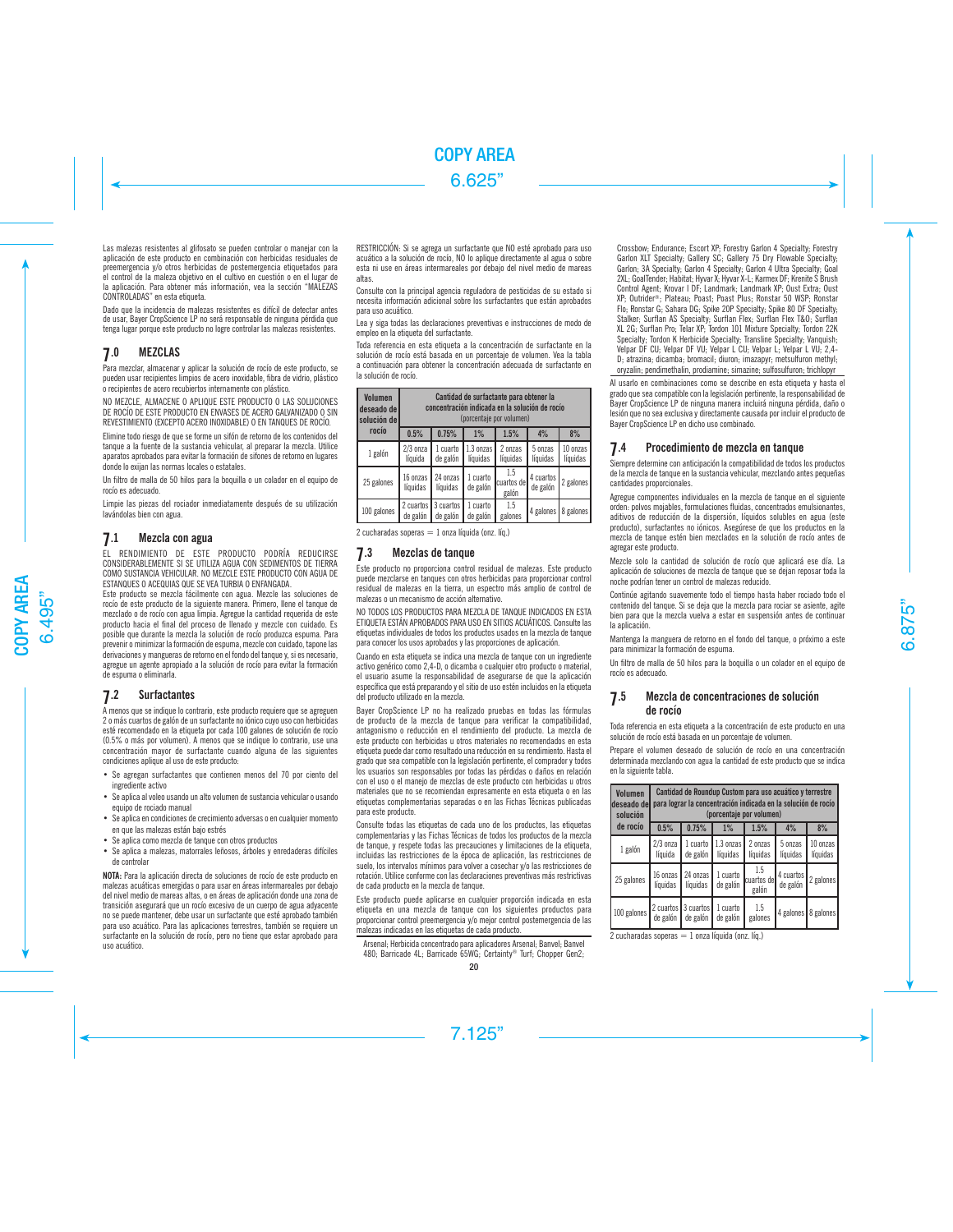Las malezas resistentes al glifosato se pueden controlar o manejar con la aplicación de este producto en combinación con herbicidas residuales de preemergencia y/o otros herbicidas de postemergencia etiquetados para el control de la maleza objetivo en el cultivo en cuestión o en el lugar de la aplicación. Para obtener más información, vea la sección "MALEZAS CONTROLADAS" en esta etiqueta.

Dado que la incidencia de malezas resistentes es difícil de detectar antes de usar, Bayer CropScience LP no será responsable de ninguna pérdida que tenga lugar porque este producto no logre controlar las malezas resistentes.

## 7.0 MEZCLAS

Para mezclar, almacenar y aplicar la solución de rocío de este producto, se pueden usar recipientes limpios de acero inoxidable, fibra de vidrio, plástico o recipientes de acero recubiertos internamente con plástico.

NO MEZCLE, ALMACENE O APLIQUE ESTE PRODUCTO O LAS SOLUCIONES DE ROCÍO DE ESTE PRODUCTO EN ENVASES DE ACERO GALVANIZADO O SIN REVESTIMIENTO (EXCEPTO ACERO INOXIDABLE) O EN TANQUES DE ROCÍO.

Elimine todo riesgo de que se forme un sifón de retorno de los contenidos del tanque a la fuente de la sustancia vehicular, al preparar la mezcla. Utilice aparatos aprobados para evitar la formación de sifones de retorno en lugares donde lo exijan las normas locales o estatales.

Un filtro de malla de 50 hilos para la boquilla o un colador en el equipo de rocío es adecuado.

Limpie las piezas del rociador inmediatamente después de su utilización lavándolas bien con agua.

## 7.1 Mezcla con agua

EL RENDIMIENTO DE ESTE PRODUCTO PODRÍA REDUCIRSE CONSIDERABLEMENTE SI SE UTILIZA AGUA CON SEDIMENTOS DE TIERRA COMO SUSTANCIA VEHICULAR. NO MEZCLE ESTE PRODUCTO CON AGUA DE ESTANQUES O ACEQUIAS QUE SE VEA TURBIA O ENFANGADA.

Este producto se mezcla fácilmente con agua. Mezcle las soluciones de rocío de este producto de la siguiente manera. Primero, llene el tanque de mezclado o de rocío con agua limpia. Agregue la cantidad requerida de este producto hacia el final del proceso de llenado y mezcle con cuidado. Es posible que durante la mezcla la solución de rocío produzca espuma. Para prevenir o minimizar la formación de espuma, mezcle con cuidado, tapone las derivaciones y mangueras de retorno en el fondo del tanque y, si es necesario, agregue un agente apropiado a la solución de rocío para evitar la formación de espuma o eliminarla.

## 7.2 Surfactantes

A menos que se indique lo contrario, este producto requiere que se agreguen 2 o más cuartos de galón de un surfactante no iónico cuyo uso con herbicidas esté recomendado en la etiqueta por cada 100 galones de solución de rocío (0.5% o más por volumen). A menos que se indique lo contrario, use una concentración mayor de surfactante cuando alguna de las siguientes condiciones aplique al uso de este producto:

- Se agregan surfactantes que contienen menos del 70 por ciento del ingrediente activo
- Se aplica al voleo usando un alto volumen de sustancia vehicular o usando equipo de rociado manual
- Se aplica en condiciones de crecimiento adversas o en cualquier momento en que las malezas están bajo estrés
- Se aplica como mezcla de tanque con otros productos
- Se aplica a malezas, matorrales leñosos, árboles y enredaderas difíciles de controlar

**NOTA:** Para la aplicación directa de soluciones de rocío de este producto en malezas acuáticas emergidas o para usar en áreas intermareales por debajo del nivel medio de mareas altas, o en áreas de aplicación donde una zona de transición asegurará que un rocío excesivo de un cuerpo de agua adyacente no se puede mantener, debe usar un surfactante que esté aprobado también para uso acuático. Para las aplicaciones terrestres, también se requiere un surfactante en la solución de rocío, pero no tiene que estar aprobado para uso acuático.

RESTRICCIÓN: Si se agrega un surfactante que NO esté aprobado para uso acuático a la solución de rocío, NO lo aplique directamente al agua o sobre esta ni use en áreas intermareales por debajo del nivel medio de mareas altas.

Consulte con la principal agencia reguladora de pesticidas de su estado si necesita información adicional sobre los surfactantes que están aprobados para uso acuático.

Lea y siga todas las declaraciones preventivas e instrucciones de modo de empleo en la etiqueta del surfactante.

Toda referencia en esta etiqueta a la concentración de surfactante en la solución de rocío está basada en un porcentaje de volumen. Vea la tabla a continuación para obtener la concentración adecuada de surfactante en la solución de rocío.

| Volumen deseado de solución de rocío | Cantidad de surfactante para obtener la concentración indicada en la solución de rocío (porcentaje por volumen) | | | | | |
|---|---|---|---|---|---|---|
| | 0.5% | 0.75% | 1% | 1.5% | 4% | 8% |
| 1 galón | 2/3 onza líquida | 1 cuarto de galón | 1.3 onzas líquidas | 2 onzas líquidas | 5 onzas líquidas | 10 onzas líquidas |
| 25 galones | 16 onzas líquidas | 24 onzas líquidas | 1 cuarto de galón | 1.5 cuartos de galón | 4 cuartos de galón | 2 galones |
| 100 galones | 2 cuartos de galón | 3 cuartos de galón | 1 cuarto de galón | 1.5 galones | 4 galones | 8 galones |

2 cucharadas soperas = 1 onza líquida (onz. líq.)

## 7.3 Mezclas de tanque

Este producto no proporciona control residual de malezas. Este producto puede mezclarse en tanques con otros herbicidas para proporcionar control residual de malezas en la tierra, un espectro más amplio de control de malezas o un mecanismo de acción alternativo.

NO TODOS LOS PRODUCTOS PARA MEZCLA DE TANQUE INDICADOS EN ESTA ETIQUETA ESTÁN APROBADOS PARA USO EN SITIOS ACUÁTICOS. Consulte las etiquetas individuales de todos los productos usados en la mezcla de tanque para conocer los usos aprobados y las proporciones de aplicación.

Cuando en esta etiqueta se indica una mezcla de tanque con un ingrediente activo genérico como 2,4-D, o dicamba o cualquier otro producto o material, el usuario asume la responsabilidad de asegurarse de que la aplicación específica que esté preparando y el sitio de uso estén incluidos en la etiqueta del producto utilizado en la mezcla.

Bayer CropScience LP no ha realizado pruebas en todas las fórmulas de producto de la mezcla de tanque para verificar la compatibilidad, antagonismo o reducción en el rendimiento del producto. La mezcla de este producto con herbicidas u otros materiales no recomendados en esta etiqueta puede dar como resultado una reducción en su rendimiento. Hasta el grado que sea compatible con la legislación pertinente, el comprador y todos los usuarios son responsables por todas las pérdidas o daños en relación con el uso o el manejo de mezclas de este producto con herbicidas u otros materiales que no se recomiendan expresamente en esta etiqueta o en las etiquetas complementarias separadas o en las Fichas Técnicas publicadas para este producto.

Consulte todas las etiquetas de cada uno de los productos, las etiquetas complementarias y las Fichas Técnicas de todos los productos de la mezcla de tanque, y respete todas las precauciones y limitaciones de la etiqueta, incluidas las restricciones de la época de aplicación, las restricciones de suelo, los intervalos mínimos para volver a cosechar y/o las restricciones de rotación. Utilice conforme con las declaraciones preventivas más restrictivas de cada producto en la mezcla de tanque.

Este producto puede aplicarse en cualquier proporción indicada en esta etiqueta en una mezcla de tanque con los siguientes productos para proporcionar control preemergencia y/o mejor control postemergencia de las malezas indicadas en las etiquetas de cada producto.

Arsenal; Herbicida concentrado para aplicadores Arsenal; Banvel; Banvel 480; Barricade 4L; Barricade 65WG; Certainty® Turf; Chopper Gen2; Crossbow; Endurance; Escort XP; Forestry Garlon 4 Specialty; Forestry Garlon XLT Specialty; Gallery SC; Gallery 75 Dry Flowable Specialty; Garlon; 3A Specialty; Garlon 4 Specialty; Garlon 4 Ultra Specialty; Goal 2XL; GoalTender; Habitat; Hyvar X; Hyvar X-L; Karmex DF; Krenite S Brush Control Agent; Krovar I DF; Landmark; Landmark XP; Oust Extra; Oust XP; Outrider®; Plateau; Poast; Poast Plus; Ronstar 50 WSP; Ronstar Flo; Ronstar G; Sahara DG; Spike 20P Specialty; Spike 80 DF Specialty; Stalker; Surflan AS Specialty; Surflan Flex; Surflan Flex T&O; Surflan XL 2G; Surflan Pro; Telar XP; Tordon 101 Mixture Specialty; Tordon 22K Specialty; Tordon K Herbicide Specialty; Transline Specialty; Vanquish; Velpar DF CU; Velpar DF VU; Velpar L CU; Velpar L; Velpar L VU; 2,4-D; atrazina; dicamba; bromacil; diuron; imazapyr; metsulfuron methyl; oryzalin; pendimethalin, prodiamine; simazine; sulfosulfuron; trichlopyr

Al usarlo en combinaciones como se describe en esta etiqueta y hasta el grado que sea compatible con la legislación pertinente, la responsabilidad de Bayer CropScience LP de ninguna manera incluirá ninguna pérdida, daño o lesión que no sea exclusiva y directamente causada por incluir el producto de Bayer CropScience LP en dicho uso combinado.

## 7.4 Procedimiento de mezcla en tanque

Siempre determine con anticipación la compatibilidad de todos los productos de la mezcla de tanque en la sustancia vehicular, mezclando antes pequeñas cantidades proporcionales.

Agregue componentes individuales en la mezcla de tanque en el siguiente orden: polvos mojables, formulaciones fluidas, concentrados emulsionantes, aditivos de reducción de la dispersión, líquidos solubles en agua (este producto), surfactantes no iónicos. Asegúrese de que los productos en la mezcla de tanque estén bien mezclados en la solución de rocío antes de agregar este producto.

Mezcle solo la cantidad de solución de rocío que aplicará ese día. La aplicación de soluciones de mezcla de tanque que se dejan reposar toda la noche podrían tener un control de malezas reducido.

Continúe agitando suavemente todo el tiempo hasta haber rociado todo el contenido del tanque. Si se deja que la mezcla para rociar se asiente, agite bien para que la mezcla vuelva a estar en suspensión antes de continuar la aplicación.

Mantenga la manguera de retorno en el fondo del tanque, o próximo a este para minimizar la formación de espuma.

Un filtro de malla de 50 hilos para la boquilla o un colador en el equipo de rocío es adecuado.

## 7.5 Mezcla de concentraciones de solución de rocío

Toda referencia en esta etiqueta a la concentración de este producto en una solución de rocío está basada en un porcentaje de volumen.

Prepare el volumen deseado de solución de rocío en una concentración determinada mezclando con agua la cantidad de este producto que se indica en la siguiente tabla.

| Volumen deseado de solución de rocío | Cantidad de Roundup Custom para uso acuático y terrestre para lograr la concentración indicada en la solución de rocío (porcentaje por volumen) | | | | | |
|---|---|---|---|---|---|---|
| | 0.5% | 0.75% | 1% | 1.5% | 4% | 8% |
| 1 galón | 2/3 onza líquida | 1 cuarto de galón | 1.3 onzas líquidas | 2 onzas líquidas | 5 onzas líquidas | 10 onzas líquidas |
| 25 galones | 16 onzas líquidas | 24 onzas líquidas | 1 cuarto de galón | 1.5 cuartos de galón | 4 cuartos de galón | 2 galones |
| 100 galones | 2 cuartos de galón | 3 cuartos de galón | 1 cuarto de galón | 1.5 galones | 4 galones | 8 galones |

2 cucharadas soperas = 1 onza líquida (onz. líq.)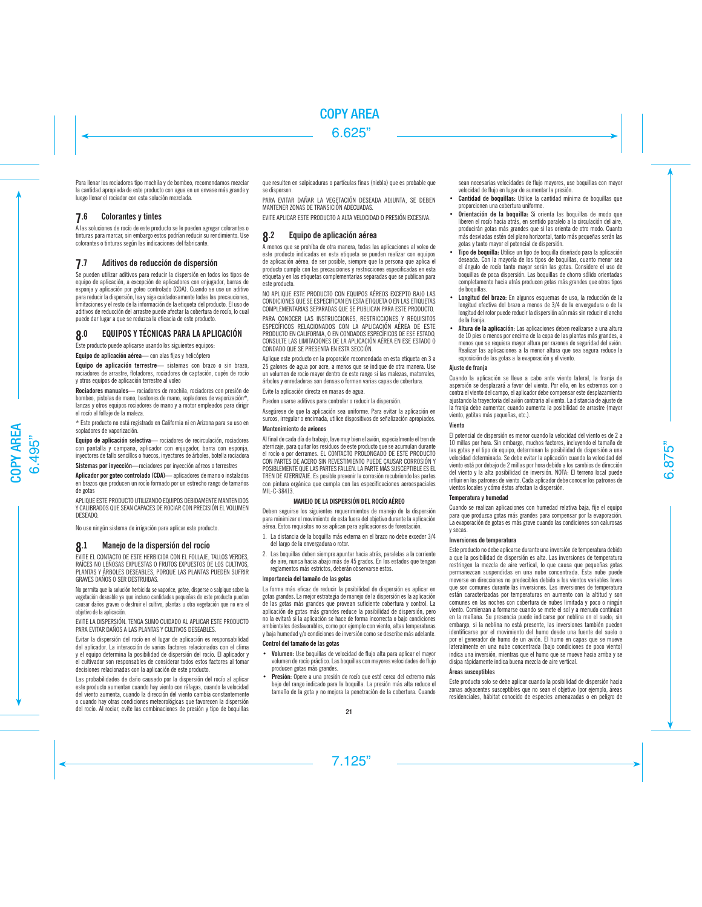Para llenar los rociadores tipo mochila y de bombeo, recomendamos mezclar la cantidad apropiada de este producto con agua en un envase más grande y luego llenar el rociador con esta solución mezclada.

## 7.6 Colorantes y tintes

A las soluciones de rocío de este producto se le pueden agregar colorantes o tinturas para marcar, sin embargo estos podrían reducir su rendimiento. Use colorantes o tinturas según las indicaciones del fabricante.

## 7.7 Aditivos de reducción de dispersión

Se pueden utilizar aditivos para reducir la dispersión en todos los tipos de equipo de aplicación, a excepción de aplicadores con enjugador, barras de esponja y aplicación por goteo controlado (CDA). Cuando se use un aditivo para reducir la dispersión, lea y siga cuidadosamente todas las precauciones, limitaciones y el resto de la información de la etiqueta del producto. El uso de aditivos de reducción del arrastre puede afectar la cobertura de rocío, lo cual puede dar lugar a que se reduzca la eficacia de este producto.

# 8.0 EQUIPOS Y TÉCNICAS PARA LA APLICACIÓN

Este producto puede aplicarse usando los siguientes equipos:

**Equipo de aplicación aérea**— con alas fijas y helicóptero

**Equipo de aplicación terrestre**— sistemas con brazo o sin brazo, rociadores de arrastre, flotadores, rociadores de captación, cupés de rocío y otros equipos de aplicación terrestre al voleo

**Rociadores manuales**— rociadores de mochila, rociadores con presión de bombeo, pistolas de mano, bastones de mano, sopladores de vaporización*, lanzas y otros equipos rociadores de mano y a motor empleados para dirigir el rocío al follaje de la maleza.

* Este producto no está registrado en California ni en Arizona para su uso en sopladores de vaporización.

**Equipo de aplicación selectiva**— rociadores de recirculación, rociadores con pantalla y campana, aplicador con enjugador, barra con esponja, inyectores de tallo sencillos o huecos, inyectores de árboles, botella rociadora

**Sistemas por inyección**—rociadores por inyección aéreos o terrestres

**Aplicador por goteo controlado (CDA)**— aplicadores de mano o instalados en brazos que producen un rocío formado por un estrecho rango de tamaños de gotas

APLIQUE ESTE PRODUCTO UTILIZANDO EQUIPOS DEBIDAMENTE MANTENIDOS Y CALIBRADOS QUE SEAN CAPACES DE ROCIAR CON PRECISIÓN EL VOLUMEN DESEADO.

No use ningún sistema de irrigación para aplicar este producto.

## 8.1 Manejo de la dispersión del rocío

EVITE EL CONTACTO DE ESTE HERBICIDA CON EL FOLLAJE, TALLOS VERDES, RAÍCES NO LEÑOSAS EXPUESTAS O FRUTOS EXPUESTOS DE LOS CULTIVOS, PLANTAS Y ÁRBOLES DESEABLES, PORQUE LAS PLANTAS PUEDEN SUFRIR GRAVES DAÑOS O SER DESTRUIDAS.

No permita que la solución herbicida se vaporice, gotee, disperse o salpique sobre la vegetación deseable ya que incluso cantidades pequeñas de este producto pueden causar daños graves o destruir el cultivo, plantas u otra vegetación que no era el objetivo de la aplicación.

EVITE LA DISPERSIÓN. TENGA SUMO CUIDADO AL APLICAR ESTE PRODUCTO PARA EVITAR DAÑOS A LAS PLANTAS Y CULTIVOS DESEABLES.

Evitar la dispersión del rocío en el lugar de aplicación es responsabilidad del aplicador. La interacción de varios factores relacionados con el clima y el equipo determina la posibilidad de dispersión del rocío. El aplicador y el cultivador son responsables de considerar todos estos factores al tomar decisiones relacionadas con la aplicación de este producto.

Las probabilidades de daño causado por la dispersión del rocío al aplicar este producto aumentan cuando hay viento con ráfagas, cuando la velocidad del viento aumenta, cuando la dirección del viento cambia constantemente o cuando hay otras condiciones meteorológicas que favorecen la dispersión del rocío. Al rociar, evite las combinaciones de presión y tipo de boquillas que resulten en salpicaduras o partículas finas (niebla) que es probable que se dispersen.

PARA EVITAR DAÑAR LA VEGETACIÓN DESEADA ADJUNTA, SE DEBEN MANTENER ZONAS DE TRANSICIÓN ADECUADAS.

EVITE APLICAR ESTE PRODUCTO A ALTA VELOCIDAD O PRESIÓN EXCESIVA.

## 8.2 Equipo de aplicación aérea

A menos que se prohíba de otra manera, todas las aplicaciones al voleo de este producto indicadas en esta etiqueta se pueden realizar con equipos de aplicación aérea, de ser posible, siempre que la persona que aplica el producto cumpla con las precauciones y restricciones especificadas en esta etiqueta y en las etiquetas complementarias separadas que se publican para este producto.

NO APLIQUE ESTE PRODUCTO CON EQUIPOS AÉREOS EXCEPTO BAJO LAS CONDICIONES QUE SE ESPECIFICAN EN ESTA ETIQUETA O EN LAS ETIQUETAS COMPLEMENTARIAS SEPARADAS QUE SE PUBLICAN PARA ESTE PRODUCTO.

PARA CONOCER LAS INSTRUCCIONES, RESTRICCIONES Y REQUISITOS ESPECÍFICOS RELACIONADOS CON LA APLICACIÓN AÉREA DE ESTE PRODUCTO EN CALIFORNIA, O EN CONDADOS ESPECÍFICOS DE ESE ESTADO, CONSULTE LAS LIMITACIONES DE LA APLICACIÓN AÉREA EN ESE ESTADO O CONDADO QUE SE PRESENTA EN ESTA SECCIÓN.

Aplique este producto en la proporción recomendada en esta etiqueta en 3 a 25 galones de agua por acre, a menos que se indique de otra manera. Use un volumen de rocío mayor dentro de este rango si las malezas, matorrales, árboles y enredaderas son densas o forman varias capas de cobertura.

Evite la aplicación directa en masas de agua.

Pueden usarse aditivos para controlar o reducir la dispersión.

Asegúrese de que la aplicación sea uniforme. Para evitar la aplicación en surcos, irregular o encimada, utilice dispositivos de señalización apropiados.

### Mantenimiento de aviones

Al final de cada día de trabajo, lave muy bien el avión, especialmente el tren de aterrizaje, para quitar los residuos de este producto que se acumulan durante el rocío o por derrames. EL CONTACTO PROLONGADO DE ESTE PRODUCTO CON PARTES DE ACERO SIN REVESTIMIENTO PUEDE CAUSAR CORROSIÓN Y POSIBLEMENTE QUE LAS PARTES FALLEN. LA PARTE MÁS SUSCEPTIBLE ES EL TREN DE ATERRIZAJE. Es posible prevenir la corrosión recubriendo las partes con pintura orgánica que cumpla con las especificaciones aeroespaciales MIL-C-38413.

### MANEJO DE LA DISPERSIÓN DEL ROCÍO AÉREO

Deben seguirse los siguientes requerimientos de manejo de la dispersión para minimizar el movimiento de esta fuera del objetivo durante la aplicación aérea. Estos requisitos no se aplican para aplicaciones de forestación.

1. La distancia de la boquilla más externa en el brazo no debe exceder 3/4 del largo de la envergadura o rotor.
2. Las boquillas deben siempre apuntar hacia atrás, paralelas a la corriente de aire, nunca hacia abajo más de 45 grados. En los estados que tengan reglamentos más estrictos, deberán observarse estos.

### Importancia del tamaño de las gotas

La forma más eficaz de reducir la posibilidad de dispersión es aplicar en gotas grandes. La mejor estrategia de manejo de la dispersión es la aplicación de las gotas más grandes que provean suficiente cobertura y control. La aplicación de gotas más grandes reduce la posibilidad de dispersión, pero no la evitará si la aplicación se hace de forma incorrecta o bajo condiciones ambientales desfavorables, como por ejemplo con viento, altas temperaturas y baja humedad y/o condiciones de inversión como se describe más adelante.

### Control del tamaño de las gotas

- **Volumen:** Use boquillas de velocidad de flujo alta para aplicar el mayor volumen de rocío práctico. Las boquillas con mayores velocidades de flujo producen gotas más grandes.
- **Presión:** Opere a una presión de rocío que esté cerca del extremo más bajo del rango indicado para la boquilla. La presión más alta reduce el tamaño de la gota y no mejora la penetración de la cobertura. Cuando sean necesarias velocidades de flujo mayores, use boquillas con mayor velocidad de flujo en lugar de aumentar la presión.
- **Cantidad de boquillas:** Utilice la cantidad mínima de boquillas que proporcionen una cobertura uniforme.
- **Orientación de la boquilla:** Si orienta las boquillas de modo que liberen el rocío hacia atrás, en sentido paralelo a la circulación del aire, producirán gotas más grandes que si las orienta de otro modo. Cuanto más desviadas estén del plano horizontal, tanto más pequeñas serán las gotas y tanto mayor el potencial de dispersión.
- **Tipo de boquilla:** Utilice un tipo de boquilla diseñado para la aplicación deseada. Con la mayoría de los tipos de boquillas, cuanto menor sea el ángulo de rocío tanto mayor serán las gotas. Considere el uso de boquillas de poca dispersión. Las boquillas de chorro sólido orientadas completamente hacia atrás producen gotas más grandes que otros tipos de boquillas.
- **Longitud del brazo:** En algunos esquemas de uso, la reducción de la longitud efectiva del brazo a menos de 3/4 de la envergadura o de la longitud del rotor puede reducir la dispersión aún más sin reducir el ancho de la franja.
- **Altura de la aplicación:** Las aplicaciones deben realizarse a una altura de 10 pies o menos por encima de la copa de las plantas más grandes, a menos que se requiera mayor altura por razones de seguridad del avión. Realizar las aplicaciones a la menor altura que sea segura reduce la exposición de las gotas a la evaporación y el viento.

### Ajuste de franja

Cuando la aplicación se lleve a cabo ante viento lateral, la franja de aspersión se desplazará a favor del viento. Por ello, en los extremos con o contra el viento del campo, el aplicador debe compensar este desplazamiento ajustando la trayectoria del avión contraria al viento. La distancia de ajuste de la franja debe aumentar, cuando aumenta la posibilidad de arrastre (mayor viento, gotitas más pequeñas, etc.).

### Viento

El potencial de dispersión es menor cuando la velocidad del viento es de 2 a 10 millas por hora. Sin embargo, muchos factores, incluyendo el tamaño de las gotas y el tipo de equipo, determinan la posibilidad de dispersión a una velocidad determinada. Se debe evitar la aplicación cuando la velocidad del viento está por debajo de 2 millas por hora debido a los cambios de dirección del viento y la alta posibilidad de inversión. NOTA: El terreno local puede influir en los patrones de viento. Cada aplicador debe conocer los patrones de vientos locales y cómo éstos afectan la dispersión.

### Temperatura y humedad

Cuando se realizan aplicaciones con humedad relativa baja, fije el equipo para que produzca gotas más grandes para compensar por la evaporación. La evaporación de gotas es más grave cuando las condiciones son calurosas y secas.

### Inversiones de temperatura

Este producto no debe aplicarse durante una inversión de temperatura debido a que la posibilidad de dispersión es alta. Las inversiones de temperatura restringen la mezcla de aire vertical, lo que causa que pequeñas gotas permanezcan suspendidas en una nube concentrada. Esta nube puede moverse en direcciones no predecibles debido a los vientos variables leves que son comunes durante las inversiones. Las inversiones de temperatura están caracterizadas por temperaturas en aumento con la altitud y son comunes en las noches con cobertura de nubes limitada y poco o ningún viento. Comienzan a formarse cuando se mete el sol y a menudo continúan en la mañana. Su presencia puede indicarse por neblina en el suelo; sin embargo, si la neblina no está presente, las inversiones también pueden identificarse por el movimiento del humo desde una fuente del suelo o por el generador de humo de un avión. El humo en capas que se mueve lateralmente en una nube concentrada (bajo condiciones de poco viento) indica una inversión, mientras que el humo que se mueve hacia arriba y se disipa rápidamente indica buena mezcla de aire vertical.

### Áreas susceptibles

Este producto solo se debe aplicar cuando la posibilidad de dispersión hacia zonas adyacentes susceptibles que no sean el objetivo (por ejemplo, áreas residenciales, hábitat conocido de especies amenazadas o en peligro de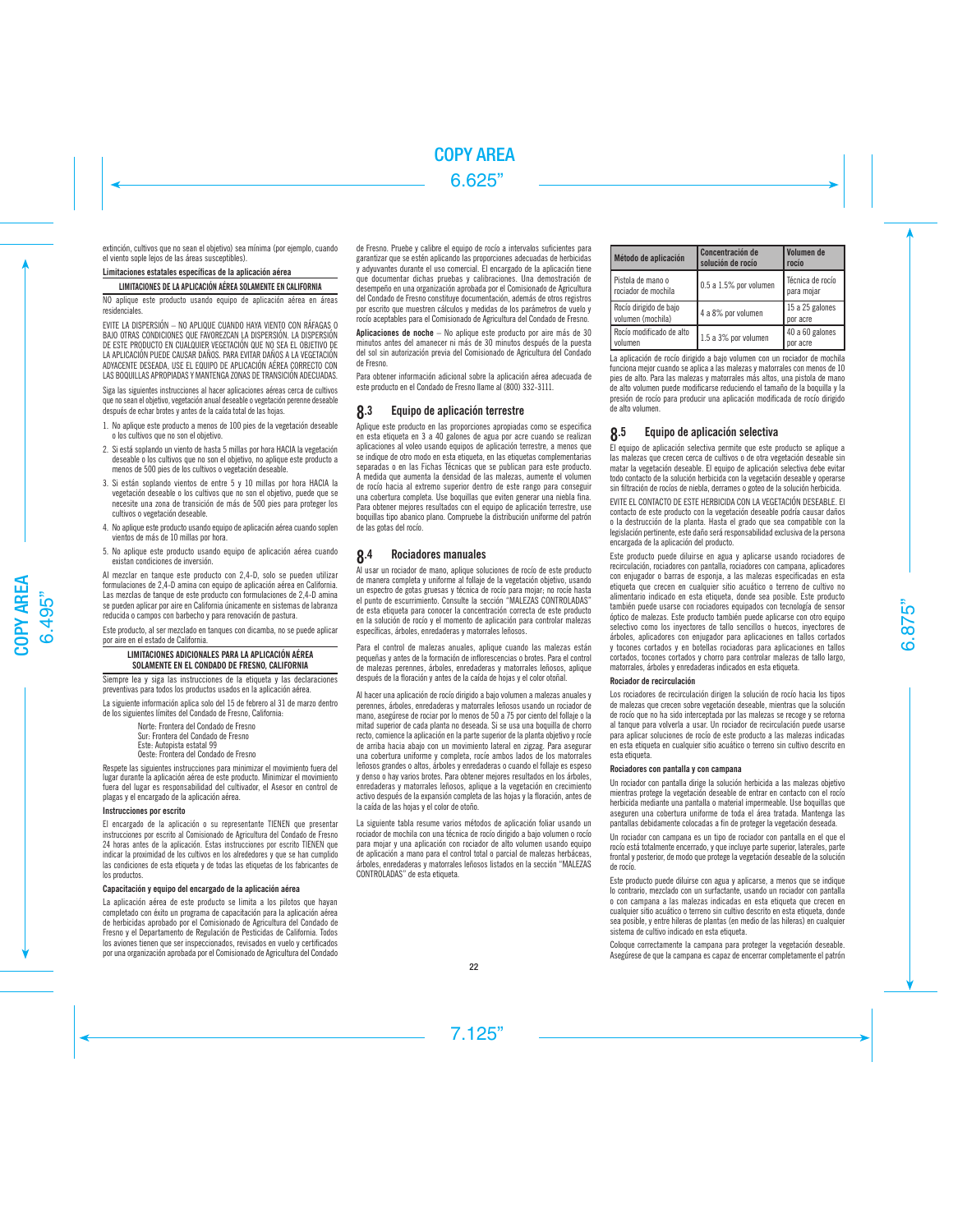extinción, cultivos que no sean el objetivo) sea mínima (por ejemplo, cuando el viento sople lejos de las áreas susceptibles).

**Limitaciones estatales específicas de la aplicación aérea**

**LIMITACIONES DE LA APLICACIÓN AÉREA SOLAMENTE EN CALIFORNIA**

NO aplique este producto usando equipo de aplicación aérea en áreas residenciales.

EVITE LA DISPERSIÓN – NO APLIQUE CUANDO HAYA VIENTO CON RÁFAGAS O BAJO OTRAS CONDICIONES QUE FAVOREZCAN LA DISPERSIÓN. LA DISPERSIÓN DE ESTE PRODUCTO EN CUALQUIER VEGETACIÓN QUE NO SEA EL OBJETIVO DE LA APLICACIÓN PUEDE CAUSAR DAÑOS. PARA EVITAR DAÑOS A LA VEGETACIÓN ADYACENTE DESEADA, USE EL EQUIPO DE APLICACIÓN AÉREA CORRECTO CON LAS BOQUILLAS APROPIADAS Y MANTENGA ZONAS DE TRANSICIÓN ADECUADAS.

Siga las siguientes instrucciones al hacer aplicaciones aéreas cerca de cultivos que no sean el objetivo, vegetación anual deseable o vegetación perenne deseable después de echar brotes y antes de la caída total de las hojas.

1. No aplique este producto a menos de 100 pies de la vegetación deseable o los cultivos que no son el objetivo.
2. Si está soplando un viento de hasta 5 millas por hora HACIA la vegetación deseable o los cultivos que no son el objetivo, no aplique este producto a menos de 500 pies de los cultivos o vegetación deseable.
3. Si están soplando vientos de entre 5 y 10 millas por hora HACIA la vegetación deseable o los cultivos que no son el objetivo, puede que se necesite una zona de transición de más de 500 pies para proteger los cultivos o vegetación deseable.
4. No aplique este producto usando equipo de aplicación aérea cuando soplen vientos de más de 10 millas por hora.
5. No aplique este producto usando equipo de aplicación aérea cuando existan condiciones de inversión.

Al mezclar en tanque este producto con 2,4-D, solo se pueden utilizar formulaciones de 2,4-D amina con equipo de aplicación aérea en California. Las mezclas de tanque de este producto con formulaciones de 2,4-D amina se pueden aplicar por aire en California únicamente en sistemas de labranza reducida o campos con barbecho y para renovación de pastura.

Este producto, al ser mezclado en tanques con dicamba, no se puede aplicar por aire en el estado de California.

**LIMITACIONES ADICIONALES PARA LA APLICACIÓN AÉREA SOLAMENTE EN EL CONDADO DE FRESNO, CALIFORNIA**

Siempre lea y siga las instrucciones de la etiqueta y las declaraciones preventivas para todos los productos usados en la aplicación aérea.

La siguiente información aplica solo del 15 de febrero al 31 de marzo dentro de los siguientes límites del Condado de Fresno, California:

Norte: Frontera del Condado de Fresno
Sur: Frontera del Condado de Fresno
Este: Autopista estatal 99
Oeste: Frontera del Condado de Fresno

Respete las siguientes instrucciones para minimizar el movimiento fuera del lugar durante la aplicación aérea de este producto. Minimizar el movimiento fuera del lugar es responsabilidad del cultivador, el Asesor en control de plagas y el encargado de la aplicación aérea.

**Instrucciones por escrito**

El encargado de la aplicación o su representante TIENEN que presentar instrucciones por escrito al Comisionado de Agricultura del Condado de Fresno 24 horas antes de la aplicación. Estas instrucciones por escrito TIENEN que indicar la proximidad de los cultivos en los alrededores y que se han cumplido las condiciones de esta etiqueta y de todas las etiquetas de los fabricantes de los productos.

**Capacitación y equipo del encargado de la aplicación aérea**

La aplicación aérea de este producto se limita a los pilotos que hayan completado con éxito un programa de capacitación para la aplicación aérea de herbicidas aprobado por el Comisionado de Agricultura del Condado de Fresno y el Departamento de Regulación de Pesticidas de California. Todos los aviones tienen que ser inspeccionados, revisados en vuelo y certificados por una organización aprobada por el Comisionado de Agricultura del Condado de Fresno. Pruebe y calibre el equipo de rocío a intervalos suficientes para garantizar que se estén aplicando las proporciones adecuadas de herbicidas y adyuvantes durante el uso comercial. El encargado de la aplicación tiene que documentar dichas pruebas y calibraciones. Una demostración de desempeño en una organización aprobada por el Comisionado de Agricultura del Condado de Fresno constituye documentación, además de otros registros por escrito que muestren cálculos y medidas de los parámetros de vuelo y rocío aceptables para el Comisionado de Agricultura del Condado de Fresno.

**Aplicaciones de noche** – No aplique este producto por aire más de 30 minutos antes del amanecer ni más de 30 minutos después de la puesta del sol sin autorización previa del Comisionado de Agricultura del Condado de Fresno.

Para obtener información adicional sobre la aplicación aérea adecuada de este producto en el Condado de Fresno llame al (800) 332-3111.

## 8.3 Equipo de aplicación terrestre

Aplique este producto en las proporciones apropiadas como se especifica en esta etiqueta en 3 a 40 galones de agua por acre cuando se realizan aplicaciones al voleo usando equipos de aplicación terrestre, a menos que se indique de otro modo en esta etiqueta, en las etiquetas complementarias separadas o en las Fichas Técnicas que se publican para este producto. A medida que aumenta la densidad de las malezas, aumente el volumen de rocío hacia el extremo superior dentro de este rango para conseguir una cobertura completa. Use boquillas que eviten generar una niebla fina. Para obtener mejores resultados con el equipo de aplicación terrestre, use boquillas tipo abanico plano. Compruebe la distribución uniforme del patrón de las gotas del rocío.

## 8.4 Rociadores manuales

Al usar un rociador de mano, aplique soluciones de rocío de este producto de manera completa y uniforme al follaje de la vegetación objetivo, usando un espectro de gotas gruesas y técnica de rocío para mojar; no rocíe hasta el punto de escurrimiento. Consulte la sección "MALEZAS CONTROLADAS" de esta etiqueta para conocer la concentración correcta de este producto en la solución de rocío y el momento de aplicación para controlar malezas específicas, árboles, enredaderas y matorrales leñosos.

Para el control de malezas anuales, aplique cuando las malezas estén pequeñas y antes de la formación de inflorescencias o brotes. Para el control de malezas perennes, árboles, enredaderas y matorrales leñosos, aplique después de la floración y antes de la caída de hojas y el color otoñal.

Al hacer una aplicación de rocío dirigido a bajo volumen a malezas anuales y perennes, árboles, enredaderas y matorrales leñosos usando un rociador de mano, asegúrese de rociar por lo menos de 50 a 75 por ciento del follaje o la mitad superior de cada planta no deseada. Si se usa una boquilla de chorro recto, comience la aplicación en la parte superior de la planta objetivo y rocíe de arriba hacia abajo con un movimiento lateral en zigzag. Para asegurar una cobertura uniforme y completa, rocíe ambos lados de los matorrales leñosos grandes o altos, árboles y enredaderas o cuando el follaje es espeso y denso o hay varios brotes. Para obtener mejores resultados en los árboles, enredaderas y matorrales leñosos, aplique a la vegetación en crecimiento activo después de la expansión completa de las hojas y la floración, antes de la caída de las hojas y el color de otoño.

La siguiente tabla resume varios métodos de aplicación foliar usando un rociador de mochila con una técnica de rocío dirigido a bajo volumen o rocío para mojar y una aplicación con rociador de alto volumen usando equipo de aplicación a mano para el control total o parcial de malezas herbáceas, árboles, enredaderas y matorrales leñosos listados en la sección "MALEZAS CONTROLADAS" de esta etiqueta.

| Método de aplicación | Concentración de solución de rocío | Volumen de rocío |
|---|---|---|
| Pistola de mano o rociador de mochila | 0.5 a 1.5% por volumen | Técnica de rocío para mojar |
| Rocío dirigido de bajo volumen (mochila) | 4 a 8% por volumen | 15 a 25 galones por acre |
| Rocío modificado de alto volumen | 1.5 a 3% por volumen | 40 a 60 galones por acre |

La aplicación de rocío dirigido a bajo volumen con un rociador de mochila funciona mejor cuando se aplica a las malezas y matorrales con menos de 10 pies de alto. Para las malezas y matorrales más altos, una pistola de mano de alto volumen puede modificarse reduciendo el tamaño de la boquilla y la presión de rocío para producir una aplicación modificada de rocío dirigido de alto volumen.

## 8.5 Equipo de aplicación selectiva

El equipo de aplicación selectiva permite que este producto se aplique a las malezas que crecen cerca de cultivos o de otra vegetación deseable sin matar la vegetación deseable. El equipo de aplicación selectiva debe evitar todo contacto de la solución herbicida con la vegetación deseable y operarse sin filtración de rocíos de niebla, derrames o goteo de la solución herbicida.

EVITE EL CONTACTO DE ESTE HERBICIDA CON LA VEGETACIÓN DESEABLE. El contacto de este producto con la vegetación deseable podría causar daños o la destrucción de la planta. Hasta el grado que sea compatible con la legislación pertinente, este daño será responsabilidad exclusiva de la persona encargada de la aplicación del producto.

Este producto puede diluirse en agua y aplicarse usando rociadores de recirculación, rociadores con pantalla, rociadores con campana, aplicadores con enjugador o barras de esponja, a las malezas especificadas en esta etiqueta que crecen en cualquier sitio acuático o terreno de cultivo no alimentario indicado en esta etiqueta, donde sea posible. Este producto también puede usarse con rociadores equipados con tecnología de sensor óptico de malezas. Este producto también puede aplicarse con otro equipo selectivo como los inyectores de tallo sencillos o huecos, inyectores de árboles, aplicadores con enjugador para aplicaciones en tallos cortados y tocones cortados y en botellas rociadoras para aplicaciones en tallos cortados, tocones cortados y chorro para controlar malezas de tallo largo, matorrales, árboles y enredaderas indicados en esta etiqueta.

**Rociador de recirculación**

Los rociadores de recirculación dirigen la solución de rocío hacia los tipos de malezas que crecen sobre vegetación deseable, mientras que la solución de rocío que no ha sido interceptada por las malezas se recoge y se retorna al tanque para volverla a usar. Un rociador de recirculación puede usarse para aplicar soluciones de rocío de este producto a las malezas indicadas en esta etiqueta en cualquier sitio acuático o terreno sin cultivo descrito en esta etiqueta.

**Rociadores con pantalla y con campana**

Un rociador con pantalla dirige la solución herbicida a las malezas objetivo mientras protege la vegetación deseable de entrar en contacto con el rocío herbicida mediante una pantalla o material impermeable. Use boquillas que aseguren una cobertura uniforme de toda el área tratada. Mantenga las pantallas debidamente colocadas a fin de proteger la vegetación deseada.

Un rociador con campana es un tipo de rociador con pantalla en el que el rocío está totalmente encerrado, y que incluye parte superior, laterales, parte frontal y posterior, de modo que protege la vegetación deseable de la solución de rocío.

Este producto puede diluirse con agua y aplicarse, a menos que se indique lo contrario, mezclado con un surfactante, usando un rociador con pantalla o con campana a las malezas indicadas en esta etiqueta que crecen en cualquier sitio acuático o terreno sin cultivo descrito en esta etiqueta, donde sea posible, y entre hileras de plantas (en medio de las hileras) en cualquier sistema de cultivo indicado en esta etiqueta.

Coloque correctamente la campana para proteger la vegetación deseable. Asegúrese de que la campana es capaz de encerrar completamente el patrón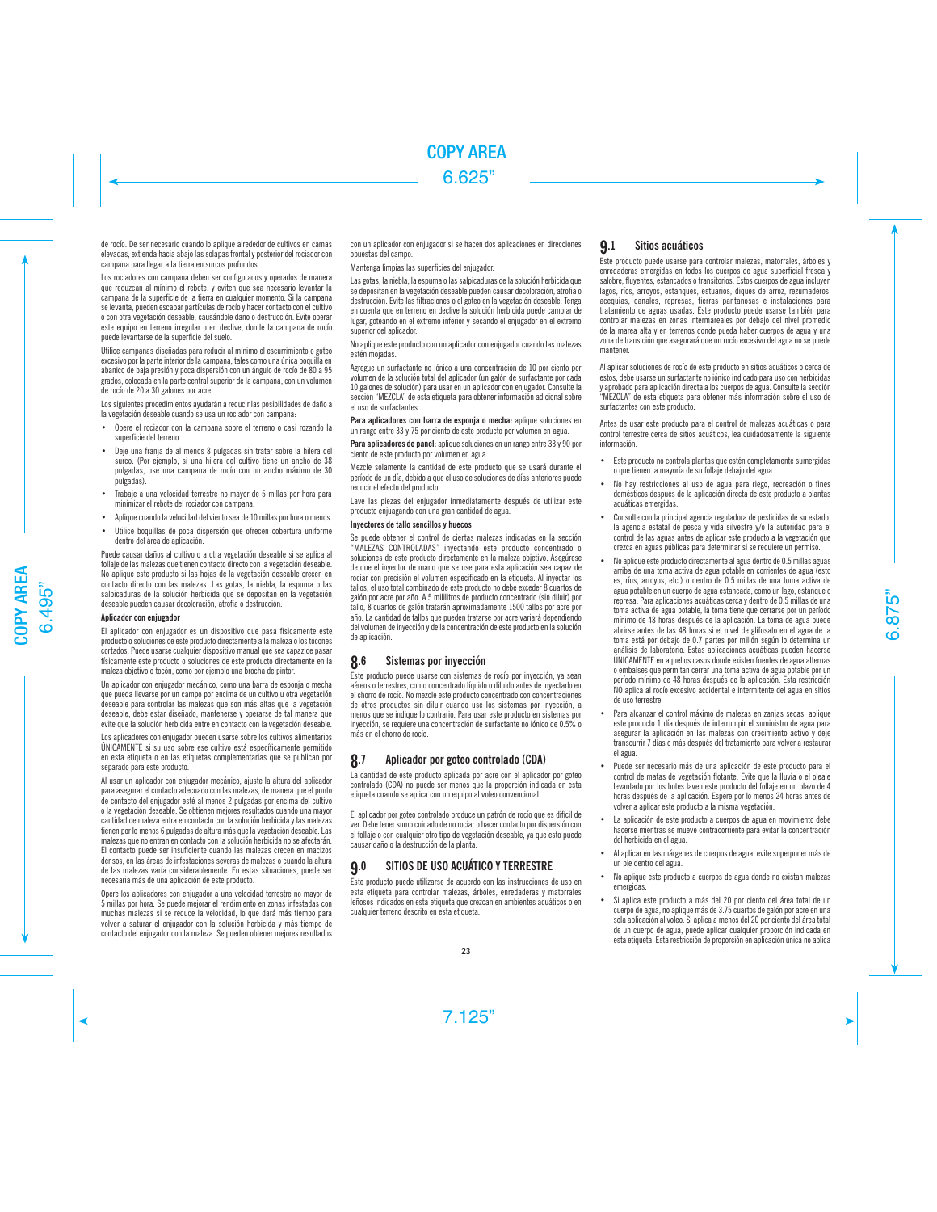de rocío. De ser necesario cuando lo aplique alrededor de cultivos en camas elevadas, extienda hacia abajo las solapas frontal y posterior del rociador con campana para llegar a la tierra en surcos profundos.

Los rociadores con campana deben ser configurados y operados de manera que reduzcan al mínimo el rebote, y eviten que sea necesario levantar la campana de la superficie de la tierra en cualquier momento. Si la campana se levanta, pueden escapar partículas de rocío y hacer contacto con el cultivo o con otra vegetación deseable, causándole daño o destrucción. Evite operar este equipo en terreno irregular o en declive, donde la campana de rocío puede levantarse de la superficie del suelo.

Utilice campanas diseñadas para reducir al mínimo el escurrimiento o goteo excesivo por la parte interior de la campana, tales como una única boquilla en abanico de baja presión y poca dispersión con un ángulo de rocío de 80 a 95 grados, colocada en la parte central superior de la campana, con un volumen de rocío de 20 a 30 galones por acre.

Los siguientes procedimientos ayudarán a reducir las posibilidades de daño a la vegetación deseable cuando se usa un rociador con campana:

- Opere el rociador con la campana sobre el terreno o casi rozando la superficie del terreno.
- Deje una franja de al menos 8 pulgadas sin tratar sobre la hilera del surco. (Por ejemplo, si una hilera del cultivo tiene un ancho de 38 pulgadas, use una campana de rocío con un ancho máximo de 30 pulgadas).
- Trabaje a una velocidad terrestre no mayor de 5 millas por hora para minimizar el rebote del rociador con campana.
- Aplique cuando la velocidad del viento sea de 10 millas por hora o menos.
- Utilice boquillas de poca dispersión que ofrecen cobertura uniforme dentro del área de aplicación.

Puede causar daños al cultivo o a otra vegetación deseable si se aplica al follaje de las malezas que tienen contacto directo con la vegetación deseable. No aplique este producto si las hojas de la vegetación deseable crecen en contacto directo con las malezas. Las gotas, la niebla, la espuma o las salpicaduras de la solución herbicida que se depositan en la vegetación deseable pueden causar decoloración, atrofia o destrucción.

**Aplicador con enjugador**

El aplicador con enjugador es un dispositivo que pasa físicamente este producto o soluciones de este producto directamente a la maleza o los tocones cortados. Puede usarse cualquier dispositivo manual que sea capaz de pasar físicamente este producto o soluciones de este producto directamente en la maleza objetivo o tocón, como por ejemplo una brocha de pintor.

Un aplicador con enjugador mecánico, como una barra de esponja o mecha que pueda llevarse por un campo por encima de un cultivo u otra vegetación deseable para controlar las malezas que son más altas que la vegetación deseable, debe estar diseñado, mantenerse y operarse de tal manera que evite que la solución herbicida entre en contacto con la vegetación deseable.

Los aplicadores con enjugador pueden usarse sobre los cultivos alimentarios ÚNICAMENTE si su uso sobre ese cultivo está específicamente permitido en esta etiqueta o en las etiquetas complementarias que se publican por separado para este producto.

Al usar un aplicador con enjugador mecánico, ajuste la altura del aplicador para asegurar el contacto adecuado con las malezas, de manera que el punto de contacto del enjugador esté al menos 2 pulgadas por encima del cultivo o la vegetación deseable. Se obtienen mejores resultados cuando una mayor cantidad de maleza entra en contacto con la solución herbicida y las malezas tienen por lo menos 6 pulgadas de altura más que la vegetación deseable. Las malezas que no entran en contacto con la solución herbicida no se afectarán. El contacto puede ser insuficiente cuando las malezas crecen en macizos densos, en las áreas de infestaciones severas de malezas o cuando la altura de las malezas varía considerablemente. En estas situaciones, puede ser necesaria más de una aplicación de este producto.

Opere los aplicadores con enjugador a una velocidad terrestre no mayor de 5 millas por hora. Se puede mejorar el rendimiento en zonas infestadas con muchas malezas si se reduce la velocidad, lo que dará más tiempo para volver a saturar el enjugador con la solución herbicida y más tiempo de contacto del enjugador con la maleza. Se pueden obtener mejores resultados con un aplicador con enjugador si se hacen dos aplicaciones en direcciones opuestas del campo.

Mantenga limpias las superficies del enjugador.

Las gotas, la niebla, la espuma o las salpicaduras de la solución herbicida que se depositan en la vegetación deseable pueden causar decoloración, atrofia o destrucción. Evite las filtraciones o el goteo en la vegetación deseable. Tenga en cuenta que en terreno en declive la solución herbicida puede cambiar de lugar, goteando en el extremo inferior y secando el enjugador en el extremo superior del aplicador.

No aplique este producto con un aplicador con enjugador cuando las malezas estén mojadas.

Agregue un surfactante no iónico a una concentración de 10 por ciento por volumen de la solución total del aplicador (un galón de surfactante por cada 10 galones de solución) para usar en un aplicador con enjugador. Consulte la sección "MEZCLA" de esta etiqueta para obtener información adicional sobre el uso de surfactantes.

**Para aplicadores con barra de esponja o mecha:** aplique soluciones en un rango entre 33 y 75 por ciento de este producto por volumen en agua.

**Para aplicadores de panel:** aplique soluciones en un rango entre 33 y 90 por ciento de este producto por volumen en agua.

Mezcle solamente la cantidad de este producto que se usará durante el período de un día, debido a que el uso de soluciones de días anteriores puede reducir el efecto del producto.

Lave las piezas del enjugador inmediatamente después de utilizar este producto enjuagando con una gran cantidad de agua.

**Inyectores de tallo sencillos y huecos**

Se puede obtener el control de ciertas malezas indicadas en la sección "MALEZAS CONTROLADAS" inyectando este producto concentrado o soluciones de este producto directamente en la maleza objetivo. Asegúrese de que el inyector de mano que se use para esta aplicación sea capaz de rociar con precisión el volumen especificado en la etiqueta. Al inyectar los tallos, el uso total combinado de este producto no debe exceder 8 cuartos de galón por acre por año. A 5 mililitros de producto concentrado (sin diluir) por tallo, 8 cuartos de galón tratarán aproximadamente 1500 tallos por acre por año. La cantidad de tallos que pueden tratarse por acre variará dependiendo del volumen de inyección y de la concentración de este producto en la solución de aplicación.

## 8.6 Sistemas por inyección

Este producto puede usarse con sistemas de rocío por inyección, ya sean aéreos o terrestres, como concentrado líquido o diluido antes de inyectarlo en el chorro de rocío. No mezcle este producto concentrado con concentraciones de otros productos sin diluir cuando use los sistemas por inyección, a menos que se indique lo contrario. Para usar este producto en sistemas por inyección, se requiere una concentración de surfactante no iónico de 0.5% o más en el chorro de rocío.

## 8.7 Aplicador por goteo controlado (CDA)

La cantidad de este producto aplicada por acre con el aplicador por goteo controlado (CDA) no puede ser menos que la proporción indicada en esta etiqueta cuando se aplica con un equipo al voleo convencional.

El aplicador por goteo controlado produce un patrón de rocío que es difícil de ver. Debe tener sumo cuidado de no rociar o hacer contacto por dispersión con el follaje o con cualquier otro tipo de vegetación deseable, ya que esto puede causar daño o la destrucción de la planta.

## 9.0 SITIOS DE USO ACUÁTICO Y TERRESTRE

Este producto puede utilizarse de acuerdo con las instrucciones de uso en esta etiqueta para controlar malezas, árboles, enredaderas y matorrales leñosos indicados en esta etiqueta que crezcan en ambientes acuáticos o en cualquier terreno descrito en esta etiqueta.

## 9.1 Sitios acuáticos

Este producto puede usarse para controlar malezas, matorrales, árboles y enredaderas emergidas en todos los cuerpos de agua superficial fresca y salobre, fluyentes, estancados o transitorios. Estos cuerpos de agua incluyen lagos, ríos, arroyos, estanques, estuarios, diques de arroz, rezumaderos, acequias, canales, represas, tierras pantanosas e instalaciones para tratamiento de aguas usadas. Este producto puede usarse también para controlar malezas en zonas intermareales por debajo del nivel promedio de la marea alta y en terrenos donde pueda haber cuerpos de agua y una zona de transición que asegurará que un rocío excesivo del agua no se puede mantener.

Al aplicar soluciones de rocío de este producto en sitios acuáticos o cerca de estos, debe usarse un surfactante no iónico indicado para uso con herbicidas y aprobado para aplicación directa a los cuerpos de agua. Consulte la sección "MEZCLA" de esta etiqueta para obtener más información sobre el uso de surfactantes con este producto.

Antes de usar este producto para el control de malezas acuáticas o para control terrestre cerca de sitios acuáticos, lea cuidadosamente la siguiente información.

- Este producto no controla plantas que estén completamente sumergidas o que tienen la mayoría de su follaje debajo del agua.
- No hay restricciones al uso de agua para riego, recreación o fines domésticos después de la aplicación directa de este producto a plantas acuáticas emergidas.
- Consulte con la principal agencia reguladora de pesticidas de su estado, la agencia estatal de pesca y vida silvestre y/o la autoridad para el control de las aguas antes de aplicar este producto a la vegetación que crezca en aguas públicas para determinar si se requiere un permiso.
- No aplique este producto directamente al agua dentro de 0.5 millas aguas arriba de una toma activa de agua potable en corrientes de agua (esto es, ríos, arroyos, etc.) o dentro de 0.5 millas de una toma activa de agua potable en un cuerpo de agua estancada, como un lago, estanque o represa. Para aplicaciones acuáticas cerca y dentro de 0.5 millas de una toma activa de agua potable, la toma tiene que cerrarse por un período mínimo de 48 horas después de la aplicación. La toma de agua puede abrirse antes de las 48 horas si el nivel de glifosato en el agua de la toma está por debajo de 0.7 partes por millón según lo determina un análisis de laboratorio. Estas aplicaciones acuáticas pueden hacerse ÚNICAMENTE en aquellos casos donde existen fuentes de agua alternas o embalses que permitan cerrar una toma activa de agua potable por un período mínimo de 48 horas después de la aplicación. Esta restricción NO aplica al rocío excesivo accidental e intermitente del agua en sitios de uso terrestre.
- Para alcanzar el control máximo de malezas en zanjas secas, aplique este producto 1 día después de interrumpir el suministro de agua para asegurar la aplicación en las malezas con crecimiento activo y deje transcurrir 7 días o más después del tratamiento para volver a restaurar el agua.
- Puede ser necesario más de una aplicación de este producto para el control de matas de vegetación flotante. Evite que la lluvia o el oleaje levantado por los botes laven este producto del follaje en un plazo de 4 horas después de la aplicación. Espere por lo menos 24 horas antes de volver a aplicar este producto a la misma vegetación.
- La aplicación de este producto a cuerpos de agua en movimiento debe hacerse mientras se mueve contracorriente para evitar la concentración del herbicida en el agua.
- Al aplicar en las márgenes de cuerpos de agua, evite superponer más de un pie dentro del agua.
- No aplique este producto a cuerpos de agua donde no existan malezas emergidas.
- Si aplica este producto a más del 20 por ciento del área total de un cuerpo de agua, no aplique más de 3.75 cuartos de galón por acre en una sola aplicación al voleo. Si aplica a menos del 20 por ciento del área total de un cuerpo de agua, puede aplicar cualquier proporción indicada en esta etiqueta. Esta restricción de proporción en aplicación única no aplica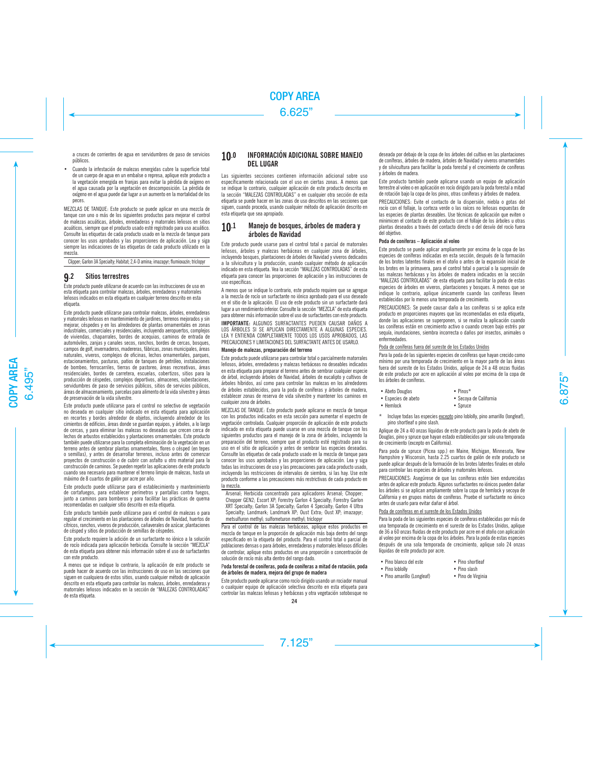a cruces de corrientes de agua en servidumbres de paso de servicios públicos.

- Cuando la infestación de malezas emergidas cubre la superficie total de un cuerpo de agua en un embalse o represa, aplique este producto a la vegetación emergida en franjas para evitar la pérdida de oxígeno en el agua causada por la vegetación en descomposición. La pérdida de oxígeno en el agua puede dar lugar a un aumento en la mortalidad de los peces.

MEZCLAS DE TANQUE: Este producto se puede aplicar en una mezcla de tanque con uno o más de los siguientes productos para mejorar el control de malezas acuáticas, árboles, enredaderas y matorrales leñosos en sitios acuáticos, siempre que el producto usado esté registrado para uso acuático. Consulte las etiquetas de cada producto usado en la mezcla de tanque para conocer los usos aprobados y las proporciones de aplicación. Lea y siga siempre las indicaciones de las etiquetas de cada producto utilizado en la mezcla.

Clipper; Garlon 3A Specialty; Habitat; 2,4-D amina; imazapyr; flumioxazin; triclopyr

## 9.2 Sitios terrestres

Este producto puede utilizarse de acuerdo con las instrucciones de uso en esta etiqueta para controlar malezas, árboles, enredaderas y matorrales leñosos indicados en esta etiqueta en cualquier terreno descrito en esta etiqueta.

Este producto puede utilizarse para controlar malezas, árboles, enredaderas y matorrales leñosos en mantenimiento de jardines, terrenos mejorados y sin mejorar, céspedes y en los alrededores de plantas ornamentales en zonas industriales, comerciales y residenciales, incluyendo aeropuertos, complejos de viviendas, chaparrales, bordes de acequias, caminos de entrada de automóviles, zanjas y canales secos, ranchos, bordes de cercas, bosques, campos de golf, invernaderos, madereras, fábricas, zonas municipales, áreas naturales, viveros, complejos de oficinas, lechos ornamentales, parques, estacionamientos, pasturas, patios de tanques de petróleo, instalaciones de bombeo, ferrocarriles, tierras de pastoreo, áreas recreativas, áreas residenciales, bordes de carretera, escuelas, cobertizos, sitios para la producción de céspedes, complejos deportivos, almacenes, subestaciones, servidumbres de paso de servicios públicos, sitios de servicios públicos, áreas de almacenamiento, parcelas para alimento de la vida silvestre y áreas de preservación de la vida silvestre.

Este producto puede utilizarse para el control no selectivo de vegetación no deseada en cualquier sitio indicado en esta etiqueta para aplicación en recortes y bordes alrededor de objetos, incluyendo alrededor de los cimientos de edificios, áreas donde se guardan equipos, y árboles, a lo largo de cercas, y para eliminar las malezas no deseadas que crecen cerca de lechos de arbustos establecidos y plantaciones ornamentales. Este producto también puede utilizarse para la completa eliminación de la vegetación en un terreno antes de sembrar plantas ornamentales, flores o césped (en tepes o semillas), y antes de desarrollar terrenos, incluso antes de comenzar proyectos de construcción o de cubrir con asfalto u otro material para la construcción de caminos. Se pueden repetir las aplicaciones de este producto cuando sea necesario para mantener el terreno limpio de malezas, hasta un máximo de 8 cuartos de galón por acre por año.

Este producto puede utilizarse para el establecimiento y mantenimiento de cortafuegos, para establecer perímetros y pantallas contra fuegos, junto a caminos para bomberos y para facilitar las prácticas de quema recomendadas en cualquier sitio descrito en esta etiqueta.

Este producto también puede utilizarse para el control de malezas o para regular el crecimiento en las plantaciones de árboles de Navidad, huertos de cítricos, ranchos, viveros de producción, cañaverales de azúcar, plantaciones de césped y sitios de producción de semillas de céspedes.

Este producto requiere la adición de un surfactante no iónico a la solución de rocío indicada para aplicación herbicida. Consulte la sección "MEZCLA" de esta etiqueta para obtener más información sobre el uso de surfactantes con este producto.

A menos que se indique lo contrario, la aplicación de este producto se puede hacer de acuerdo con las instrucciones de uso en las secciones que siguen en cualquiera de estos sitios, usando cualquier método de aplicación descrito en esta etiqueta para controlar las malezas, árboles, enredaderas y matorrales leñosos indicados en la sección de "MALEZAS CONTROLADAS" de esta etiqueta.

# 10.0 INFORMACIÓN ADICIONAL SOBRE MANEJO DEL LUGAR

Las siguientes secciones contienen información adicional sobre uso específicamente relacionada con el uso en ciertas zonas. A menos que se indique lo contrario, cualquier aplicación de este producto descrita en la sección "MALEZAS CONTROLADAS" o en cualquier otra sección de esta etiqueta se puede hacer en las zonas de uso descritos en las secciones que siguen, cuando proceda, usando cualquier método de aplicación descrito en esta etiqueta que sea apropiado.

## 10.1 Manejo de bosques, árboles de madera y árboles de Navidad

Este producto puede usarse para el control total o parcial de matorrales leñosos, árboles y malezas herbáceas en cualquier zona de árboles, incluyendo bosques, plantaciones de árboles de Navidad y viveros dedicados a la silvicultura y la producción, usando cualquier método de aplicación indicado en esta etiqueta. Vea la sección "MALEZAS CONTROLADAS" de esta etiqueta para conocer las proporciones de aplicación y las instrucciones de uso específicas.

A menos que se indique lo contrario, este producto requiere que se agregue a la mezcla de rocío un surfactante no iónico aprobado para el uso deseado en el sitio de la aplicación. El uso de este producto sin un surfactante dará lugar a un rendimiento inferior. Consulte la sección "MEZCLA" de esta etiqueta para obtener más información sobre el uso de surfactantes con este producto.

**IMPORTANTE:** ALGUNOS SURFACTANTES PUEDEN CAUSAR DAÑOS A LOS ÁRBOLES SI SE APLICAN DIRECTAMENTE A ALGUNAS ESPECIES. LEA Y ENTIENDA COMPLETAMENTE TODOS LOS USOS APROBADOS, LAS PRECAUCIONES Y LIMITACIONES DEL SURFACTANTE ANTES DE USARLO.

**Manejo de malezas, preparación del terreno**

Este producto puede utilizarse para controlar total o parcialmente matorrales leñosos, árboles, enredaderas y malezas herbáceas no deseables indicados en esta etiqueta para preparar el terreno antes de sembrar cualquier especie de árbol, incluyendo árboles de Navidad, árboles de eucalipto y cultivos de árboles híbridos, así como para controlar las malezas en los alrededores de árboles establecidos, para la poda de coníferas y árboles de madera, establecer zonas de reserva de vida silvestre y mantener los caminos en cualquier zona de árboles.

MEZCLAS DE TANQUE: Este producto puede aplicarse en mezcla de tanque con los productos indicados en esta sección para aumentar el espectro de vegetación controlada. Cualquier proporción de aplicación de este producto indicado en esta etiqueta puede usarse en una mezcla de tanque con los siguientes productos para el manejo de la zona de árboles, incluyendo la preparación del terreno, siempre que el producto esté registrado para su uso en el sitio de aplicación y antes de sembrar las especies deseadas. Consulte las etiquetas de cada producto usado en la mezcla de tanque para conocer los usos aprobados y las proporciones de aplicación. Lea y siga todas las instrucciones de uso y las precauciones para cada producto usado, incluyendo las restricciones de intervalos de siembra, si las hay. Use este producto conforme a las precauciones más restrictivas de cada producto en la mezcla.

Arsenal; Herbicida concentrado para aplicadores Arsenal; Chopper; Chopper GEN2; Escort XP; Forestry Garlon 4 Specialty; Forestry Garlon XRT Specialty; Garlon 3A Specialty; Garlon 4 Specialty; Garlon 4 Ultra Specialty; Landmark; Landmark XP; Oust Extra; Oust XP; imazapyr; metsulfuron methyl; sulfometuron methyl; triclopyr

Para el control de las malezas herbáceas, aplique estos productos en mezcla de tanque en la proporción de aplicación más baja dentro del rango especificado en la etiqueta del producto. Para el control total o parcial de poblaciones densas o para árboles, enredaderas y matorrales leñosos difíciles de controlar, aplique estos productos en una proporción o concentración de solución de rocío más alta dentro del rango dado.

**Poda forestal de coníferas, poda de coníferas a mitad de rotación, poda de árboles de madera, mejora del grupo de madera**

Este producto puede aplicarse como rocío dirigido usando un rociador manual o cualquier equipo de aplicación selectiva descrito en esta etiqueta para controlar las malezas leñosas y herbáceas y otra vegetación sotobosque no deseada por debajo de la copa de los árboles del cultivo en las plantaciones de coníferas, árboles de madera, árboles de Navidad y viveros ornamentales y de silvicultura para facilitar la poda forestal y el crecimiento de coníferas y árboles de madera.

Este producto también puede aplicarse usando un equipo de aplicación terrestre al voleo o en aplicación en rocío dirigido para la poda forestal a mitad de rotación bajo la copa de los pinos, otras coníferas y árboles de madera.

PRECAUCIONES: Evite el contacto de la dispersión, niebla o gotas del rocío con el follaje, la corteza verde o las raíces no leñosas expuestas de las especies de plantas deseables. Use técnicas de aplicación que eviten o minimicen el contacto de este producto con el follaje de los árboles u otras plantas deseados a través del contacto directo o del desvío del rocío fuera del objetivo.

**Poda de coníferas – Aplicación al voleo**

Este producto se puede aplicar ampliamente por encima de la copa de las especies de coníferas indicadas en esta sección, después de la formación de los brotes latentes finales en el otoño o antes de la expansión inicial de los brotes en la primavera, para el control total o parcial o la supresión de las malezas herbáceas y los árboles de madera indicados en la sección "MALEZAS CONTROLADAS" de esta etiqueta para facilitar la poda de estas especies de árboles en viveros, plantaciones y bosques. A menos que se indique lo contrario, aplique únicamente cuando las coníferas lleven establecidas por lo menos una temporada de crecimiento.

PRECAUCIONES: Se puede causar daño a las coníferas si se aplica este producto en proporciones mayores que las recomendadas en esta etiqueta, donde las aplicaciones se superponen, si se realiza la aplicación cuando las coníferas están en crecimiento activo o cuando crecen bajo estrés por sequía, inundaciones, siembra incorrecta o daños por insectos, animales o enfermedades.

Poda de coníferas fuera del sureste de los Estados Unidos

Para la poda de las siguientes especies de coníferas que hayan crecido como mínimo por una temporada de crecimiento en la mayor parte de las áreas fuera del sureste de los Estados Unidos, aplique de 24 a 48 onzas fluidas de este producto por acre en aplicación al voleo por encima de la copa de los árboles de coníferas.

- Abeto Douglas
- Especies de abeto
- Hemlock
- Pinos*
- Secoya de California
- Spruce

\* Incluye todas las especies excepto pino loblolly, pino amarillo (longleaf), pino shortleaf o pino slash.

Aplique de 24 a 40 onzas líquidas de este producto para la poda de abeto de Douglas, pino y spruce que hayan estado establecidos por solo una temporada de crecimiento (excepto en California).

Para poda de spruce (Picea spp.) en Maine, Michigan, Minnesota, New Hampshire y Wisconsin, hasta 2.25 cuartos de galón de este producto se puede aplicar después de la formación de los brotes latentes finales en otoño para controlar las especies de árboles y matorrales leñosos.

PRECAUCIONES: Asegúrese de que las coníferas estén bien endurecidas antes de aplicar este producto. Algunos surfactantes no iónicos pueden dañar los árboles si se aplican ampliamente sobre la copa de hemlock y secoya de California y en grupos mixtos de coníferas. Pruebe el surfactante no iónico antes de usarlo para evitar dañar el árbol.

Poda de coníferas en el sureste de los Estados Unidos

Para la poda de las siguientes especies de coníferas establecidas por más de una temporada de crecimiento en el sureste de los Estados Unidos, aplique de 36 a 60 onzas fluidas de este producto por acre en el otoño con aplicación al voleo por encima de la copa de los árboles. Para la poda de estas especies después de una sola temporada de crecimiento, aplique solo 24 onzas líquidas de este producto por acre.

- Pino blanco del este
- Pino loblolly
- Pino amarillo (Longleaf)
- Pino shortleaf
- Pino slash
- Pino de Virginia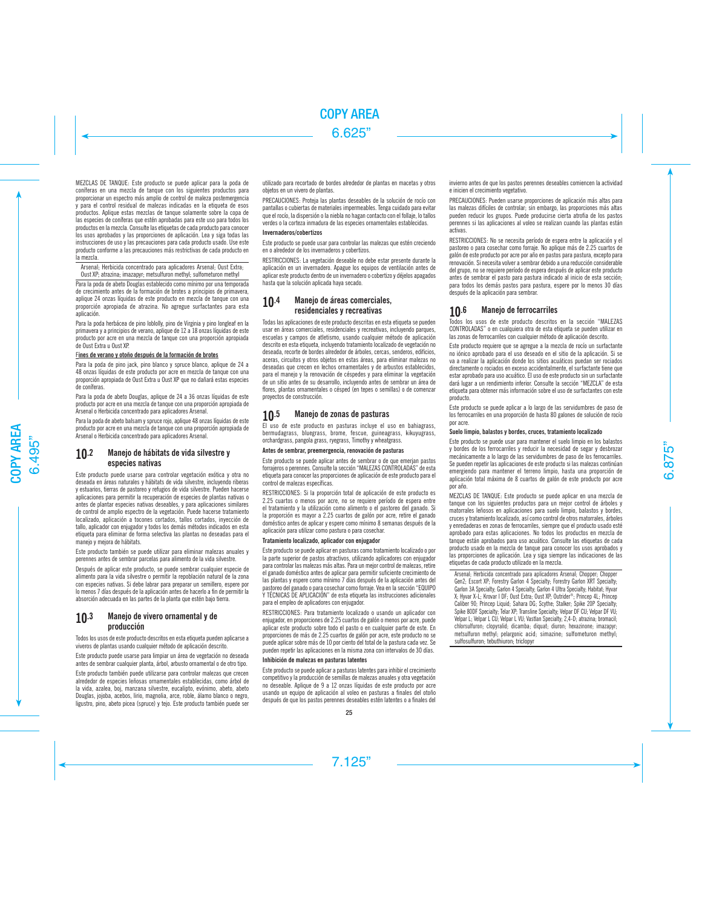MEZCLAS DE TANQUE: Este producto se puede aplicar para la poda de coníferas en una mezcla de tanque con los siguientes productos para proporcionar un espectro más amplio de control de maleza postemergencia y para el control residual de malezas indicadas en la etiqueta de esos productos. Aplique estas mezclas de tanque solamente sobre la copa de las especies de coníferas que estén aprobadas para este uso para todos los productos en la mezcla. Consulte las etiquetas de cada producto para conocer los usos aprobados y las proporciones de aplicación. Lea y siga todas las instrucciones de uso y las precauciones para cada producto usado. Use este producto conforme a las precauciones más restrictivas de cada producto en la mezcla.

Arsenal; Herbicida concentrado para aplicadores Arsenal; Oust Extra; Oust XP; atrazina; imazapyr; metsulfuron methyl; sulfometuron methyl

Para la poda de abeto Douglas establecido como mínimo por una temporada de crecimiento antes de la formación de brotes a principios de primavera, aplique 24 onzas líquidas de este producto en mezcla de tanque con una proporción apropiada de atrazina. No agregue surfactantes para esta aplicación.

Para la poda herbácea de pino loblolly, pino de Virginia y pino longleaf en la primavera y a principios de verano, aplique de 12 a 18 onzas líquidas de este producto por acre en una mezcla de tanque con una proporción apropiada de Oust Extra u Oust XP.

Fines de verano y otoño después de la formación de brotes

Para la poda de pino jack, pino blanco y spruce blanco, aplique de 24 a 48 onzas líquidas de este producto por acre en mezcla de tanque con una proporción apropiada de Oust Extra u Oust XP que no dañará estas especies de coníferas.

Para la poda de abeto Douglas, aplique de 24 a 36 onzas líquidas de este producto por acre en una mezcla de tanque con una proporción apropiada de Arsenal o Herbicida concentrado para aplicadores Arsenal.

Para la poda de abeto balsam y spruce rojo, aplique 48 onzas líquidas de este producto por acre en una mezcla de tanque con una proporción apropiada de Arsenal o Herbicida concentrado para aplicadores Arsenal.

## 10.2 Manejo de hábitats de vida silvestre y especies nativas

Este producto puede usarse para controlar vegetación exótica y otra no deseada en áreas naturales y hábitats de vida silvestre, incluyendo riberas y estuarios, tierras de pastoreo y refugios de vida silvestre. Pueden hacerse aplicaciones para permitir la recuperación de especies de plantas nativas o antes de plantar especies nativas deseables, y para aplicaciones similares de control de amplio espectro de la vegetación. Puede hacerse tratamiento localizado, aplicación a tocones cortados, tallos cortados, inyección de tallo, aplicador con enjugador y todos los demás métodos indicados en esta etiqueta para eliminar de forma selectiva las plantas no deseadas para el manejo y mejora de hábitats.

Este producto también se puede utilizar para eliminar malezas anuales y perennes antes de sembrar parcelas para alimento de la vida silvestre.

Después de aplicar este producto, se puede sembrar cualquier especie de alimento para la vida silvestre o permitir la repoblación natural de la zona con especies nativas. Si debe labrar para preparar un semillero, espere por lo menos 7 días después de la aplicación antes de hacerlo a fin de permitir la absorción adecuada en las partes de la planta que estén bajo tierra.

## 10.3 Manejo de vivero ornamental y de producción

Todos los usos de este producto descritos en esta etiqueta pueden aplicarse a viveros de plantas usando cualquier método de aplicación descrito.

Este producto puede usarse para limpiar un área de vegetación no deseada antes de sembrar cualquier planta, árbol, arbusto ornamental o de otro tipo.

Este producto también puede utilizarse para controlar malezas que crecen alrededor de especies leñosas ornamentales establecidas, como árbol de la vida, azalea, boj, manzana silvestre, eucalipto, evónimo, abeto, abeto Douglas, jojoba, acebos, lirio, magnolia, arce, roble, álamo blanco o negro, ligustro, pino, abeto picea (spruce) y tejo. Este producto también puede ser utilizado para recortado de bordes alrededor de plantas en macetas y otros objetos en un vivero de plantas.

PRECAUCIONES: Proteja las plantas deseables de la solución de rocío con pantallas o cubiertas de materiales impermeables. Tenga cuidado para evitar que el rocío, la dispersión o la niebla no hagan contacto con el follaje, lo tallos verdes o la corteza inmadura de las especies ornamentales establecidas.

**Invernaderos/cobertizos**

Este producto se puede usar para controlar las malezas que estén creciendo en o alrededor de los invernaderos y cobertizos.

RESTRICCIONES: La vegetación deseable no debe estar presente durante la aplicación en un invernadero. Apague los equipos de ventilación antes de aplicar este producto dentro de un invernadero o cobertizo y déjelos apagados hasta que la solución aplicada haya secado.

## 10.4 Manejo de áreas comerciales, residenciales y recreativas

Todas las aplicaciones de este producto descritas en esta etiqueta se pueden usar en áreas comerciales, residenciales y recreativas, incluyendo parques, escuelas y campos de atletismo, usando cualquier método de aplicación descrito en esta etiqueta, incluyendo tratamiento localizado de vegetación no deseada, recorte de bordes alrededor de árboles, cercas, senderos, edificios, aceras, circuitos y otros objetos en estas áreas, para eliminar malezas no deseadas que crecen en lechos ornamentales y de arbustos establecidos, para el manejo y la renovación de céspedes y para eliminar la vegetación de un sitio antes de su desarrollo, incluyendo antes de sembrar un área de flores, plantas ornamentales o césped (en tepes o semillas) o de comenzar proyectos de construcción.

## 10.5 Manejo de zonas de pasturas

El uso de este producto en pasturas incluye el uso en bahiagrass, bermudagrass, bluegrass, brome, fescue, guineagrass, kikuyugrass, orchardgrass, pangola grass, ryegrass, Timothy y wheatgrass.

**Antes de sembrar, preemergencia, renovación de pasturas**

Este producto se puede aplicar antes de sembrar o de que emerjan pastos forrajeros o perennes. Consulte la sección "MALEZAS CONTROLADAS" de esta etiqueta para conocer las proporciones de aplicación de este producto para el control de malezas específicas.

RESTRICCIONES: Si la proporción total de aplicación de este producto es 2.25 cuartos o menos por acre, no se requiere período de espera entre el tratamiento y la utilización como alimento o el pastoreo del ganado. Si la proporción es mayor a 2.25 cuartos de galón por acre, retire el ganado doméstico antes de aplicar y espere como mínimo 8 semanas después de la aplicación para utilizar como pastura o para cosechar.

**Tratamiento localizado, aplicador con enjugador**

Este producto se puede aplicar en pasturas como tratamiento localizado o por la parte superior de pastos atractivos, utilizando aplicadores con enjugador para controlar las malezas más altas. Para un mejor control de malezas, retire el ganado doméstico antes de aplicar para permitir suficiente crecimiento de las plantas y espere como mínimo 7 días después de la aplicación antes del pastoreo del ganado o para cosechar como forraje. Vea en la sección "EQUIPO Y TÉCNICAS DE APLICACIÓN" de esta etiqueta las instrucciones adicionales para el empleo de aplicadores con enjugador.

RESTRICCIONES: Para tratamiento localizado o usando un aplicador con enjugador, en proporciones de 2.25 cuartos de galón o menos por acre, puede aplicar este producto sobre todo el pasto o en cualquier parte de este. En proporciones de más de 2.25 cuartos de galón por acre, este producto no se puede aplicar sobre más de 10 por ciento del total de la pastura cada vez. Se pueden repetir las aplicaciones en la misma zona con intervalos de 30 días.

**Inhibición de malezas en pasturas latentes**

Este producto se puede aplicar a pasturas latentes para inhibir el crecimiento competitivo y la producción de semillas de malezas anuales y otra vegetación no deseable. Aplique de 9 a 12 onzas líquidas de este producto por acre usando un equipo de aplicación al voleo en pasturas a finales del otoño después de que los pastos perennes deseables estén latentes o a finales del invierno antes de que los pastos perennes deseables comiencen la actividad e inicien el crecimiento vegetativo.

PRECAUCIONES: Pueden usarse proporciones de aplicación más altas para las malezas difíciles de controlar; sin embargo, las proporciones más altas pueden reducir los grupos. Puede producirse cierta atrofia de los pastos perennes si las aplicaciones al voleo se realizan cuando las plantas están activas.

RESTRICCIONES: No se necesita período de espera entre la aplicación y el pastoreo o para cosechar como forraje. No aplique más de 2.25 cuartos de galón de este producto por acre por año en pastos para pastura, excepto para renovación. Si necesita volver a sembrar debido a una reducción considerable del grupo, no se requiere período de espera después de aplicar este producto antes de sembrar el pasto para pastura indicado al inicio de esta sección; para todos los demás pastos para pastura, espere por lo menos 30 días después de la aplicación para sembrar.

## 10.6 Manejo de ferrocarriles

Todos los usos de este producto descritos en la sección "MALEZAS CONTROLADAS" o en cualquiera otra de esta etiqueta se pueden utilizar en las zonas de ferrocarriles con cualquier método de aplicación descrito.

Este producto requiere que se agregue a la mezcla de rocío un surfactante no iónico aprobado para el uso deseado en el sitio de la aplicación. Si se va a realizar la aplicación donde los sitios acuáticos puedan ser rociados directamente o rociados en exceso accidentalmente, el surfactante tiene que estar aprobado para uso acuático. El uso de este producto sin un surfactante dará lugar a un rendimiento inferior. Consulte la sección "MEZCLA" de esta etiqueta para obtener más información sobre el uso de surfactantes con este producto.

Este producto se puede aplicar a lo largo de las servidumbres de paso de los ferrocarriles en una proporción de hasta 80 galones de solución de rocío por acre.

**Suelo limpio, balastos y bordes, cruces, tratamiento localizado**

Este producto se puede usar para mantener el suelo limpio en los balastos y bordes de los ferrocarriles y reducir la necesidad de segar y desbrozar mecánicamente a lo largo de las servidumbres de paso de los ferrocarriles. Se pueden repetir las aplicaciones de este producto si las malezas continúan emergiendo para mantener el terreno limpio, hasta una proporción de aplicación total máxima de 8 cuartos de galón de este producto por acre por año.

MEZCLAS DE TANQUE: Este producto se puede aplicar en una mezcla de tanque con los siguientes productos para un mejor control de árboles y matorrales leñosos en aplicaciones para suelo limpio, balastos y bordes, cruces y tratamiento localizado, así como control de otros matorrales, árboles y enredaderas en zonas de ferrocarriles, siempre que el producto usado esté aprobado para estas aplicaciones. No todos los productos en mezcla de tanque están aprobados para uso acuático. Consulte las etiquetas de cada producto usado en la mezcla de tanque para conocer los usos aprobados y las proporciones de aplicación. Lea y siga siempre las indicaciones de las etiquetas de cada producto utilizado en la mezcla.

Arsenal; Herbicida concentrado para aplicadores Arsenal; Chopper; Chopper Gen2; Escort XP; Forestry Garlon 4 Specialty; Forestry Garlon XRT Specialty; Garlon 3A Specialty; Garlon 4 Specialty; Garlon 4 Ultra Specialty; Habitat; Hyvar X; Hyvar X-L; Krovar I DF; Oust Extra; Oust XP; Outrider®; Princep 4L; Princep Caliber 90; Princep Liquid; Sahara DG; Scythe; Stalker; Spike 20P Specialty; Spike 80DF Specialty; Telar XP; Transline Specialty; Velpar DF CU; Velpar DF VU; Velpar L; Velpar L CU; Velpar L VU; Vastlan Specialty; 2,4-D; atrazina; bromacil; chlorsulfuron; clopyralid; dicamba; diquat; diuron; hexazinone; imazapyr; metsulfuron methyl; pelargonic acid; simazine; sulfometuron methyl; sulfosulfuron; tebuthiuron; triclopyr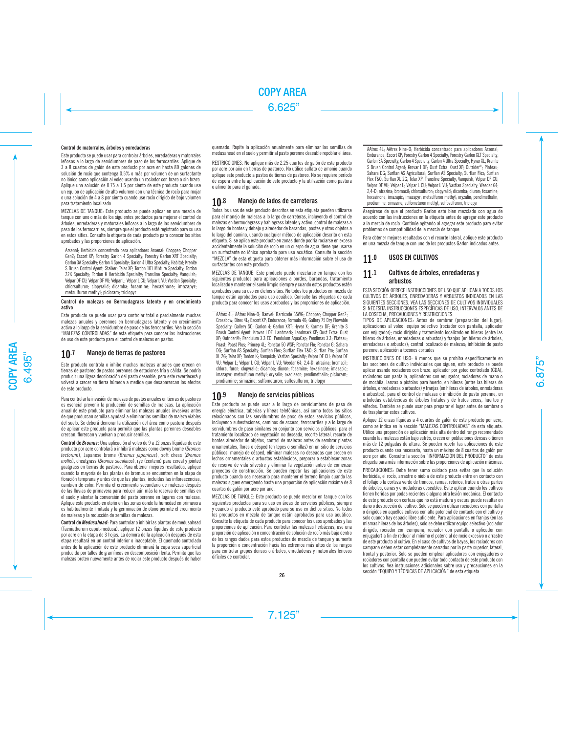**Control de matorrales, árboles y enredaderas**

Este producto se puede usar para controlar árboles, enredaderas y matorrales leñosos a lo largo de servidumbres de paso de los ferrocarriles. Aplique de 3 a 8 cuartos de galón de este producto por acre en hasta 80 galones de solución de rocío que contenga 0.5% o más por volumen de un surfactante no iónico como aplicación al voleo usando un rociador con brazo o sin brazo. Aplique una solución de 0.75 a 1.5 por ciento de este producto cuando use un equipo de aplicación de alto volumen con una técnica de rocío para mojar o una solución de 4 a 8 por ciento cuando use rocío dirigido de bajo volumen para tratamiento localizado.

MEZCLAS DE TANQUE: Este producto se puede aplicar en una mezcla de tanque con uno o más de los siguientes productos para mejorar el control de árboles, enredaderas y matorrales leñosos a lo largo de las servidumbres de paso de los ferrocarriles, siempre que el producto esté registrado para su uso en estos sitios. Consulte la etiqueta de cada producto para conocer los sitios aprobados y las proporciones de aplicación.

Arsenal; Herbicida concentrado para aplicadores Arsenal; Chopper; Chopper Gen2; Escort XP; Forestry Garlon 4 Specialty; Forestry Garlon XRT Specialty; Garlon 3A Specialty; Garlon 4 Specialty; Garlon 4 Ultra Specialty; Habitat; Krenite S Brush Control Agent; Stalker; Telar XP; Tordon 101 Mixture Specialty; Tordon 22K Specialty; Tordon K Herbicide Specialty; Transline Specialty; Vanquish; Velpar DF CU; Velpar DF VU; Velpar L; Velpar L CU; Velpar L VU; Vastlan Specialty; chlorsulfuron; clopyralid; dicamba; fosamine; hexazinone; imazapyr; metsulfuron methyl; picloram; triclopyr

**Control de malezas en Bermudagrass latente y en crecimiento activo**

Este producto se puede usar para controlar total o parcialmente muchas malezas anuales y perennes en bermudagrass latente y en crecimiento activo a lo largo de la servidumbre de paso de los ferrocarriles. Vea la sección "MALEZAS CONTROLADAS" de esta etiqueta para conocer las instrucciones de uso de este producto para el control de malezas en pastos.

## 10.7 Manejo de tierras de pastoreo

Este producto controla o inhibe muchas malezas anuales que crecen en tierras de pastoreo de pastos perennes de estaciones fría y cálida. Se podría producir una ligera decoloración del pasto deseable, pero este reverdecerá y volverá a crecer en tierra húmeda a medida que desaparezcan los efectos de este producto.

Para controlar la invasión de malezas de pastos anuales en tierras de pastoreo es esencial prevenir la producción de semillas de malezas. La aplicación anual de este producto para eliminar las malezas anuales invasivas antes de que produzcan semillas ayudará a eliminar las semillas de maleza viables del suelo. Se deberá demorar la utilización del área como pastura después de aplicar este producto para permitir que las plantas perennes deseables crezcan, florezcan y vuelvan a producir semillas.

**Control de *Bromus*:** Una aplicación al voleo de 9 a 12 onzas líquidas de este producto por acre controlará o inhibirá malezas como downy brome (*Bromus tectorum*), Japanese brome (*Bromus japonicus*), soft chess (*Bromus mollis*), cheatgrass (*Bromus secalinus*), rye (centeno) para cereal y jointed goatgrass en tierras de pastoreo. Para obtener mejores resultados, aplique cuando la mayoría de las plantas de bromus se encuentren en la etapa de floración temprana y antes de que las plantas, incluidas las inflorescencias, cambien de color. Permita el crecimiento secundario de malezas después de las lluvias de primavera para reducir aún más la reserva de semillas en el suelo y alentar la conversión del pasto perenne en lugares con malezas. Aplique este producto en otoño en las zonas donde la humedad en primavera es habitualmente limitada y la germinación de otoño permite el crecimiento de malezas y la reducción de semillas de malezas.

**Control de *Medusahead*:** Para controlar o inhibir las plantas de medusahead (Taeniatherum caput-medusa), aplique 12 onzas líquidas de este producto por acre en la etapa de 3 hojas. La demora de la aplicación después de esta etapa resultará en un control inferior o inaceptable. El quemado controlado antes de la aplicación de este producto eliminará la capa seca superficial producida por tallos de gramíneas en descomposición lenta. Permita que las malezas broten nuevamente antes de rociar este producto después de haber quemado. Repite la aplicación anualmente para eliminar las semillas de medusahead en el suelo y permitir al pasto perenne deseable repoblar el área.

RESTRICCIONES: No aplique más de 2.25 cuartos de galón de este producto por acre por año en tierras de pastoreo. No utilice sulfato de amonio cuando aplique este producto a pastos de tierras de pastoreo. No se requiere período de espera entre la aplicación de este producto y la utilización como pastura o alimento para el ganado.

## 10.8 Manejo de lados de carreteras

Todos los usos de este producto descritos en esta etiqueta pueden utilizarse para el manejo de malezas a lo largo de carreteras, incluyendo el control de malezas en bermudagrass y bahiagrass latente y activo, control de malezas a lo largo de bordes y debajo y alrededor de barandas, postes y otros objetos a lo largo del camino, usando cualquier método de aplicación descrito en esta etiqueta. Si se aplica este producto en zonas donde podría rociarse en exceso accidentalmente la solución de rocío en un cuerpo de agua, tiene que usarse un surfactante no iónico aprobado para uso acuático. Consulte la sección "MEZCLA" de esta etiqueta para obtener más información sobre el uso de surfactantes con este producto.

MEZCLAS DE TANQUE: Este producto puede mezclarse en tanque con los siguientes productos para aplicaciones a bordes, barandas, tratamiento localizado y mantener el suelo limpio siempre y cuando estos productos estén aprobados para su uso en dichos sitios. No todos los productos en mezcla de tanque están aprobados para uso acuático. Consulte las etiquetas de cada producto para conocer los usos aprobados y las proporciones de aplicación.

AAtrex 4L; AAtrex Nine-O; Banvel; Barricade 65WG; Chopper; Chopper Gen2; Crossbow; Direx 4L; Escort XP; Endurance; Formula 40; Gallery 75 Dry Flowable Specialty; Gallery SC; Garlon 4; Garlon XRT; Hyvar X; Karmex DF; Krenite S Brush Control Agent; Krovar I DF; Landmark; Landmark XP; Oust Extra; Oust XP; Outrider®; Pendulum 3.3 EC; Pendulum AquaCap; Pendimax 3.3; Plateau; Poast; Poast Plus; Princep 4L; Ronstar 50 WSP; Ronstar Flo; Ronstar G; Sahara DG; Surflan AS Specialty; Surflan Flex; Surflan Flex T&O; Surflan Pro; Surflan XL 2G; Telar XP; Tordon K; Vanquish; Vastlan Specialty; Velpar DF CU; Velpar DF VU; Velpar L; Velpar L CU; Velpar L VU; Weedar 64; 2,4-D; atrazina; bromacil; chlorsulfuron; clopyralid; dicamba; diuron; fosamine; hexazinone; imazapic; imazapyr; metsulfuron methyl; oryzalin; oxadiazon; pendimethalin; picloram; prodiamine; simazine; sulfometuron; sulfosulfuron; triclopyr

## 10.9 Manejo de servicios públicos

Este producto se puede usar a lo largo de servidumbres de paso de energía eléctrica, tuberías y líneas telefónicas, así como todos los sitios relacionados con las servidumbres de paso de estos servicios públicos, incluyendo subestaciones, caminos de acceso, ferrocarriles y a lo largo de servidumbres de paso similares en conjunto con servicios públicos, para el tratamiento localizado de vegetación no deseada, recorte lateral, recorte de bordes alrededor de objetos, control de malezas antes de sembrar plantas ornamentales, flores o césped (en tepes o semillas) en un sitio de servicios públicos, manejo de césped, eliminar malezas no deseadas que crecen en lechos ornamentales o arbustos establecidos, preparar o establecer zonas de reserva de vida silvestre y eliminar la vegetación antes de comenzar proyectos de construcción. Se pueden repetir las aplicaciones de este producto cuando sea necesario para mantener el terreno limpio cuando las malezas siguen emergiendo hasta una proporción de aplicación máxima de 8 cuartos de galón por acre por año.

MEZCLAS DE TANQUE: Este producto se puede mezclar en tanque con los siguientes productos para su uso en áreas de servicios públicos, siempre y cuando el producto esté aprobado para su uso en dichos sitios. No todos los productos en mezcla de tanque están aprobados para uso acuático. Consulte la etiqueta de cada producto para conocer los usos aprobados y las proporciones de aplicación. Para controlar las malezas herbáceas, use una proporción de aplicación o concentración de solución de rocío más baja dentro de los rangos dados para estos productos de mezcla de tanque y aumente la proporción o concentración hacia los extremos más altos de los rangos para controlar grupos densos o árboles, enredaderas y matorrales leñosos difíciles de controlar.

AAtrex 4L; AAtrex Nine-O; Herbicida concentrado para aplicadores Arsenal; Endurance; Escort XP; Forestry Garlon 4 Specialty; Forestry Garlon XLT Specialty; Garlon 3A Specialty; Garlon 4 Specialty; Garlon 4 Ultra Specialty; Hyvar XL; Krenite S Brush Control Agent; Krovar I DF; Oust Extra; Oust XP; Outrider®; Plateau; Sahara DG; Surflan AS Agricultural; Surflan AS Specialty; Surflan Flex; Surflan Flex T&O; Surflan XL 2G; Telar XP; Transline Specialty; Vanquish; Velpar DF CU; Velpar DF VU; Velpar L; Velpar L CU; Velpar L VU; Vastlan Specialty; Weedar 64; 2,4-D; atrazina; bromacil; chlorsulfuron; clopyralid; dicamba; diuron; fosamine; hexazinone; imazapic; imazapyr; metsulfuron methyl; oryzalin; pendimethalin; prodiamine; simazine; sulfometuron methyl; sulfosulfuron; triclopyr

Asegúrese de que el producto Garlon esté bien mezclado con agua de acuerdo con las instrucciones en la etiqueta antes de agregar este producto a la mezcla de rocío. Continúe agitando al agregar este producto para evitar problemas de compatibilidad de la mezcla de tanque.

Para obtener mejores resultados con el recorte lateral, aplique este producto en una mezcla de tanque con uno de los productos Garlon indicados antes.

# 11.0 USOS EN CULTIVOS

## 11.1 Cultivos de árboles, enredaderas y arbustos

ESTA SECCIÓN OFRECE INSTRUCCIONES DE USO QUE APLICAN A TODOS LOS CULTIVOS DE ÁRBOLES, ENREDADERAS Y ARBUSTOS INDICADOS EN LAS SIGUIENTES SECCIONES. VEA LAS SECCIONES DE CULTIVOS INDIVIDUALES SI NECESITA INSTRUCCIONES ESPECÍFICAS DE USO, INTERVALOS ANTES DE LA COSECHA, PRECAUCIONES Y RESTRICCIONES.

TIPOS DE APLICACIONES: Antes de sembrar (preparación del lugar); aplicaciones al voleo; equipo selectivo (rociador con pantalla, aplicador con enjugador); rocío dirigido y tratamiento localizado en hileras (entre las hileras de árboles, enredaderas o arbustos) y franjas (en hileras de árboles, enredaderas o arbustos); control localizado de malezas; inhibición de pasto perenne; aplicación a tocones cortados

INSTRUCCIONES DE USO: A menos que se prohíba específicamente en las secciones de cultivo individuales que siguen, este producto se puede aplicar usando rociadores con brazo, aplicador por goteo controlado (CDA), rociadores con pantalla, aplicadores con enjugador, rociadores de mano o de mochila, lanzas o pistolas para huerto, en hileras (entre las hileras de árboles, enredaderas o arbustos) y franjas (en hileras de árboles, enredaderas o arbustos), para el control de malezas o inhibición de pasto perenne, en arboledas establecidas de árboles frutales y de frutos secos, huertos y viñedos. También se puede usar para preparar el lugar antes de sembrar o de trasplantar estos cultivos.

Aplique 12 onzas líquidas a 4 cuartos de galón de este producto por acre, como se indica en la sección "MALEZAS CONTROLADAS" de esta etiqueta. Utilice una proporción de aplicación más alta dentro del rango recomendado cuando las malezas están bajo estrés, crecen en poblaciones densas o tienen más de 12 pulgadas de altura. Se pueden repetir las aplicaciones de este producto cuando sea necesario, hasta un máximo de 8 cuartos de galón por acre por año. Consulte la sección "INFORMACIÓN DEL PRODUCTO" de esta etiqueta para más información sobre las proporciones de aplicación máximas.

PRECAUCIONES: Debe tener sumo cuidado para evitar que la solución herbicida, el rocío, arrastre o niebla de este producto entre en contacto con el follaje o la corteza verde de troncos, ramas, retoños, frutos u otras partes de árboles, cañas y enredaderas deseables. Evite aplicar cuando los cultivos tienen heridas por podas recientes o alguna otra lesión mecánica. El contacto de este producto con corteza que no está madura y oscura puede resultar en daño o destrucción del cultivo. Solo se pueden utilizar rociadores con pantalla o dirigidos en aquellos cultivos con alto potencial de contacto con el cultivo y solo cuando hay espacio libre suficiente. Para aplicaciones en franjas (en las mismas hileras de los árboles), solo se debe utilizar equipo selectivo (rociador dirigido, rociador con campana, rociador con pantalla o aplicador con enjugador) a fin de reducir al mínimo el potencial de rocío excesivo o arrastre de este producto al cultivo. En el caso de cultivos de bayas, los rociadores con campana deben estar completamente cerrados por la parte superior, lateral, frontal y posterior. Solo se pueden emplear aplicadores con enjugadores o rociadores con pantalla que pueden evitar todo contacto de este producto con los cultivos. Vea instrucciones adicionales sobre uso y precauciones en la sección "EQUIPO Y TÉCNICAS DE APLICACIÓN" de esta etiqueta.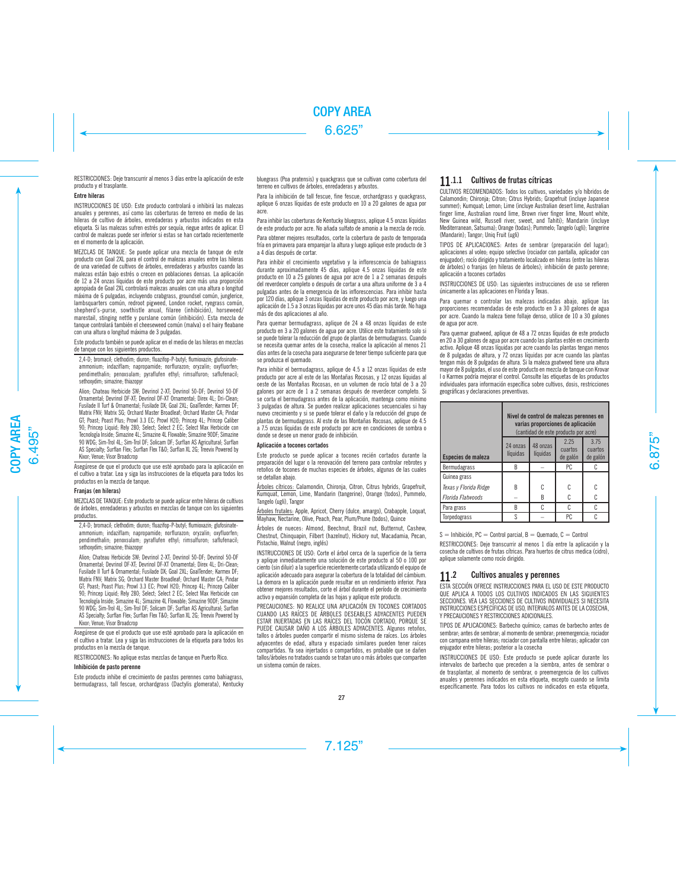RESTRICCIONES: Deje transcurrir al menos 3 días entre la aplicación de este producto y el trasplante.

**Entre hileras**

INSTRUCCIONES DE USO: Este producto controlará o inhibirá las malezas anuales y perennes, así como las coberturas de terreno en medio de las hileras de cultivo de árboles, enredaderas y arbustos indicados en esta etiqueta. Si las malezas sufren estrés por sequía, riegue antes de aplicar. El control de malezas puede ser inferior si estas se han cortado recientemente en el momento de la aplicación.

MEZCLAS DE TANQUE: Se puede aplicar una mezcla de tanque de este producto con Goal 2XL para el control de malezas anuales entre las hileras de una variedad de cultivos de árboles, enredaderas y arbustos cuando las malezas están bajo estrés o crecen en poblaciones densas. La aplicación de 12 a 24 onzas líquidas de este producto por acre más una proporción apropiada de Goal 2XL controlará malezas anuales con una altura o longitud máxima de 6 pulgadas, incluyendo crabgrass, groundsel común, junglerice, lambsquarters común, redroot pigweed, London rocket, ryegrass común, shepherd's-purse, sowthistle anual, filaree (inhibición), horseweed/marestail, stinging nettle y purslane común (inhibición). Esta mezcla de tanque controlará también el cheeseweed común (malva) o el hairy fleabane con una altura o longitud máxima de 3 pulgadas.

Este producto también se puede aplicar en el medio de las hileras en mezclas de tanque con los siguientes productos.

2,4-D; bromacil; clethodim; diuron; fluazifop-P-butyl; flumioxazin; glufosinate-ammonium; indaziflam; napropamide; norflurazon; oryzalin; oxyfluorfen; pendimethalin; penoxsulam; pyraflufen ethyl; rimsulfuron; saflufenacil; sethoxydim; simazine; thiazopyr

Alion; Chateau Herbicide SW; Devrinol 2-XT; Devrinol 50-DF; Devrinol 50-DF Ornamental; Devrinol DF-XT; Devrinol DF-XT Ornamental; Direx 4L; Dri-Clean; Fusilade II Turf & Ornamental; Fusilade DX; Goal 2XL; GoalTender; Karmex DF; Matrix FNV; Matrix SG; Orchard Master Broadleaf; Orchard Master CA; Pindar GT; Poast; Poast Plus; Prowl 3.3 EC; Prowl H2O; Princep 4L; Princep Caliber 90; Princep Liquid; Rely 280; Select; Select 2 EC; Select Max Herbicide con Tecnología Inside; Simazine 4L; Simazine 4L Flowable; Simazine 90DF; Simazine 90 WDG; Sim-Trol 4L; Sim-Trol DF; Solicam DF; Surflan AS Agricultural; Surflan AS Specialty; Surflan Flex; Surflan Flex T&O; Surflan XL 2G; Treevix Powered by Kixor; Venue; Visor Broadcrop

Asegúrese de que el producto que use esté aprobado para la aplicación en el cultivo a tratar. Lea y siga las instrucciones de la etiqueta para todos los productos en la mezcla de tanque.

**Franjas (en hileras)**

MEZCLAS DE TANQUE: Este producto se puede aplicar entre hileras de cultivos de árboles, enredaderas y arbustos en mezclas de tanque con los siguientes productos.

2,4-D; bromacil; clethodim; diuron; fluazifop-P-butyl; flumioxazin; glufosinate-ammonium; indaziflam; napropamide; norflurazon; oryzalin; oxyfluorfen; pendimethalin; penoxsulam; pyraflufen ethyl; rimsulfuron; saflufenacil; sethoxydim; simazine; thiazopyr

Alion; Chateau Herbicide SW; Devrinol 2-XT; Devrinol 50-DF; Devrinol 50-DF Ornamental; Devrinol DF-XT; Devrinol DF-XT Ornamental; Direx 4L; Dri-Clean; Fusilade II Turf & Ornamental; Fusilade DX; Goal 2XL; GoalTender; Karmex DF; Matrix FNV; Matrix SG; Orchard Master Broadleaf; Orchard Master CA; Pindar GT; Poast; Poast Plus; Prowl 3.3 EC; Prowl H2O; Princep 4L; Princep Caliber 90; Princep Liquid; Rely 280; Select; Select 2 EC; Select Max Herbicide con Tecnología Inside; Simazine 4L; Simazine 4L Flowable; Simazine 90DF; Simazine 90 WDG; Sim-Trol 4L; Sim-Trol DF; Solicam DF; Surflan AS Agricultural; Surflan AS Specialty; Surflan Flex; Surflan Flex T&O; Surflan XL 2G; Treevix Powered by Kixor; Venue; Visor Broadcrop

Asegúrese de que el producto que use esté aprobado para la aplicación en el cultivo a tratar. Lea y siga las instrucciones de la etiqueta para todos los productos en la mezcla de tanque.

RESTRICCIONES: No aplique estas mezclas de tanque en Puerto Rico.

**Inhibición de pasto perenne**

Este producto inhibe el crecimiento de pastos perennes como bahiagrass, bermudagrass, tall fescue, orchardgrass (Dactylis glomerata), Kentucky bluegrass (Poa pratensis) y quackgrass que se cultivan como cobertura del terreno en cultivos de árboles, enredaderas y arbustos.

Para la inhibición de tall fescue, fine fescue, orchardgrass y quackgrass, aplique 6 onzas líquidas de este producto en 10 a 20 galones de agua por acre.

Para inhibir las coberturas de Kentucky bluegrass, aplique 4.5 onzas líquidas de este producto por acre. No añada sulfato de amonio a la mezcla de rocío.

Para obtener mejores resultados, corte la cobertura de pasto de temporada fría en primavera para emparejar la altura y luego aplique este producto de 3 a 4 días después de cortar.

Para inhibir el crecimiento vegetativo y la inflorescencia de bahiagrass durante aproximadamente 45 días, aplique 4.5 onzas líquidas de este producto en 10 a 25 galones de agua por acre de 1 a 2 semanas después del reverdecer completo o después de cortar a una altura uniforme de 3 a 4 pulgadas antes de la emergencia de las inflorescencias. Para inhibir hasta por 120 días, aplique 3 onzas líquidas de este producto por acre, y luego una aplicación de 1.5 a 3 onzas líquidas por acre unos 45 días más tarde. No haga más de dos aplicaciones al año.

Para quemar bermudagrass, aplique de 24 a 48 onzas líquidas de este producto en 3 a 20 galones de agua por acre. Utilice este tratamiento solo si se puede tolerar la reducción del grupo de plantas de bermudagrass. Cuando se necesita quemar antes de la cosecha, realice la aplicación al menos 21 días antes de la cosecha para asegurarse de tener tiempo suficiente para que se produzca el quemado.

Para inhibir el bermudagrass, aplique de 4.5 a 12 onzas líquidas de este producto por acre al este de las Montañas Rocosas, y 12 onzas líquidas al oeste de las Montañas Rocosas, en un volumen de rocío total de 3 a 20 galones por acre de 1 a 2 semanas después de reverdecer completo. Si se corta el bermudagrass antes de la aplicación, mantenga como mínimo 3 pulgadas de altura. Se pueden realizar aplicaciones secuenciales si hay nuevo crecimiento y si se puede tolerar el daño y la reducción del grupo de plantas de bermudagrass. Al este de las Montañas Rocosas, aplique de 4.5 a 7.5 onzas líquidas de este producto por acre en condiciones de sombra o donde se desee un menor grado de inhibición.

**Aplicación a tocones cortados**

Este producto se puede aplicar a tocones recién cortados durante la preparación del lugar o la renovación del terreno para controlar rebrotes y retoños de tocones de muchas especies de árboles, algunas de las cuales se detallan abajo.

Árboles cítricos: Calamondin, Chironja, Citron, Citrus hybrids, Grapefruit, Kumquat, Lemon, Lime, Mandarin (tangerine), Orange (todos), Pummelo, Tangelo (ugli), Tangor

Árboles frutales: Apple, Apricot, Cherry (dulce, amargo), Crabapple, Loquat, Mayhaw, Nectarine, Olive, Peach, Pear, Plum/Prune (todos), Quince

Árboles de nueces: Almond, Beechnut, Brazil nut, Butternut, Cashew, Chestnut, Chinquapin, Filbert (hazelnut), Hickory nut, Macadamia, Pecan, Pistachio, Walnut (negro, inglés)

INSTRUCCIONES DE USO: Corte el árbol cerca de la superficie de la tierra y aplique inmediatamente una solución de este producto al 50 o 100 por ciento (sin diluir) a la superficie recientemente cortada utilizando el equipo de aplicación adecuado para asegurar la cobertura de la totalidad del cámbium. La demora en la aplicación puede resultar en un rendimiento inferior. Para obtener mejores resultados, corte el árbol durante el período de crecimiento activo y expansión completa de las hojas y aplique este producto.

PRECAUCIONES: NO REALICE UNA APLICACIÓN EN TOCONES CORTADOS CUANDO LAS RAÍCES DE ÁRBOLES DESEABLES ADYACENTES PUEDEN ESTAR INJERTADAS EN LAS RAÍCES DEL TOCÓN CORTADO, PORQUE SE PUEDE CAUSAR DAÑO A LOS ÁRBOLES ADYACENTES. Algunos retoños, tallos o árboles pueden compartir el mismo sistema de raíces. Los árboles adyacentes de edad, altura y espaciado similares pueden tener raíces compartidas. Ya sea injertados o compartidos, es probable que se dañen tallos/árboles no tratados cuando se tratan uno o más árboles que comparten un sistema común de raíces.

## 11.1.1 Cultivos de frutas cítricas

CULTIVOS RECOMENDADOS: Todos los cultivos, variedades y/o híbridos de Calamondin; Chironja; Citron; Citrus Hybrids; Grapefruit (incluye Japanese summer); Kumquat; Lemon; Lime (incluye Australian desert lime, Australian finger lime, Australian round lime, Brown river finger lime, Mount white, New Guinea wild, Russell river, sweet, and Tahiti); Mandarin (incluye Mediterranean, Satsuma); Orange (todas); Pummelo; Tangelo (ugli); Tangerine (Mandarin); Tangor; Uniq Fruit (ugli)

TIPOS DE APLICACIONES: Antes de sembrar (preparación del lugar); aplicaciones al voleo; equipo selectivo (rociador con pantalla, aplicador con enjugador); rocío dirigido y tratamiento localizado en hileras (entre las hileras de árboles) o franjas (en hileras de árboles); inhibición de pasto perenne; aplicación a tocones cortados

INSTRUCCIONES DE USO: Las siguientes instrucciones de uso se refieren únicamente a las aplicaciones en Florida y Texas.

Para quemar o controlar las malezas indicadas abajo, aplique las proporciones recomendadas de este producto en 3 a 30 galones de agua por acre. Cuando la maleza tiene follaje denso, utilice de 10 a 30 galones de agua por acre.

Para quemar goatweed, aplique de 48 a 72 onzas líquidas de este producto en 20 a 30 galones de agua por acre cuando las plantas estén en crecimiento activo. Aplique 48 onzas líquidas por acre cuando las plantas tengan menos de 8 pulgadas de altura, y 72 onzas líquidas por acre cuando las plantas tengan más de 8 pulgadas de altura. Si la maleza goatweed tiene una altura mayor de 8 pulgadas, el uso de este producto en mezcla de tanque con Krovar I o Karmex podría mejorar el control. Consulte las etiquetas de los productos individuales para información específica sobre cultivos, dosis, restricciones geográficas y declaraciones preventivas.

| Especies de maleza | Nivel de control de malezas perennes en varias proporciones de aplicación (cantidad de este producto por acre) | | | |
|---|---|---|---|---|
| | 24 onzas líquidas | 48 onzas líquidas | 2.25 cuartos de galón | 3.75 cuartos de galón |
| Bermudagrass | B | – | PC | C |
| Guinea grass | | | | |
| *Texas y Florida Ridge* | B | C | C | C |
| *Florida Flatwoods* | – | B | C | C |
| Para grass | B | C | C | C |
| Torpedograss | S | – | PC | C |

S = Inhibición, PC = Control parcial, B = Quemado, C = Control

RESTRICCIONES: Deje transcurrir al menos 1 día entre la aplicación y la cosecha de cultivos de frutas cítricas. Para huertos de citrus medica (cidro), aplique solamente como rocío dirigido.

## 11.2 Cultivos anuales y perennes

ESTA SECCIÓN OFRECE INSTRUCCIONES PARA EL USO DE ESTE PRODUCTO QUE APLICA A TODOS LOS CULTIVOS INDICADOS EN LAS SIGUIENTES SECCIONES. VEA LAS SECCIONES DE CULTIVOS INDIVIDUALES SI NECESITA INSTRUCCIONES ESPECÍFICAS DE USO, INTERVALOS ANTES DE LA COSECHA, Y PRECAUCIONES Y RESTRICCIONES ADICIONALES.

TIPOS DE APLICACIONES: Barbecho químico; camas de barbecho antes de sembrar; antes de sembrar; al momento de sembrar; preemergencia; rociador con campana entre hileras; rociador con pantalla entre hileras; aplicador con enjugador entre hileras; posterior a la cosecha

INSTRUCCIONES DE USO: Este producto se puede aplicar durante los intervalos de barbecho que preceden a la siembra, antes de sembrar o de trasplantar, al momento de sembrar, o preemergencia de los cultivos anuales y perennes indicados en esta etiqueta, excepto cuando se limita específicamente. Para todos los cultivos no indicados en esta etiqueta,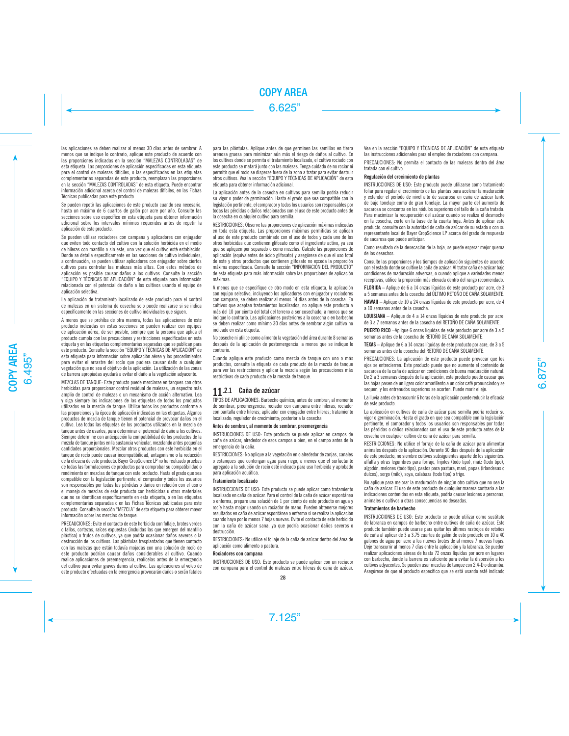las aplicaciones se deben realizar al menos 30 días antes de sembrar. A menos que se indique lo contrario, aplique este producto de acuerdo con las proporciones indicadas en la sección "MALEZAS CONTROLADAS" de esta etiqueta. Las proporciones de aplicación especificadas en esta etiqueta para el control de malezas difíciles, o las especificadas en las etiquetas complementarias separadas de este producto, reemplazan las proporciones en la sección "MALEZAS CONTROLADAS" de esta etiqueta. Puede encontrar información adicional acerca del control de malezas difíciles, en las Fichas Técnicas publicadas para este producto.

Se pueden repetir las aplicaciones de este producto cuando sea necesario, hasta un máximo de 6 cuartos de galón por acre por año. Consulte las secciones sobre uso específico en esta etiqueta para obtener información adicional sobre los intervalos mínimos requeridos antes de repetir la aplicación de este producto.

Se pueden utilizar rociadores con campana y aplicadores con enjugador que eviten todo contacto del cultivo con la solución herbicida en el medio de hileras con mantillo o sin este, una vez que el cultivo esté establecido. Donde se detalla específicamente en las secciones de cultivo individuales, a continuación, se pueden utilizar aplicadores con enjugador sobre ciertos cultivos para controlar las malezas más altas. Con estos métodos de aplicación es posible causar daños a los cultivos. Consulte la sección "EQUIPO Y TÉCNICAS DE APLICACIÓN" de esta etiqueta para información relacionada con el potencial de daño a los cultivos usando el equipo de aplicación selectiva.

La aplicación de tratamiento localizado de este producto para el control de malezas en un sistema de cosecha solo puede realizarse si se indica específicamente en las secciones de cultivo individuales que siguen.

A menos que se prohíba de otra manera, todas las aplicaciones de este producto indicadas en estas secciones se pueden realizar con equipos de aplicación aérea, de ser posible, siempre que la persona que aplica el producto cumpla con las precauciones y restricciones especificadas en esta etiqueta y en las etiquetas complementarias separadas que se publican para este producto. Consulte la sección "EQUIPO Y TÉCNICAS DE APLICACIÓN" de esta etiqueta para información sobre aplicación aérea y los procedimientos para evitar el arrastre del rocío que pudiera causar daño a cualquier vegetación que no sea el objetivo de la aplicación. La utilización de las zonas de barrera apropiadas ayudará a evitar el daño a la vegetación adyacente.

MEZCLAS DE TANQUE: Este producto puede mezclarse en tanques con otros herbicidas para proporcionar control residual de malezas, un espectro más amplio de control de malezas o un mecanismo de acción alternativo. Lea y siga siempre las indicaciones de las etiquetas de todos los productos utilizados en la mezcla de tanque. Utilice todos los productos conforme a las proporciones y la época de aplicación indicadas en las etiquetas. Algunos productos de mezcla de tanque tienen el potencial de provocar daños en el cultivo. Lea todas las etiquetas de los productos utilizados en la mezcla de tanque antes de usarlos, para determinar el potencial de daño a los cultivos. Siempre determine con anticipación la compatibilidad de los productos de la mezcla de tanque juntos en la sustancia vehicular, mezclando antes pequeñas cantidades proporcionales. Mezclar otros productos con este herbicida en el tanque de rocío puede causar incompatibilidad, antagonismo o la reducción de la eficacia de este producto. Bayer CropScience LP no ha realizado pruebas de todas las formulaciones de productos para comprobar su compatibilidad o rendimiento en mezclas de tanque con este producto. Hasta el grado que sea compatible con la legislación pertinente, el comprador y todos los usuarios son responsables por todas las pérdidas o daños en relación con el uso o el manejo de mezclas de este producto con herbicidas u otros materiales que no se identifican específicamente en esta etiqueta, o en las etiquetas complementarias separadas o en las Fichas Técnicas publicadas para este producto. Consulte la sección "MEZCLA" de esta etiqueta para obtener mayor información sobre las mezclas de tanque.

PRECAUCIONES: Evite el contacto de este herbicida con follaje, brotes verdes o tallos, cortezas, raíces expuestas (incluidas las que emergen del mantillo plástico) o frutos de cultivos, ya que podría ocasionar daños severos o la destrucción de los cultivos. Las plántulas trasplantadas que tienen contacto con las malezas que están todavía mojadas con una solución de rocío de este producto podrían causar daños considerables al cultivo. Cuando realice aplicaciones de preemergencia, realícelas antes de la emergencia del cultivo para evitar graves daños al cultivo. Las aplicaciones al voleo de este producto efectuadas en la emergencia provocarán daños o serán fatales para las plántulas. Aplique antes de que germinen las semillas en tierra arenosa gruesa para minimizar aún más el riesgo de daños al cultivo. En los cultivos donde se permita el tratamiento localizado, el cultivo rociado con este producto se matará junto con las malezas. Tenga cuidado de no rociar ni permitir que el rocío se disperse fuera de la zona a tratar para evitar destruir otros cultivos. Vea la sección "EQUIPO Y TÉCNICAS DE APLICACIÓN" de esta etiqueta para obtener información adicional.

La aplicación antes de la cosecha en cultivos para semilla podría reducir su vigor o poder de germinación. Hasta el grado que sea compatible con la legislación pertinente, el comprador y todos los usuarios son responsables por todas las pérdidas o daños relacionados con el uso de este producto antes de la cosecha en cualquier cultivo para semilla.

RESTRICCIONES: Observe las proporciones de aplicación máximas indicadas en toda esta etiqueta. Las proporciones máximas permitidas se aplican al uso de este producto combinado con el uso de todos y cada uno de los otros herbicidas que contienen glifosato como el ingrediente activo, ya sea que se apliquen por separado o como mezclas. Calcule las proporciones de aplicación (equivalentes de ácido glifosato) y asegúrese de que el uso total de este y otros productos que contienen glifosato no exceda la proporción máxima especificada. Consulte la sección "INFORMACIÓN DEL PRODUCTO" de esta etiqueta para más información sobre las proporciones de aplicación máximas.

A menos que se especifique de otro modo en esta etiqueta, la aplicación con equipo selectivo, incluyendo los aplicadores con enjugador y rociadores con campana, se deben realizar al menos 14 días antes de la cosecha. En cultivos que aceptan tratamientos localizados, no aplique este producto a más del 10 por ciento del total del terreno a ser cosechado, a menos que se indique lo contrario. Las aplicaciones posteriores a la cosecha o en barbecho se deben realizar como mínimo 30 días antes de sembrar algún cultivo no indicado en esta etiqueta.

No coseche ni utilice como alimento la vegetación del área durante 8 semanas después de la aplicación de postemergencia, a menos que se indique lo contrario.

Cuando aplique este producto como mezcla de tanque con uno o más productos, consulte la etiqueta de cada producto de la mezcla de tanque para ver las restricciones y aplicar la mezcla según las precauciones más restrictivas de cada producto de la mezcla de tanque.

## 11.2.1 Caña de azúcar

TIPOS DE APLICACIONES: Barbecho químico; antes de sembrar; al momento de sembrar; preemergencia; rociador con campana entre hileras; rociador con pantalla entre hileras; aplicador con enjugador entre hileras; tratamiento localizado; regulador de crecimiento; posterior a la cosecha

### Antes de sembrar, al momento de sembrar, preemergencia

INSTRUCCIONES DE USO: Este producto se puede aplicar en campos de caña de azúcar, alrededor de esos campos o bien, en el campo antes de la emergencia de la caña.

RESTRICCIONES: No aplique a la vegetación en o alrededor de zanjas, canales o estanques que contengan agua para riego, a menos que el surfactante agregado a la solución de rocío esté indicado para uso herbicida y aprobado para aplicación acuática.

### Tratamiento localizado

INSTRUCCIONES DE USO: Este producto se puede aplicar como tratamiento localizado en caña de azúcar. Para el control de la caña de azúcar espontánea o enferma, prepare una solución de 1 por ciento de este producto en agua y rocíe hasta mojar usando un rociador de mano. Pueden obtenerse mejores resultados en caña de azúcar espontánea o enferma si se realiza la aplicación cuando haya por lo menos 7 hojas nuevas. Evite el contacto de este herbicida con la caña de azúcar sana, ya que podría ocasionar daños severos o destrucción.

RESTRICCIONES: No utilice el follaje de la caña de azúcar dentro del área de aplicación como alimento o pastura.

### Rociadores con campana

INSTRUCCIONES DE USO: Este producto se puede aplicar con un rociador con campana para el control de malezas entre hileras de caña de azúcar. Vea en la sección "EQUIPO Y TÉCNICAS DE APLICACIÓN" de esta etiqueta las instrucciones adicionales para el empleo de rociadores con campana.

PRECAUCIONES: No permita el contacto de las malezas dentro del área tratada con el cultivo.

### Regulación del crecimiento de plantas

INSTRUCCIONES DE USO: Este producto puede utilizarse como tratamiento foliar para regular el crecimiento de las plantas para acelerar la maduración y extender el período de nivel alto de sacarosa en caña de azúcar tanto de bajo tonelaje como de gran tonelaje. La mayor parte del aumento de sacarosa se concentra en los nódulos superiores del tallo de la caña tratada. Para maximizar la recuperación del azúcar cuando se realiza el desmoche en la cosecha, corte en la base de la cuarta hoja. Antes de aplicar este producto, consulte con la autoridad de caña de azúcar de su estado o con su representante local de Bayer CropScience LP acerca del grado de respuesta de sacarosa que puede anticipar.

Como resultado de la desecación de la hoja, se puede esperar mejor quema de los desechos.

Consulte las proporciones y los tiempos de aplicación siguientes de acuerdo con el estado donde se cultive la caña de azúcar. Al tratar caña de azúcar bajo condiciones de maduración adversas, o cuando aplique a variedades menos receptivas, utilice la proporción más elevada dentro del rango recomendado.

**FLORIDA** – Aplique de 6 a 14 onzas líquidas de este producto por acre, de 3 a 5 semanas antes de la cosecha del ÚLTIMO RETOÑO DE CAÑA SOLAMENTE.

**HAWAII** – Aplique de 10 a 24 onzas líquidas de este producto por acre, de 4 a 10 semanas antes de la cosecha.

**LOUISIANA** – Aplique de 4 a 14 onzas líquidas de este producto por acre, de 3 a 7 semanas antes de la cosecha del RETOÑO DE CAÑA SOLAMENTE.

**PUERTO RICO** –Aplique 6 onzas líquidas de este producto por acre de 3 a 5 semanas antes de la cosecha de RETOÑO DE CAÑA SOLAMENTE.

**TEXAS** – Aplique de 6 a 14 onzas líquidas de este producto por acre, de 3 a 5 semanas antes de la cosecha del RETOÑO DE CAÑA SOLAMENTE.

PRECAUCIONES: La aplicación de este producto puede provocar que los ojos se entrecierren. Este producto puede que no aumente el contenido de sacarosa de la caña de azúcar en condiciones de buena maduración natural. De 2 a 3 semanas después de la aplicación, este producto puede causar que las hojas pasen de un ligero color amarillento a un color café pronunciado y se sequen, y los entrenudos superiores se acorten. Puede morir el eje.

La lluvia antes de transcurrir 6 horas de la aplicación puede reducir la eficacia de este producto.

La aplicación en cultivos de caña de azúcar para semilla podría reducir su vigor o germinación. Hasta el grado en que sea compatible con la legislación pertinente, el comprador y todos los usuarios son responsables por todas las pérdidas o daños relacionados con el uso de este producto antes de la cosecha en cualquier cultivo de caña de azúcar para semilla.

RESTRICCIONES: No utilice el forraje de la caña de azúcar para alimentar animales después de la aplicación. Durante 30 días después de la aplicación de este producto, no siembre cultivos subsiguientes aparte de los siguientes: alfalfa y otras legumbres para forraje, frijoles (todo tipo), maíz (todo tipo), algodón, melones (todo tipo), pastos para pastura, maní, papas (irlandesas o dulces), sorgo (milo), soya, calabaza (todo tipo) o trigo.

No aplique para mejorar la maduración de ningún otro cultivo que no sea la caña de azúcar. El uso de este producto de cualquier manera contraria a las indicaciones contenidas en esta etiqueta, podría causar lesiones a personas, animales o cultivos u otras consecuencias no deseadas.

### Tratamientos de barbecho

INSTRUCCIONES DE USO: Este producto se puede utilizar como sustituto de labranza en campos de barbecho entre cultivos de caña de azúcar. Este producto también puede usarse para quitar los últimos rastrojos de retoños de caña al aplicar de 3 a 3.75 cuartos de galón de este producto en 10 a 40 galones de agua por acre a los nuevos brotes de al menos 7 nuevas hojas. Deje transcurrir al menos 7 días entre la aplicación y la labranza. Se pueden realizar aplicaciones aéreas de hasta 72 onzas líquidas por acre en lugares con barbecho, donde la barrera es suficiente para evitar la dispersión a los cultivos adyacentes. Se pueden usar mezclas de tanque con 2,4-D o dicamba. Asegúrese de que el producto específico que se está usando esté indicado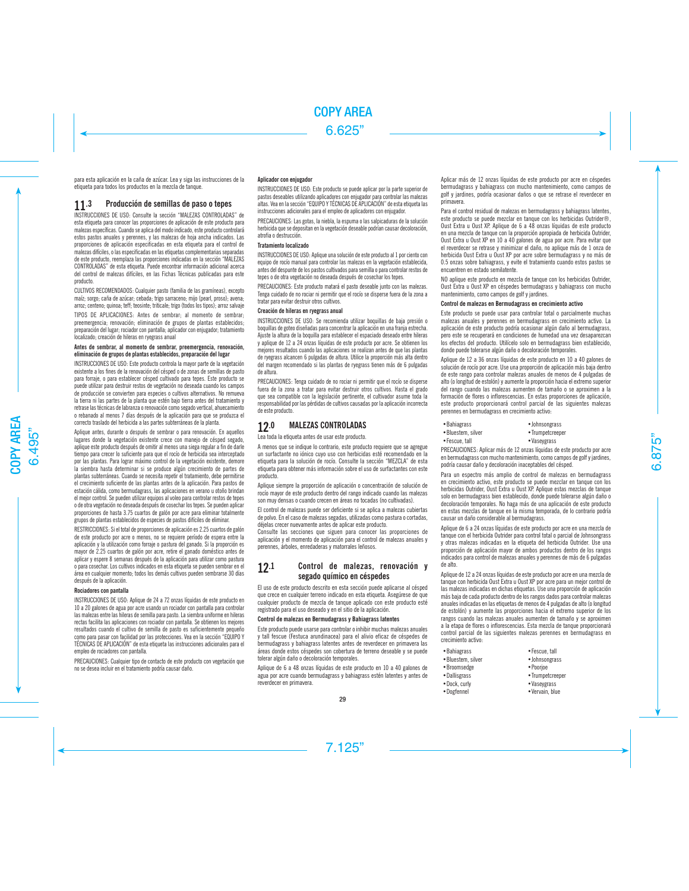para esta aplicación en la caña de azúcar. Lea y siga las instrucciones de la etiqueta para todos los productos en la mezcla de tanque.

## 11.3 Producción de semillas de paso o tepes

INSTRUCCIONES DE USO: Consulte la sección "MALEZAS CONTROLADAS" de esta etiqueta para conocer las proporciones de aplicación de este producto para malezas específicas. Cuando se aplica del modo indicado, este producto controlará estos pastos anuales y perennes, y las malezas de hoja ancha indicados. Las proporciones de aplicación especificadas en esta etiqueta para el control de malezas difíciles, o las especificadas en las etiquetas complementarias separadas de este producto, reemplaza las proporciones indicadas en la sección "MALEZAS CONTROLADAS" de esta etiqueta. Puede encontrar información adicional acerca del control de malezas difíciles, en las Fichas Técnicas publicadas para este producto.

CULTIVOS RECOMENDADOS: Cualquier pasto (familia de las gramíneas), excepto maíz; sorgo; caña de azúcar; cebada; trigo sarraceno; mijo (pearl, proso); avena; arroz; centeno; quinoa; teff; teosinte; triticale; trigo (todos los tipos); arroz salvaje

TIPOS DE APLICACIONES: Antes de sembrar; al momento de sembrar; preemergencia; renovación; eliminación de grupos de plantas establecidos; preparación del lugar; rociador con pantalla; aplicador con enjugador; tratamiento localizado; creación de hileras en ryegrass anual

**Antes de sembrar, al momento de sembrar, preemergencia, renovación, eliminación de grupos de plantas establecidos, preparación del lugar**

INSTRUCCIONES DE USO: Este producto controla la mayor parte de la vegetación existente a los fines de la renovación del césped o de zonas de semillas de pasto para forraje, o para establecer césped cultivado para tepes. Este producto se puede utilizar para destruir restos de vegetación no deseada cuando los campos de producción se convierten para especies o cultivos alternativos. No remueva la tierra ni las partes de la planta que estén bajo tierra antes del tratamiento y retrase las técnicas de labranza o renovación como segado vertical, ahuecamiento o rebanado al menos 7 días después de la aplicación para que se produzca el correcto traslado del herbicida a las partes subterráneas de la planta.

Aplique antes, durante o después de sembrar o para renovación. En aquellos lugares donde la vegetación existente crece con manejo de césped segado, aplique este producto después de omitir al menos una siega regular a fin de darle tiempo para crecer lo suficiente para que el rocío de herbicida sea interceptado por las plantas. Para lograr máximo control de la vegetación existente, demore la siembra hasta determinar si se produce algún crecimiento de partes de plantas subterráneas. Cuando se necesita repetir el tratamiento, debe permitirse el crecimiento suficiente de las plantas antes de la aplicación. Para pastos de estación cálida, como bermudagrass, las aplicaciones en verano u otoño brindan el mejor control. Se pueden utilizar equipos al voleo para controlar restos de tepes o de otra vegetación no deseada después de cosechar los tepes. Se pueden aplicar proporciones de hasta 3.75 cuartos de galón por acre para eliminar totalmente grupos de plantas establecidos de especies de pastos difíciles de eliminar.

RESTRICCIONES: Si el total de proporciones de aplicación es 2.25 cuartos de galón de este producto por acre o menos, no se requiere período de espera entre la aplicación y la utilización como forraje o pastura del ganado. Si la proporción es mayor de 2.25 cuartos de galón por acre, retire el ganado doméstico antes de aplicar y espere 8 semanas después de la aplicación para utilizar como pastura o para cosechar. Los cultivos indicados en esta etiqueta se pueden sembrar en el área en cualquier momento; todos los demás cultivos pueden sembrarse 30 días después de la aplicación.

**Rociadores con pantalla**

INSTRUCCIONES DE USO: Aplique de 24 a 72 onzas líquidas de este producto en 10 a 20 galones de agua por acre usando un rociador con pantalla para controlar las malezas entre las hileras de semilla para pasto. La siembra uniforme en hileras rectas facilita las aplicaciones con rociador con pantalla. Se obtienen los mejores resultados cuando el cultivo de semilla de pasto es suficientemente pequeño como para pasar con facilidad por las protecciones. Vea en la sección "EQUIPO Y TÉCNICAS DE APLICACIÓN" de esta etiqueta las instrucciones adicionales para el empleo de rociadores con pantalla.

PRECAUCIONES: Cualquier tipo de contacto de este producto con vegetación que no se desea incluir en el tratamiento podría causar daño.

**Aplicador con enjugador**

INSTRUCCIONES DE USO: Este producto se puede aplicar por la parte superior de pastos deseables utilizando aplicadores con enjugador para controlar las malezas altas. Vea en la sección "EQUIPO Y TÉCNICAS DE APLICACIÓN" de esta etiqueta las instrucciones adicionales para el empleo de aplicadores con enjugador.

PRECAUCIONES: Las gotas, la niebla, la espuma o las salpicaduras de la solución herbicida que se depositan en la vegetación deseable podrían causar decoloración, atrofia o destrucción.

**Tratamiento localizado**

INSTRUCCIONES DE USO: Aplique una solución de este producto al 1 por ciento con equipo de rocío manual para controlar las malezas en la vegetación establecida, antes del despunte de los pastos cultivados para semilla o para controlar restos de tepes o de otra vegetación no deseada después de cosechar los tepes.

PRECAUCIONES: Este producto matará el pasto deseable junto con las malezas. Tenga cuidado de no rociar ni permitir que el rocío se disperse fuera de la zona a tratar para evitar destruir otros cultivos.

**Creación de hileras en ryegrass anual**

INSTRUCCIONES DE USO: Se recomienda utilizar boquillas de baja presión o boquillas de goteo diseñadas para concentrar la aplicación en una franja estrecha. Ajuste la altura de la boquilla para establecer el espaciado deseado entre hileras y aplique de 12 a 24 onzas líquidas de este producto por acre. Se obtienen los mejores resultados cuando las aplicaciones se realizan antes de que las plantas de ryegrass alcancen 6 pulgadas de altura. Utilice la proporción más alta dentro del margen recomendado si las plantas de ryegrass tienen más de 6 pulgadas de altura.

PRECAUCIONES: Tenga cuidado de no rociar ni permitir que el rocío se disperse fuera de la zona a tratar para evitar destruir otros cultivos. Hasta el grado que sea compatible con la legislación pertinente, el cultivador asume toda la responsabilidad por las pérdidas de cultivos causadas por la aplicación incorrecta de este producto.

# 12.0 MALEZAS CONTROLADAS

Lea toda la etiqueta antes de usar este producto.

A menos que se indique lo contrario, este producto requiere que se agregue un surfactante no iónico cuyo uso con herbicidas esté recomendado en la etiqueta para la solución de rocío. Consulte la sección "MEZCLA" de esta etiqueta para obtener más información sobre el uso de surfactantes con este producto.

Aplique siempre la proporción de aplicación o concentración de solución de rocío mayor de este producto dentro del rango indicado cuando las malezas son muy densas o cuando crecen en áreas no tocadas (no cultivadas).

El control de malezas puede ser deficiente si se aplica a malezas cubiertas de polvo. En el caso de malezas segadas, utilizadas como pastura o cortadas, déjelas crecer nuevamente antes de aplicar este producto.
Consulte las secciones que siguen para conocer las proporciones de aplicación y el momento de aplicación para el control de malezas anuales y perennes, árboles, enredaderas y matorrales leñosos.

## 12.1 Control de malezas, renovación y segado químico en céspedes

El uso de este producto descrito en esta sección puede aplicarse al césped que crece en cualquier terreno indicado en esta etiqueta. Asegúrese de que cualquier producto de mezcla de tanque aplicado con este producto esté registrado para el uso deseado y en el sitio de la aplicación.

**Control de malezas en Bermudagrass y Bahiagrass latentes**

Este producto puede usarse para controlar o inhibir muchas malezas anuales y tall fescue (Festuca arundinacea) para el alivio eficaz de céspedes de bermudagrass y bahiagrass latentes antes de reverdecer en primavera las áreas donde estos céspedes son cobertura de terreno deseable y se puede tolerar algún daño o decoloración temporales.

Aplique de 6 a 48 onzas líquidas de este producto en 10 a 40 galones de agua por acre cuando bermudagrass y bahiagrass estén latentes y antes de reverdecer en primavera.

Aplicar más de 12 onzas líquidas de este producto por acre en céspedes bermudagrass y bahiagrass con mucho mantenimiento, como campos de golf y jardines, podría ocasionar daños o que se retrase el reverdecer en primavera.

Para el control residual de malezas en bermudagrass y bahiagrass latentes, este producto se puede mezclar en tanque con los herbicidas Outrider®, Oust Extra u Oust XP. Aplique de 6 a 48 onzas líquidas de este producto en una mezcla de tanque con la proporción apropiada de herbicida Outrider, Oust Extra u Oust XP en 10 a 40 galones de agua por acre. Para evitar que el reverdecer se retrase y minimizar el daño, no aplique más de 1 onza de herbicida Oust Extra u Oust XP por acre sobre bermudagrass y no más de 0.5 onzas sobre bahiagrass, y evite el tratamiento cuando estos pastos se encuentren en estado semilatente.

NO aplique este producto en mezcla de tanque con los herbicidas Outrider, Oust Extra u Oust XP en céspedes bermudagrass y bahiagrass con mucho mantenimiento, como campos de golf y jardines.

**Control de malezas en Bermudagrass en crecimiento activo**

Este producto se puede usar para controlar total o parcialmente muchas malezas anuales y perennes en bermudagrass en crecimiento activo. La aplicación de este producto podría ocasionar algún daño al bermudagrass, pero este se recuperará en condiciones de humedad una vez desaparezcan los efectos del producto. Utilícelo solo en bermudagrass bien establecido, donde puede tolerarse algún daño o decoloración temporales.

Aplique de 12 a 36 onzas líquidas de este producto en 10 a 40 galones de solución de rocío por acre. Use una proporción de aplicación más baja dentro de este rango para controlar malezas anuales de menos de 4 pulgadas de alto (o longitud de estolón) y aumente la proporción hacia el extremo superior del rango cuando las malezas aumenten de tamaño o se aproximen a la formación de flores o inflorescencias. En estas proporciones de aplicación, este producto proporcionará control parcial de las siguientes malezas perennes en bermudagrass en crecimiento activo:

- Bahiagrass
- Bluestem, silver
- Fescue, tall
- Johnsongrass
- Trumpetcreeper
- Vaseygrass

PRECAUCIONES: Aplicar más de 12 onzas líquidas de este producto por acre en bermudagrass con mucho mantenimiento, como campos de golf y jardines, podría causar daño y decoloración inaceptables del césped.

Para un espectro más amplio de control de malezas en bermudagrass en crecimiento activo, este producto se puede mezclar en tanque con los herbicidas Outrider, Oust Extra u Oust XP. Aplique estas mezclas de tanque solo en bermudagrass bien establecido, donde puede tolerarse algún daño o decoloración temporales. No haga más de una aplicación de este producto en estas mezclas de tanque en la misma temporada, de lo contrario podría causar un daño considerable al bermudagrass.

Aplique de 6 a 24 onzas líquidas de este producto por acre en una mezcla de tanque con el herbicida Outrider para control total o parcial de Johnsongrass y otras malezas indicadas en la etiqueta del herbicida Outrider. Use una proporción de aplicación mayor de ambos productos dentro de los rangos indicados para control de malezas anuales y perennes de más de 6 pulgadas de alto.

Aplique de 12 a 24 onzas líquidas de este producto por acre en una mezcla de tanque con herbicida Oust Extra u Oust XP por acre para un mejor control de las malezas indicadas en dichas etiquetas. Use una proporción de aplicación más baja de cada producto dentro de los rangos dados para controlar malezas anuales indicadas en las etiquetas de menos de 4 pulgadas de alto (o longitud de estolón) y aumente las proporciones hacia el extremo superior de los rangos cuando las malezas anuales aumenten de tamaño y se aproximen a la etapa de flores o inflorescencias. Esta mezcla de tanque proporcionará control parcial de las siguientes malezas perennes en bermudagrass en crecimiento activo:

- Bahiagrass
- Bluestem, silver
- Broomsedge
- Dallisgrass
- Dock, curly
- Dogfennel
- Fescue, tall
- Johnsongrass
- Poorjoe
- Trumpetcreeper
- Vaseygrass
- Vervain, blue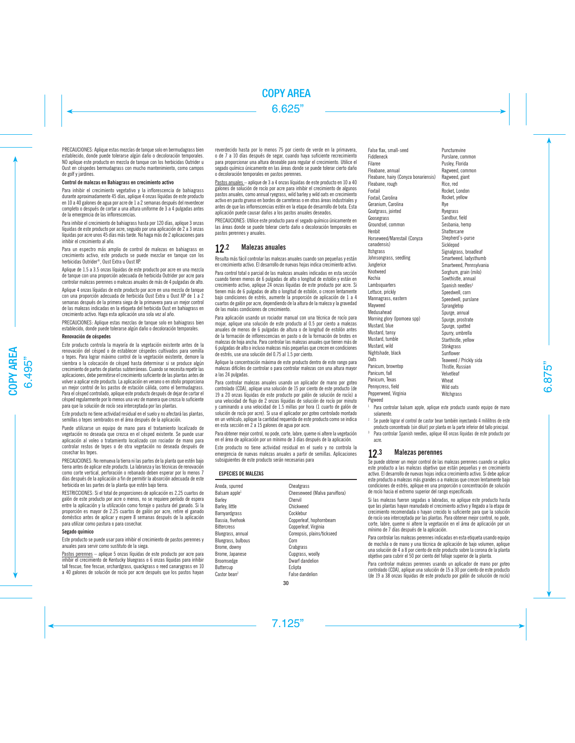PRECAUCIONES: Aplique estas mezclas de tanque solo en bermudagrass bien establecido, donde puede tolerarse algún daño o decoloración temporales. NO aplique este producto en mezcla de tanque con los herbicidas Outrider u Oust en céspedes bermudagrass con mucho mantenimiento, como campos de golf y jardines.

**Control de malezas en Bahiagrass en crecimiento activo**

Para inhibir el crecimiento vegetativo y la inflorescencia de bahiagrass durante aproximadamente 45 días, aplique 4 onzas líquidas de este producto en 10 a 40 galones de agua por acre de 1 a 2 semanas después del reverdecer completo o después de cortar a una altura uniforme de 3 a 4 pulgadas antes de la emergencia de las inflorescencias.

Para inhibir el crecimiento de bahiagrass hasta por 120 días, aplique 3 onzas líquidas de este producto por acre, seguido por una aplicación de 2 a 3 onzas líquidas por acre unos 45 días más tarde. No haga más de 2 aplicaciones para inhibir el crecimiento al año.

Para un espectro más amplio de control de malezas en bahiagrass en crecimiento activo, este producto se puede mezclar en tanque con los herbicidas Outrider®, Oust Extra u Oust XP.

Aplique de 1.5 a 3.5 onzas líquidas de este producto por acre en una mezcla de tanque con una proporción adecuada de herbicida Outrider por acre para controlar malezas perennes o malezas anuales de más de 4 pulgadas de alto.

Aplique 4 onzas líquidas de este producto por acre en una mezcla de tanque con una proporción adecuada de herbicida Oust Extra u Oust XP de 1 a 2 semanas después de la primera siega de la primavera para un mejor control de las malezas indicadas en la etiqueta del herbicida Oust en bahiagrass en crecimiento activo. Haga esta aplicación una sola vez al año.

PRECAUCIONES: Aplique estas mezclas de tanque solo en bahiagrass bien establecido, donde puede tolerarse algún daño o decoloración temporales.

**Renovación de céspedes**

Este producto controla la mayoría de la vegetación existente antes de la renovación del césped o de establecer céspedes cultivados para semilla o tepes. Para lograr máximo control de la vegetación existente, demore la siembra o la colocación de césped hasta determinar si se produce algún crecimiento de partes de plantas subterráneas. Cuando se necesita repetir las aplicaciones, debe permitirse el crecimiento suficiente de las plantas antes de volver a aplicar este producto. La aplicación en verano o en otoño proporciona un mejor control de los pastos de estación cálida, como el bermudagrass. Para el césped controlado, aplique este producto después de dejar de cortar el césped regularmente por lo menos una vez de manera que crezca lo suficiente para que la solución de rocío sea interceptada por las plantas.

Este producto no tiene actividad residual en el suelo y no afectará las plantas, semillas o tepes sembrados en el área después de la aplicación.

Puede utilizarse un equipo de mano para el tratamiento localizado de vegetación no deseada que crezca en el césped existente. Se puede usar aplicación al voleo o tratamiento localizado con rociador de mano para controlar restos de tepes o de otra vegetación no deseada después de cosechar los tepes.

PRECAUCIONES: No remueva la tierra ni las partes de la planta que estén bajo tierra antes de aplicar este producto. La labranza y las técnicas de renovación como corte vertical, perforación o rebanado deben esperar por lo menos 7 días después de la aplicación a fin de permitir la absorción adecuada de este herbicida en las partes de la planta que estén bajo tierra.

RESTRICCIONES: Si el total de proporciones de aplicación es 2.25 cuartos de galón de este producto por acre o menos, no se requiere periodo de espera entre la aplicación y la utilización como forraje o pastura del ganado. Si la proporción es mayor de 2.25 cuartos de galón por acre, retire el ganado doméstico antes de aplicar y espere 8 semanas después de la aplicación para utilizar como pastura o para cosechar.

**Segado químico**

Este producto se puede usar para inhibir el crecimiento de pastos perennes y anuales para servir como sustituto de la siega.

Pastos perennes – aplique 5 onzas líquidas de este producto por acre para inhibir el crecimiento de Kentucky bluegrass o 6 onzas líquidas para inhibir tall fescue, fine fescue, orchardgrass, quackgrass o reed canarygrass en 10 a 40 galones de solución de rocío por acre después que los pastos hayan reverdecido hasta por lo menos 75 por ciento de verde en la primavera, o de 7 a 10 días después de segar, cuando haya suficiente recrecimiento para proporcionar una altura deseable para regular el crecimiento. Utilice el segado químico únicamente en las áreas donde se puede tolerar cierto daño o decoloración temporales en pastos perennes.

Pastos anuales – aplique de 3 a 4 onzas líquidas de este producto en 10 a 40 galones de solución de rocío por acre para inhibir el crecimiento de algunos pastos anuales, como annual ryegrass, wild barley y wild oats en crecimiento activo en pasto grueso en bordes de carreteras o en otras áreas industriales y antes de que las inflorescencias estén en la etapa de desarrollo de bota. Esta aplicación puede causar daños a los pastos anuales deseados.

PRECAUCIONES: Utilice este producto para el segado químico únicamente en las áreas donde se puede tolerar cierto daño o decoloración temporales en pastos perennes y anuales.

## 12.2 Malezas anuales

Resulta más fácil controlar las malezas anuales cuando son pequeñas y están en crecimiento activo. El desarrollo de nuevas hojas indica crecimiento activo.

Para control total o parcial de las malezas anuales indicadas en esta sección cuando tienen menos de 6 pulgadas de alto o longitud de estolón y están en crecimiento activo, aplique 24 onzas líquidas de este producto por acre. Si tienen más de 6 pulgadas de alto o longitud de estolón, o crecen lentamente bajo condiciones de estrés, aumente la proporción de aplicación de 1 a 4 cuartos de galón por acre, dependiendo de la altura de la maleza y la gravedad de las malas condiciones de crecimiento.

Para aplicación usando un rociador manual con una técnica de rocío para mojar, aplique una solución de este producto al 0.5 por ciento a malezas anuales de menos de 6 pulgadas de altura o de longitud de estolón antes de la formación de inflorescencias en pasto o de la formación de brotes en malezas de hoja ancha. Para controlar las malezas anuales que tienen más de 6 pulgadas de alto o incluso malezas más pequeñas que crecen en condiciones de estrés, use una solución del 0.75 al 1.5 por ciento.

Aplique la concentración máxima de este producto dentro de este rango para malezas difíciles de controlar o para controlar malezas con una altura mayor a las 24 pulgadas.

Para controlar malezas anuales usando un aplicador de mano por goteo controlado (CDA), aplique una solución de 15 por ciento de este producto (de 19 a 20 onzas líquidas de este producto por galón de solución de rocío) a una velocidad de flujo de 2 onzas líquidas de solución de rocío por minuto y caminando a una velocidad de 1.5 millas por hora (1 cuarto de galón de solución de rocío por acre). Si usa el aplicador por goteo controlado montado en un vehículo, aplique la cantidad requerida de este producto como se indica en esta sección en 2 a 15 galones de agua por acre.

Para obtener mejor control, no pode, corte, labre, queme ni altere la vegetación en el área de aplicación por un mínimo de 3 días después de la aplicación.

Este producto no tiene actividad residual en el suelo y no controla la emergencia de nuevas malezas anuales a partir de semillas. Aplicaciones subsiguientes de este producto serán necesarias para

**ESPECIES DE MALEZAS**

Anoda, spurred
Balsam apple[1]
Barley
Barley, little
Barnyardgrass
Bassia, fivehook
Bittercress
Bluegrass, annual
Bluegrass, bulbous
Brome, downy
Brome, Japanese
Broomsedge
Buttercup
Castor bean[2]
Cheatgrass
Cheeseweed (Malva parviflora)
Chervil
Chickweed
Cocklebur
Copperleaf, hophornbeam
Copperleaf, Virginia
Coreopsis, plains/tickseed
Corn
Crabgrass
Cupgrass, woolly
Dwarf dandelion
Eclipta
False dandelion
False flax, small-seed
Fiddleneck
Filaree
Fleabane, annual
Fleabane, hairy (Conyza bonariensis)
Fleabane, rough
Foxtail
Foxtail, Carolina
Geranium, Carolina
Goatgrass, jointed
Goosegrass
Groundsel, common
Henbit
Horseweed/Marestail (Conyza canadensis)
Itchgrass
Johnsongrass, seedling
Junglerice
Knotweed
Kochia
Lambsquarters
Lettuce, prickly
Mannagrass, eastern
Mayweed
Medusahead
Morning glory (Ipomoea spp)
Mustard, blue
Mustard, tansy
Mustard, tumble
Mustard, wild
Nightshade, black
Oats
Panicum, browntop
Panicum, fall
Panicum, Texas
Pennycress, field
Pepperweed, Virginia
Pigweed
Puncturevine
Purslane, common
Pusley, Florida
Ragweed, common
Ragweed, giant
Rice, red
Rocket, London
Rocket, yellow
Rye
Ryegrass
Sandbur, field
Sesbania, hemp
Shattercane
Shepherd's-purse
Sicklepod
Signalgrass, broadleaf
Smartweed, ladysthumb
Smartweed, Pennsylvania
Sorghum, grain (milo)
Sowthistle, annual
Spanish needles[3]
Speedwell, corn
Speedwell, purslane
Sprangletop
Spurge, annual
Spurge, prostrate
Spurge, spotted
Spurry, umbrella
Starthistle, yellow
Stinkgrass
Sunflower
Teaweed / Prickly sida
Thistle, Russian
Velvetleaf
Wheat
Wild oats
Witchgrass

[1] Para controlar balsam apple, aplique este producto usando equipo de mano solamente.

[2] Se puede lograr el control de castor bean también inyectando 4 mililitros de este producto concentrado (sin diluir) por planta en la parte inferior del tallo principal.

[3] Para controlar Spanish needles, aplique 48 onzas líquidas de este producto por acre.

## 12.3 Malezas perennes

Se puede obtener un mejor control de las malezas perennes cuando se aplica este producto a las malezas objetivo que están pequeñas y en crecimiento activo. El desarrollo de nuevas hojas indica crecimiento activo. Si debe aplicar este producto a malezas más grandes o a malezas que crecen lentamente bajo condiciones de estrés, aplique en una proporción o concentración de solución de rocío hacia el extremo superior del rango especificado.

Si las malezas fueron segadas o labradas, no aplique este producto hasta que las plantas hayan reanudado el crecimiento activo y llegado a la etapa de crecimiento recomendada o hayan crecido lo suficiente para que la solución de rocío sea interceptada por las plantas. Para obtener mejor control, no pode, corte, labre, queme ni altere la vegetación en el área de aplicación por un mínimo de 7 días después de la aplicación.

Para controlar las malezas perennes indicadas en esta etiqueta usando equipo de mochila o de mano y una técnica de aplicación de bajo volumen, aplique una solución de 4 a 8 por ciento de este producto sobre la corona de la planta objetivo para cubrir el 50 por ciento del follaje superior de la planta.

Para controlar malezas perennes usando un aplicador de mano por goteo controlado (CDA), aplique una solución de 15 a 30 por ciento de este producto (de 19 a 38 onzas líquidas de este producto por galón de solución de rocío)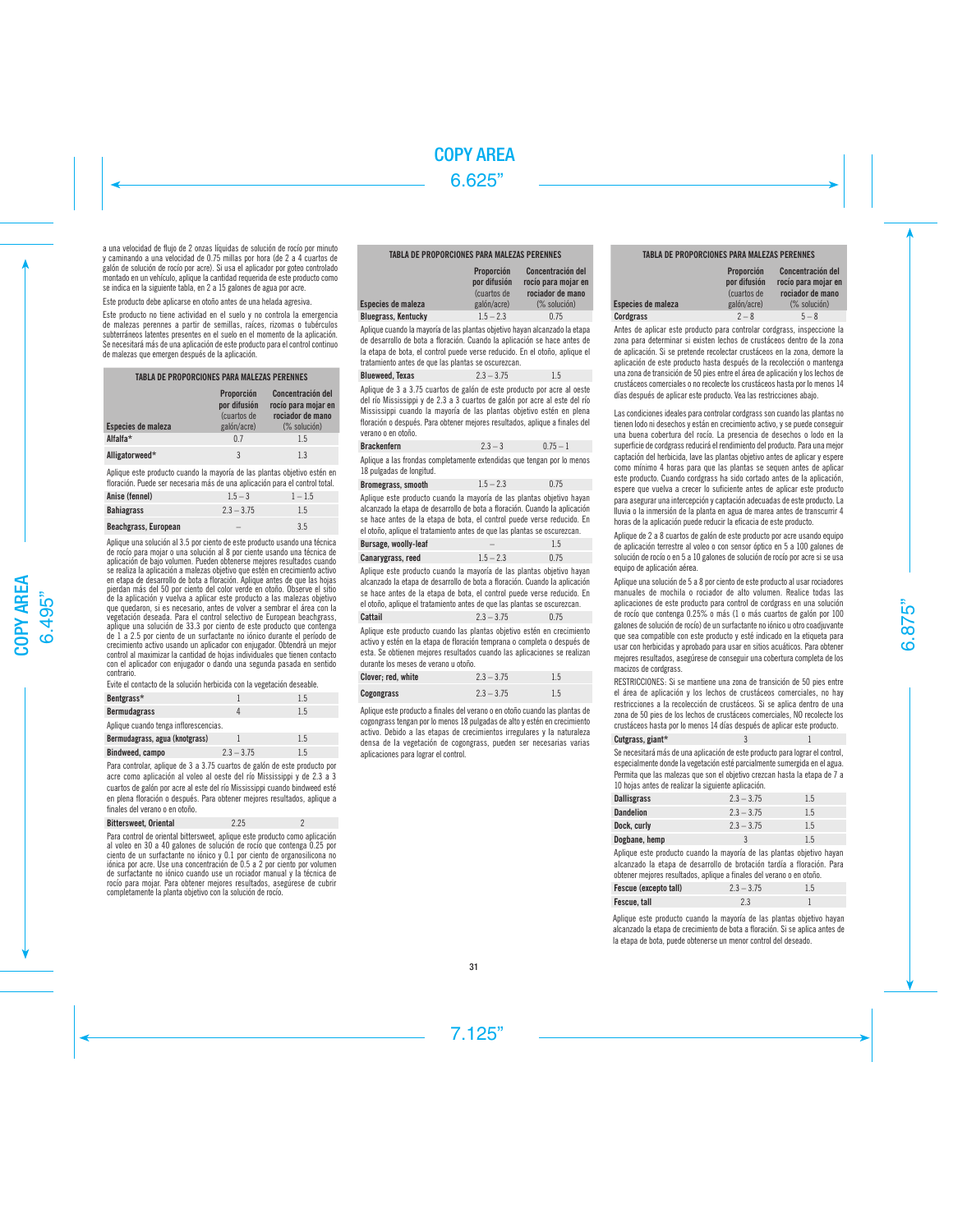a una velocidad de flujo de 2 onzas líquidas de solución de rocío por minuto y caminando a una velocidad de 0.75 millas por hora (de 2 a 4 cuartos de galón de solución de rocío por acre). Si usa el aplicador por goteo controlado montado en un vehículo, aplique la cantidad requerida de este producto como se indica en la siguiente tabla, en 2 a 15 galones de agua por acre.

Este producto debe aplicarse en otoño antes de una helada agresiva.

Este producto no tiene actividad en el suelo y no controla la emergencia de malezas perennes a partir de semillas, raíces, rizomas o tubérculos subterráneos latentes presentes en el suelo en el momento de la aplicación. Se necesitará más de una aplicación de este producto para el control continuo de malezas que emergen después de la aplicación.

**TABLA DE PROPORCIONES PARA MALEZAS PERENNES**

| Especies de maleza | Proporción por difusión (cuartos de galón/acre) | Concentración del rocío para mojar en rociador de mano (% solución) |
|---|---|---|
| **Alfalfa*** | 0.7 | 1.5 |
| **Alligatorweed*** | 3 | 1.3 |

Aplique este producto cuando la mayoría de las plantas objetivo estén en floración. Puede ser necesaria más de una aplicación para el control total.

| Especies de maleza | Proporción por difusión (cuartos de galón/acre) | Concentración del rocío para mojar en rociador de mano (% solución) |
|---|---|---|
| **Anise (fennel)** | 1.5 – 3 | 1 – 1.5 |
| **Bahiagrass** | 2.3 – 3.75 | 1.5 |
| **Beachgrass, European** | – | 3.5 |

Aplique una solución al 3.5 por ciento de este producto usando una técnica de rocío para mojar o una solución al 8 por ciento usando una técnica de aplicación de bajo volumen. Pueden obtenerse mejores resultados cuando se realiza la aplicación a malezas objetivo que estén en crecimiento activo en etapa de desarrollo de bota a floración. Aplique antes de que las hojas pierdan más del 50 por ciento del color verde en otoño. Observe el sitio de la aplicación y vuelva a aplicar este producto a las malezas objetivo que quedaron, si es necesario, antes de volver a sembrar el área con la vegetación deseada. Para el control selectivo de European beachgrass, aplique una solución de 33.3 por ciento de este producto que contenga de 1 a 2.5 por ciento de un surfactante no iónico durante el período de crecimiento activo usando un aplicador con enjugador. Obtendrá un mejor control al maximizar la cantidad de hojas individuales que tienen contacto con el aplicador con enjugador o dando una segunda pasada en sentido contrario.

Evite el contacto de la solución herbicida con la vegetación deseable.

| Especies de maleza | Proporción por difusión (cuartos de galón/acre) | Concentración del rocío para mojar en rociador de mano (% solución) |
|---|---|---|
| **Bentgrass*** | 1 | 1.5 |
| **Bermudagrass** | 4 | 1.5 |

Aplique cuando tenga inflorescencias.

| Especies de maleza | Proporción por difusión (cuartos de galón/acre) | Concentración del rocío para mojar en rociador de mano (% solución) |
|---|---|---|
| **Bermudagrass, agua (knotgrass)** | 1 | 1.5 |
| **Bindweed, campo** | 2.3 – 3.75 | 1.5 |

Para controlar, aplique de 3 a 3.75 cuartos de galón de este producto por acre como aplicación al voleo al oeste del río Mississippi y de 2.3 a 3 cuartos de galón por acre al este del río Mississippi cuando bindweed esté en plena floración o después. Para obtener mejores resultados, aplique a finales del verano o en otoño.

| Especies de maleza | Proporción por difusión (cuartos de galón/acre) | Concentración del rocío para mojar en rociador de mano (% solución) |
|---|---|---|
| **Bittersweet, Oriental** | 2.25 | 2 |

Para control de oriental bittersweet, aplique este producto como aplicación al voleo en 30 a 40 galones de solución de rocío que contenga 0.25 por ciento de un surfactante no iónico y 0.1 por ciento de organosilicona no iónica por acre. Use una concentración de 0.5 a 2 por ciento por volumen de surfactante no iónico cuando use un rociador manual y la técnica de rocío para mojar. Para obtener mejores resultados, asegúrese de cubrir completamente la planta objetivo con la solución de rocío.

**TABLA DE PROPORCIONES PARA MALEZAS PERENNES**

| Especies de maleza | Proporción por difusión (cuartos de galón/acre) | Concentración del rocío para mojar en rociador de mano (% solución) |
|---|---|---|
| **Bluegrass, Kentucky** | 1.5 – 2.3 | 0.75 |

Aplique cuando la mayoría de las plantas objetivo hayan alcanzado la etapa de desarrollo de bota a floración. Cuando la aplicación se hace antes de la etapa de bota, el control puede verse reducido. En el otoño, aplique el tratamiento antes de que las plantas se oscurezcan.

| Especies de maleza | Proporción por difusión (cuartos de galón/acre) | Concentración del rocío para mojar en rociador de mano (% solución) |
|---|---|---|
| **Blueweed, Texas** | 2.3 – 3.75 | 1.5 |

Aplique de 3 a 3.75 cuartos de galón de este producto por acre al oeste del río Mississippi y de 2.3 a 3 cuartos de galón por acre al este del río Mississippi cuando la mayoría de las plantas objetivo estén en plena floración o después. Para obtener mejores resultados, aplique a finales del verano o en otoño.

| Especies de maleza | Proporción por difusión (cuartos de galón/acre) | Concentración del rocío para mojar en rociador de mano (% solución) |
|---|---|---|
| **Brackenfern** | 2.3 – 3 | 0.75 – 1 |

Aplique a las frondas completamente extendidas que tengan por lo menos 18 pulgadas de longitud.

| Especies de maleza | Proporción por difusión (cuartos de galón/acre) | Concentración del rocío para mojar en rociador de mano (% solución) |
|---|---|---|
| **Bromegrass, smooth** | 1.5 – 2.3 | 0.75 |

Aplique este producto cuando la mayoría de las plantas objetivo hayan alcanzado la etapa de desarrollo de bota a floración. Cuando la aplicación se hace antes de la etapa de bota, el control puede verse reducido. En el otoño, aplique el tratamiento antes de que las plantas se oscurezcan.

| Especies de maleza | Proporción por difusión (cuartos de galón/acre) | Concentración del rocío para mojar en rociador de mano (% solución) |
|---|---|---|
| **Bursage, woolly-leaf** | – | 1.5 |
| **Canarygrass, reed** | 1.5 – 2.3 | 0.75 |

Aplique este producto cuando la mayoría de las plantas objetivo hayan alcanzado la etapa de desarrollo de bota a floración. Cuando la aplicación se hace antes de la etapa de bota, el control puede verse reducido. En el otoño, aplique el tratamiento antes de que las plantas se oscurezcan.

| Especies de maleza | Proporción por difusión (cuartos de galón/acre) | Concentración del rocío para mojar en rociador de mano (% solución) |
|---|---|---|
| **Cattail** | 2.3 – 3.75 | 0.75 |

Aplique este producto cuando las plantas objetivo estén en crecimiento activo y estén en la etapa de floración temprana o completa o después de esta. Se obtienen mejores resultados cuando las aplicaciones se realizan durante los meses de verano u otoño.

| Especies de maleza | Proporción por difusión (cuartos de galón/acre) | Concentración del rocío para mojar en rociador de mano (% solución) |
|---|---|---|
| **Clover; red, white** | 2.3 – 3.75 | 1.5 |
| **Cogongrass** | 2.3 – 3.75 | 1.5 |

Aplique este producto a finales del verano o en otoño cuando las plantas de cogongrass tengan por lo menos 18 pulgadas de alto y estén en crecimiento activo. Debido a las etapas de crecimientos irregulares y la naturaleza densa de la vegetación de cogongrass, pueden ser necesarias varias aplicaciones para lograr el control.

**TABLA DE PROPORCIONES PARA MALEZAS PERENNES**

| Especies de maleza | Proporción por difusión (cuartos de galón/acre) | Concentración del rocío para mojar en rociador de mano (% solución) |
|---|---|---|
| **Cordgrass** | 2 – 8 | 5 – 8 |

Antes de aplicar este producto para controlar cordgrass, inspeccione la zona para determinar si existen lechos de crustáceos dentro de la zona de aplicación. Si se pretende recolectar crustáceos en la zona, demore la aplicación de este producto hasta después de la recolección o mantenga una zona de transición de 50 pies entre el área de aplicación y los lechos de crustáceos comerciales o no recolecte los crustáceos hasta por lo menos 14 días después de aplicar este producto. Vea las restricciones abajo.

Las condiciones ideales para controlar cordgrass son cuando las plantas no tienen lodo ni desechos y están en crecimiento activo, y se puede conseguir una buena cobertura del rocío. La presencia de desechos o lodo en la superficie de cordgrass reducirá el rendimiento del producto. Para una mejor captación del herbicida, lave las plantas objetivo antes de aplicar y espere como mínimo 4 horas para que las plantas se sequen antes de aplicar este producto. Cuando cordgrass ha sido cortado antes de la aplicación, espere que vuelva a crecer lo suficiente antes de aplicar este producto para asegurar una intercepción y captación adecuadas de este producto. La lluvia o la inmersión de la planta en agua de marea antes de transcurrir 4 horas de la aplicación puede reducir la eficacia de este producto.

Aplique de 2 a 8 cuartos de galón de este producto por acre usando equipo de aplicación terrestre al voleo o con sensor óptico en 5 a 100 galones de solución de rocío o en 5 a 10 galones de solución de rocío por acre si se usa equipo de aplicación aérea.

Aplique una solución de 5 a 8 por ciento de este producto al usar rociadores manuales de mochila o rociador de alto volumen. Realice todas las aplicaciones de este producto para control de cordgrass en una solución de rocío que contenga 0.25% o más (1 o más cuartos de galón por 100 galones de solución de rocío) de un surfactante no iónico u otro coadjuvante que sea compatible con este producto y esté indicado en la etiqueta para usar con herbicidas y aprobado para usar en sitios acuáticos. Para obtener mejores resultados, asegúrese de conseguir una cobertura completa de los macizos de cordgrass.

RESTRICCIONES: Si se mantiene una zona de transición de 50 pies entre el área de aplicación y los lechos de crustáceos comerciales, no hay restricciones a la recolección de crustáceos. Si se aplica dentro de una zona de 50 pies de los lechos de crustáceos comerciales, NO recolecte los crustáceos hasta por lo menos 14 días después de aplicar este producto.

| Especies de maleza | Proporción por difusión (cuartos de galón/acre) | Concentración del rocío para mojar en rociador de mano (% solución) |
|---|---|---|
| **Cutgrass, giant*** | 3 | 1 |

Se necesitará más de una aplicación de este producto para lograr el control, especialmente donde la vegetación esté parcialmente sumergida en el agua. Permita que las malezas que son el objetivo crezcan hasta la etapa de 7 a 10 hojas antes de realizar la siguiente aplicación.

| Especies de maleza | Proporción por difusión (cuartos de galón/acre) | Concentración del rocío para mojar en rociador de mano (% solución) |
|---|---|---|
| **Dallisgrass** | 2.3 – 3.75 | 1.5 |
| **Dandelion** | 2.3 – 3.75 | 1.5 |
| **Dock, curly** | 2.3 – 3.75 | 1.5 |
| **Dogbane, hemp** | 3 | 1.5 |

Aplique este producto cuando la mayoría de las plantas objetivo hayan alcanzado la etapa de desarrollo de brotación tardía a floración. Para obtener mejores resultados, aplique a finales del verano o en otoño.

| Especies de maleza | Proporción por difusión (cuartos de galón/acre) | Concentración del rocío para mojar en rociador de mano (% solución) |
|---|---|---|
| **Fescue (excepto tall)** | 2.3 – 3.75 | 1.5 |
| **Fescue, tall** | 2.3 | 1 |

Aplique este producto cuando la mayoría de las plantas objetivo hayan alcanzado la etapa de crecimiento de bota a floración. Si se aplica antes de la etapa de bota, puede obtenerse un menor control del deseado.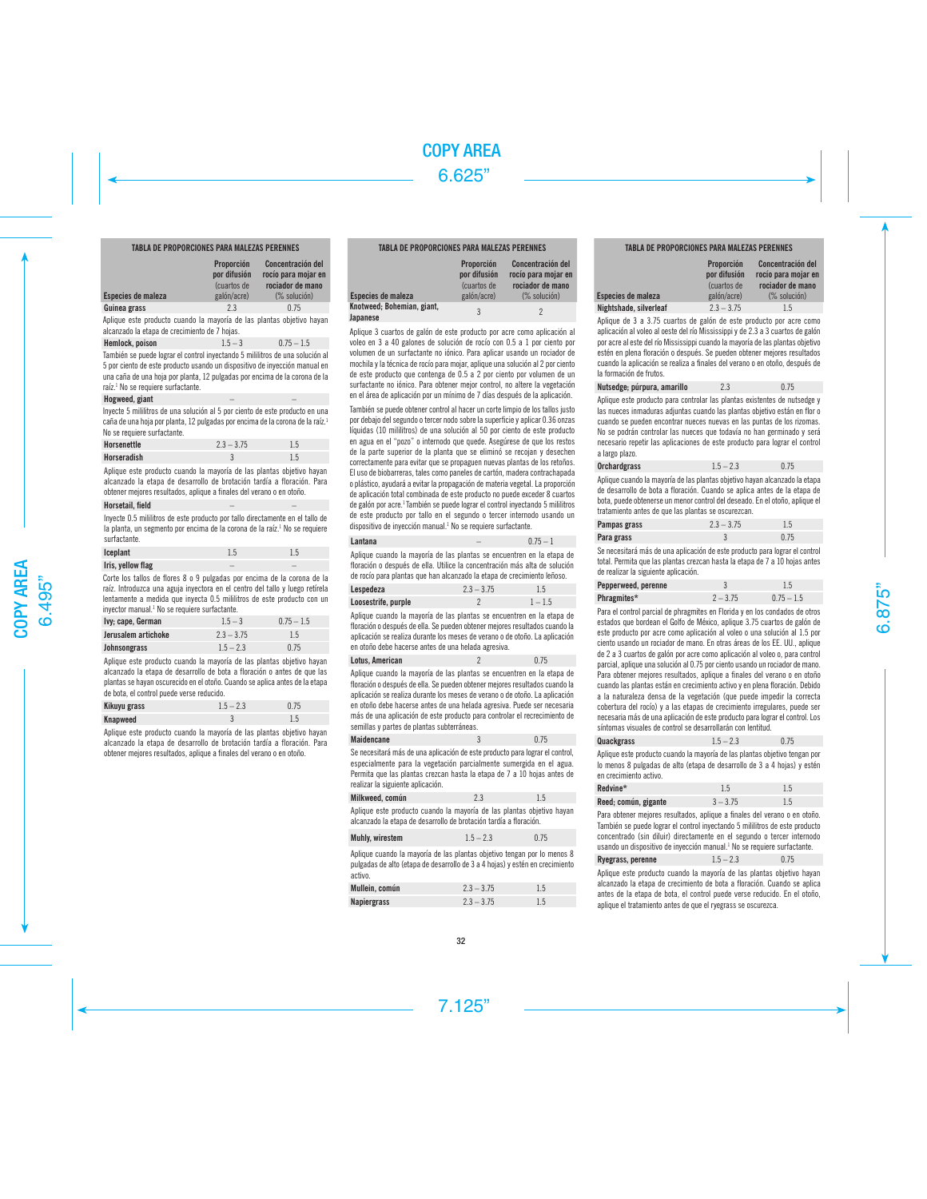## TABLA DE PROPORCIONES PARA MALEZAS PERENNES

| Especies de maleza | Proporción por difusión (cuartos de galón/acre) | Concentración del rocío para mojar en rociador de mano (% solución) |
|---|---|---|
| Guinea grass | 2.3 | 0.75 |

Aplique este producto cuando la mayoría de las plantas objetivo hayan alcanzado la etapa de crecimiento de 7 hojas.

| Especies de maleza | Proporción por difusión (cuartos de galón/acre) | Concentración del rocío para mojar en rociador de mano (% solución) |
|---|---|---|
| Hemlock, poison | 1.5 – 3 | 0.75 – 1.5 |

También se puede lograr el control inyectando 5 mililitros de una solución al 5 por ciento de este producto usando un dispositivo de inyección manual en una caña de una hoja por planta, 12 pulgadas por encima de la corona de la raíz.[1] No se requiere surfactante.

| Especies de maleza | Proporción por difusión (cuartos de galón/acre) | Concentración del rocío para mojar en rociador de mano (% solución) |
|---|---|---|
| Hogweed, giant | – | – |

Inyecte 5 mililitros de una solución al 5 por ciento de este producto en una caña de una hoja por planta, 12 pulgadas por encima de la corona de la raíz.[1] No se requiere surfactante.

| Especies de maleza | Proporción por difusión (cuartos de galón/acre) | Concentración del rocío para mojar en rociador de mano (% solución) |
|---|---|---|
| Horsenettle | 2.3 – 3.75 | 1.5 |
| Horseradish | 3 | 1.5 |

Aplique este producto cuando la mayoría de las plantas objetivo hayan alcanzado la etapa de desarrollo de brotación tardía a floración. Para obtener mejores resultados, aplique a finales del verano o en otoño.

| Especies de maleza | Proporción por difusión (cuartos de galón/acre) | Concentración del rocío para mojar en rociador de mano (% solución) |
|---|---|---|
| Horsetail, field | – | – |

Inyecte 0.5 mililitros de este producto por tallo directamente en el tallo de la planta, un segmento por encima de la corona de la raíz.[1] No se requiere surfactante.

| Especies de maleza | Proporción por difusión (cuartos de galón/acre) | Concentración del rocío para mojar en rociador de mano (% solución) |
|---|---|---|
| Iceplant | 1.5 | 1.5 |
| Iris, yellow flag | – | – |

Corte los tallos de flores 8 o 9 pulgadas por encima de la corona de la raíz. Introduzca una aguja inyectora en el centro del tallo y luego retírela lentamente a medida que inyecta 0.5 mililitros de este producto con un inyector manual.[1] No se requiere surfactante.

| Especies de maleza | Proporción por difusión (cuartos de galón/acre) | Concentración del rocío para mojar en rociador de mano (% solución) |
|---|---|---|
| Ivy; cape, German | 1.5 – 3 | 0.75 – 1.5 |
| Jerusalem artichoke | 2.3 – 3.75 | 1.5 |
| Johnsongrass | 1.5 – 2.3 | 0.75 |

Aplique este producto cuando la mayoría de las plantas objetivo hayan alcanzado la etapa de desarrollo de bota a floración o antes de que las plantas se hayan oscurecido en el otoño. Cuando se aplica antes de la etapa de bota, el control puede verse reducido.

| Especies de maleza | Proporción por difusión (cuartos de galón/acre) | Concentración del rocío para mojar en rociador de mano (% solución) |
|---|---|---|
| Kikuyu grass | 1.5 – 2.3 | 0.75 |
| Knapweed | 3 | 1.5 |

Aplique este producto cuando la mayoría de las plantas objetivo hayan alcanzado la etapa de desarrollo de brotación tardía a floración. Para obtener mejores resultados, aplique a finales del verano o en otoño.

| Especies de maleza | Proporción por difusión (cuartos de galón/acre) | Concentración del rocío para mojar en rociador de mano (% solución) |
|---|---|---|
| Knotweed; Bohemian, giant, Japanese | 3 | 2 |

Aplique 3 cuartos de galón de este producto por acre como aplicación al voleo en 3 a 40 galones de solución de rocío con 0.5 a 1 por ciento por volumen de un surfactante no iónico. Para aplicar usando un rociador de mochila y la técnica de rocío para mojar, aplique una solución al 2 por ciento de este producto que contenga de 0.5 a 2 por ciento por volumen de un surfactante no iónico. Para obtener mejor control, no altere la vegetación en el área de aplicación por un mínimo de 7 días después de la aplicación.

También se puede obtener control al hacer un corte limpio de los tallos justo por debajo del segundo o tercer nodo sobre la superficie y aplicar 0.36 onzas líquidas (10 mililitros) de una solución al 50 por ciento de este producto en agua en el "pozo" o internodo que quede. Asegúrese de que los restos de la parte superior de la planta que se eliminó se recojan y desechen correctamente para evitar que se propaguen nuevas plantas de los retoños. El uso de biobarreras, tales como paneles de cartón, madera contrachapada o plástico, ayudará a evitar la propagación de materia vegetal. La proporción de aplicación total combinada de este producto no puede exceder 8 cuartos de galón por acre.[1] También se puede lograr el control inyectando 5 mililitros de este producto por tallo en el segundo o tercer internodo usando un dispositivo de inyección manual.[1] No se requiere surfactante.

| Especies de maleza | Proporción por difusión (cuartos de galón/acre) | Concentración del rocío para mojar en rociador de mano (% solución) |
|---|---|---|
| Lantana | – | 0.75 – 1 |

Aplique cuando la mayoría de las plantas se encuentren en la etapa de floración o después de ella. Utilice la concentración más alta de solución de rocío para plantas que han alcanzado la etapa de crecimiento leñoso.

| Especies de maleza | Proporción por difusión (cuartos de galón/acre) | Concentración del rocío para mojar en rociador de mano (% solución) |
|---|---|---|
| Lespedeza | 2.3 – 3.75 | 1.5 |
| Loosestrife, purple | 2 | 1 – 1.5 |

Aplique cuando la mayoría de las plantas se encuentren en la etapa de floración o después de ella. Se pueden obtener mejores resultados cuando la aplicación se realiza durante los meses de verano o de otoño. La aplicación en otoño debe hacerse antes de una helada agresiva.

| Especies de maleza | Proporción por difusión (cuartos de galón/acre) | Concentración del rocío para mojar en rociador de mano (% solución) |
|---|---|---|
| Lotus, American | 2 | 0.75 |

Aplique cuando la mayoría de las plantas se encuentren en la etapa de floración o después de ella. Se pueden obtener mejores resultados cuando la aplicación se realiza durante los meses de verano o de otoño. La aplicación en otoño debe hacerse antes de una helada agresiva. Puede ser necesaria más de una aplicación de este producto para controlar el recrecimiento de semillas y partes de plantas subterráneas.

| Especies de maleza | Proporción por difusión (cuartos de galón/acre) | Concentración del rocío para mojar en rociador de mano (% solución) |
|---|---|---|
| Maidencane | 3 | 0.75 |

Se necesitará más de una aplicación de este producto para lograr el control, especialmente para la vegetación parcialmente sumergida en el agua. Permita que las plantas crezcan hasta la etapa de 7 a 10 hojas antes de realizar la siguiente aplicación.

| Especies de maleza | Proporción por difusión (cuartos de galón/acre) | Concentración del rocío para mojar en rociador de mano (% solución) |
|---|---|---|
| Milkweed, común | 2.3 | 1.5 |

Aplique este producto cuando la mayoría de las plantas objetivo hayan alcanzado la etapa de desarrollo de brotación tardía a floración.

| Especies de maleza | Proporción por difusión (cuartos de galón/acre) | Concentración del rocío para mojar en rociador de mano (% solución) |
|---|---|---|
| Muhly, wirestem | 1.5 – 2.3 | 0.75 |

Aplique cuando la mayoría de las plantas objetivo tengan por lo menos 8 pulgadas de alto (etapa de desarrollo de 3 a 4 hojas) y estén en crecimiento activo.

| Especies de maleza | Proporción por difusión (cuartos de galón/acre) | Concentración del rocío para mojar en rociador de mano (% solución) |
|---|---|---|
| Mullein, común | 2.3 – 3.75 | 1.5 |
| Napiergrass | 2.3 – 3.75 | 1.5 |
| Nightshade, silverleaf | 2.3 – 3.75 | 1.5 |

Aplique de 3 a 3.75 cuartos de galón de este producto por acre como aplicación al voleo al oeste del río Mississippi y de 2.3 a 3 cuartos de galón por acre al este del río Mississippi cuando la mayoría de las plantas objetivo estén en plena floración o después. Se pueden obtener mejores resultados cuando la aplicación se realiza a finales del verano o en otoño, después de la formación de frutos.

| Especies de maleza | Proporción por difusión (cuartos de galón/acre) | Concentración del rocío para mojar en rociador de mano (% solución) |
|---|---|---|
| Nutsedge; púrpura, amarillo | 2.3 | 0.75 |

Aplique este producto para controlar las plantas existentes de nutsedge y las nueces inmaduras adjuntas cuando las plantas objetivo estén en flor o cuando se pueden encontrar nueces nuevas en las puntas de los rizomas. No se podrán controlar las nueces que todavía no han germinado y será necesario repetir las aplicaciones de este producto para lograr el control a largo plazo.

| Especies de maleza | Proporción por difusión (cuartos de galón/acre) | Concentración del rocío para mojar en rociador de mano (% solución) |
|---|---|---|
| Orchardgrass | 1.5 – 2.3 | 0.75 |

Aplique cuando la mayoría de las plantas objetivo hayan alcanzado la etapa de desarrollo de bota a floración. Cuando se aplica antes de la etapa de bota, puede obtenerse un menor control del deseado. En el otoño, aplique el tratamiento antes de que las plantas se oscurezcan.

| Especies de maleza | Proporción por difusión (cuartos de galón/acre) | Concentración del rocío para mojar en rociador de mano (% solución) |
|---|---|---|
| Pampas grass | 2.3 – 3.75 | 1.5 |
| Para grass | 3 | 0.75 |

Se necesitará más de una aplicación de este producto para lograr el control total. Permita que las plantas crezcan hasta la etapa de 7 a 10 hojas antes de realizar la siguiente aplicación.

| Especies de maleza | Proporción por difusión (cuartos de galón/acre) | Concentración del rocío para mojar en rociador de mano (% solución) |
|---|---|---|
| Pepperweed, perenne | 3 | 1.5 |
| Phragmites* | 2 – 3.75 | 0.75 – 1.5 |

Para el control parcial de phragmites en Florida y en los condados de otros estados que bordean el Golfo de México, aplique 3.75 cuartos de galón de este producto por acre como aplicación al voleo o una solución al 1.5 por ciento usando un rociador de mano. En otras áreas de los EE. UU., aplique de 2 a 3 cuartos de galón por acre como aplicación al voleo o, para control parcial, aplique una solución al 0.75 por ciento usando un rociador de mano. Para obtener mejores resultados, aplique a finales del verano o en otoño cuando las plantas estén en crecimiento activo y en plena floración. Debido a la naturaleza densa de la vegetación (que puede impedir la correcta cobertura del rocío) y a las etapas de crecimiento irregulares, puede ser necesaria más de una aplicación de este producto para lograr el control. Los síntomas visuales de control se desarrollarán con lentitud.

| Especies de maleza | Proporción por difusión (cuartos de galón/acre) | Concentración del rocío para mojar en rociador de mano (% solución) |
|---|---|---|
| Quackgrass | 1.5 – 2.3 | 0.75 |

Aplique este producto cuando la mayoría de las plantas objetivo tengan por lo menos 8 pulgadas de alto (etapa de desarrollo de 3 a 4 hojas) y estén en crecimiento activo.

| Especies de maleza | Proporción por difusión (cuartos de galón/acre) | Concentración del rocío para mojar en rociador de mano (% solución) |
|---|---|---|
| Redvine* | 1.5 | 1.5 |
| Reed; común, gigante | 3 – 3.75 | 1.5 |

Para obtener mejores resultados, aplique a finales del verano o en otoño. También se puede lograr el control inyectando 5 mililitros de este producto concentrado (sin diluir) directamente en el segundo o tercer internodo usando un dispositivo de inyección manual.[1] No se requiere surfactante.

| Especies de maleza | Proporción por difusión (cuartos de galón/acre) | Concentración del rocío para mojar en rociador de mano (% solución) |
|---|---|---|
| Ryegrass, perenne | 1.5 – 2.3 | 0.75 |

Aplique este producto cuando la mayoría de las plantas objetivo hayan alcanzado la etapa de crecimiento de bota a floración. Cuando se aplica antes de la etapa de bota, el control puede verse reducido. En el otoño, aplique el tratamiento antes de que el ryegrass se oscurezca.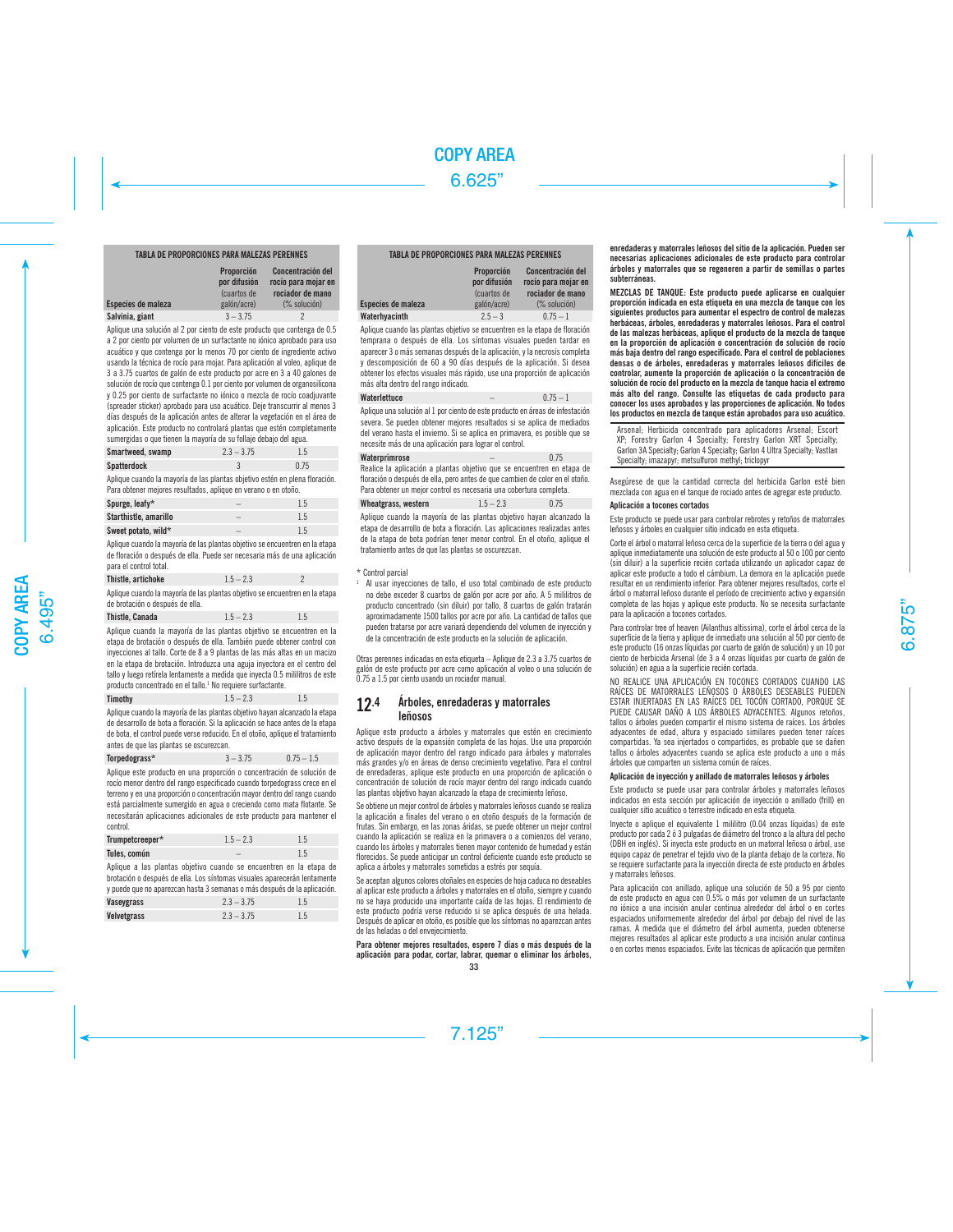**TABLA DE PROPORCIONES PARA MALEZAS PERENNES**

| Especies de maleza | Proporción por difusión (cuartos de galón/acre) | Concentración del rocío para mojar en rociador de mano (% solución) |
|---|---|---|
| **Salvinia, giant** | 3 – 3.75 | 2 |

Aplique una solución al 2 por ciento de este producto que contenga de 0.5 a 2 por ciento por volumen de un surfactante no iónico aprobado para uso acuático y que contenga por lo menos 70 por ciento de ingrediente activo usando la técnica de rocío para mojar. Para aplicación al voleo, aplique de 3 a 3.75 cuartos de galón de este producto por acre en 3 a 40 galones de solución de rocío que contenga 0.1 por ciento por volumen de organosilicona y 0.25 por ciento de surfactante no iónico o mezcla de rocío coadyuvante (spreader sticker) aprobado para uso acuático. Deje transcurrir al menos 3 días después de la aplicación antes de alterar la vegetación en el área de aplicación. Este producto no controlará plantas que estén completamente sumergidas o que tienen la mayoría de su follaje debajo del agua.

| Especies de maleza | Proporción por difusión (cuartos de galón/acre) | Concentración del rocío para mojar en rociador de mano (% solución) |
|---|---|---|
| **Smartweed, swamp** | 2.3 – 3.75 | 1.5 |
| **Spatterdock** | 3 | 0.75 |

Aplique cuando la mayoría de las plantas objetivo estén en plena floración. Para obtener mejores resultados, aplique en verano o en otoño.

| Especies de maleza | Proporción por difusión (cuartos de galón/acre) | Concentración del rocío para mojar en rociador de mano (% solución) |
|---|---|---|
| **Spurge, leafy*** | – | 1.5 |
| **Starthistle, amarillo** | – | 1.5 |
| **Sweet potato, wild*** | – | 1.5 |

Aplique cuando la mayoría de las plantas objetivo se encuentren en la etapa de floración o después de ella. Puede ser necesaria más de una aplicación para el control total.

| Especies de maleza | Proporción por difusión (cuartos de galón/acre) | Concentración del rocío para mojar en rociador de mano (% solución) |
|---|---|---|
| **Thistle, artichoke** | 1.5 – 2.3 | 2 |

Aplique cuando la mayoría de las plantas objetivo se encuentren en la etapa de brotación o después de ella.

| Especies de maleza | Proporción por difusión (cuartos de galón/acre) | Concentración del rocío para mojar en rociador de mano (% solución) |
|---|---|---|
| **Thistle, Canada** | 1.5 – 2.3 | 1.5 |

Aplique cuando la mayoría de las plantas objetivo se encuentren en la etapa de brotación o después de ella. También puede obtener control con inyecciones al tallo. Corte de 8 a 9 plantas de las más altas en un macizo en la etapa de brotación. Introduzca una aguja inyectora en el centro del tallo y luego retírela lentamente a medida que inyecta 0.5 mililitros de este producto concentrado en el tallo.[1] No requiere surfactante.

| Especies de maleza | Proporción por difusión (cuartos de galón/acre) | Concentración del rocío para mojar en rociador de mano (% solución) |
|---|---|---|
| **Timothy** | 1.5 – 2.3 | 1.5 |

Aplique cuando la mayoría de las plantas objetivo hayan alcanzado la etapa de desarrollo de bota a floración. Si la aplicación se hace antes de la etapa de bota, el control puede verse reducido. En el otoño, aplique el tratamiento antes de que las plantas se oscurezcan.

| Especies de maleza | Proporción por difusión (cuartos de galón/acre) | Concentración del rocío para mojar en rociador de mano (% solución) |
|---|---|---|
| **Torpedograss*** | 3 – 3.75 | 0.75 – 1.5 |

Aplique este producto en una proporción o concentración de solución de rocío menor dentro del rango especificado cuando torpedograss crece en el terreno y en una proporción o concentración mayor dentro del rango cuando está parcialmente sumergido en agua o creciendo como mata flotante. Se necesitarán aplicaciones adicionales de este producto para mantener el control.

| Especies de maleza | Proporción por difusión (cuartos de galón/acre) | Concentración del rocío para mojar en rociador de mano (% solución) |
|---|---|---|
| **Trumpetcreeper*** | 1.5 – 2.3 | 1.5 |
| **Tules, común** | – | 1.5 |

Aplique a las plantas objetivo cuando se encuentren en la etapa de brotación o después de ella. Los síntomas visuales aparecerán lentamente y puede que no aparezcan hasta 3 semanas o más después de la aplicación.

| Especies de maleza | Proporción por difusión (cuartos de galón/acre) | Concentración del rocío para mojar en rociador de mano (% solución) |
|---|---|---|
| **Vaseygrass** | 2.3 – 3.75 | 1.5 |
| **Velvetgrass** | 2.3 – 3.75 | 1.5 |
| **Waterhyacinth** | 2.5 – 3 | 0.75 – 1 |

Aplique cuando las plantas objetivo se encuentren en la etapa de floración temprana o después de ella. Los síntomas visuales pueden tardar en aparecer 3 o más semanas después de la aplicación, y la necrosis completa y descomposición de 60 a 90 días después de la aplicación. Si desea obtener los efectos visuales más rápido, use una proporción de aplicación más alta dentro del rango indicado.

| Especies de maleza | Proporción por difusión (cuartos de galón/acre) | Concentración del rocío para mojar en rociador de mano (% solución) |
|---|---|---|
| **Waterlettuce** | – | 0.75 – 1 |

Aplique una solución al 1 por ciento de este producto en áreas de infestación severa. Se pueden obtener mejores resultados si se aplica de mediados del verano hasta el invierno. Si se aplica en primavera, es posible que se necesite más de una aplicación para lograr el control.

| Especies de maleza | Proporción por difusión (cuartos de galón/acre) | Concentración del rocío para mojar en rociador de mano (% solución) |
|---|---|---|
| **Waterprimrose** | – | 0.75 |

Realice la aplicación a plantas objetivo que se encuentren en etapa de floración o después de ella, pero antes de que cambien de color en el otoño. Para obtener un mejor control es necesaria una cobertura completa.

| Especies de maleza | Proporción por difusión (cuartos de galón/acre) | Concentración del rocío para mojar en rociador de mano (% solución) |
|---|---|---|
| **Wheatgrass, western** | 1.5 – 2.3 | 0.75 |

Aplique cuando la mayoría de las plantas objetivo hayan alcanzado la etapa de desarrollo de bota a floración. Las aplicaciones realizadas antes de la etapa de bota podrían tener menor control. En el otoño, aplique el tratamiento antes de que las plantas se oscurezcan.

\* Control parcial

[1] Al usar inyecciones de tallo, el uso total combinado de este producto no debe exceder 8 cuartos de galón por acre por año. A 5 mililitros de producto concentrado (sin diluir) por tallo, 8 cuartos de galón tratarán aproximadamente 1500 tallos por acre por año. La cantidad de tallos que pueden tratarse por acre variará dependiendo del volumen de inyección y de la concentración de este producto en la solución de aplicación.

Otras perennes indicadas en esta etiqueta – Aplique de 2.3 a 3.75 cuartos de galón de este producto por acre como aplicación al voleo o una solución de 0.75 a 1.5 por ciento usando un rociador manual.

## 12.4 Árboles, enredaderas y matorrales leñosos

Aplique este producto a árboles y matorrales que estén en crecimiento activo después de la expansión completa de las hojas. Use una proporción de aplicación mayor dentro del rango indicado para árboles y matorrales más grandes y/o en áreas de denso crecimiento vegetativo. Para el control de enredaderas, aplique este producto en una proporción de aplicación o concentración de solución de rocío mayor dentro del rango indicado cuando las plantas objetivo hayan alcanzado la etapa de crecimiento leñoso.

Se obtiene un mejor control de árboles y matorrales leñosos cuando se realiza la aplicación a finales del verano o en otoño después de la formación de frutas. Sin embargo, en las zonas áridas, se puede obtener un mejor control cuando la aplicación se realiza en la primavera o a comienzos del verano, cuando los árboles y matorrales tienen mayor contenido de humedad y están florecidos. Se puede anticipar un control deficiente cuando este producto se aplica a árboles y matorrales sometidos a estrés por sequía.

Se aceptan algunos colores otoñales en especies de hoja caduca no deseables al aplicar este producto a árboles y matorrales en el otoño, siempre y cuando no se haya producido una importante caída de las hojas. El rendimiento de este producto podría verse reducido si se aplica después de una helada. Después de aplicar en otoño, es posible que los síntomas no aparezcan antes de las heladas o del envejecimiento.

**Para obtener mejores resultados, espere 7 días o más después de la aplicación para podar, cortar, labrar, quemar o eliminar los árboles, enredaderas y matorrales leñosos del sitio de la aplicación. Pueden ser necesarias aplicaciones adicionales de este producto para controlar árboles y matorrales que se regeneren a partir de semillas o partes subterráneas.**

**MEZCLAS DE TANQUE: Este producto puede aplicarse en cualquier proporción indicada en esta etiqueta en una mezcla de tanque con los siguientes productos para aumentar el espectro de control de malezas herbáceas, árboles, enredaderas y matorrales leñosos. Para el control de las malezas herbáceas, aplique el producto de la mezcla de tanque en la proporción de aplicación o concentración de solución de rocío más baja dentro del rango especificado. Para el control de poblaciones densas o de árboles, enredaderas y matorrales leñosos difíciles de controlar, aumente la proporción de aplicación o la concentración de solución de rocío del producto en la mezcla de tanque hacia el extremo más alto del rango. Consulte las etiquetas de cada producto para conocer los usos aprobados y las proporciones de aplicación. No todos los productos en mezcla de tanque están aprobados para uso acuático.**

Arsenal; Herbicida concentrado para aplicadores Arsenal; Escort XP; Forestry Garlon 4 Specialty; Forestry Garlon XRT Specialty; Garlon 3A Specialty; Garlon 4 Specialty; Garlon 4 Ultra Specialty; Vastlan Specialty; imazapyr; metsulfuron methyl; triclopyr

Asegúrese de que la cantidad correcta del herbicida Garlon esté bien mezclada con agua en el tanque de rociado antes de agregar este producto.

### Aplicación a tocones cortados

Este producto se puede usar para controlar rebrotes y retoños de matorrales leñosos y árboles en cualquier sitio indicado en esta etiqueta.

Corte el árbol o matorral leñoso cerca de la superficie de la tierra o del agua y aplique inmediatamente una solución de este producto al 50 o 100 por ciento (sin diluir) a la superficie recién cortada utilizando un aplicador capaz de aplicar este producto a todo el cámbium. La demora en la aplicación puede resultar en un rendimiento inferior. Para obtener mejores resultados, corte el árbol o matorral leñoso durante el período de crecimiento activo y expansión completa de las hojas y aplique este producto. No se necesita surfactante para la aplicación a tocones cortados.

Para controlar tree of heaven (Ailanthus altissima), corte el árbol cerca de la superficie de la tierra y aplique de inmediato una solución al 50 por ciento de este producto (16 onzas líquidas por cuarto de galón de solución) y un 10 por ciento de herbicida Arsenal (de 3 a 4 onzas líquidas por cuarto de galón de solución) en agua a la superficie recién cortada.

NO REALICE UNA APLICACIÓN EN TOCONES CORTADOS CUANDO LAS RAÍCES DE MATORRALES LEÑOSOS O ÁRBOLES DESEABLES PUEDEN ESTAR INJERTADAS EN LAS RAÍCES DEL TOCÓN CORTADO, PORQUE SE PUEDE CAUSAR DAÑO A LOS ÁRBOLES ADYACENTES. Algunos retoños, tallos o árboles pueden compartir el mismo sistema de raíces. Los árboles adyacentes de edad, altura y espaciado similares pueden tener raíces compartidas. Ya sea injertados o compartidos, es probable que se dañen tallos o árboles adyacentes cuando se aplica este producto a uno o más árboles que comparten un sistema común de raíces.

### Aplicación de inyección y anillado de matorrales leñosos y árboles

Este producto se puede usar para controlar árboles y matorrales leñosos indicados en esta sección por aplicación de inyección o anillado (frill) en cualquier sitio acuático o terrestre indicado en esta etiqueta.

Inyecte o aplique el equivalente 1 mililitro (0.04 onzas líquidas) de este producto por cada 2 ó 3 pulgadas de diámetro del tronco a la altura del pecho (DBH en inglés). Si inyecta este producto en un matorral leñoso o árbol, use equipo capaz de penetrar el tejido vivo de la planta debajo de la corteza. No se requiere surfactante para la inyección directa de este producto en árboles y matorrales leñosos.

Para aplicación con anillado, aplique una solución de 50 a 95 por ciento de este producto en agua con 0.5% o más por volumen de un surfactante no iónico a una incisión anular continua alrededor del árbol o en cortes espaciados uniformemente alrededor del árbol por debajo del nivel de las ramas. A medida que el diámetro del árbol aumenta, pueden obtenerse mejores resultados al aplicar este producto a una incisión anular continua o en cortes menos espaciados. Evite las técnicas de aplicación que permiten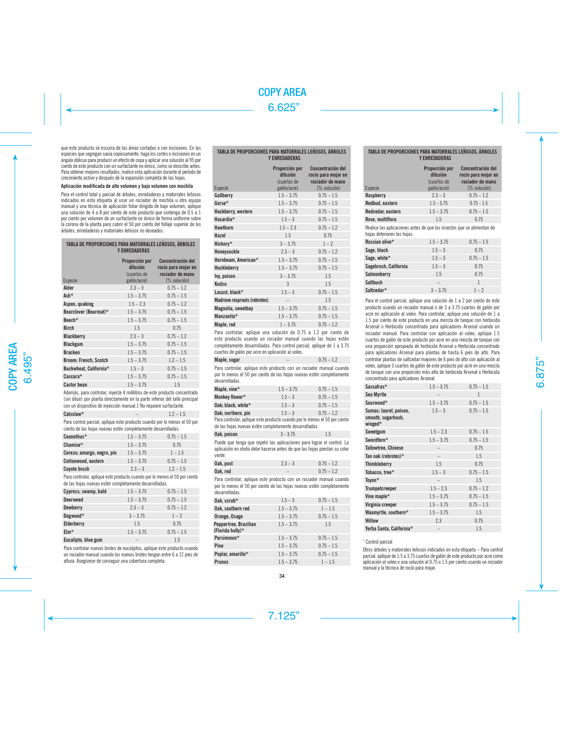que este producto se escurra de las áreas cortadas o con incisiones. En las especies que segregan savia copiosamente, haga los cortes o incisiones en un ángulo oblicuo para producir un efecto de copa y aplicar una solución al 95 por ciento de este producto con un surfactante no iónico, como se describe antes. Para obtener mejores resultados, realice esta aplicación durante el período de crecimiento activo y después de la expansión completa de las hojas.

**Aplicación modificada de alto volumen y bajo volumen con mochila**

Para el control total y parcial de árboles, enredaderas y matorrales leñosos indicados en esta etiqueta al usar un rociador de mochila u otro equipo manual y una técnica de aplicación foliar dirigida de bajo volumen, aplique una solución de 4 a 8 por ciento de este producto que contenga de 0.5 a 1 por ciento por volumen de un surfactante no iónico de forma uniforme sobre la corona de la planta para cubrir el 50 por ciento del follaje superior de los árboles, enredaderas y matorrales leñosos no deseados.

**TABLA DE PROPORCIONES PARA MATORRALES LEÑOSOS, ÁRBOLES Y ENREDADERAS**

| Especie | Proporción por difusión (cuartos de galón/acre) | Concentración del rocío para mojar en rociador de mano (% solución) |
|---|---|---|
| Alder | 2.3 – 3 | 0.75 – 1.2 |
| Ash* | 1.5 – 3.75 | 0.75 – 1.5 |
| Aspen, quaking | 1.5 – 2.3 | 0.75 – 1.2 |
| Bearclover (Bearmat)* | 1.5 – 3.75 | 0.75 – 1.5 |
| Beech* | 1.5 – 3.75 | 0.75 – 1.5 |
| Birch | 1.5 | 0.75 |
| Blackberry | 2.3 – 3 | 0.75 – 1.2 |
| Blackgum | 1.5 – 3.75 | 0.75 – 1.5 |
| Bracken | 1.5 – 3.75 | 0.75 – 1.5 |
| Broom; French, Scotch | 1.5 – 3.75 | 1.2 – 1.5 |
| Buckwheat, California* | 1.5 – 3 | 0.75 – 1.5 |
| Cascara* | 1.5 – 3.75 | 0.75 – 1.5 |
| Castor bean | 1.5 – 3.75 | 1.5 |

Además, para controlar, inyecte 4 mililitros de este producto concentrado (sin diluir) por planta directamente en la parte inferior del tallo principal con un dispositivo de inyección manual.1 No requiere surfactante.

| Especie | Proporción por difusión (cuartos de galón/acre) | Concentración del rocío para mojar en rociador de mano (% solución) |
|---|---|---|
| Catsclaw* | – | 1.2 – 1.5 |

Para control parcial, aplique este producto cuando por lo menos el 50 por ciento de las hojas nuevas estén completamente desarrolladas.

| Especie | Proporción por difusión (cuartos de galón/acre) | Concentración del rocío para mojar en rociador de mano (% solución) |
|---|---|---|
| Ceanothus* | 1.5 – 3.75 | 0.75 – 1.5 |
| Chamise* | 1.5 – 3.75 | 0.75 |
| Cerezo; amargo, negro, pin | 1.5 – 3.75 | 1 – 1.5 |
| Cottonwood, eastern | 1.5 – 3.75 | 0.75 – 1.5 |
| Coyote brush | 2.3 – 3 | 1.2 – 1.5 |

Para controlar, aplique este producto cuando por lo menos el 50 por ciento de las hojas nuevas estén completamente desarrolladas.

| Especie | Proporción por difusión (cuartos de galón/acre) | Concentración del rocío para mojar en rociador de mano (% solución) |
|---|---|---|
| Cypress; swamp, bald | 1.5 – 3.75 | 0.75 – 1.5 |
| Deerweed | 1.5 – 3.75 | 0.75 – 1.5 |
| Dewberry | 2.3 – 3 | 0.75 – 1.2 |
| Dogwood* | 3 – 3.75 | 1 – 2 |
| Elderberry | 1.5 | 0.75 |
| Elm* | 1.5 – 3.75 | 0.75 – 1.5 |
| Eucalipto, blue gum | – | 1.5 |

Para controlar nuevos brotes de eucaliptos, aplique este producto usando un rociador manual cuando los nuevos brotes tengan entre 6 a 12 pies de altura. Asegúrese de conseguir una cobertura completa.

**TABLA DE PROPORCIONES PARA MATORRALES LEÑOSOS, ÁRBOLES Y ENREDADERAS**

| Especie | Proporción por difusión (cuartos de galón/acre) | Concentración del rocío para mojar en rociador de mano (% solución) |
|---|---|---|
| Gallberry | 1.5 – 3.75 | 0.75 – 1.5 |
| Gorse* | 1.5 – 3.75 | 0.75 – 1.5 |
| Hackberry, western | 1.5 – 3.75 | 0.75 – 1.5 |
| Hasardia* | 1.5 – 3 | 0.75 – 1.5 |
| Hawthorn | 1.5 – 2.3 | 0.75 – 1.2 |
| Hazel | 1.5 | 0.75 |
| Hickory* | 3 – 3.75 | 1 – 2 |
| Honeysuckle | 2.3 – 3 | 0.75 – 1.2 |
| Hornbeam, American* | 1.5 – 3.75 | 0.75 – 1.5 |
| Huckleberry | 1.5 – 3.75 | 0.75 – 1.5 |
| Ivy, poison | 3 – 3.75 | 1.5 |
| Kudzu | 3 | 1.5 |
| Locust, black* | 1.5 – 3 | 0.75 – 1.5 |
| Madrone resprouts (rebrotes) | – | 1.5 |
| Magnolia, sweetbay | 1.5 – 3.75 | 0.75 – 1.5 |
| Manzanita* | 1.5 – 3.75 | 0.75 – 1.5 |
| Maple, red | 1 – 3.75 | 0.75 – 1.2 |

Para controlar, aplique una solución de 0.75 a 1.2 por ciento de este producto usando un rociador manual cuando las hojas estén completamente desarrolladas. Para control parcial, aplique de 1 a 3.75 cuartos de galón por acre en aplicación al voleo.

| Especie | Proporción por difusión (cuartos de galón/acre) | Concentración del rocío para mojar en rociador de mano (% solución) |
|---|---|---|
| Maple, sugar | – | 0.75 – 1.2 |

Para controlar, aplique este producto con un rociador manual cuando por lo menos el 50 por ciento de las hojas nuevas estén completamente desarrolladas.

| Especie | Proporción por difusión (cuartos de galón/acre) | Concentración del rocío para mojar en rociador de mano (% solución) |
|---|---|---|
| Maple, vine* | 1.5 – 3.75 | 0.75 – 1.5 |
| Monkey flower* | 1.5 – 3 | 0.75 – 1.5 |
| Oak; black, white* | 1.5 – 3 | 0.75 – 1.5 |
| Oak; northern, pin | 1.5 – 3 | 0.75 – 1.2 |

Para controlar, aplique este producto cuando por lo menos el 50 por ciento de las hojas nuevas estén completamente desarrolladas.

| Especie | Proporción por difusión (cuartos de galón/acre) | Concentración del rocío para mojar en rociador de mano (% solución) |
|---|---|---|
| Oak, poison | 3 - 3.75 | 1.5 |

Puede que tenga que repetir las aplicaciones para lograr el control. La aplicación en otoño debe hacerse antes de que las hojas pierdan su color verde.

| Especie | Proporción por difusión (cuartos de galón/acre) | Concentración del rocío para mojar en rociador de mano (% solución) |
|---|---|---|
| Oak, post | 2.3 – 3 | 0.75 – 1.2 |
| Oak, red | – | 0.75 – 1.2 |

Para controlar, aplique este producto con un rociador manual cuando por lo menos el 50 por ciento de las hojas nuevas estén completamente desarrolladas.

| Especie | Proporción por difusión (cuartos de galón/acre) | Concentración del rocío para mojar en rociador de mano (% solución) |
|---|---|---|
| Oak, scrub* | 1.5 – 3 | 0.75 – 1.5 |
| Oak, southern red | 1.5 – 3.75 | 1 – 1.5 |
| Orange, Osage | 1.5 – 3.75 | 0.75 – 1.5 |
| Peppertree, Brazilian (Florida holly)* | 1.5 – 3.75 | 1.5 |
| Persimmon* | 1.5 – 3.75 | 0.75 – 1.5 |
| Pine | 1.5 – 3.75 | 0.75 – 1.5 |
| Poplar, amarillo* | 1.5 – 3.75 | 0.75 – 1.5 |
| Prunus | 1.5 – 3.75 | 1 – 1.5 |

**TABLA DE PROPORCIONES PARA MATORRALES LEÑOSOS, ÁRBOLES Y ENREDADERAS**

| Especie | Proporción por difusión (cuartos de galón/acre) | Concentración del rocío para mojar en rociador de mano (% solución) |
|---|---|---|
| Raspberry | 2.3 – 3 | 0.75 – 1.2 |
| Redbud, eastern | 1.5 - 3.75 | 0.75 - 1.5 |
| Redcedar, eastern | 1.5 – 3.75 | 0.75 – 1.5 |
| Rose, multiflora | 1.5 | 0.75 |

Realice las aplicaciones antes de que los insectos que se alimentan de hojas deterioren las hojas.

| Especie | Proporción por difusión (cuartos de galón/acre) | Concentración del rocío para mojar en rociador de mano (% solución) |
|---|---|---|
| Russian olive* | 1.5 – 3.75 | 0.75 – 1.5 |
| Sage, black | 1.5 – 3 | 0.75 |
| Sage, white* | 1.5 – 3 | 0.75 – 1.5 |
| Sagebrush, California | 1.5 – 3 | 0.75 |
| Salmonberry | 1.5 | 0.75 |
| Saltbush | – | 1 |
| Saltcedar* | 3 – 3.75 | 1 – 2 |

Para el control parcial, aplique una solución de 1 a 2 por ciento de este producto usando un rociador manual o de 3 a 3.75 cuartos de galón por acre en aplicación al voleo. Para controlar, aplique una solución de 1 a 1.5 por ciento de este producto en una mezcla de tanque con herbicida Arsenal o Herbicida concentrado para aplicadores Arsenal usando un rociador manual. Para controlar con aplicación al voleo, aplique 1.5 cuartos de galón de este producto por acre en una mezcla de tanque con una proporción apropiada de herbicida Arsenal o Herbicida concentrado para aplicadores Arsenal para plantas de hasta 6 pies de alto. Para controlar plantas de saltcedar mayores de 6 pies de alto con aplicación al voleo, aplique 3 cuartos de galón de este producto por acre en una mezcla de tanque con una proporción más alta de herbicida Arsenal o Herbicida concentrado para aplicadores Arsenal.

| Especie | Proporción por difusión (cuartos de galón/acre) | Concentración del rocío para mojar en rociador de mano (% solución) |
|---|---|---|
| Sassafras* | 1.5 – 3.75 | 0.75 – 1.5 |
| Sea Myrtle | – | 1 |
| Sourwood* | 1.5 – 3.75 | 0.75 – 1.5 |
| Sumac; laurel, poison, smooth, sugarbush, winged* | 1.5 – 3 | 0.75 – 1.5 |
| Sweetgum | 1.5 – 2.3 | 0.75 – 1.5 |
| Swordfern* | 1.5 – 3.75 | 0.75 – 1.5 |
| Tallowtree, Chinese | – | 0.75 |
| Tan oak (rebrotes)* | – | 1.5 |
| Thimbleberry | 1.5 | 0.75 |
| Tobacco, tree* | 1.5 – 3 | 0.75 – 1.5 |
| Toyon* | – | 1.5 |
| Trumpetcreeper | 1.5 – 2.3 | 0.75 – 1.2 |
| Vine maple* | 1.5 – 3.75 | 0.75 – 1.5 |
| Virginia creeper | 1.5 – 3.75 | 0.75 – 1.5 |
| Waxmyrtle, southern* | 1.5 – 3.75 | 1.5 |
| Willow | 2.3 | 0.75 |
| Yerba Santa, California* | – | 1.5 |

\* Control parcial

Otros árboles y matorrales leñosos indicados en esta etiqueta – Para control parcial, aplique de 1.5 a 3.75 cuartos de galón de este producto por acre como aplicación al voleo o una solución al 0.75 o 1.5 por ciento usando un rociador manual y la técnica de rocío para mojar.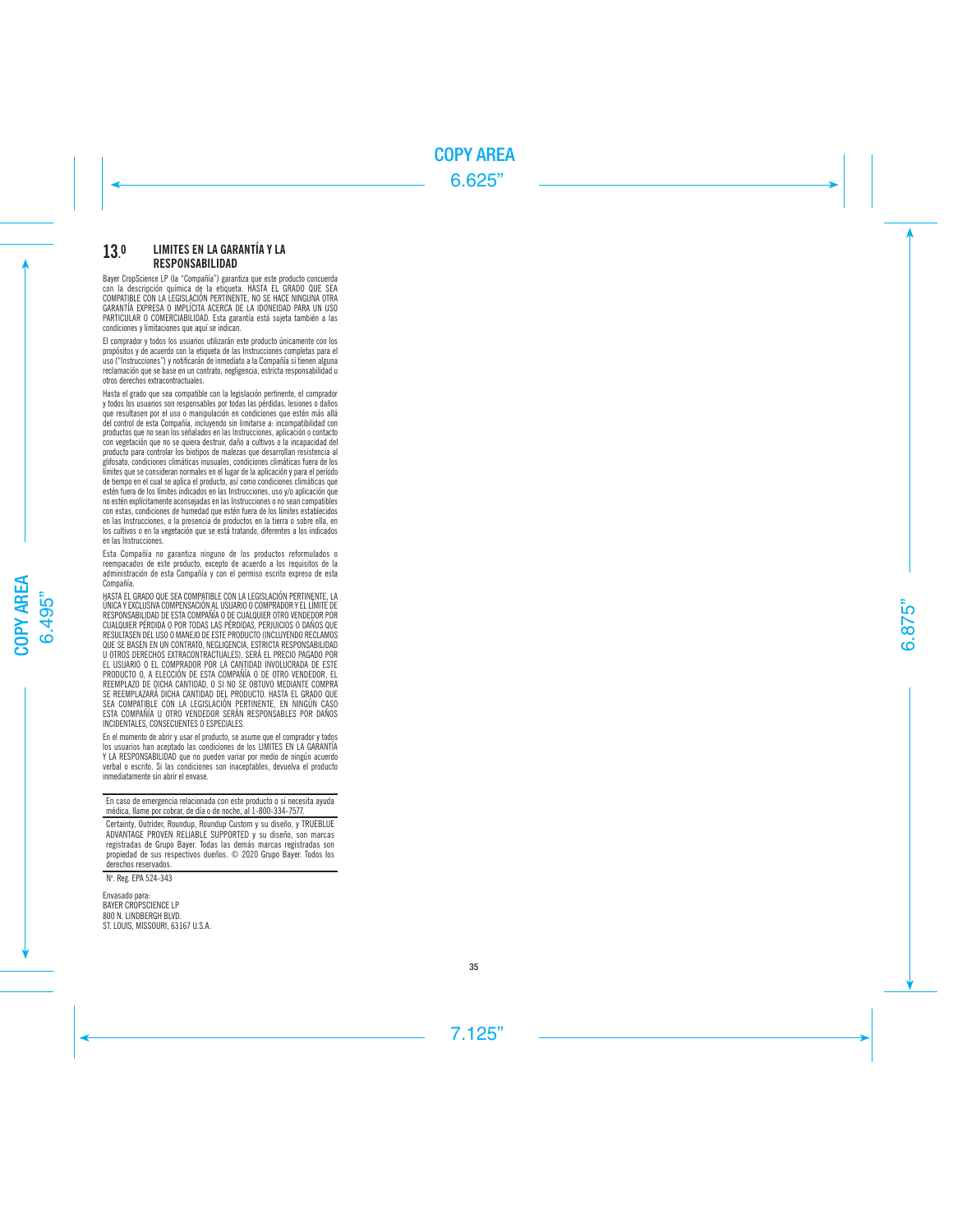## 13.0 LIMITES EN LA GARANTÍA Y LA RESPONSABILIDAD

Bayer CropScience LP (la "Compañía") garantiza que este producto concuerda con la descripción química de la etiqueta. HASTA EL GRADO QUE SEA COMPATIBLE CON LA LEGISLACIÓN PERTINENTE, NO SE HACE NINGUNA OTRA GARANTÍA EXPRESA O IMPLÍCITA ACERCA DE LA IDONEIDAD PARA UN USO PARTICULAR O COMERCIABILIDAD. Esta garantía está sujeta también a las condiciones y limitaciones que aquí se indican.

El comprador y todos los usuarios utilizarán este producto únicamente con los propósitos y de acuerdo con la etiqueta de las Instrucciones completas para el uso ("Instrucciones") y notificarán de inmediato a la Compañía si tienen alguna reclamación que se base en un contrato, negligencia, estricta responsabilidad u otros derechos extracontractuales.

Hasta el grado que sea compatible con la legislación pertinente, el comprador y todos los usuarios son responsables por todas las pérdidas, lesiones o daños que resultasen por el uso o manipulación en condiciones que estén más allá del control de esta Compañía, incluyendo sin limitarse a: incompatibilidad con productos que no sean los señalados en las Instrucciones, aplicación o contacto con vegetación que no se quiera destruir, daño a cultivos o la incapacidad del producto para controlar los biotipos de malezas que desarrollan resistencia al glifosato, condiciones climáticas inusuales, condiciones climáticas fuera de los límites que se consideran normales en el lugar de la aplicación y para el período de tiempo en el cual se aplica el producto, así como condiciones climáticas que estén fuera de los límites indicados en las Instrucciones, uso y/o aplicación que no estén explícitamente aconsejadas en las Instrucciones o no sean compatibles con estas, condiciones de humedad que estén fuera de los límites establecidos en las Instrucciones, o la presencia de productos en la tierra o sobre ella, en los cultivos o en la vegetación que se está tratando, diferentes a los indicados en las Instrucciones.

Esta Compañía no garantiza ninguno de los productos reformulados o reempacados de este producto, excepto de acuerdo a los requisitos de la administración de esta Compañía y con el permiso escrito expreso de esta Compañía.

HASTA EL GRADO QUE SEA COMPATIBLE CON LA LEGISLACIÓN PERTINENTE, LA ÚNICA Y EXCLUSIVA COMPENSACIÓN AL USUARIO O COMPRADOR Y EL LÍMITE DE RESPONSABILIDAD DE ESTA COMPAÑÍA O DE CUALQUIER OTRO VENDEDOR POR CUALQUIER PÉRDIDA O POR TODAS LAS PÉRDIDAS, PERJUICIOS O DAÑOS QUE RESULTASEN DEL USO O MANEJO DE ESTE PRODUCTO (INCLUYENDO RECLAMOS QUE SE BASEN EN UN CONTRATO, NEGLIGENCIA, ESTRICTA RESPONSABILIDAD U OTROS DERECHOS EXTRACONTRACTUALES), SERÁ EL PRECIO PAGADO POR EL USUARIO O EL COMPRADOR POR LA CANTIDAD INVOLUCRADA DE ESTE PRODUCTO O, A ELECCIÓN DE ESTA COMPAÑÍA O DE OTRO VENDEDOR, EL REEMPLAZO DE DICHA CANTIDAD, O SI NO SE OBTUVO MEDIANTE COMPRA SE REEMPLAZARÁ DICHA CANTIDAD DEL PRODUCTO. HASTA EL GRADO QUE SEA COMPATIBLE CON LA LEGISLACIÓN PERTINENTE, EN NINGÚN CASO ESTA COMPAÑÍA U OTRO VENDEDOR SERÁN RESPONSABLES POR DAÑOS INCIDENTALES, CONSECUENTES O ESPECIALES.

En el momento de abrir y usar el producto, se asume que el comprador y todos los usuarios han aceptado las condiciones de los LIMITES EN LA GARANTÍA Y LA RESPONSABILIDAD que no pueden variar por medio de ningún acuerdo verbal o escrito. Si las condiciones son inaceptables, devuelva el producto inmediatamente sin abrir el envase.

---

En caso de emergencia relacionada con este producto o si necesita ayuda médica, llame por cobrar, de día o de noche, al 1-800-334-7577.

Certainty, Outrider, Roundup, Roundup Custom y su diseño, y TRUEBLUE ADVANTAGE PROVEN RELIABLE SUPPORTED y su diseño, son marcas registradas de Grupo Bayer. Todas las demás marcas registradas son propiedad de sus respectivos dueños. © 2020 Grupo Bayer. Todos los derechos reservados.

---

Nº. Reg. EPA 524-343

Envasado para:
BAYER CROPSCIENCE LP
800 N. LINDBERGH BLVD.
ST. LOUIS, MISSOURI, 63167 U.S.A.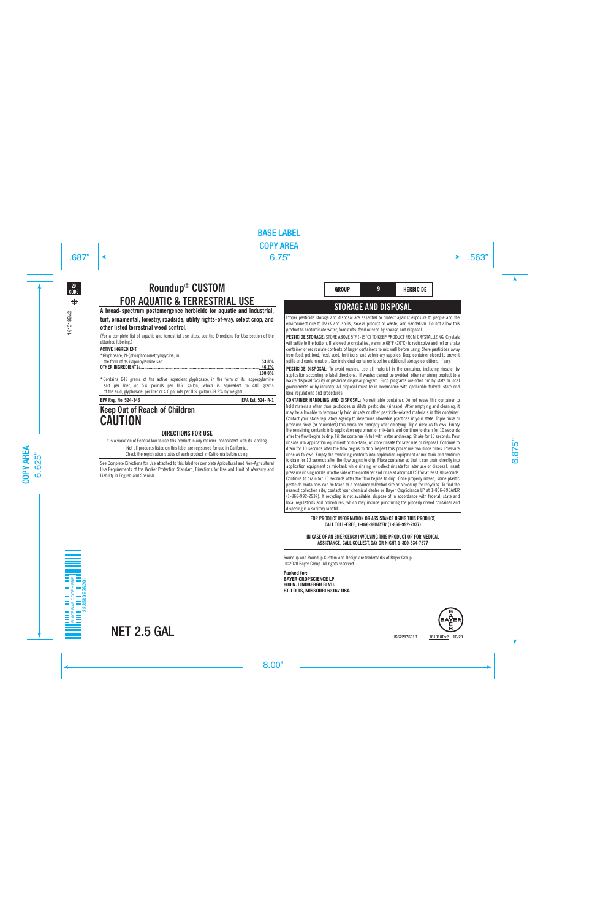# Roundup® CUSTOM FOR AQUATIC & TERRESTRIAL USE

**A broad-spectrum postemergence herbicide for aquatic and industrial, turf, ornamental, forestry, roadside, utility rights-of-way, select crop, and other listed terrestrial weed control.**

(For a complete list of aquatic and terrestrial use sites, see the Directions for Use section of the attached labeling.)

| | |
|---|---|
| **ACTIVE INGREDIENT:** | |
| *Glyphosate, N-(phosphonomethyl)glycine, in the form of its isopropylamine salt | 53.8% |
| **OTHER INGREDIENTS:** | 46.2% |
| | 100.0% |

*Contains 648 grams of the active ingredient glyphosate, in the form of its isopropylamine salt per liter, or 5.4 pounds per U.S. gallon, which is equivalent to 480 grams of the acid, glyphosate, per liter or 4.0 pounds per U.S. gallon (39.9% by weight).

**EPA Reg. No. 524-343** **EPA Est. 524-IA-1**

## Keep Out of Reach of Children
## CAUTION

### DIRECTIONS FOR USE

It is a violation of Federal law to use this product in any manner inconsistent with its labeling.

Not all products listed on this label are registered for use in California. Check the registration status of each product in California before using.

See Complete Directions for Use attached to this label for complete Agricultural and Non-Agricultural Use Requirements of the Worker Protection Standard, Directions for Use and Limit of Warranty and Liability in English and Spanish.

**NET 2.5 GAL**

| GROUP | 9 | HERBICIDE |
|---|---|---|

## STORAGE AND DISPOSAL

Proper pesticide storage and disposal are essential to protect against exposure to people and the environment due to leaks and spills, excess product or waste, and vandalism. Do not allow this product to contaminate water, foodstuffs, feed or seed by storage and disposal.

**PESTICIDE STORAGE:** STORE ABOVE 5°F (-15°C) TO KEEP PRODUCT FROM CRYSTALLIZING. Crystals will settle to the bottom. If allowed to crystallize, warm to 68°F (20°C) to redissolve and roll or shake container or recirculate contents of larger containers to mix well before using. Store pesticides away from food, pet food, feed, seed, fertilizers, and veterinary supplies. Keep container closed to prevent spills and contamination. See individual container label for additional storage conditions, if any.

**PESTICIDE DISPOSAL:** To avoid wastes, use all material in the container, including rinsate, by application according to label directions. If wastes cannot be avoided, offer remaining product to a waste disposal facility or pesticide disposal program. Such programs are often run by state or local governments or by industry. All disposal must be in accordance with applicable federal, state and local regulations and procedures.

**CONTAINER HANDLING AND DISPOSAL:** Nonrefillable container. Do not reuse this container to hold materials other than pesticides or dilute pesticides (rinsate). After emptying and cleaning, it may be allowable to temporarily hold rinsate or other pesticide-related materials in this container. Contact your state regulatory agency to determine allowable practices in your state. Triple rinse or pressure rinse (or equivalent) this container promptly after emptying. Triple rinse as follows: Empty the remaining contents into application equipment or mix-tank and continue to drain for 10 seconds after the flow begins to drip. Fill the container ¼ full with water and recap. Shake for 10 seconds. Pour rinsate into application equipment or mix-tank, or store rinsate for later use or disposal. Continue to drain for 10 seconds after the flow begins to drip. Repeat this procedure two more times. Pressure rinse as follows: Empty the remaining contents into application equipment or mix-tank and continue to drain for 10 seconds after the flow begins to drip. Place container so that it can drain directly into application equipment or mix-tank while rinsing, or collect rinsate for later use or disposal. Insert pressure rinsing nozzle into the side of the container and rinse at about 40 PSI for at least 30 seconds. Continue to drain for 10 seconds after the flow begins to drip. Once properly rinsed, some plastic pesticide containers can be taken to a container collection site or picked up for recycling. To find the nearest collection site, contact your chemical dealer or Bayer CropScience LP at 1-866-99BAYER (1-866-992-2937). If recycling is not available, dispose of in accordance with federal, state and local regulations and procedures, which may include puncturing the properly rinsed container and disposing in a sanitary landfill.

**FOR PRODUCT INFORMATION OR ASSISTANCE USING THIS PRODUCT, CALL TOLL-FREE, 1-866-99BAYER (1-866-992-2937)**

**IN CASE OF AN EMERGENCY INVOLVING THIS PRODUCT OR FOR MEDICAL ASSISTANCE, CALL COLLECT, DAY OR NIGHT, 1-800-334-7577**

Roundup and Roundup Custom and Design are trademarks of Bayer Group.
©2020 Bayer Group. All rights reserved.

**Packed for:**
**BAYER CROPSCIENCE LP**
**800 N. LINDBERGH BLVD.**
**ST. LOUIS, MISSOURI 63167 USA**

US62217691B 161018Bv2 10/20